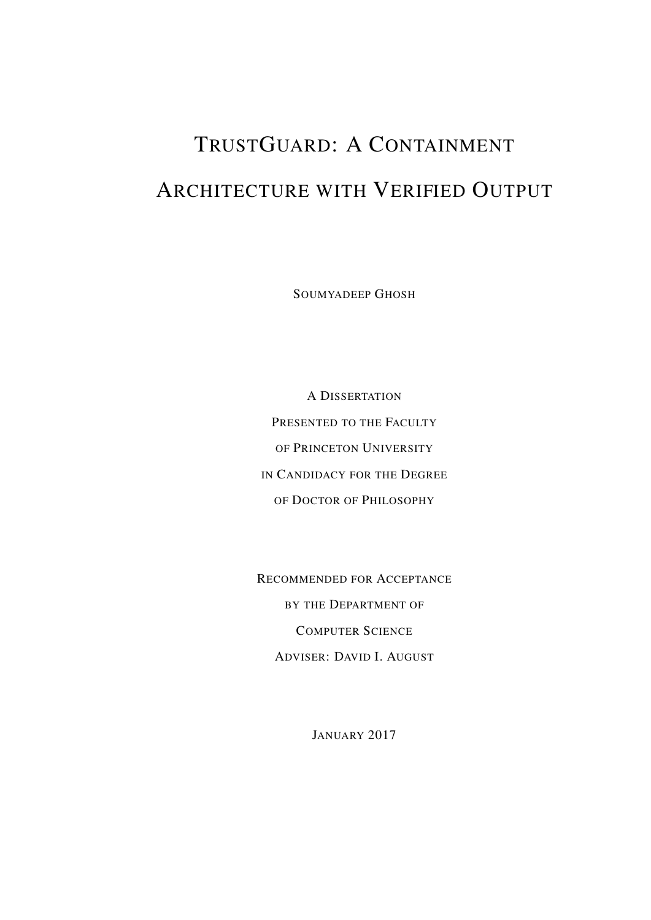# TrustGuard: A Containment Architecture with Verified Output

Soumyadeep Ghosh

A Dissertation
Presented to the Faculty
of Princeton University
in Candidacy for the Degree
of Doctor of Philosophy

Recommended for Acceptance
by the Department of
Computer Science
Adviser: David I. August

January 2017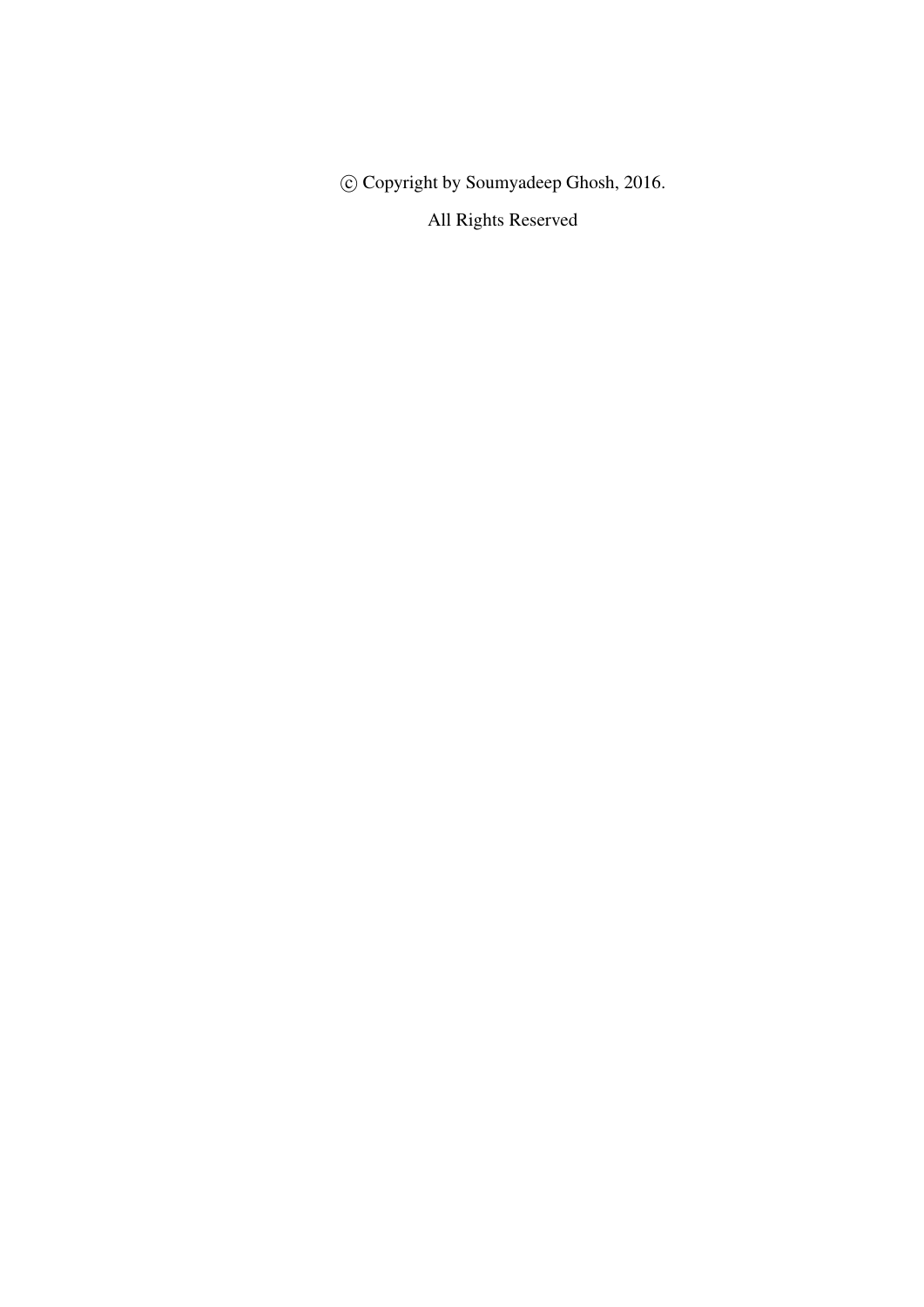© Copyright by Soumyadeep Ghosh, 2016.

All Rights Reserved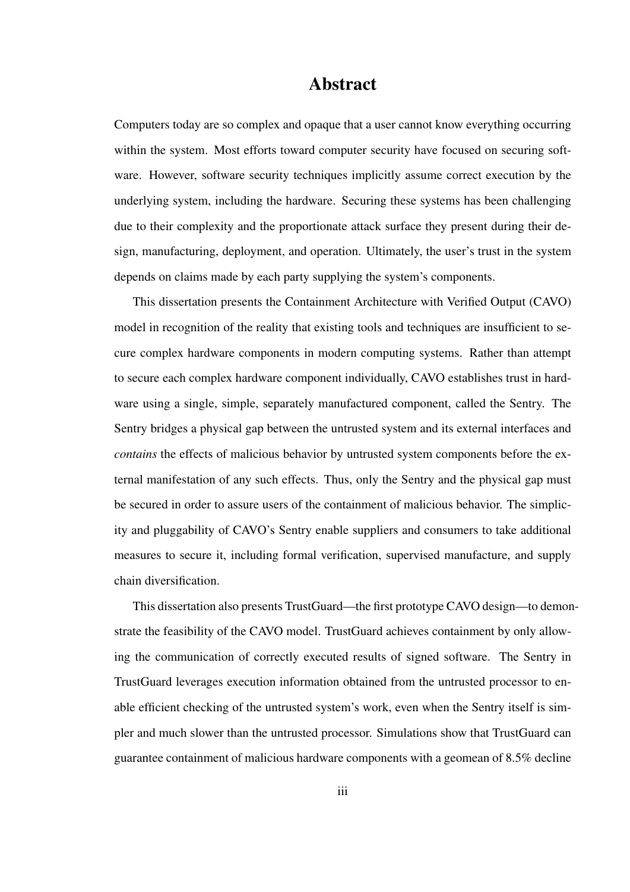# Abstract

Computers today are so complex and opaque that a user cannot know everything occurring within the system. Most efforts toward computer security have focused on securing software. However, software security techniques implicitly assume correct execution by the underlying system, including the hardware. Securing these systems has been challenging due to their complexity and the proportionate attack surface they present during their design, manufacturing, deployment, and operation. Ultimately, the user's trust in the system depends on claims made by each party supplying the system's components.

This dissertation presents the Containment Architecture with Verified Output (CAVO) model in recognition of the reality that existing tools and techniques are insufficient to secure complex hardware components in modern computing systems. Rather than attempt to secure each complex hardware component individually, CAVO establishes trust in hardware using a single, simple, separately manufactured component, called the Sentry. The Sentry bridges a physical gap between the untrusted system and its external interfaces and *contains* the effects of malicious behavior by untrusted system components before the external manifestation of any such effects. Thus, only the Sentry and the physical gap must be secured in order to assure users of the containment of malicious behavior. The simplicity and pluggability of CAVO's Sentry enable suppliers and consumers to take additional measures to secure it, including formal verification, supervised manufacture, and supply chain diversification.

This dissertation also presents TrustGuard—the first prototype CAVO design—to demonstrate the feasibility of the CAVO model. TrustGuard achieves containment by only allowing the communication of correctly executed results of signed software. The Sentry in TrustGuard leverages execution information obtained from the untrusted processor to enable efficient checking of the untrusted system's work, even when the Sentry itself is simpler and much slower than the untrusted processor. Simulations show that TrustGuard can guarantee containment of malicious hardware components with a geomean of 8.5% decline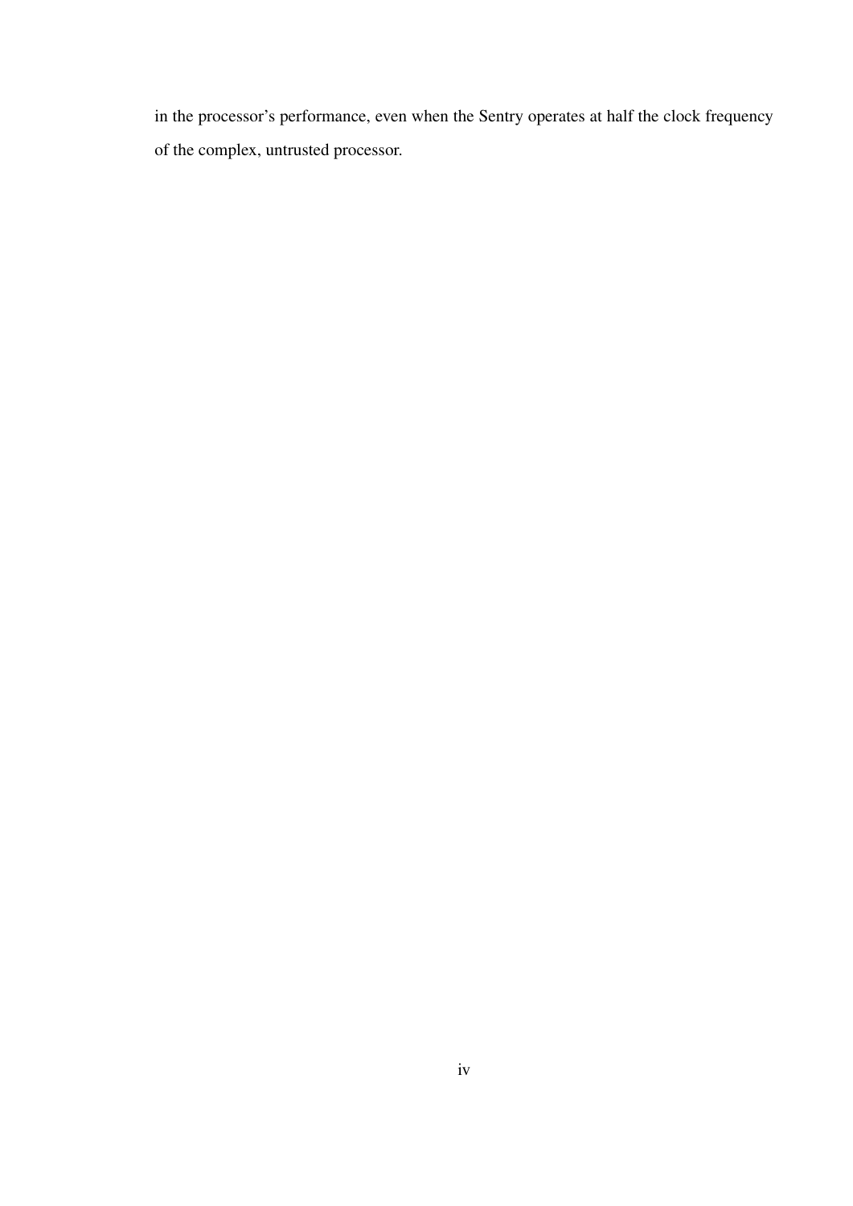in the processor's performance, even when the Sentry operates at half the clock frequency of the complex, untrusted processor.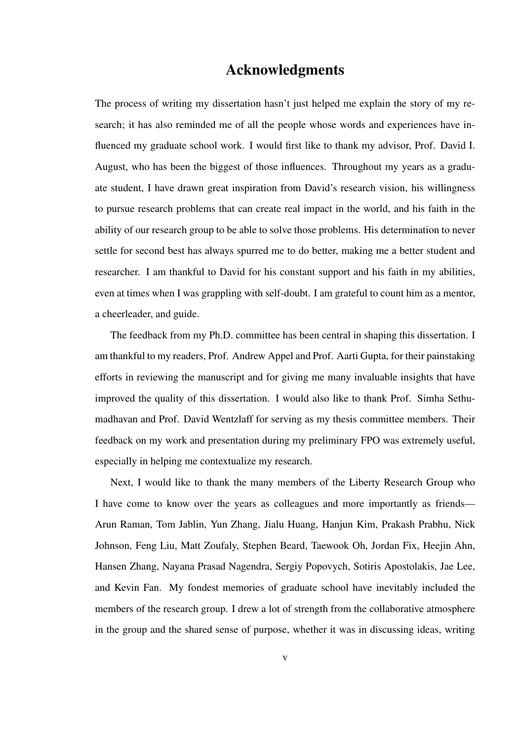# Acknowledgments

The process of writing my dissertation hasn't just helped me explain the story of my research; it has also reminded me of all the people whose words and experiences have influenced my graduate school work. I would first like to thank my advisor, Prof. David I. August, who has been the biggest of those influences. Throughout my years as a graduate student, I have drawn great inspiration from David's research vision, his willingness to pursue research problems that can create real impact in the world, and his faith in the ability of our research group to be able to solve those problems. His determination to never settle for second best has always spurred me to do better, making me a better student and researcher. I am thankful to David for his constant support and his faith in my abilities, even at times when I was grappling with self-doubt. I am grateful to count him as a mentor, a cheerleader, and guide.

The feedback from my Ph.D. committee has been central in shaping this dissertation. I am thankful to my readers, Prof. Andrew Appel and Prof. Aarti Gupta, for their painstaking efforts in reviewing the manuscript and for giving me many invaluable insights that have improved the quality of this dissertation. I would also like to thank Prof. Simha Sethumadhavan and Prof. David Wentzlaff for serving as my thesis committee members. Their feedback on my work and presentation during my preliminary FPO was extremely useful, especially in helping me contextualize my research.

Next, I would like to thank the many members of the Liberty Research Group who I have come to know over the years as colleagues and more importantly as friends—Arun Raman, Tom Jablin, Yun Zhang, Jialu Huang, Hanjun Kim, Prakash Prabhu, Nick Johnson, Feng Liu, Matt Zoufaly, Stephen Beard, Taewook Oh, Jordan Fix, Heejin Ahn, Hansen Zhang, Nayana Prasad Nagendra, Sergiy Popovych, Sotiris Apostolakis, Jae Lee, and Kevin Fan. My fondest memories of graduate school have inevitably included the members of the research group. I drew a lot of strength from the collaborative atmosphere in the group and the shared sense of purpose, whether it was in discussing ideas, writing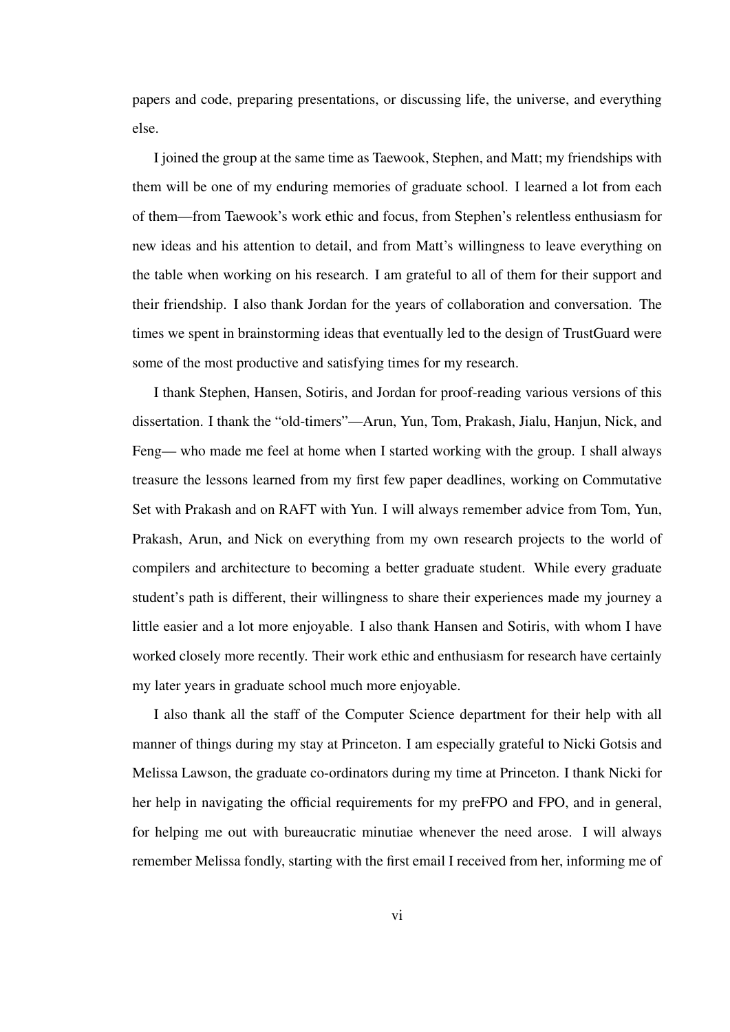papers and code, preparing presentations, or discussing life, the universe, and everything else.

I joined the group at the same time as Taewook, Stephen, and Matt; my friendships with them will be one of my enduring memories of graduate school. I learned a lot from each of them—from Taewook's work ethic and focus, from Stephen's relentless enthusiasm for new ideas and his attention to detail, and from Matt's willingness to leave everything on the table when working on his research. I am grateful to all of them for their support and their friendship. I also thank Jordan for the years of collaboration and conversation. The times we spent in brainstorming ideas that eventually led to the design of TrustGuard were some of the most productive and satisfying times for my research.

I thank Stephen, Hansen, Sotiris, and Jordan for proof-reading various versions of this dissertation. I thank the "old-timers"—Arun, Yun, Tom, Prakash, Jialu, Hanjun, Nick, and Feng— who made me feel at home when I started working with the group. I shall always treasure the lessons learned from my first few paper deadlines, working on Commutative Set with Prakash and on RAFT with Yun. I will always remember advice from Tom, Yun, Prakash, Arun, and Nick on everything from my own research projects to the world of compilers and architecture to becoming a better graduate student. While every graduate student's path is different, their willingness to share their experiences made my journey a little easier and a lot more enjoyable. I also thank Hansen and Sotiris, with whom I have worked closely more recently. Their work ethic and enthusiasm for research have certainly my later years in graduate school much more enjoyable.

I also thank all the staff of the Computer Science department for their help with all manner of things during my stay at Princeton. I am especially grateful to Nicki Gotsis and Melissa Lawson, the graduate co-ordinators during my time at Princeton. I thank Nicki for her help in navigating the official requirements for my preFPO and FPO, and in general, for helping me out with bureaucratic minutiae whenever the need arose. I will always remember Melissa fondly, starting with the first email I received from her, informing me of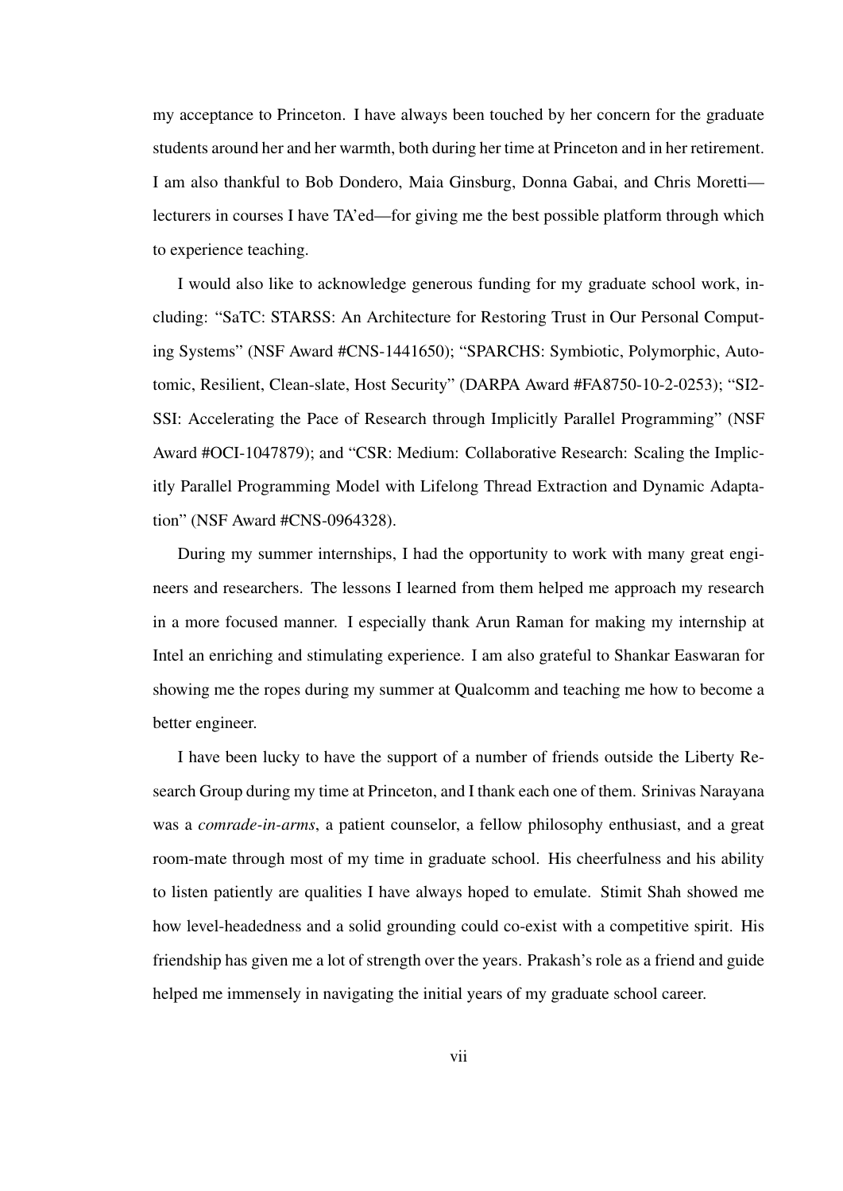my acceptance to Princeton. I have always been touched by her concern for the graduate students around her and her warmth, both during her time at Princeton and in her retirement. I am also thankful to Bob Dondero, Maia Ginsburg, Donna Gabai, and Chris Moretti—lecturers in courses I have TA'ed—for giving me the best possible platform through which to experience teaching.

I would also like to acknowledge generous funding for my graduate school work, including: "SaTC: STARSS: An Architecture for Restoring Trust in Our Personal Computing Systems" (NSF Award #CNS-1441650); "SPARCHS: Symbiotic, Polymorphic, Autotomic, Resilient, Clean-slate, Host Security" (DARPA Award #FA8750-10-2-0253); "SI2-SSI: Accelerating the Pace of Research through Implicitly Parallel Programming" (NSF Award #OCI-1047879); and "CSR: Medium: Collaborative Research: Scaling the Implicitly Parallel Programming Model with Lifelong Thread Extraction and Dynamic Adaptation" (NSF Award #CNS-0964328).

During my summer internships, I had the opportunity to work with many great engineers and researchers. The lessons I learned from them helped me approach my research in a more focused manner. I especially thank Arun Raman for making my internship at Intel an enriching and stimulating experience. I am also grateful to Shankar Easwaran for showing me the ropes during my summer at Qualcomm and teaching me how to become a better engineer.

I have been lucky to have the support of a number of friends outside the Liberty Research Group during my time at Princeton, and I thank each one of them. Srinivas Narayana was a *comrade-in-arms*, a patient counselor, a fellow philosophy enthusiast, and a great room-mate through most of my time in graduate school. His cheerfulness and his ability to listen patiently are qualities I have always hoped to emulate. Stimit Shah showed me how level-headedness and a solid grounding could co-exist with a competitive spirit. His friendship has given me a lot of strength over the years. Prakash's role as a friend and guide helped me immensely in navigating the initial years of my graduate school career.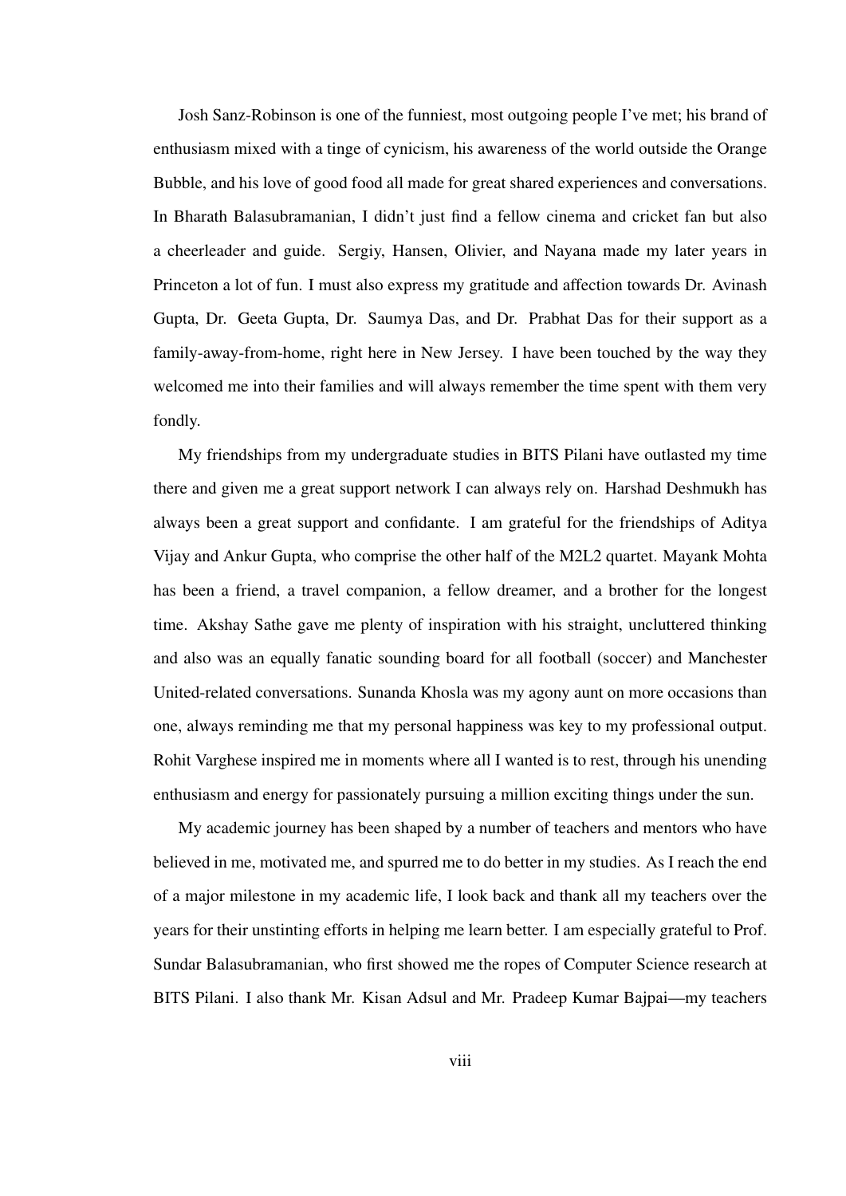Josh Sanz-Robinson is one of the funniest, most outgoing people I've met; his brand of enthusiasm mixed with a tinge of cynicism, his awareness of the world outside the Orange Bubble, and his love of good food all made for great shared experiences and conversations. In Bharath Balasubramanian, I didn't just find a fellow cinema and cricket fan but also a cheerleader and guide. Sergiy, Hansen, Olivier, and Nayana made my later years in Princeton a lot of fun. I must also express my gratitude and affection towards Dr. Avinash Gupta, Dr. Geeta Gupta, Dr. Saumya Das, and Dr. Prabhat Das for their support as a family-away-from-home, right here in New Jersey. I have been touched by the way they welcomed me into their families and will always remember the time spent with them very fondly.

My friendships from my undergraduate studies in BITS Pilani have outlasted my time there and given me a great support network I can always rely on. Harshad Deshmukh has always been a great support and confidante. I am grateful for the friendships of Aditya Vijay and Ankur Gupta, who comprise the other half of the M2L2 quartet. Mayank Mohta has been a friend, a travel companion, a fellow dreamer, and a brother for the longest time. Akshay Sathe gave me plenty of inspiration with his straight, uncluttered thinking and also was an equally fanatic sounding board for all football (soccer) and Manchester United-related conversations. Sunanda Khosla was my agony aunt on more occasions than one, always reminding me that my personal happiness was key to my professional output. Rohit Varghese inspired me in moments where all I wanted is to rest, through his unending enthusiasm and energy for passionately pursuing a million exciting things under the sun.

My academic journey has been shaped by a number of teachers and mentors who have believed in me, motivated me, and spurred me to do better in my studies. As I reach the end of a major milestone in my academic life, I look back and thank all my teachers over the years for their unstinting efforts in helping me learn better. I am especially grateful to Prof. Sundar Balasubramanian, who first showed me the ropes of Computer Science research at BITS Pilani. I also thank Mr. Kisan Adsul and Mr. Pradeep Kumar Bajpai—my teachers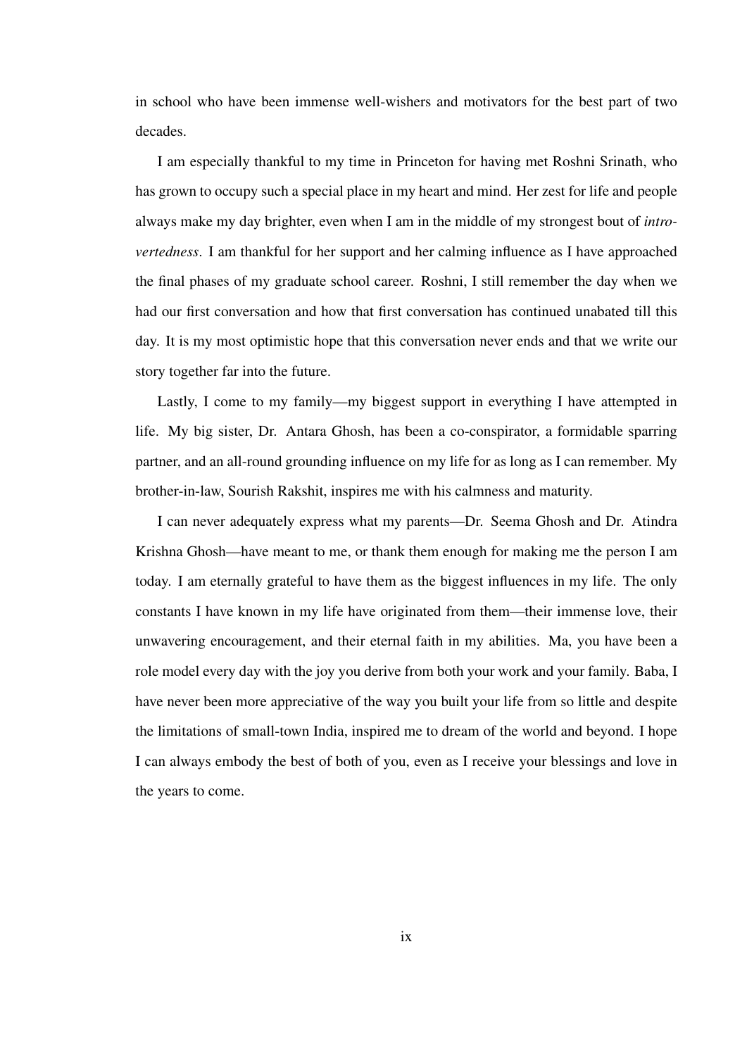in school who have been immense well-wishers and motivators for the best part of two decades.

I am especially thankful to my time in Princeton for having met Roshni Srinath, who has grown to occupy such a special place in my heart and mind. Her zest for life and people always make my day brighter, even when I am in the middle of my strongest bout of *introvertedness*. I am thankful for her support and her calming influence as I have approached the final phases of my graduate school career. Roshni, I still remember the day when we had our first conversation and how that first conversation has continued unabated till this day. It is my most optimistic hope that this conversation never ends and that we write our story together far into the future.

Lastly, I come to my family—my biggest support in everything I have attempted in life. My big sister, Dr. Antara Ghosh, has been a co-conspirator, a formidable sparring partner, and an all-round grounding influence on my life for as long as I can remember. My brother-in-law, Sourish Rakshit, inspires me with his calmness and maturity.

I can never adequately express what my parents—Dr. Seema Ghosh and Dr. Atindra Krishna Ghosh—have meant to me, or thank them enough for making me the person I am today. I am eternally grateful to have them as the biggest influences in my life. The only constants I have known in my life have originated from them—their immense love, their unwavering encouragement, and their eternal faith in my abilities. Ma, you have been a role model every day with the joy you derive from both your work and your family. Baba, I have never been more appreciative of the way you built your life from so little and despite the limitations of small-town India, inspired me to dream of the world and beyond. I hope I can always embody the best of both of you, even as I receive your blessings and love in the years to come.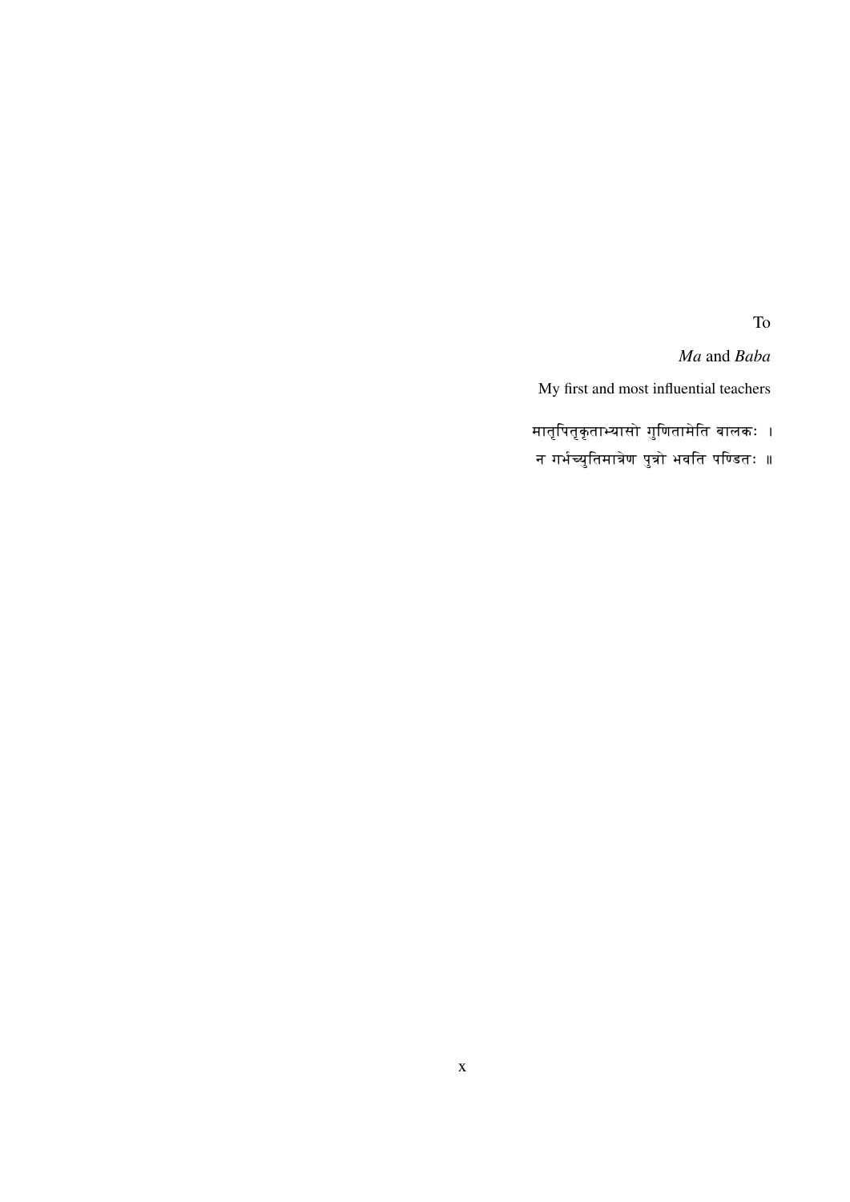To

*Ma* and *Baba*

My first and most influential teachers

मातृपितृकृताभ्यासो गुणितामेति बालकः ।
न गर्भच्युतिमात्रेण पुत्रो भवति पण्डितः ॥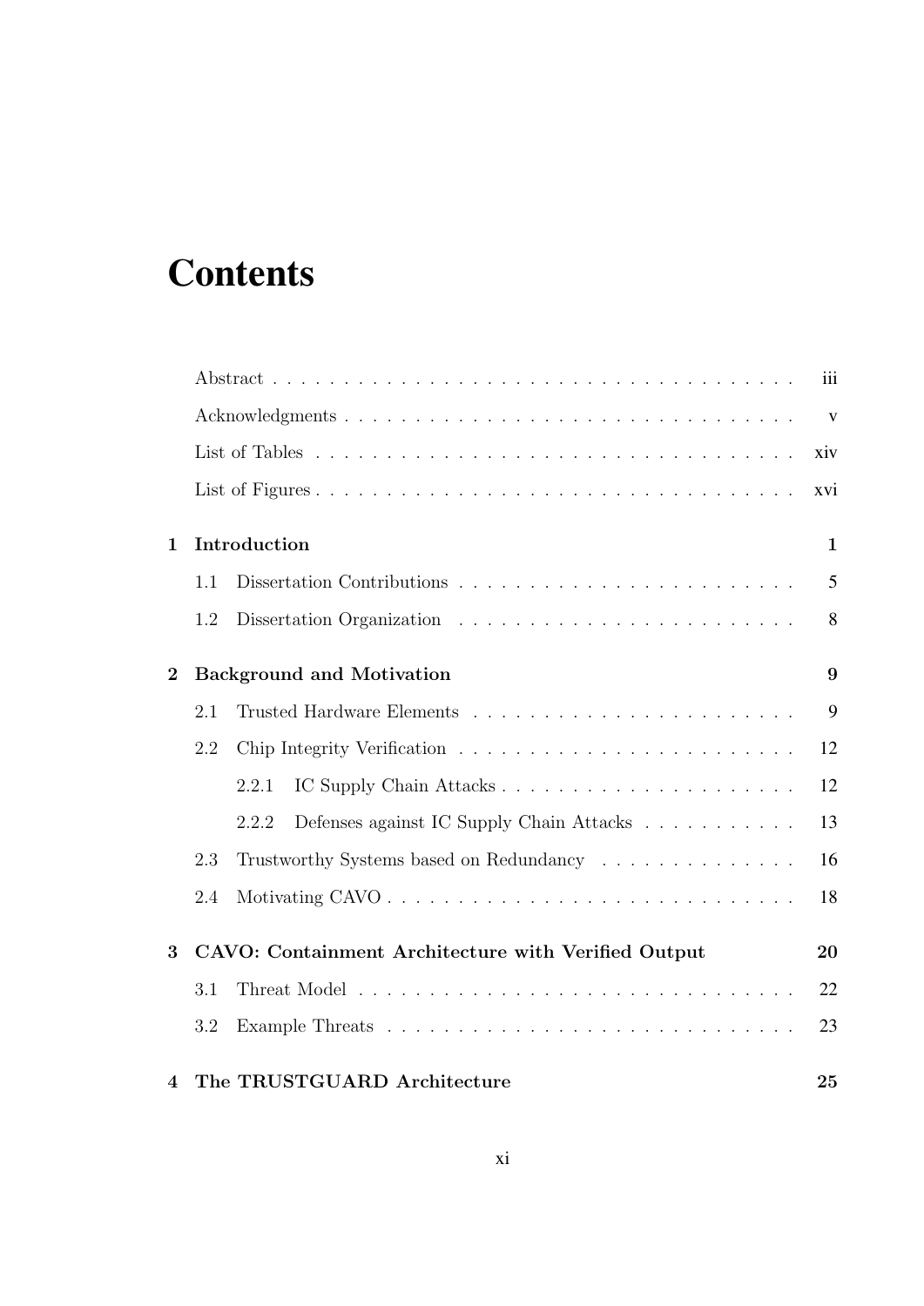# Contents

Abstract . . . . . . . . . . . . . . . . . . . . . . . . . . . . . . . . . . . . . . iii

Acknowledgments . . . . . . . . . . . . . . . . . . . . . . . . . . . . . . . . . v

List of Tables . . . . . . . . . . . . . . . . . . . . . . . . . . . . . . . . . . xiv

List of Figures . . . . . . . . . . . . . . . . . . . . . . . . . . . . . . . . . xvi

**1 Introduction** **1**

1.1 Dissertation Contributions . . . . . . . . . . . . . . . . . . . . . . . . 5

1.2 Dissertation Organization . . . . . . . . . . . . . . . . . . . . . . . . 8

**2 Background and Motivation** **9**

2.1 Trusted Hardware Elements . . . . . . . . . . . . . . . . . . . . . . . 9

2.2 Chip Integrity Verification . . . . . . . . . . . . . . . . . . . . . . . . 12

2.2.1 IC Supply Chain Attacks . . . . . . . . . . . . . . . . . . . . . 12

2.2.2 Defenses against IC Supply Chain Attacks . . . . . . . . . . . 13

2.3 Trustworthy Systems based on Redundancy . . . . . . . . . . . . . . 16

2.4 Motivating CAVO . . . . . . . . . . . . . . . . . . . . . . . . . . . . . 18

**3 CAVO: Containment Architecture with Verified Output** **20**

3.1 Threat Model . . . . . . . . . . . . . . . . . . . . . . . . . . . . . . . 22

3.2 Example Threats . . . . . . . . . . . . . . . . . . . . . . . . . . . . . 23

**4 The TRUSTGUARD Architecture** **25**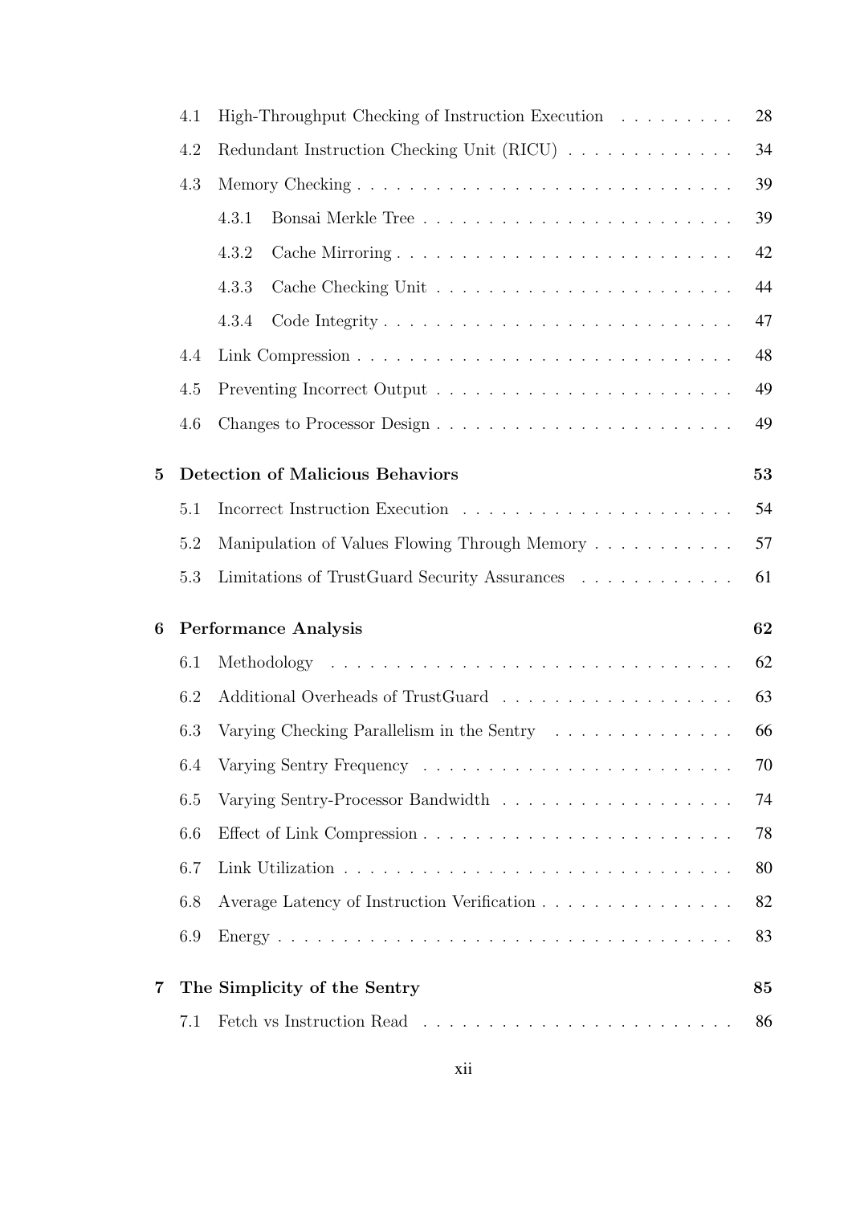- 4.1 High-Throughput Checking of Instruction Execution . . . . . . . . . 28
- 4.2 Redundant Instruction Checking Unit (RICU) . . . . . . . . . . . . . 34
- 4.3 Memory Checking . . . . . . . . . . . . . . . . . . . . . . . . . . . . 39
  - 4.3.1 Bonsai Merkle Tree . . . . . . . . . . . . . . . . . . . . . . . . 39
  - 4.3.2 Cache Mirroring . . . . . . . . . . . . . . . . . . . . . . . . . 42
  - 4.3.3 Cache Checking Unit . . . . . . . . . . . . . . . . . . . . . . . 44
  - 4.3.4 Code Integrity . . . . . . . . . . . . . . . . . . . . . . . . . . 47
- 4.4 Link Compression . . . . . . . . . . . . . . . . . . . . . . . . . . . . 48
- 4.5 Preventing Incorrect Output . . . . . . . . . . . . . . . . . . . . . . 49
- 4.6 Changes to Processor Design . . . . . . . . . . . . . . . . . . . . . . 49

**5 Detection of Malicious Behaviors** **53**

- 5.1 Incorrect Instruction Execution . . . . . . . . . . . . . . . . . . . . 54
- 5.2 Manipulation of Values Flowing Through Memory . . . . . . . . . . . 57
- 5.3 Limitations of TrustGuard Security Assurances . . . . . . . . . . . . 61

**6 Performance Analysis** **62**

- 6.1 Methodology . . . . . . . . . . . . . . . . . . . . . . . . . . . . . . . 62
- 6.2 Additional Overheads of TrustGuard . . . . . . . . . . . . . . . . . . 63
- 6.3 Varying Checking Parallelism in the Sentry . . . . . . . . . . . . . . 66
- 6.4 Varying Sentry Frequency . . . . . . . . . . . . . . . . . . . . . . . . 70
- 6.5 Varying Sentry-Processor Bandwidth . . . . . . . . . . . . . . . . . . 74
- 6.6 Effect of Link Compression . . . . . . . . . . . . . . . . . . . . . . . 78
- 6.7 Link Utilization . . . . . . . . . . . . . . . . . . . . . . . . . . . . . 80
- 6.8 Average Latency of Instruction Verification . . . . . . . . . . . . . . 82
- 6.9 Energy . . . . . . . . . . . . . . . . . . . . . . . . . . . . . . . . . . 83

**7 The Simplicity of the Sentry** **85**

- 7.1 Fetch vs Instruction Read . . . . . . . . . . . . . . . . . . . . . . . . 86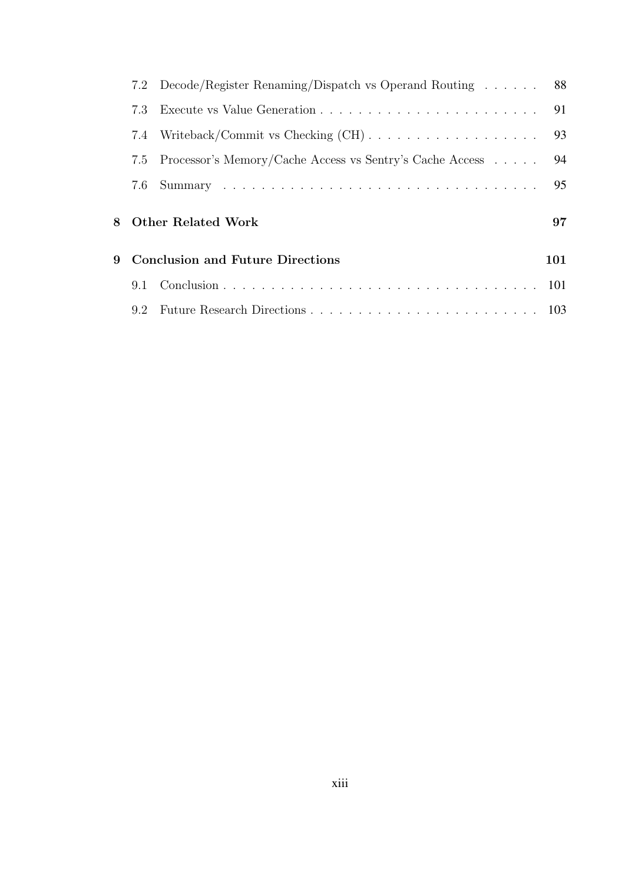- 7.2 Decode/Register Renaming/Dispatch vs Operand Routing . . . . . . 88
- 7.3 Execute vs Value Generation . . . . . . . . . . . . . . . . . . . . . . . 91
- 7.4 Writeback/Commit vs Checking (CH) . . . . . . . . . . . . . . . . . . 93
- 7.5 Processor's Memory/Cache Access vs Sentry's Cache Access . . . . . 94
- 7.6 Summary . . . . . . . . . . . . . . . . . . . . . . . . . . . . . . . . . 95

**8 Other Related Work** **97**

**9 Conclusion and Future Directions** **101**

- 9.1 Conclusion . . . . . . . . . . . . . . . . . . . . . . . . . . . . . . . . . 101
- 9.2 Future Research Directions . . . . . . . . . . . . . . . . . . . . . . . . 103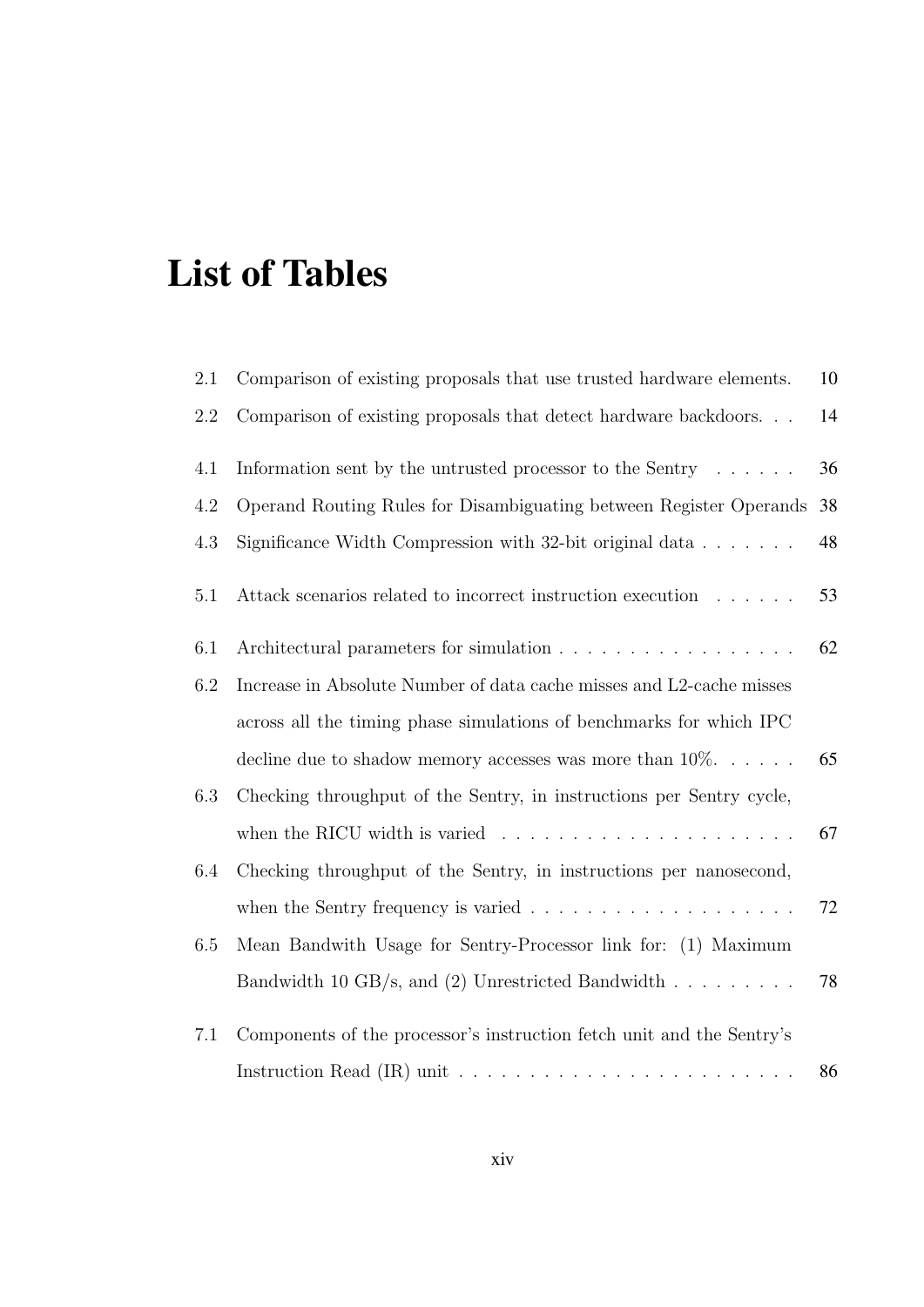# List of Tables

| | | |
|---|---|---|
| 2.1 | Comparison of existing proposals that use trusted hardware elements. | 10 |
| 2.2 | Comparison of existing proposals that detect hardware backdoors. . . | 14 |
| 4.1 | Information sent by the untrusted processor to the Sentry . . . . . . | 36 |
| 4.2 | Operand Routing Rules for Disambiguating between Register Operands | 38 |
| 4.3 | Significance Width Compression with 32-bit original data . . . . . . . | 48 |
| 5.1 | Attack scenarios related to incorrect instruction execution . . . . . . | 53 |
| 6.1 | Architectural parameters for simulation . . . . . . . . . . . . . . . . . | 62 |
| 6.2 | Increase in Absolute Number of data cache misses and L2-cache misses across all the timing phase simulations of benchmarks for which IPC decline due to shadow memory accesses was more than 10%. . . . . . | 65 |
| 6.3 | Checking throughput of the Sentry, in instructions per Sentry cycle, when the RICU width is varied . . . . . . . . . . . . . . . . . . . . . | 67 |
| 6.4 | Checking throughput of the Sentry, in instructions per nanosecond, when the Sentry frequency is varied . . . . . . . . . . . . . . . . . . . | 72 |
| 6.5 | Mean Bandwith Usage for Sentry-Processor link for: (1) Maximum Bandwidth 10 GB/s, and (2) Unrestricted Bandwidth . . . . . . . . . | 78 |
| 7.1 | Components of the processor's instruction fetch unit and the Sentry's Instruction Read (IR) unit . . . . . . . . . . . . . . . . . . . . . . . . | 86 |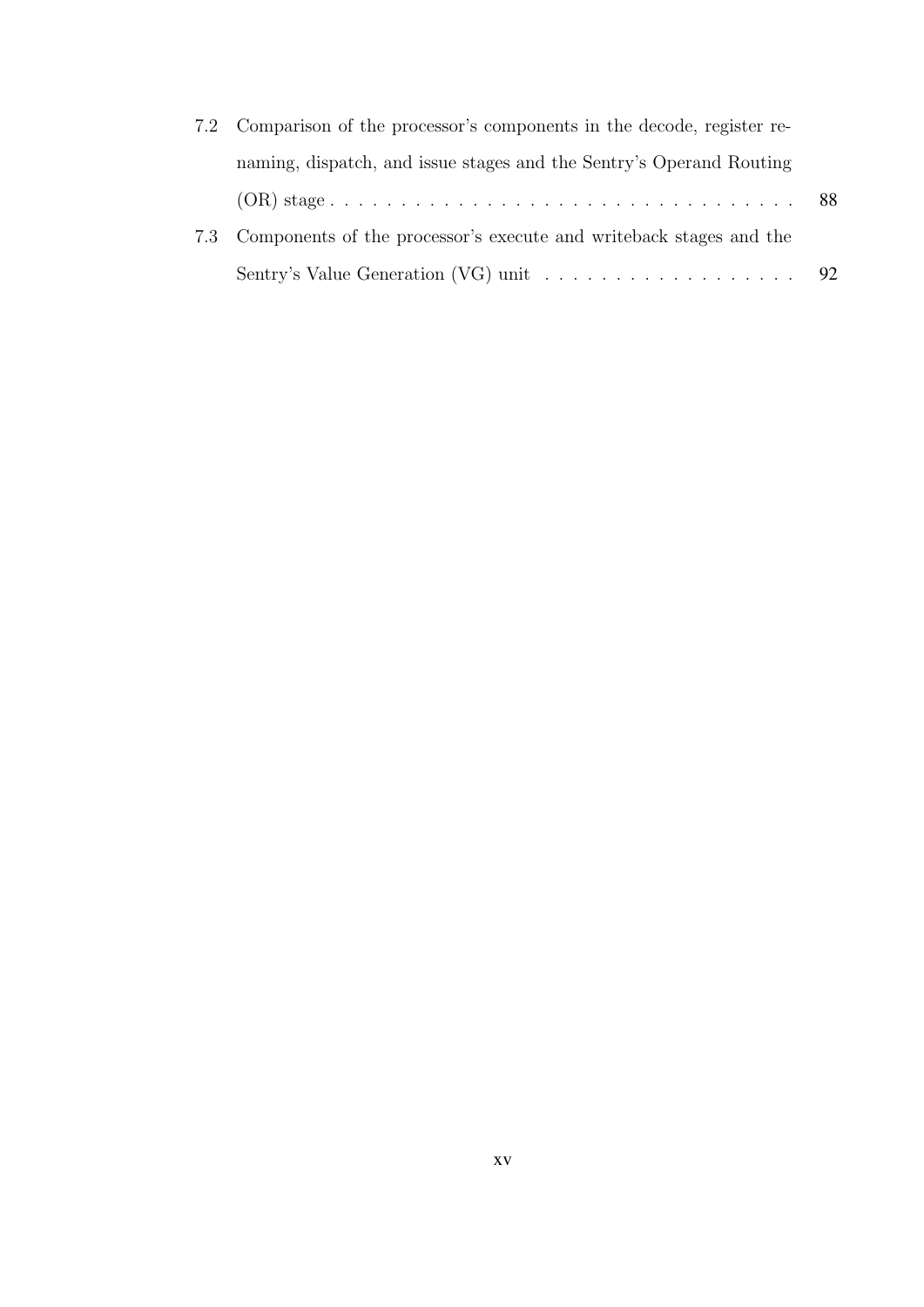7.2 Comparison of the processor's components in the decode, register renaming, dispatch, and issue stages and the Sentry's Operand Routing (OR) stage . . . . . . . . . . . . . . . . . . . . . . . . . . . . . . . . . 88

7.3 Components of the processor's execute and writeback stages and the Sentry's Value Generation (VG) unit . . . . . . . . . . . . . . . . . . 92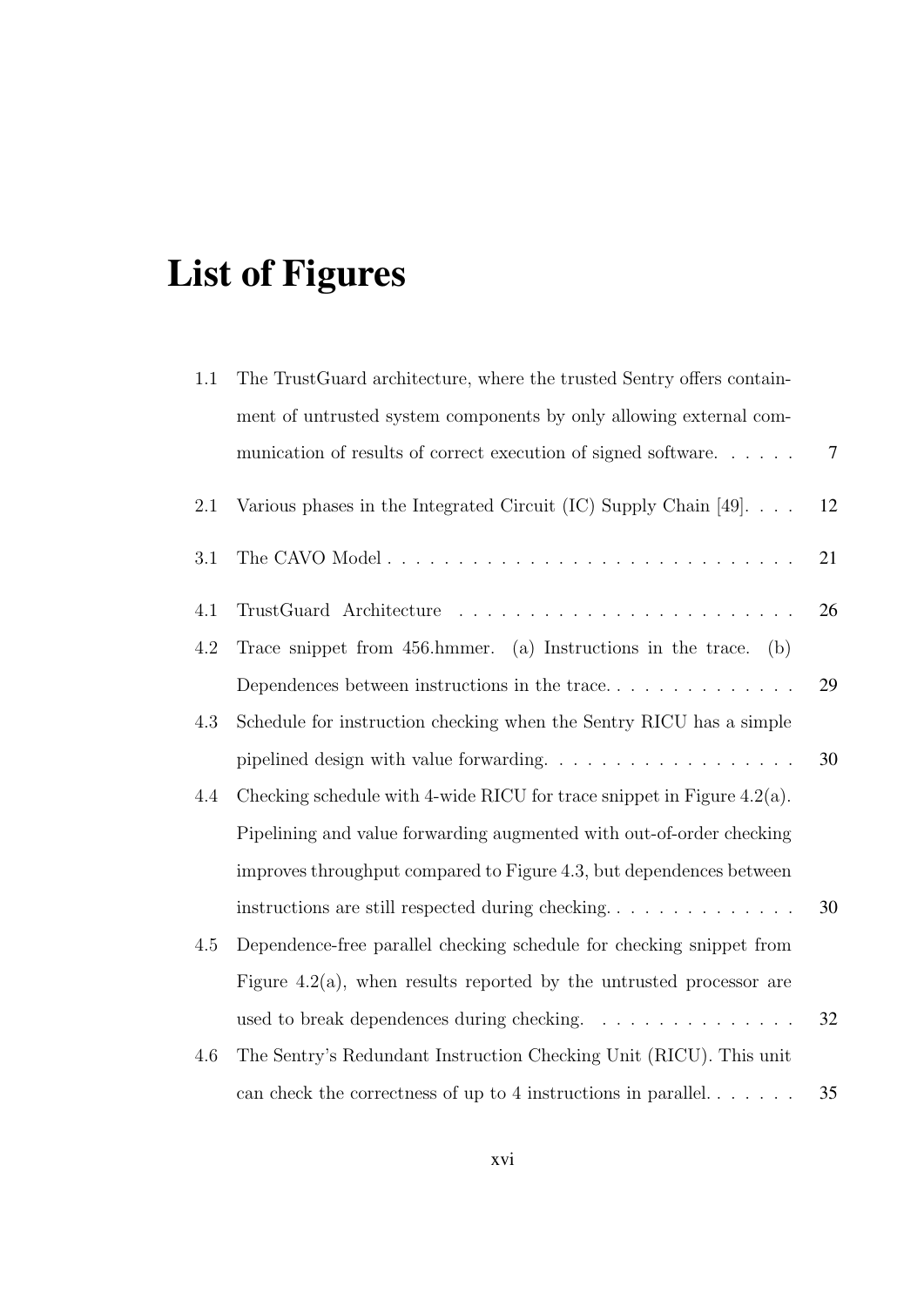# List of Figures

| | | |
|---|---|---|
| 1.1 | The TrustGuard architecture, where the trusted Sentry offers containment of untrusted system components by only allowing external communication of results of correct execution of signed software. | 7 |
| 2.1 | Various phases in the Integrated Circuit (IC) Supply Chain [49]. | 12 |
| 3.1 | The CAVO Model | 21 |
| 4.1 | TrustGuard Architecture | 26 |
| 4.2 | Trace snippet from 456.hmmer. (a) Instructions in the trace. (b) Dependences between instructions in the trace. | 29 |
| 4.3 | Schedule for instruction checking when the Sentry RICU has a simple pipelined design with value forwarding. | 30 |
| 4.4 | Checking schedule with 4-wide RICU for trace snippet in Figure 4.2(a). Pipelining and value forwarding augmented with out-of-order checking improves throughput compared to Figure 4.3, but dependences between instructions are still respected during checking. | 30 |
| 4.5 | Dependence-free parallel checking schedule for checking snippet from Figure 4.2(a), when results reported by the untrusted processor are used to break dependences during checking. | 32 |
| 4.6 | The Sentry's Redundant Instruction Checking Unit (RICU). This unit can check the correctness of up to 4 instructions in parallel. | 35 |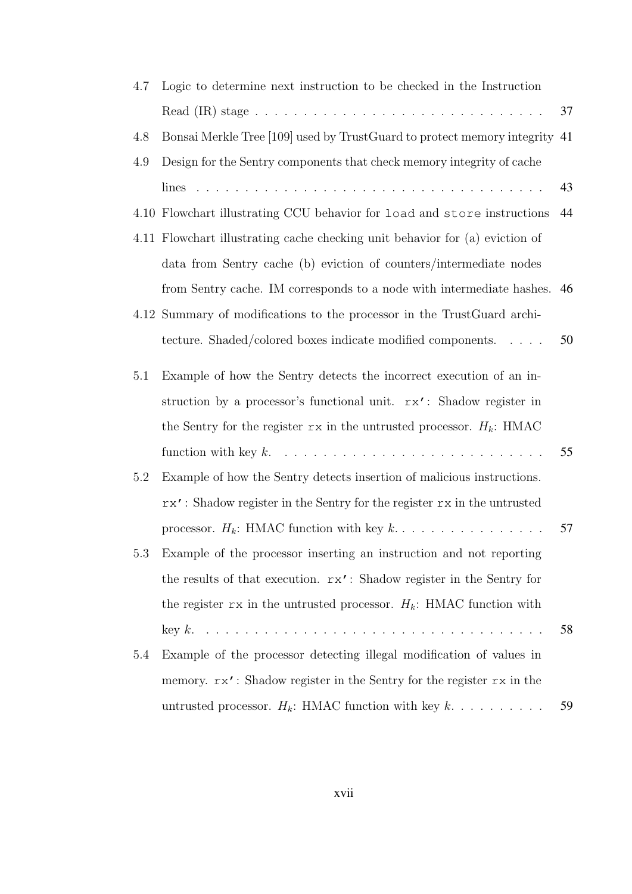4.7 Logic to determine next instruction to be checked in the Instruction Read (IR) stage . . . . . . . . . . . . . . . . . . . . . . . . . . . . . 37

4.8 Bonsai Merkle Tree [109] used by TrustGuard to protect memory integrity 41

4.9 Design for the Sentry components that check memory integrity of cache lines . . . . . . . . . . . . . . . . . . . . . . . . . . . . . . . . . . . 43

4.10 Flowchart illustrating CCU behavior for `load` and `store` instructions 44

4.11 Flowchart illustrating cache checking unit behavior for (a) eviction of data from Sentry cache (b) eviction of counters/intermediate nodes from Sentry cache. IM corresponds to a node with intermediate hashes. 46

4.12 Summary of modifications to the processor in the TrustGuard architecture. Shaded/colored boxes indicate modified components. . . . . 50

5.1 Example of how the Sentry detects the incorrect execution of an instruction by a processor's functional unit. `rx'`: Shadow register in the Sentry for the register `rx` in the untrusted processor. $H_k$: HMAC function with key $k$. . . . . . . . . . . . . . . . . . . . . . . . . . 55

5.2 Example of how the Sentry detects insertion of malicious instructions. `rx'`: Shadow register in the Sentry for the register `rx` in the untrusted processor. $H_k$: HMAC function with key $k$. . . . . . . . . . . . . . . . 57

5.3 Example of the processor inserting an instruction and not reporting the results of that execution. `rx'`: Shadow register in the Sentry for the register `rx` in the untrusted processor. $H_k$: HMAC function with key $k$. . . . . . . . . . . . . . . . . . . . . . . . . . . . . . . . . . 58

5.4 Example of the processor detecting illegal modification of values in memory. `rx'`: Shadow register in the Sentry for the register `rx` in the untrusted processor. $H_k$: HMAC function with key $k$. . . . . . . . . . 59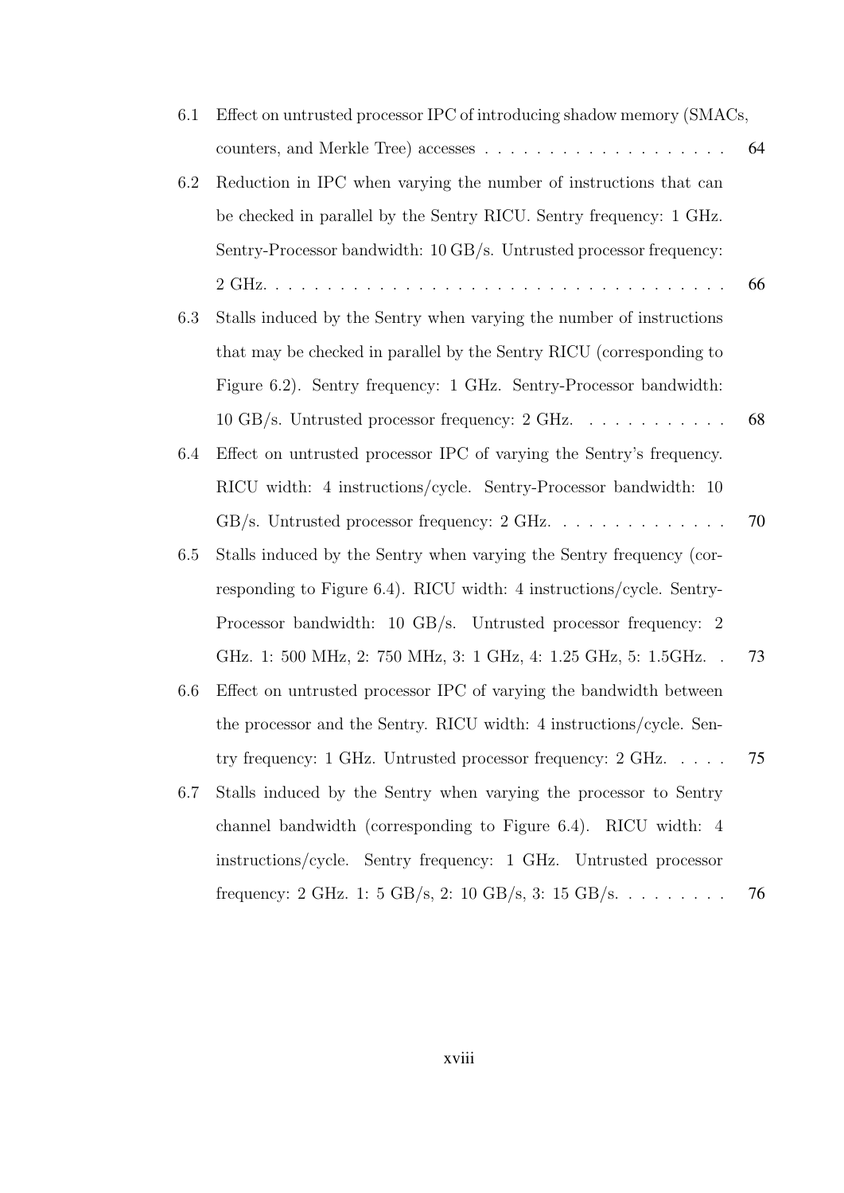6.1 Effect on untrusted processor IPC of introducing shadow memory (SMACs, counters, and Merkle Tree) accesses . . . . . . . . . . . . . . . . . . . 64

6.2 Reduction in IPC when varying the number of instructions that can be checked in parallel by the Sentry RICU. Sentry frequency: 1 GHz. Sentry-Processor bandwidth: 10 GB/s. Untrusted processor frequency: 2 GHz. . . . . . . . . . . . . . . . . . . . . . . . . . . . . . . . . . . . 66

6.3 Stalls induced by the Sentry when varying the number of instructions that may be checked in parallel by the Sentry RICU (corresponding to Figure 6.2). Sentry frequency: 1 GHz. Sentry-Processor bandwidth: 10 GB/s. Untrusted processor frequency: 2 GHz. . . . . . . . . . . . 68

6.4 Effect on untrusted processor IPC of varying the Sentry's frequency. RICU width: 4 instructions/cycle. Sentry-Processor bandwidth: 10 GB/s. Untrusted processor frequency: 2 GHz. . . . . . . . . . . . . . 70

6.5 Stalls induced by the Sentry when varying the Sentry frequency (corresponding to Figure 6.4). RICU width: 4 instructions/cycle. Sentry-Processor bandwidth: 10 GB/s. Untrusted processor frequency: 2 GHz. 1: 500 MHz, 2: 750 MHz, 3: 1 GHz, 4: 1.25 GHz, 5: 1.5GHz. . 73

6.6 Effect on untrusted processor IPC of varying the bandwidth between the processor and the Sentry. RICU width: 4 instructions/cycle. Sentry frequency: 1 GHz. Untrusted processor frequency: 2 GHz. . . . . 75

6.7 Stalls induced by the Sentry when varying the processor to Sentry channel bandwidth (corresponding to Figure 6.4). RICU width: 4 instructions/cycle. Sentry frequency: 1 GHz. Untrusted processor frequency: 2 GHz. 1: 5 GB/s, 2: 10 GB/s, 3: 15 GB/s. . . . . . . . . 76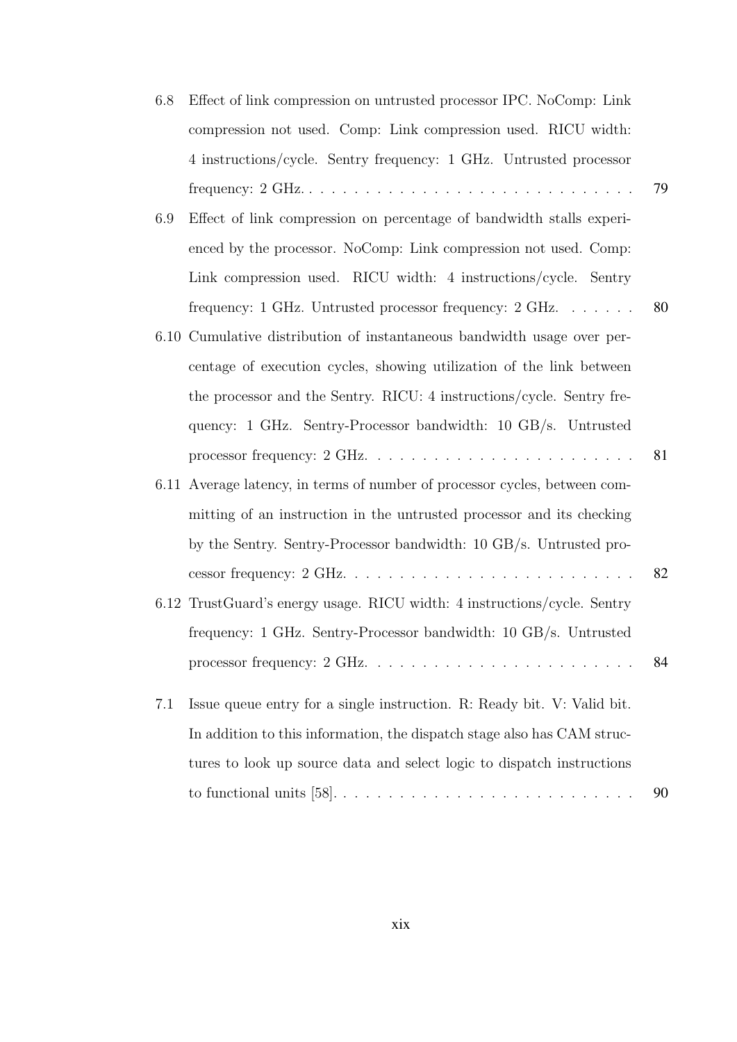6.8 Effect of link compression on untrusted processor IPC. NoComp: Link compression not used. Comp: Link compression used. RICU width: 4 instructions/cycle. Sentry frequency: 1 GHz. Untrusted processor frequency: 2 GHz. . . . . . . . . . . . . . . . . . . . . . . . . . . . . . 79

6.9 Effect of link compression on percentage of bandwidth stalls experienced by the processor. NoComp: Link compression not used. Comp: Link compression used. RICU width: 4 instructions/cycle. Sentry frequency: 1 GHz. Untrusted processor frequency: 2 GHz. . . . . . . 80

6.10 Cumulative distribution of instantaneous bandwidth usage over percentage of execution cycles, showing utilization of the link between the processor and the Sentry. RICU: 4 instructions/cycle. Sentry frequency: 1 GHz. Sentry-Processor bandwidth: 10 GB/s. Untrusted processor frequency: 2 GHz. . . . . . . . . . . . . . . . . . . . . . . . 81

6.11 Average latency, in terms of number of processor cycles, between committing of an instruction in the untrusted processor and its checking by the Sentry. Sentry-Processor bandwidth: 10 GB/s. Untrusted processor frequency: 2 GHz. . . . . . . . . . . . . . . . . . . . . . . . . . 82

6.12 TrustGuard's energy usage. RICU width: 4 instructions/cycle. Sentry frequency: 1 GHz. Sentry-Processor bandwidth: 10 GB/s. Untrusted processor frequency: 2 GHz. . . . . . . . . . . . . . . . . . . . . . . . 84

7.1 Issue queue entry for a single instruction. R: Ready bit. V: Valid bit. In addition to this information, the dispatch stage also has CAM structures to look up source data and select logic to dispatch instructions to functional units [58]. . . . . . . . . . . . . . . . . . . . . . . . . . . 90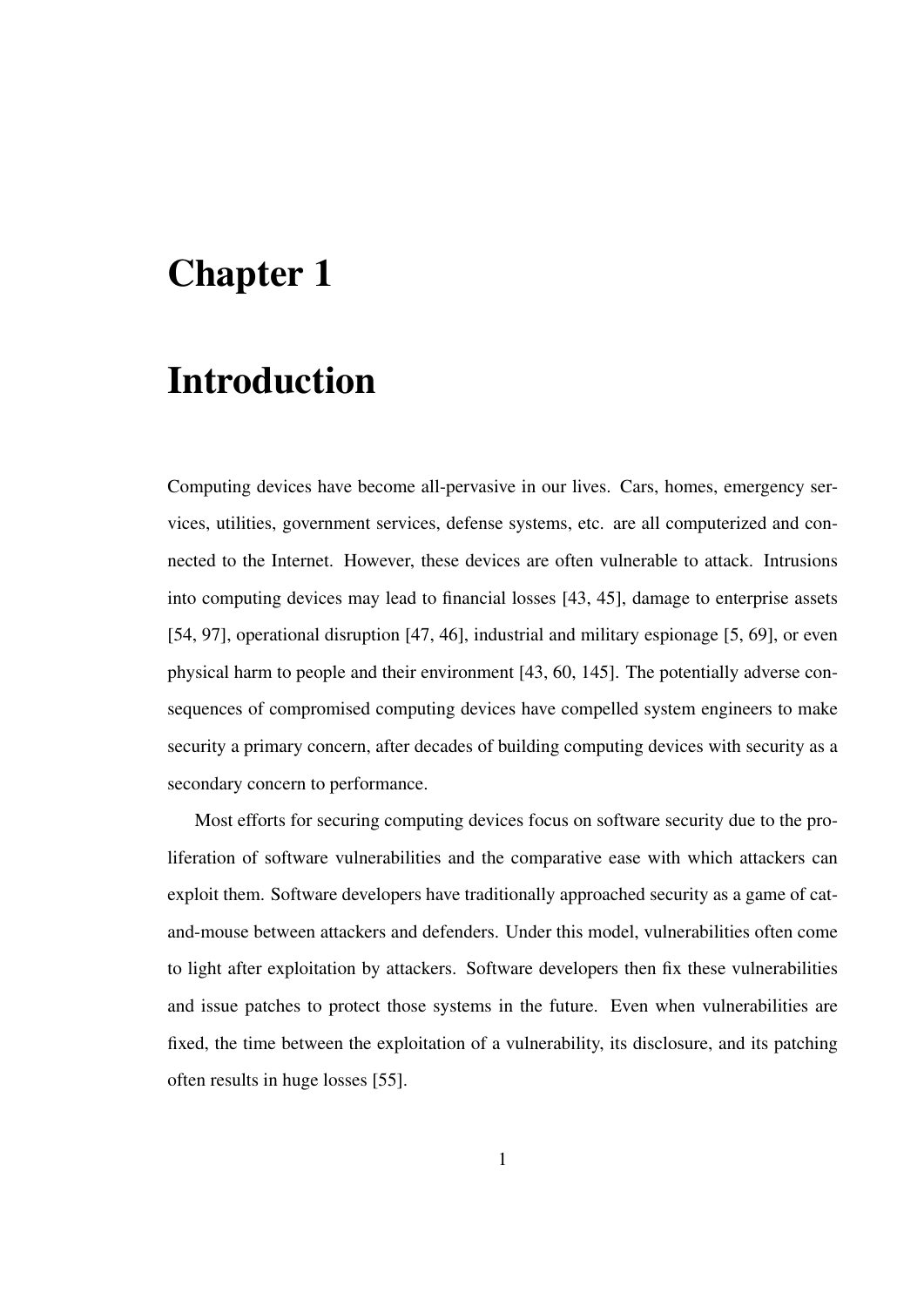# Chapter 1

# Introduction

Computing devices have become all-pervasive in our lives. Cars, homes, emergency services, utilities, government services, defense systems, etc. are all computerized and connected to the Internet. However, these devices are often vulnerable to attack. Intrusions into computing devices may lead to financial losses [43, 45], damage to enterprise assets [54, 97], operational disruption [47, 46], industrial and military espionage [5, 69], or even physical harm to people and their environment [43, 60, 145]. The potentially adverse consequences of compromised computing devices have compelled system engineers to make security a primary concern, after decades of building computing devices with security as a secondary concern to performance.

Most efforts for securing computing devices focus on software security due to the proliferation of software vulnerabilities and the comparative ease with which attackers can exploit them. Software developers have traditionally approached security as a game of cat-and-mouse between attackers and defenders. Under this model, vulnerabilities often come to light after exploitation by attackers. Software developers then fix these vulnerabilities and issue patches to protect those systems in the future. Even when vulnerabilities are fixed, the time between the exploitation of a vulnerability, its disclosure, and its patching often results in huge losses [55].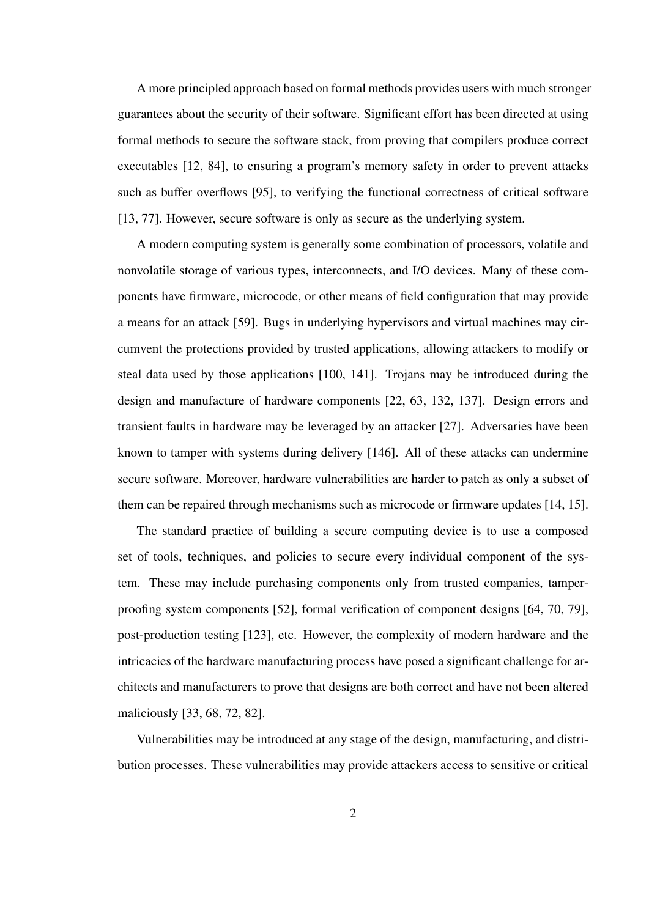A more principled approach based on formal methods provides users with much stronger guarantees about the security of their software. Significant effort has been directed at using formal methods to secure the software stack, from proving that compilers produce correct executables [12, 84], to ensuring a program's memory safety in order to prevent attacks such as buffer overflows [95], to verifying the functional correctness of critical software [13, 77]. However, secure software is only as secure as the underlying system.

A modern computing system is generally some combination of processors, volatile and nonvolatile storage of various types, interconnects, and I/O devices. Many of these components have firmware, microcode, or other means of field configuration that may provide a means for an attack [59]. Bugs in underlying hypervisors and virtual machines may circumvent the protections provided by trusted applications, allowing attackers to modify or steal data used by those applications [100, 141]. Trojans may be introduced during the design and manufacture of hardware components [22, 63, 132, 137]. Design errors and transient faults in hardware may be leveraged by an attacker [27]. Adversaries have been known to tamper with systems during delivery [146]. All of these attacks can undermine secure software. Moreover, hardware vulnerabilities are harder to patch as only a subset of them can be repaired through mechanisms such as microcode or firmware updates [14, 15].

The standard practice of building a secure computing device is to use a composed set of tools, techniques, and policies to secure every individual component of the system. These may include purchasing components only from trusted companies, tamper-proofing system components [52], formal verification of component designs [64, 70, 79], post-production testing [123], etc. However, the complexity of modern hardware and the intricacies of the hardware manufacturing process have posed a significant challenge for architects and manufacturers to prove that designs are both correct and have not been altered maliciously [33, 68, 72, 82].

Vulnerabilities may be introduced at any stage of the design, manufacturing, and distribution processes. These vulnerabilities may provide attackers access to sensitive or critical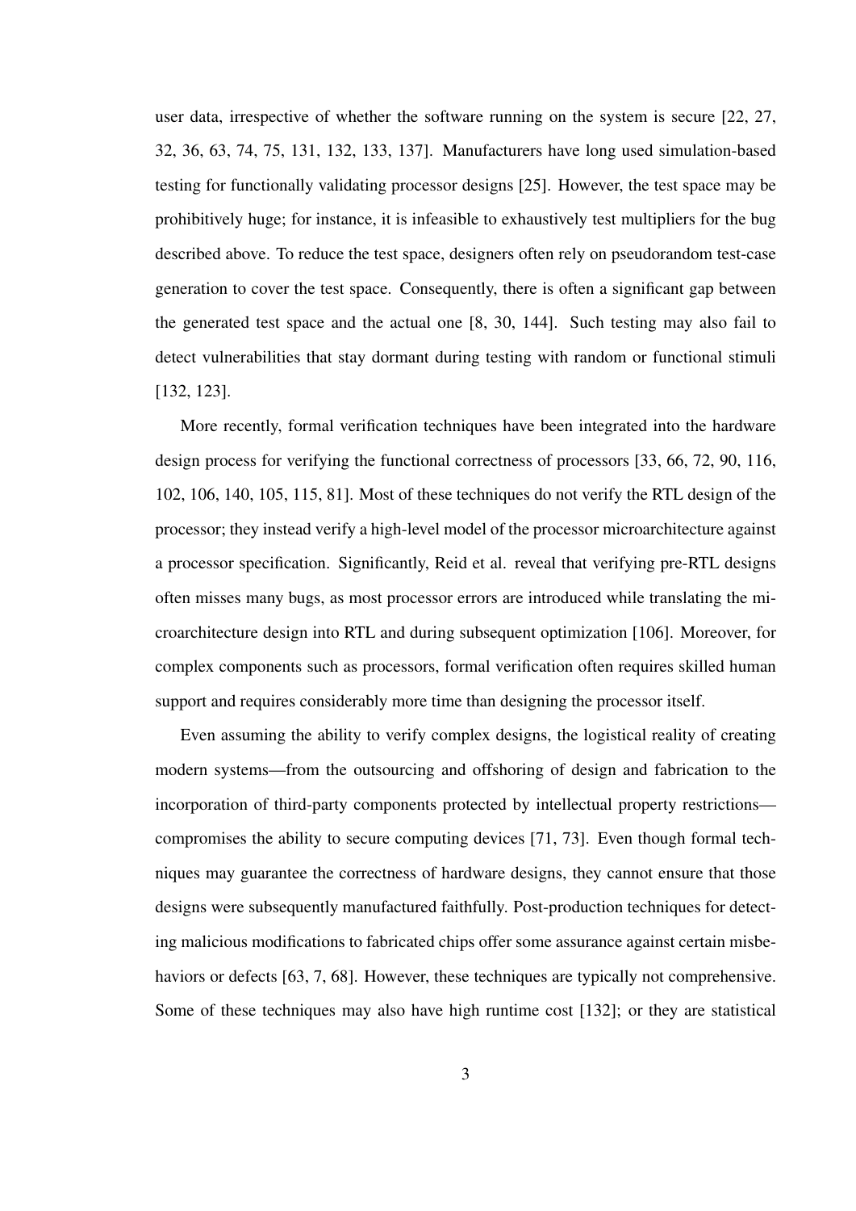user data, irrespective of whether the software running on the system is secure [22, 27, 32, 36, 63, 74, 75, 131, 132, 133, 137]. Manufacturers have long used simulation-based testing for functionally validating processor designs [25]. However, the test space may be prohibitively huge; for instance, it is infeasible to exhaustively test multipliers for the bug described above. To reduce the test space, designers often rely on pseudorandom test-case generation to cover the test space. Consequently, there is often a significant gap between the generated test space and the actual one [8, 30, 144]. Such testing may also fail to detect vulnerabilities that stay dormant during testing with random or functional stimuli [132, 123].

More recently, formal verification techniques have been integrated into the hardware design process for verifying the functional correctness of processors [33, 66, 72, 90, 116, 102, 106, 140, 105, 115, 81]. Most of these techniques do not verify the RTL design of the processor; they instead verify a high-level model of the processor microarchitecture against a processor specification. Significantly, Reid et al. reveal that verifying pre-RTL designs often misses many bugs, as most processor errors are introduced while translating the microarchitecture design into RTL and during subsequent optimization [106]. Moreover, for complex components such as processors, formal verification often requires skilled human support and requires considerably more time than designing the processor itself.

Even assuming the ability to verify complex designs, the logistical reality of creating modern systems—from the outsourcing and offshoring of design and fabrication to the incorporation of third-party components protected by intellectual property restrictions—compromises the ability to secure computing devices [71, 73]. Even though formal techniques may guarantee the correctness of hardware designs, they cannot ensure that those designs were subsequently manufactured faithfully. Post-production techniques for detecting malicious modifications to fabricated chips offer some assurance against certain misbehaviors or defects [63, 7, 68]. However, these techniques are typically not comprehensive. Some of these techniques may also have high runtime cost [132]; or they are statistical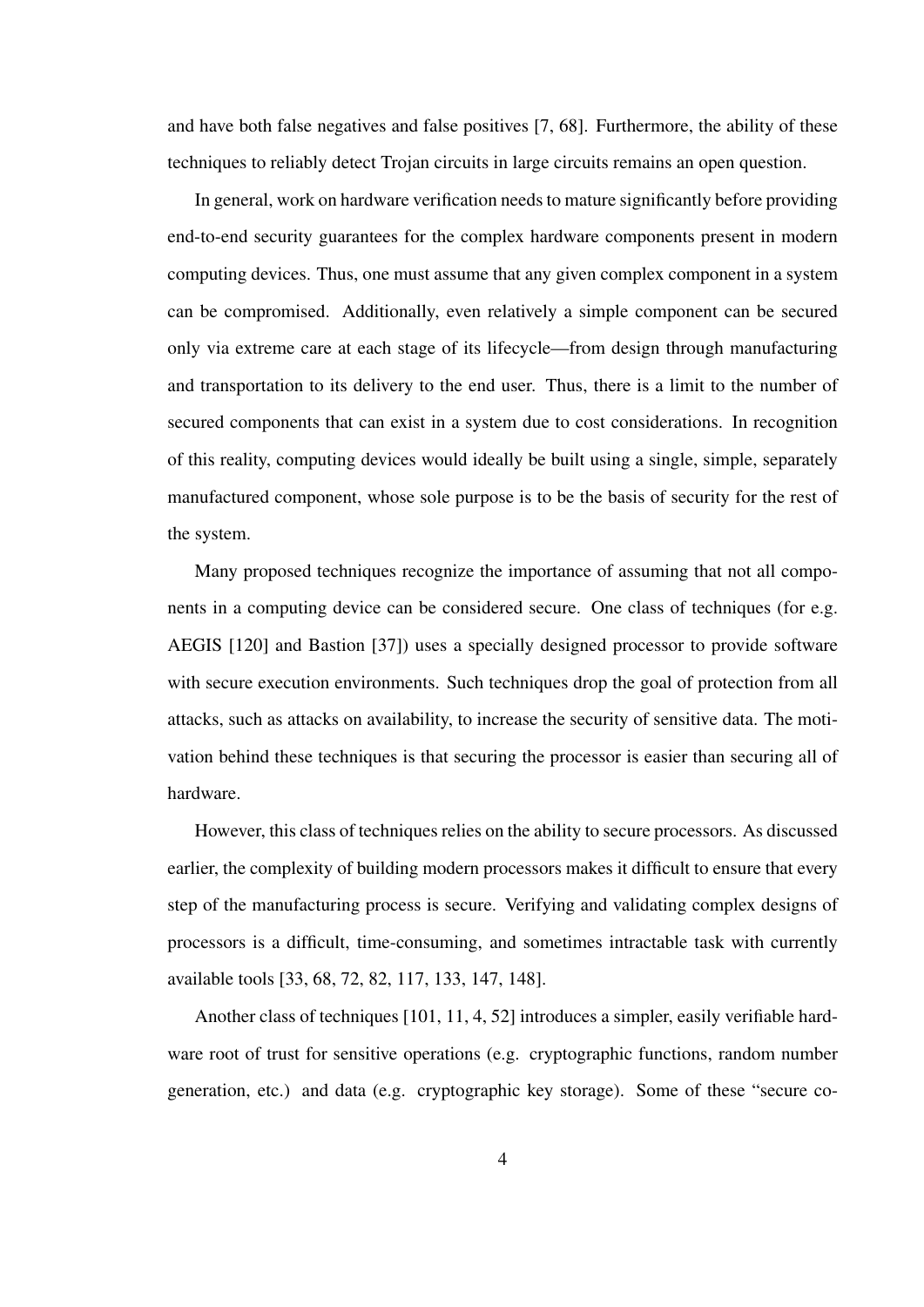and have both false negatives and false positives [7, 68]. Furthermore, the ability of these techniques to reliably detect Trojan circuits in large circuits remains an open question.

In general, work on hardware verification needs to mature significantly before providing end-to-end security guarantees for the complex hardware components present in modern computing devices. Thus, one must assume that any given complex component in a system can be compromised. Additionally, even relatively a simple component can be secured only via extreme care at each stage of its lifecycle—from design through manufacturing and transportation to its delivery to the end user. Thus, there is a limit to the number of secured components that can exist in a system due to cost considerations. In recognition of this reality, computing devices would ideally be built using a single, simple, separately manufactured component, whose sole purpose is to be the basis of security for the rest of the system.

Many proposed techniques recognize the importance of assuming that not all components in a computing device can be considered secure. One class of techniques (for e.g. AEGIS [120] and Bastion [37]) uses a specially designed processor to provide software with secure execution environments. Such techniques drop the goal of protection from all attacks, such as attacks on availability, to increase the security of sensitive data. The motivation behind these techniques is that securing the processor is easier than securing all of hardware.

However, this class of techniques relies on the ability to secure processors. As discussed earlier, the complexity of building modern processors makes it difficult to ensure that every step of the manufacturing process is secure. Verifying and validating complex designs of processors is a difficult, time-consuming, and sometimes intractable task with currently available tools [33, 68, 72, 82, 117, 133, 147, 148].

Another class of techniques [101, 11, 4, 52] introduces a simpler, easily verifiable hardware root of trust for sensitive operations (e.g. cryptographic functions, random number generation, etc.) and data (e.g. cryptographic key storage). Some of these "secure co-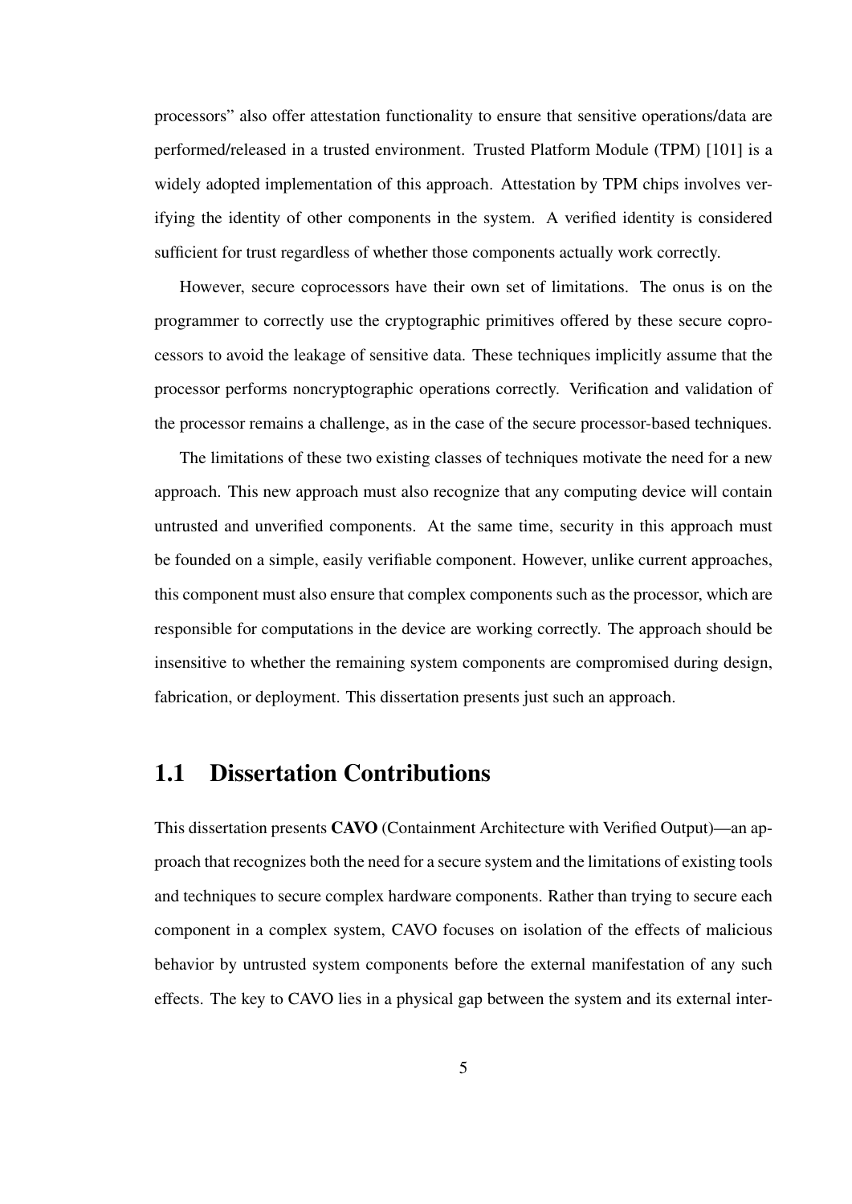processors" also offer attestation functionality to ensure that sensitive operations/data are performed/released in a trusted environment. Trusted Platform Module (TPM) [101] is a widely adopted implementation of this approach. Attestation by TPM chips involves verifying the identity of other components in the system. A verified identity is considered sufficient for trust regardless of whether those components actually work correctly.

However, secure coprocessors have their own set of limitations. The onus is on the programmer to correctly use the cryptographic primitives offered by these secure coprocessors to avoid the leakage of sensitive data. These techniques implicitly assume that the processor performs noncryptographic operations correctly. Verification and validation of the processor remains a challenge, as in the case of the secure processor-based techniques.

The limitations of these two existing classes of techniques motivate the need for a new approach. This new approach must also recognize that any computing device will contain untrusted and unverified components. At the same time, security in this approach must be founded on a simple, easily verifiable component. However, unlike current approaches, this component must also ensure that complex components such as the processor, which are responsible for computations in the device are working correctly. The approach should be insensitive to whether the remaining system components are compromised during design, fabrication, or deployment. This dissertation presents just such an approach.

## 1.1 Dissertation Contributions

This dissertation presents **CAVO** (Containment Architecture with Verified Output)—an approach that recognizes both the need for a secure system and the limitations of existing tools and techniques to secure complex hardware components. Rather than trying to secure each component in a complex system, CAVO focuses on isolation of the effects of malicious behavior by untrusted system components before the external manifestation of any such effects. The key to CAVO lies in a physical gap between the system and its external inter-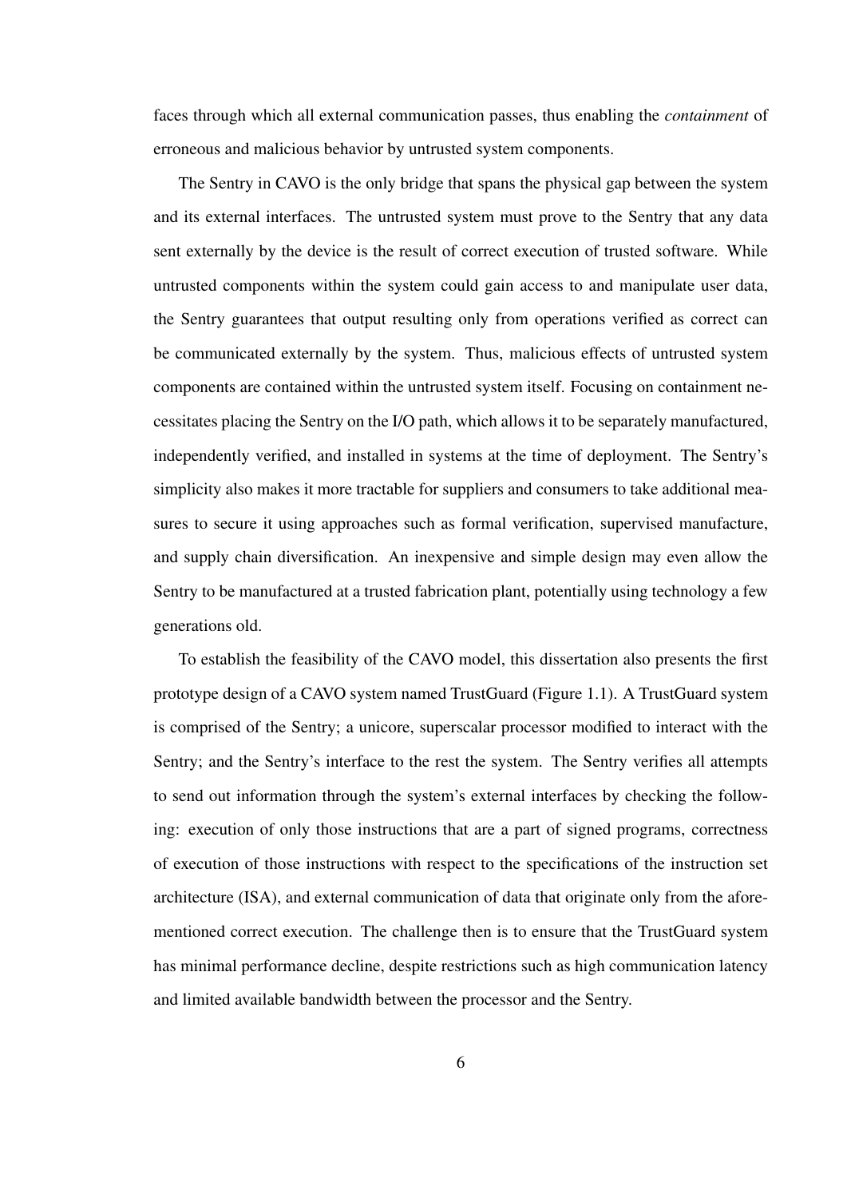faces through which all external communication passes, thus enabling the *containment* of erroneous and malicious behavior by untrusted system components.

The Sentry in CAVO is the only bridge that spans the physical gap between the system and its external interfaces. The untrusted system must prove to the Sentry that any data sent externally by the device is the result of correct execution of trusted software. While untrusted components within the system could gain access to and manipulate user data, the Sentry guarantees that output resulting only from operations verified as correct can be communicated externally by the system. Thus, malicious effects of untrusted system components are contained within the untrusted system itself. Focusing on containment necessitates placing the Sentry on the I/O path, which allows it to be separately manufactured, independently verified, and installed in systems at the time of deployment. The Sentry's simplicity also makes it more tractable for suppliers and consumers to take additional measures to secure it using approaches such as formal verification, supervised manufacture, and supply chain diversification. An inexpensive and simple design may even allow the Sentry to be manufactured at a trusted fabrication plant, potentially using technology a few generations old.

To establish the feasibility of the CAVO model, this dissertation also presents the first prototype design of a CAVO system named TrustGuard (Figure 1.1). A TrustGuard system is comprised of the Sentry; a unicore, superscalar processor modified to interact with the Sentry; and the Sentry's interface to the rest the system. The Sentry verifies all attempts to send out information through the system's external interfaces by checking the following: execution of only those instructions that are a part of signed programs, correctness of execution of those instructions with respect to the specifications of the instruction set architecture (ISA), and external communication of data that originate only from the aforementioned correct execution. The challenge then is to ensure that the TrustGuard system has minimal performance decline, despite restrictions such as high communication latency and limited available bandwidth between the processor and the Sentry.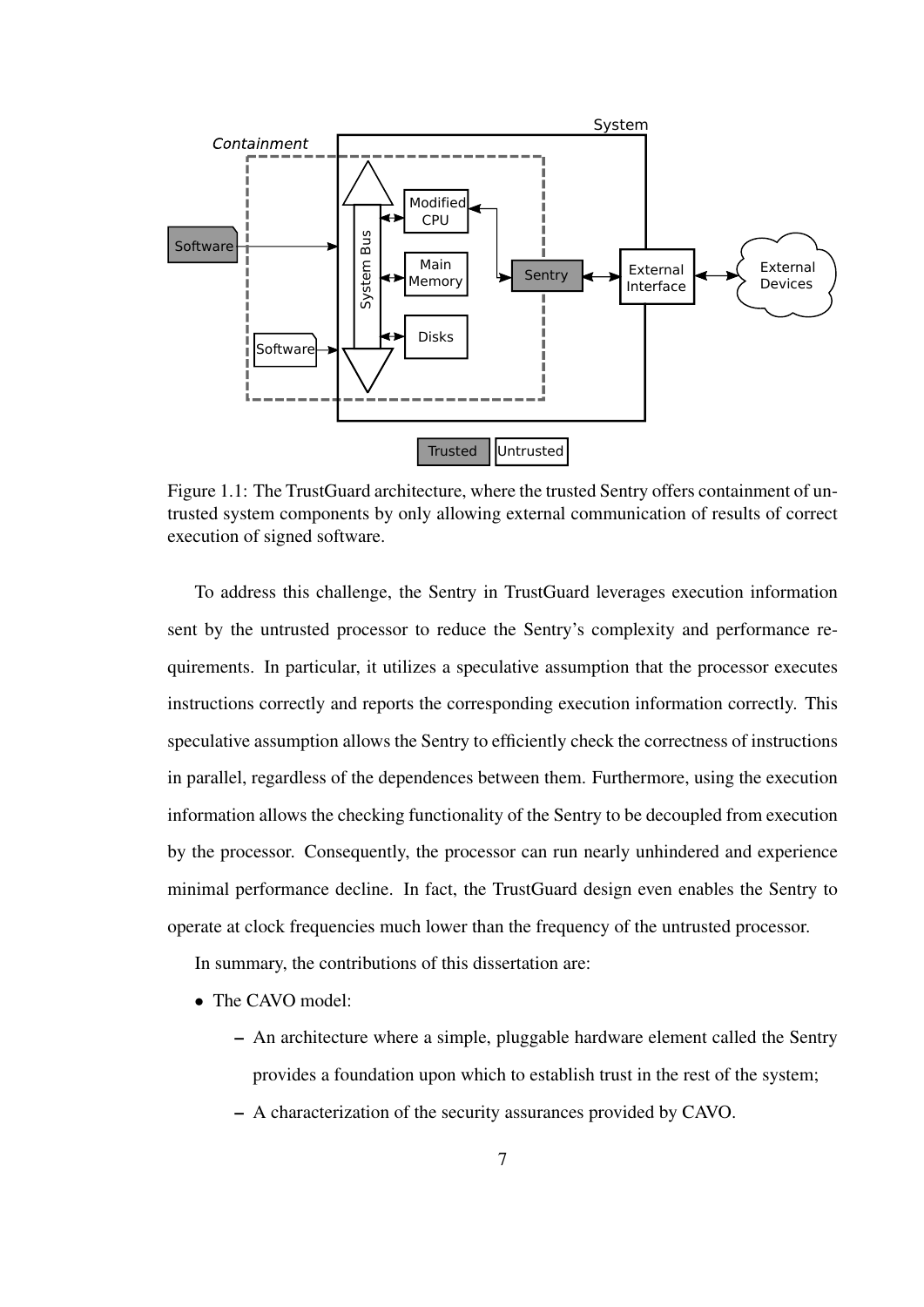Figure 1.1: The TrustGuard architecture, where the trusted Sentry offers containment of untrusted system components by only allowing external communication of results of correct execution of signed software.

To address this challenge, the Sentry in TrustGuard leverages execution information sent by the untrusted processor to reduce the Sentry's complexity and performance requirements. In particular, it utilizes a speculative assumption that the processor executes instructions correctly and reports the corresponding execution information correctly. This speculative assumption allows the Sentry to efficiently check the correctness of instructions in parallel, regardless of the dependences between them. Furthermore, using the execution information allows the checking functionality of the Sentry to be decoupled from execution by the processor. Consequently, the processor can run nearly unhindered and experience minimal performance decline. In fact, the TrustGuard design even enables the Sentry to operate at clock frequencies much lower than the frequency of the untrusted processor.

In summary, the contributions of this dissertation are:

- The CAVO model:
  - An architecture where a simple, pluggable hardware element called the Sentry provides a foundation upon which to establish trust in the rest of the system;
  - A characterization of the security assurances provided by CAVO.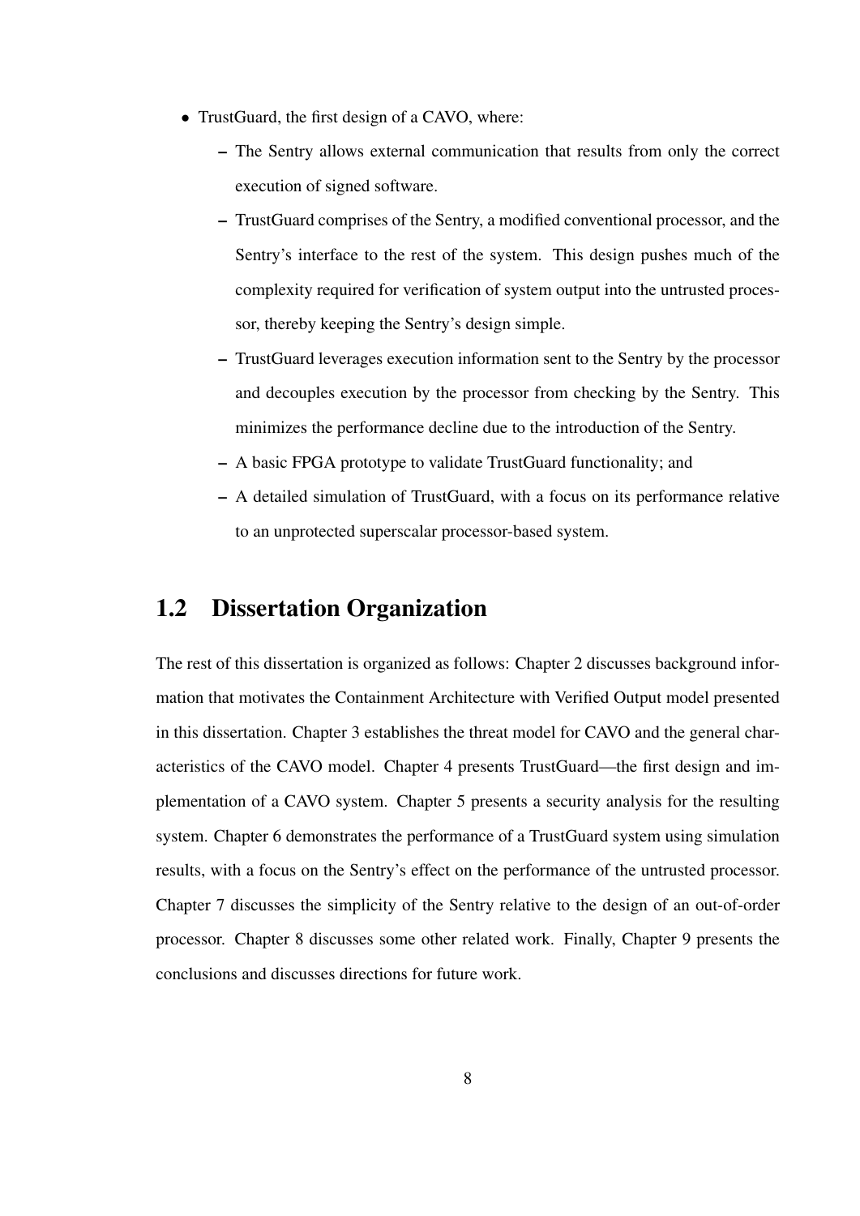- TrustGuard, the first design of a CAVO, where:
  - The Sentry allows external communication that results from only the correct execution of signed software.
  - TrustGuard comprises of the Sentry, a modified conventional processor, and the Sentry's interface to the rest of the system. This design pushes much of the complexity required for verification of system output into the untrusted processor, thereby keeping the Sentry's design simple.
  - TrustGuard leverages execution information sent to the Sentry by the processor and decouples execution by the processor from checking by the Sentry. This minimizes the performance decline due to the introduction of the Sentry.
  - A basic FPGA prototype to validate TrustGuard functionality; and
  - A detailed simulation of TrustGuard, with a focus on its performance relative to an unprotected superscalar processor-based system.

## 1.2 Dissertation Organization

The rest of this dissertation is organized as follows: Chapter 2 discusses background information that motivates the Containment Architecture with Verified Output model presented in this dissertation. Chapter 3 establishes the threat model for CAVO and the general characteristics of the CAVO model. Chapter 4 presents TrustGuard—the first design and implementation of a CAVO system. Chapter 5 presents a security analysis for the resulting system. Chapter 6 demonstrates the performance of a TrustGuard system using simulation results, with a focus on the Sentry's effect on the performance of the untrusted processor. Chapter 7 discusses the simplicity of the Sentry relative to the design of an out-of-order processor. Chapter 8 discusses some other related work. Finally, Chapter 9 presents the conclusions and discusses directions for future work.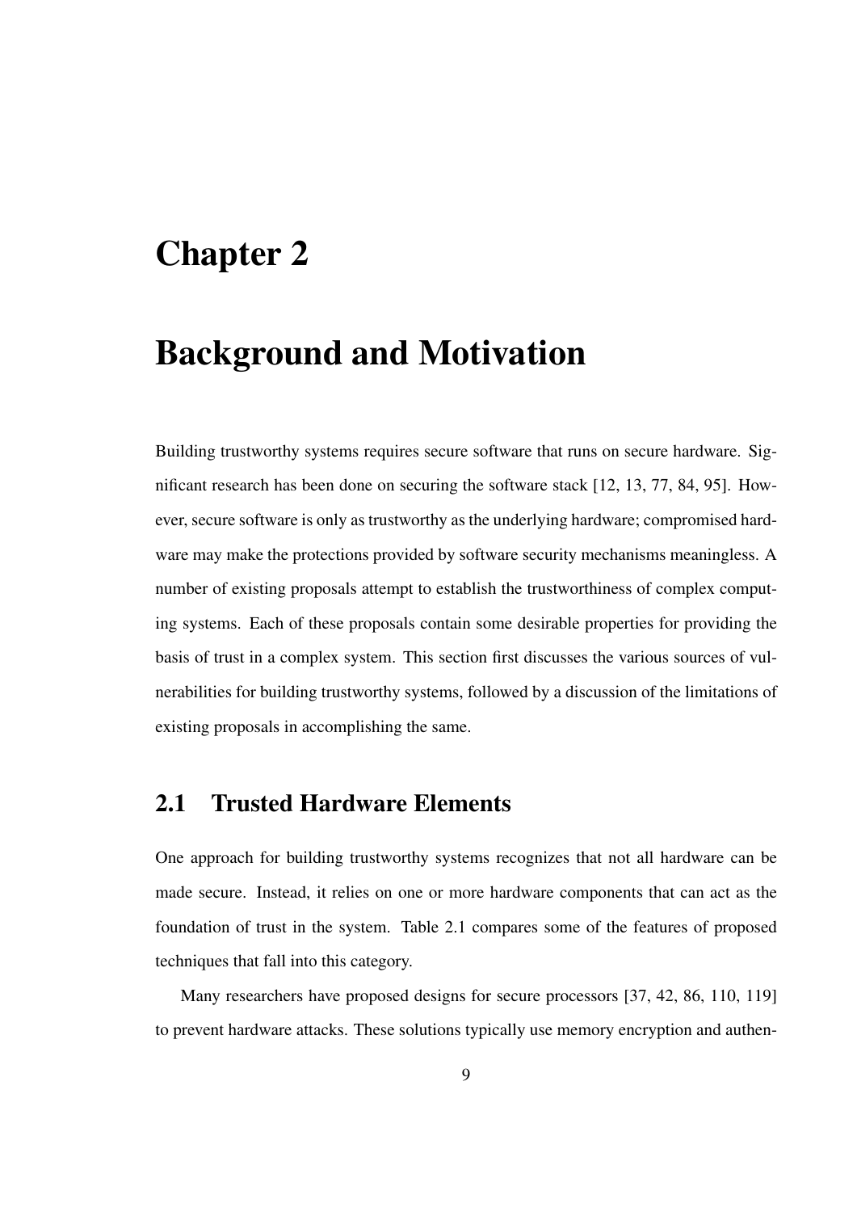# Chapter 2

# Background and Motivation

Building trustworthy systems requires secure software that runs on secure hardware. Significant research has been done on securing the software stack [12, 13, 77, 84, 95]. However, secure software is only as trustworthy as the underlying hardware; compromised hardware may make the protections provided by software security mechanisms meaningless. A number of existing proposals attempt to establish the trustworthiness of complex computing systems. Each of these proposals contain some desirable properties for providing the basis of trust in a complex system. This section first discusses the various sources of vulnerabilities for building trustworthy systems, followed by a discussion of the limitations of existing proposals in accomplishing the same.

## 2.1 Trusted Hardware Elements

One approach for building trustworthy systems recognizes that not all hardware can be made secure. Instead, it relies on one or more hardware components that can act as the foundation of trust in the system. Table 2.1 compares some of the features of proposed techniques that fall into this category.

Many researchers have proposed designs for secure processors [37, 42, 86, 110, 119] to prevent hardware attacks. These solutions typically use memory encryption and authen-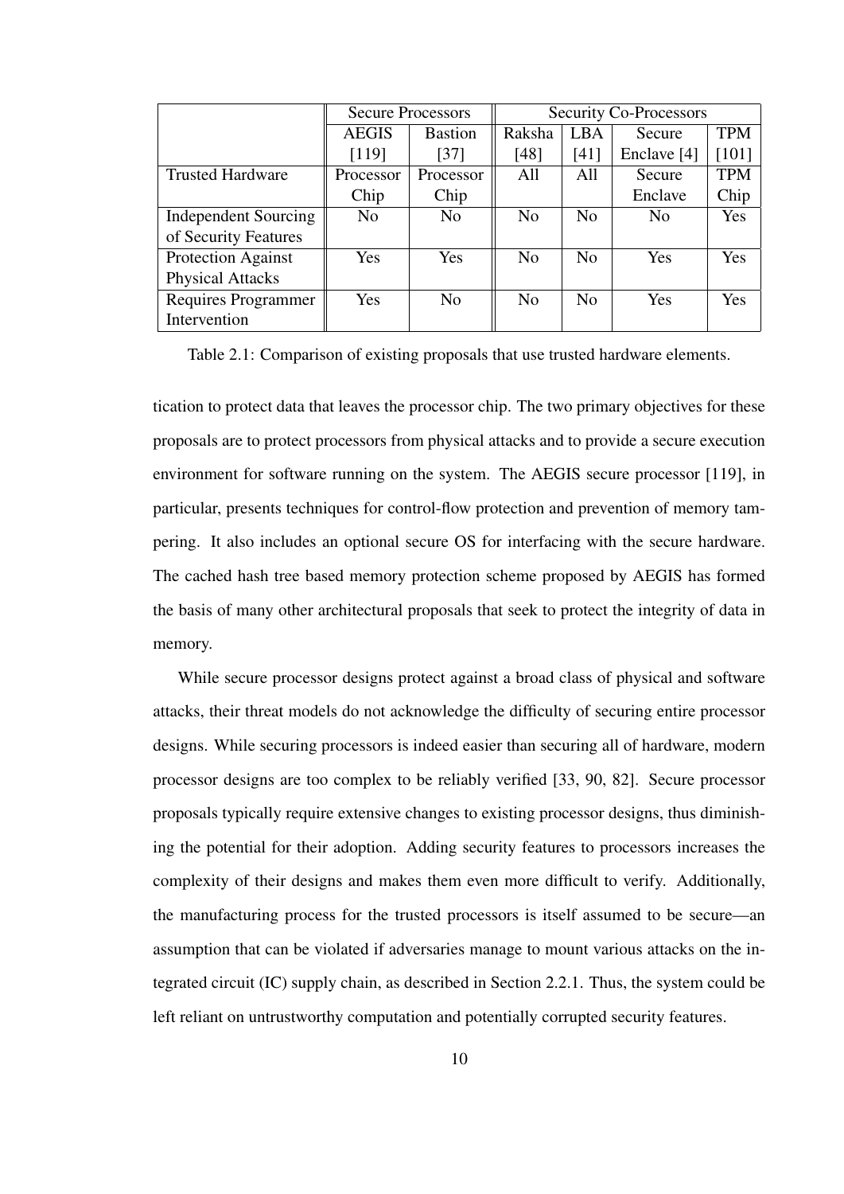| | Secure Processors | | Security Co-Processors | | | |
|---|---|---|---|---|---|---|
| | AEGIS [119] | Bastion [37] | Raksha [48] | LBA [41] | Secure Enclave [4] | TPM [101] |
| Trusted Hardware | Processor Chip | Processor Chip | All | All | Secure Enclave | TPM Chip |
| Independent Sourcing of Security Features | No | No | No | No | No | Yes |
| Protection Against Physical Attacks | Yes | Yes | No | No | Yes | Yes |
| Requires Programmer Intervention | Yes | No | No | No | Yes | Yes |

Table 2.1: Comparison of existing proposals that use trusted hardware elements.

tication to protect data that leaves the processor chip. The two primary objectives for these proposals are to protect processors from physical attacks and to provide a secure execution environment for software running on the system. The AEGIS secure processor [119], in particular, presents techniques for control-flow protection and prevention of memory tampering. It also includes an optional secure OS for interfacing with the secure hardware. The cached hash tree based memory protection scheme proposed by AEGIS has formed the basis of many other architectural proposals that seek to protect the integrity of data in memory.

While secure processor designs protect against a broad class of physical and software attacks, their threat models do not acknowledge the difficulty of securing entire processor designs. While securing processors is indeed easier than securing all of hardware, modern processor designs are too complex to be reliably verified [33, 90, 82]. Secure processor proposals typically require extensive changes to existing processor designs, thus diminishing the potential for their adoption. Adding security features to processors increases the complexity of their designs and makes them even more difficult to verify. Additionally, the manufacturing process for the trusted processors is itself assumed to be secure—an assumption that can be violated if adversaries manage to mount various attacks on the integrated circuit (IC) supply chain, as described in Section 2.2.1. Thus, the system could be left reliant on untrustworthy computation and potentially corrupted security features.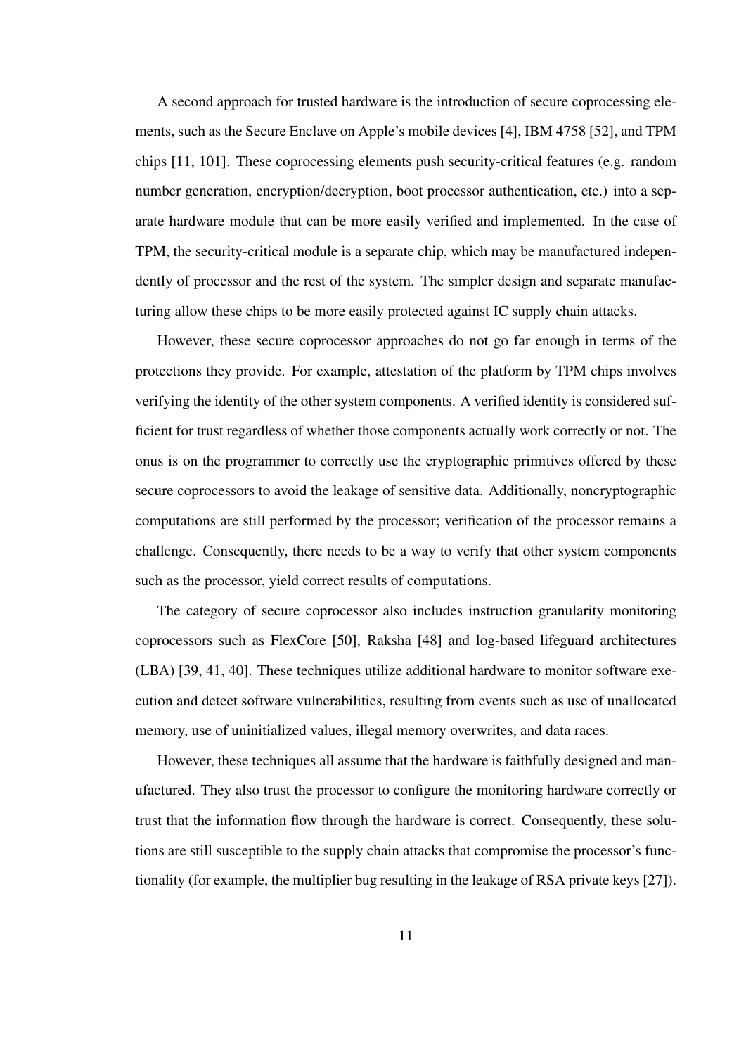A second approach for trusted hardware is the introduction of secure coprocessing elements, such as the Secure Enclave on Apple's mobile devices [4], IBM 4758 [52], and TPM chips [11, 101]. These coprocessing elements push security-critical features (e.g. random number generation, encryption/decryption, boot processor authentication, etc.) into a separate hardware module that can be more easily verified and implemented. In the case of TPM, the security-critical module is a separate chip, which may be manufactured independently of processor and the rest of the system. The simpler design and separate manufacturing allow these chips to be more easily protected against IC supply chain attacks.

However, these secure coprocessor approaches do not go far enough in terms of the protections they provide. For example, attestation of the platform by TPM chips involves verifying the identity of the other system components. A verified identity is considered sufficient for trust regardless of whether those components actually work correctly or not. The onus is on the programmer to correctly use the cryptographic primitives offered by these secure coprocessors to avoid the leakage of sensitive data. Additionally, noncryptographic computations are still performed by the processor; verification of the processor remains a challenge. Consequently, there needs to be a way to verify that other system components such as the processor, yield correct results of computations.

The category of secure coprocessor also includes instruction granularity monitoring coprocessors such as FlexCore [50], Raksha [48] and log-based lifeguard architectures (LBA) [39, 41, 40]. These techniques utilize additional hardware to monitor software execution and detect software vulnerabilities, resulting from events such as use of unallocated memory, use of uninitialized values, illegal memory overwrites, and data races.

However, these techniques all assume that the hardware is faithfully designed and manufactured. They also trust the processor to configure the monitoring hardware correctly or trust that the information flow through the hardware is correct. Consequently, these solutions are still susceptible to the supply chain attacks that compromise the processor's functionality (for example, the multiplier bug resulting in the leakage of RSA private keys [27]).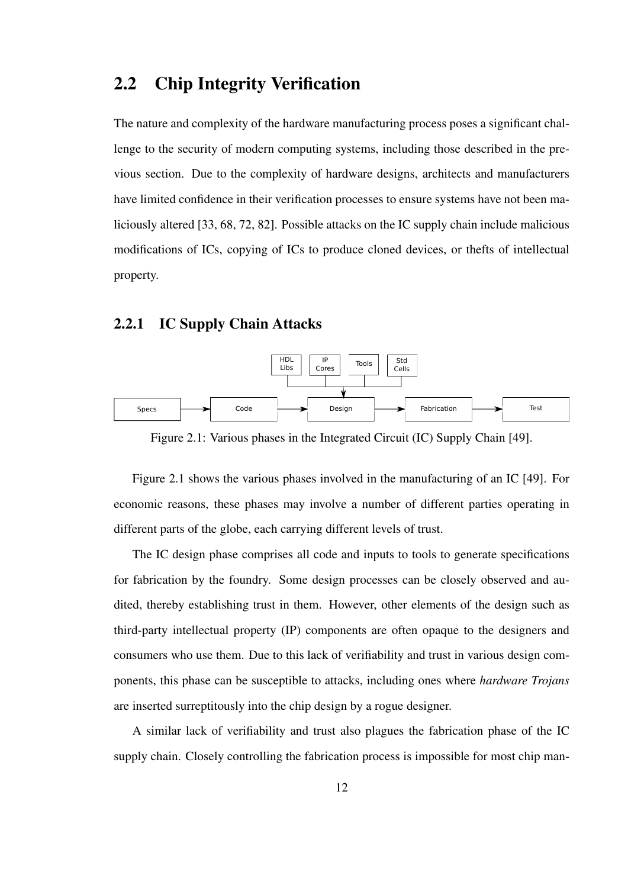## 2.2 Chip Integrity Verification

The nature and complexity of the hardware manufacturing process poses a significant challenge to the security of modern computing systems, including those described in the previous section. Due to the complexity of hardware designs, architects and manufacturers have limited confidence in their verification processes to ensure systems have not been maliciously altered [33, 68, 72, 82]. Possible attacks on the IC supply chain include malicious modifications of ICs, copying of ICs to produce cloned devices, or thefts of intellectual property.

### 2.2.1 IC Supply Chain Attacks

Figure 2.1: Various phases in the Integrated Circuit (IC) Supply Chain [49].

Figure 2.1 shows the various phases involved in the manufacturing of an IC [49]. For economic reasons, these phases may involve a number of different parties operating in different parts of the globe, each carrying different levels of trust.

The IC design phase comprises all code and inputs to tools to generate specifications for fabrication by the foundry. Some design processes can be closely observed and audited, thereby establishing trust in them. However, other elements of the design such as third-party intellectual property (IP) components are often opaque to the designers and consumers who use them. Due to this lack of verifiability and trust in various design components, this phase can be susceptible to attacks, including ones where *hardware Trojans* are inserted surreptitously into the chip design by a rogue designer.

A similar lack of verifiability and trust also plagues the fabrication phase of the IC supply chain. Closely controlling the fabrication process is impossible for most chip man-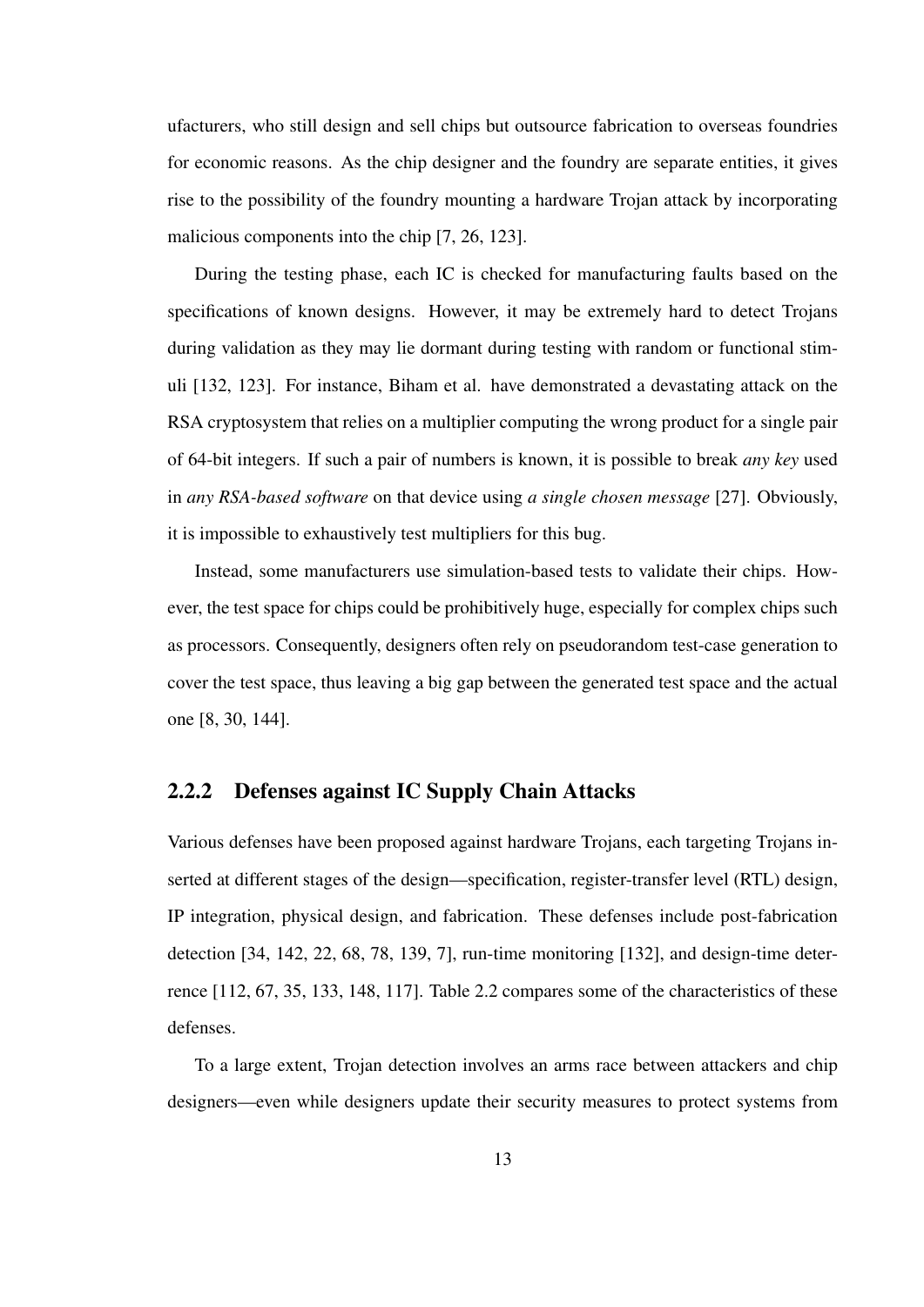ufacturers, who still design and sell chips but outsource fabrication to overseas foundries for economic reasons. As the chip designer and the foundry are separate entities, it gives rise to the possibility of the foundry mounting a hardware Trojan attack by incorporating malicious components into the chip [7, 26, 123].

During the testing phase, each IC is checked for manufacturing faults based on the specifications of known designs. However, it may be extremely hard to detect Trojans during validation as they may lie dormant during testing with random or functional stimuli [132, 123]. For instance, Biham et al. have demonstrated a devastating attack on the RSA cryptosystem that relies on a multiplier computing the wrong product for a single pair of 64-bit integers. If such a pair of numbers is known, it is possible to break *any key* used in *any RSA-based software* on that device using *a single chosen message* [27]. Obviously, it is impossible to exhaustively test multipliers for this bug.

Instead, some manufacturers use simulation-based tests to validate their chips. However, the test space for chips could be prohibitively huge, especially for complex chips such as processors. Consequently, designers often rely on pseudorandom test-case generation to cover the test space, thus leaving a big gap between the generated test space and the actual one [8, 30, 144].

### 2.2.2 Defenses against IC Supply Chain Attacks

Various defenses have been proposed against hardware Trojans, each targeting Trojans inserted at different stages of the design—specification, register-transfer level (RTL) design, IP integration, physical design, and fabrication. These defenses include post-fabrication detection [34, 142, 22, 68, 78, 139, 7], run-time monitoring [132], and design-time deterrence [112, 67, 35, 133, 148, 117]. Table 2.2 compares some of the characteristics of these defenses.

To a large extent, Trojan detection involves an arms race between attackers and chip designers—even while designers update their security measures to protect systems from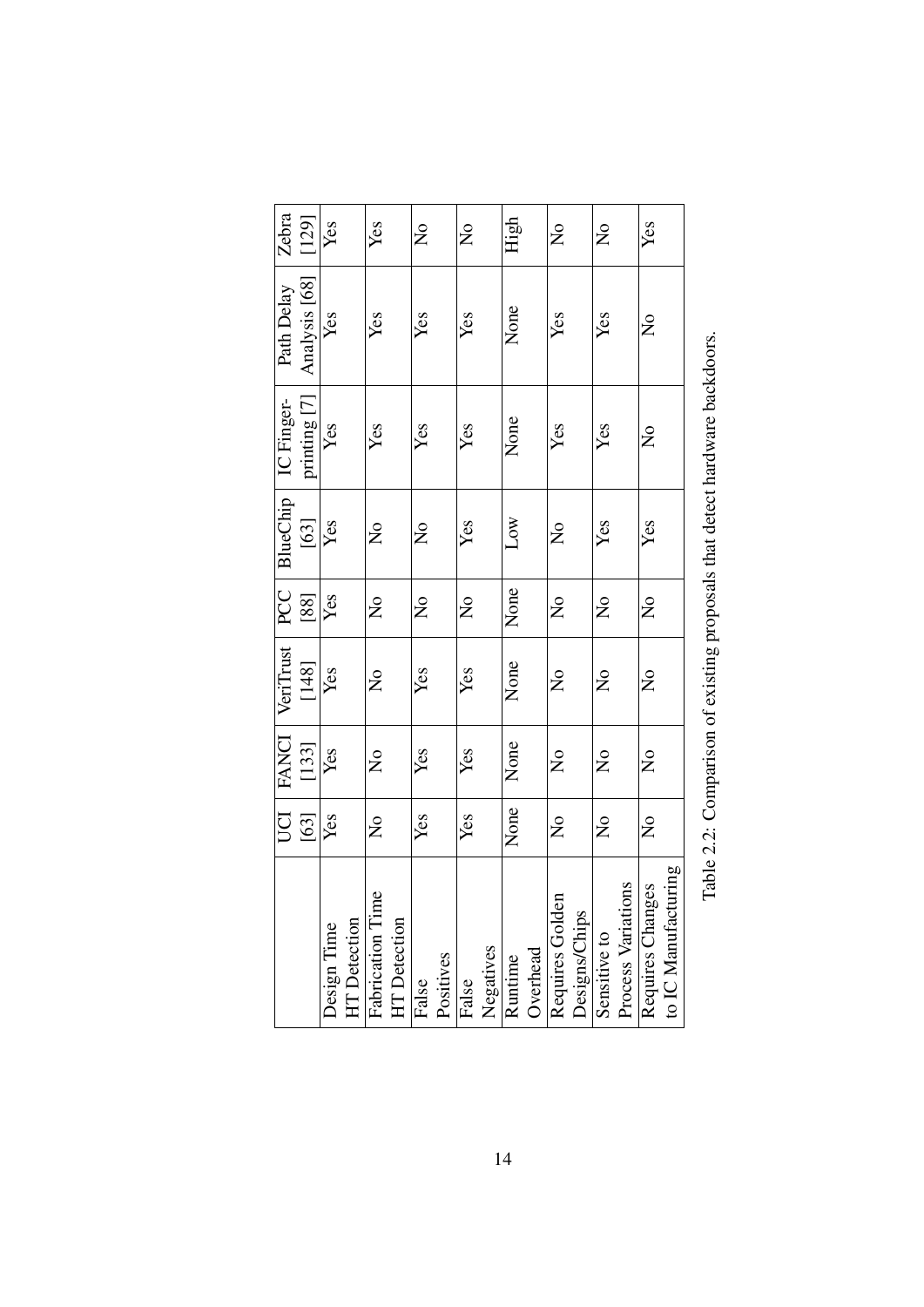|  | UCI [63] | FANCI [133] | VeriTrust [148] | PCC [88] | BlueChip [63] | IC Finger-printing [7] | Path Delay Analysis [68] | Zebra [129] |
|---|---|---|---|---|---|---|---|---|
| Design Time HT Detection | Yes | Yes | Yes | Yes | Yes | Yes | Yes | Yes |
| Fabrication Time HT Detection | No | No | No | No | No | Yes | Yes | Yes |
| False Positives | Yes | Yes | Yes | No | No | Yes | Yes | No |
| False Negatives | Yes | Yes | Yes | No | Yes | Yes | Yes | No |
| Runtime Overhead | None | None | None | None | Low | None | None | High |
| Requires Golden Designs/Chips | No | No | No | No | No | Yes | Yes | No |
| Sensitive to Process Variations | No | No | No | No | Yes | Yes | Yes | No |
| Requires Changes to IC Manufacturing | No | No | No | No | Yes | No | No | Yes |

Table 2.2: Comparison of existing proposals that detect hardware backdoors.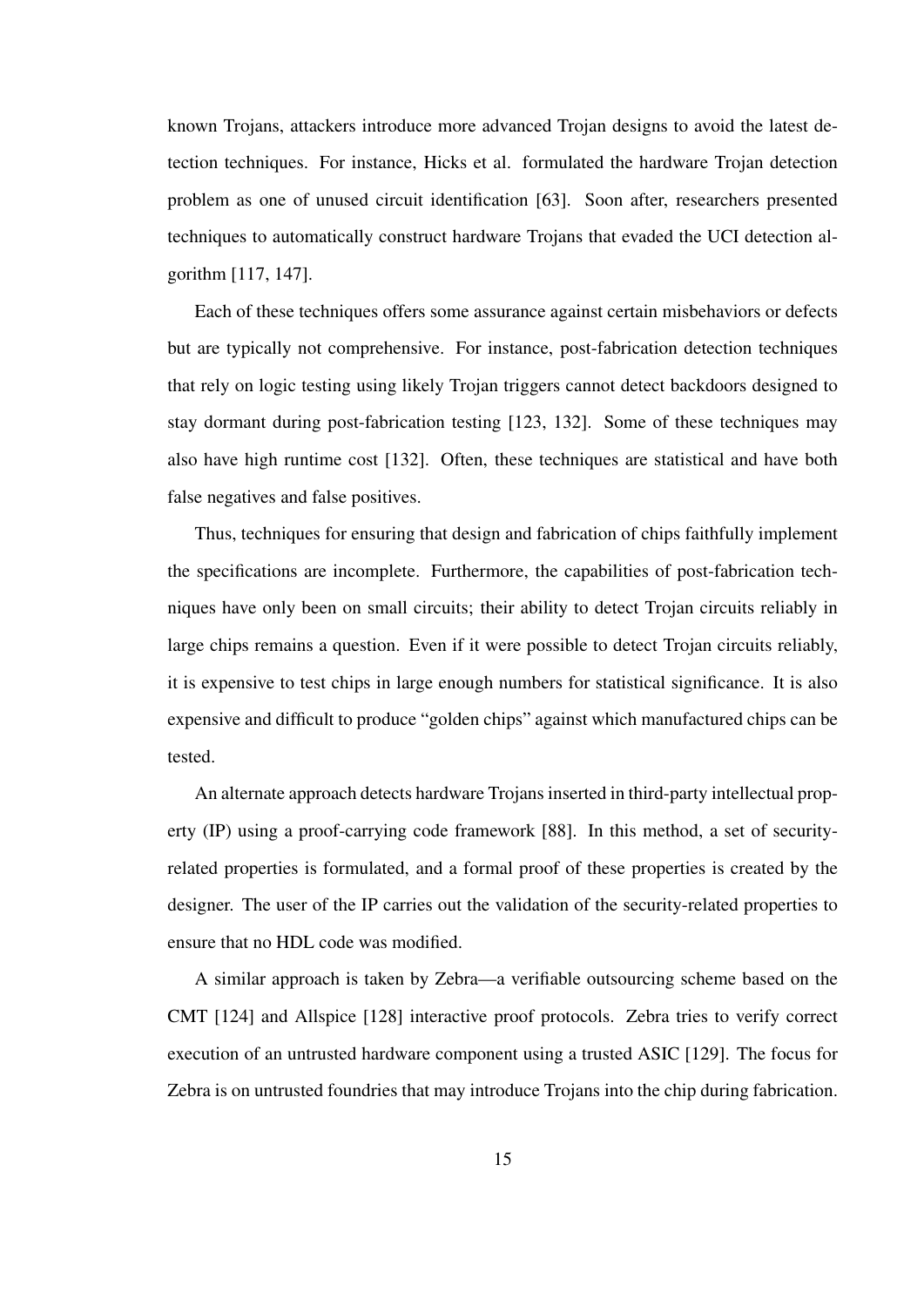known Trojans, attackers introduce more advanced Trojan designs to avoid the latest detection techniques. For instance, Hicks et al. formulated the hardware Trojan detection problem as one of unused circuit identification [63]. Soon after, researchers presented techniques to automatically construct hardware Trojans that evaded the UCI detection algorithm [117, 147].

Each of these techniques offers some assurance against certain misbehaviors or defects but are typically not comprehensive. For instance, post-fabrication detection techniques that rely on logic testing using likely Trojan triggers cannot detect backdoors designed to stay dormant during post-fabrication testing [123, 132]. Some of these techniques may also have high runtime cost [132]. Often, these techniques are statistical and have both false negatives and false positives.

Thus, techniques for ensuring that design and fabrication of chips faithfully implement the specifications are incomplete. Furthermore, the capabilities of post-fabrication techniques have only been on small circuits; their ability to detect Trojan circuits reliably in large chips remains a question. Even if it were possible to detect Trojan circuits reliably, it is expensive to test chips in large enough numbers for statistical significance. It is also expensive and difficult to produce "golden chips" against which manufactured chips can be tested.

An alternate approach detects hardware Trojans inserted in third-party intellectual property (IP) using a proof-carrying code framework [88]. In this method, a set of security-related properties is formulated, and a formal proof of these properties is created by the designer. The user of the IP carries out the validation of the security-related properties to ensure that no HDL code was modified.

A similar approach is taken by Zebra—a verifiable outsourcing scheme based on the CMT [124] and Allspice [128] interactive proof protocols. Zebra tries to verify correct execution of an untrusted hardware component using a trusted ASIC [129]. The focus for Zebra is on untrusted foundries that may introduce Trojans into the chip during fabrication.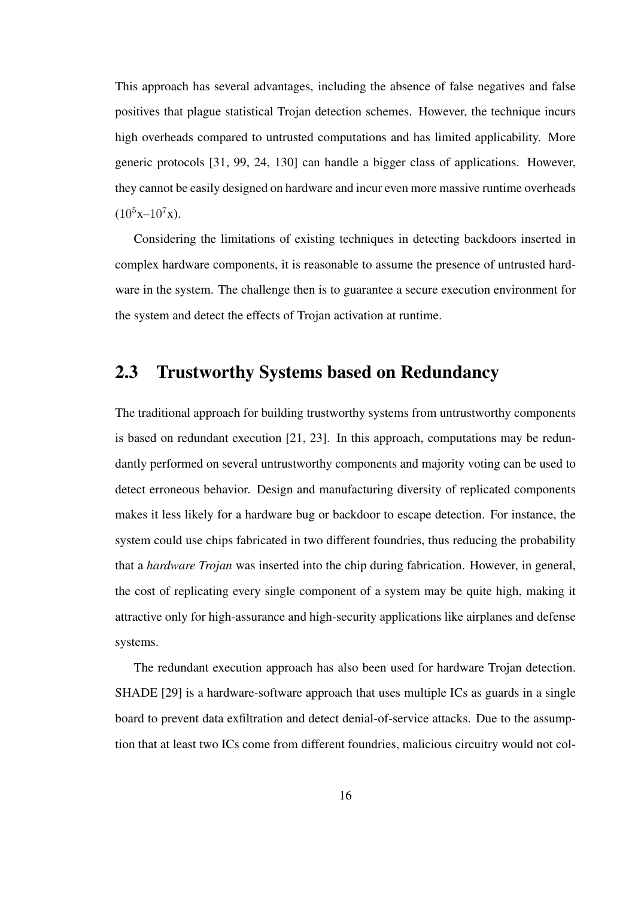This approach has several advantages, including the absence of false negatives and false positives that plague statistical Trojan detection schemes. However, the technique incurs high overheads compared to untrusted computations and has limited applicability. More generic protocols [31, 99, 24, 130] can handle a bigger class of applications. However, they cannot be easily designed on hardware and incur even more massive runtime overheads ($10^5$x–$10^7$x).

Considering the limitations of existing techniques in detecting backdoors inserted in complex hardware components, it is reasonable to assume the presence of untrusted hardware in the system. The challenge then is to guarantee a secure execution environment for the system and detect the effects of Trojan activation at runtime.

## 2.3 Trustworthy Systems based on Redundancy

The traditional approach for building trustworthy systems from untrustworthy components is based on redundant execution [21, 23]. In this approach, computations may be redundantly performed on several untrustworthy components and majority voting can be used to detect erroneous behavior. Design and manufacturing diversity of replicated components makes it less likely for a hardware bug or backdoor to escape detection. For instance, the system could use chips fabricated in two different foundries, thus reducing the probability that a *hardware Trojan* was inserted into the chip during fabrication. However, in general, the cost of replicating every single component of a system may be quite high, making it attractive only for high-assurance and high-security applications like airplanes and defense systems.

The redundant execution approach has also been used for hardware Trojan detection. SHADE [29] is a hardware-software approach that uses multiple ICs as guards in a single board to prevent data exfiltration and detect denial-of-service attacks. Due to the assumption that at least two ICs come from different foundries, malicious circuitry would not col-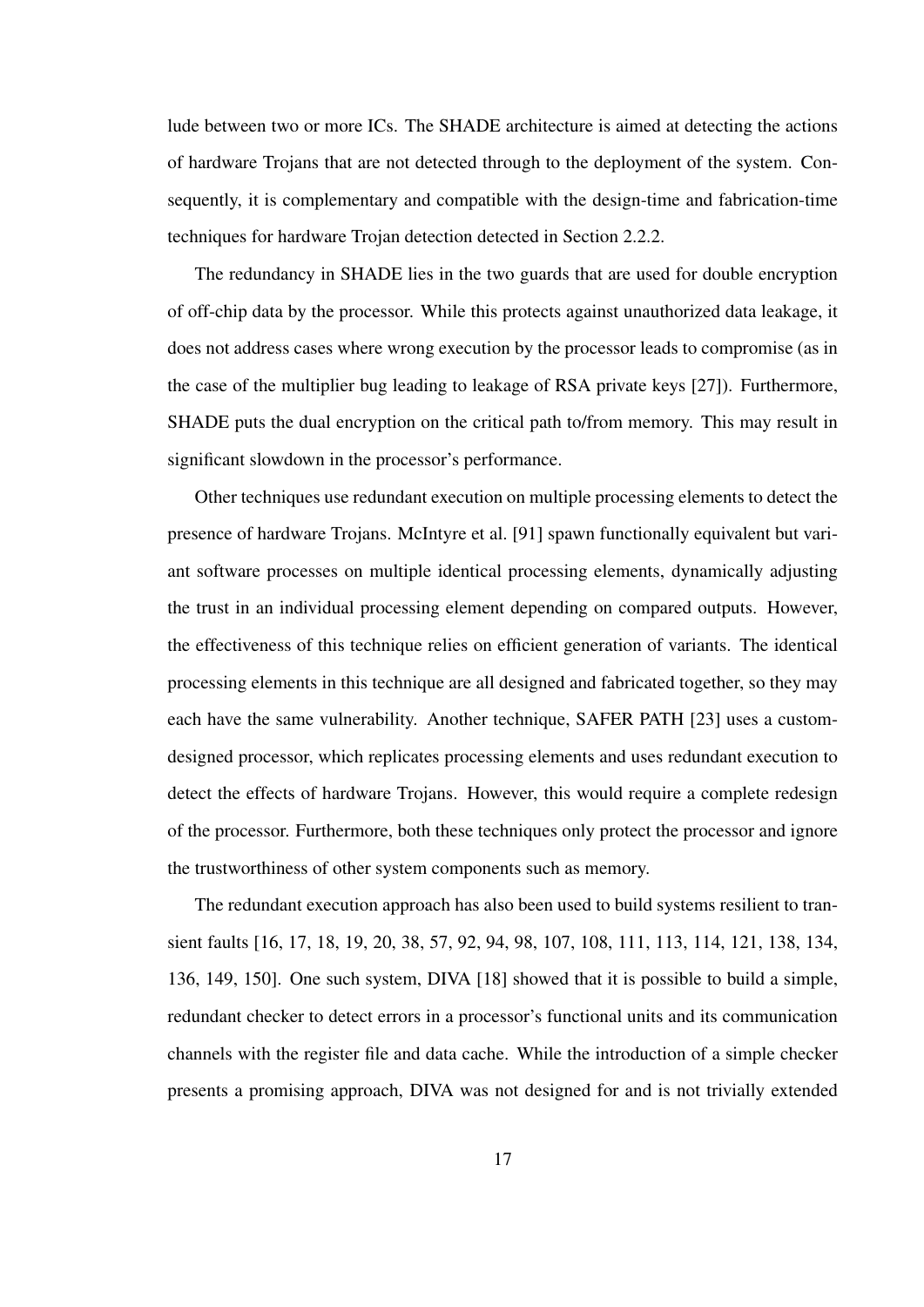lude between two or more ICs. The SHADE architecture is aimed at detecting the actions of hardware Trojans that are not detected through to the deployment of the system. Consequently, it is complementary and compatible with the design-time and fabrication-time techniques for hardware Trojan detection detected in Section 2.2.2.

The redundancy in SHADE lies in the two guards that are used for double encryption of off-chip data by the processor. While this protects against unauthorized data leakage, it does not address cases where wrong execution by the processor leads to compromise (as in the case of the multiplier bug leading to leakage of RSA private keys [27]). Furthermore, SHADE puts the dual encryption on the critical path to/from memory. This may result in significant slowdown in the processor's performance.

Other techniques use redundant execution on multiple processing elements to detect the presence of hardware Trojans. McIntyre et al. [91] spawn functionally equivalent but variant software processes on multiple identical processing elements, dynamically adjusting the trust in an individual processing element depending on compared outputs. However, the effectiveness of this technique relies on efficient generation of variants. The identical processing elements in this technique are all designed and fabricated together, so they may each have the same vulnerability. Another technique, SAFER PATH [23] uses a custom-designed processor, which replicates processing elements and uses redundant execution to detect the effects of hardware Trojans. However, this would require a complete redesign of the processor. Furthermore, both these techniques only protect the processor and ignore the trustworthiness of other system components such as memory.

The redundant execution approach has also been used to build systems resilient to transient faults [16, 17, 18, 19, 20, 38, 57, 92, 94, 98, 107, 108, 111, 113, 114, 121, 138, 134, 136, 149, 150]. One such system, DIVA [18] showed that it is possible to build a simple, redundant checker to detect errors in a processor's functional units and its communication channels with the register file and data cache. While the introduction of a simple checker presents a promising approach, DIVA was not designed for and is not trivially extended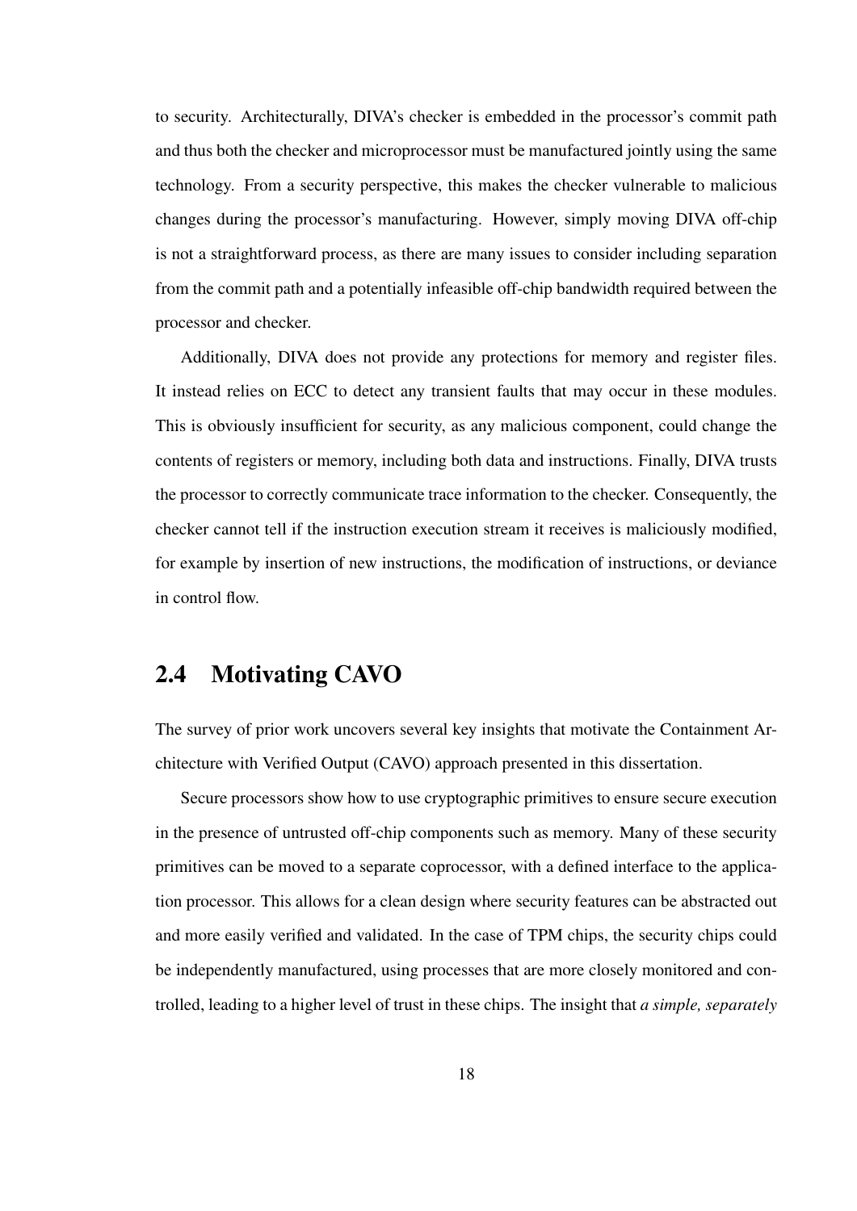to security. Architecturally, DIVA's checker is embedded in the processor's commit path and thus both the checker and microprocessor must be manufactured jointly using the same technology. From a security perspective, this makes the checker vulnerable to malicious changes during the processor's manufacturing. However, simply moving DIVA off-chip is not a straightforward process, as there are many issues to consider including separation from the commit path and a potentially infeasible off-chip bandwidth required between the processor and checker.

Additionally, DIVA does not provide any protections for memory and register files. It instead relies on ECC to detect any transient faults that may occur in these modules. This is obviously insufficient for security, as any malicious component, could change the contents of registers or memory, including both data and instructions. Finally, DIVA trusts the processor to correctly communicate trace information to the checker. Consequently, the checker cannot tell if the instruction execution stream it receives is maliciously modified, for example by insertion of new instructions, the modification of instructions, or deviance in control flow.

## 2.4 Motivating CAVO

The survey of prior work uncovers several key insights that motivate the Containment Architecture with Verified Output (CAVO) approach presented in this dissertation.

Secure processors show how to use cryptographic primitives to ensure secure execution in the presence of untrusted off-chip components such as memory. Many of these security primitives can be moved to a separate coprocessor, with a defined interface to the application processor. This allows for a clean design where security features can be abstracted out and more easily verified and validated. In the case of TPM chips, the security chips could be independently manufactured, using processes that are more closely monitored and controlled, leading to a higher level of trust in these chips. The insight that *a simple, separately*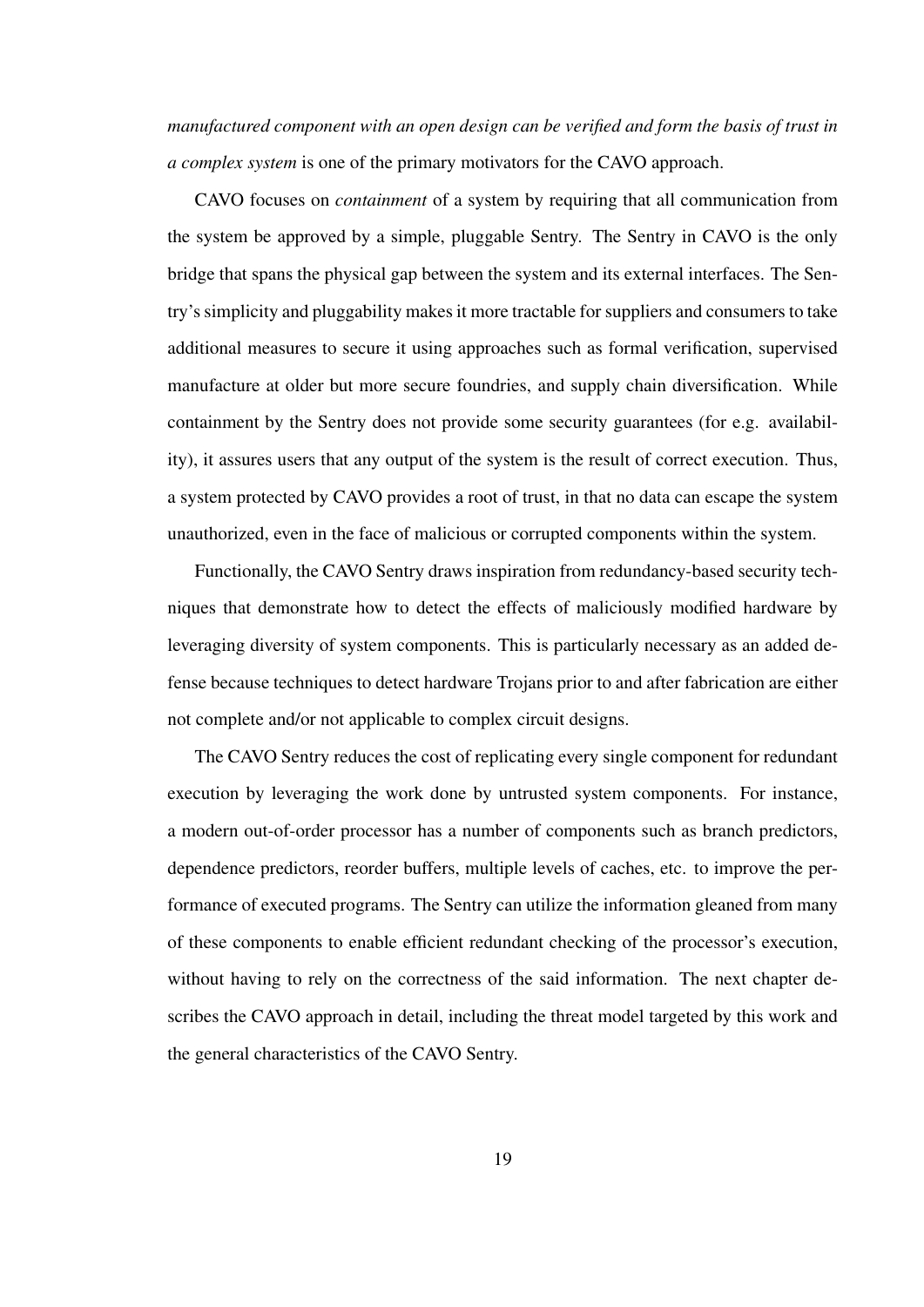*manufactured component with an open design can be verified and form the basis of trust in a complex system* is one of the primary motivators for the CAVO approach.

CAVO focuses on *containment* of a system by requiring that all communication from the system be approved by a simple, pluggable Sentry. The Sentry in CAVO is the only bridge that spans the physical gap between the system and its external interfaces. The Sentry's simplicity and pluggability makes it more tractable for suppliers and consumers to take additional measures to secure it using approaches such as formal verification, supervised manufacture at older but more secure foundries, and supply chain diversification. While containment by the Sentry does not provide some security guarantees (for e.g. availability), it assures users that any output of the system is the result of correct execution. Thus, a system protected by CAVO provides a root of trust, in that no data can escape the system unauthorized, even in the face of malicious or corrupted components within the system.

Functionally, the CAVO Sentry draws inspiration from redundancy-based security techniques that demonstrate how to detect the effects of maliciously modified hardware by leveraging diversity of system components. This is particularly necessary as an added defense because techniques to detect hardware Trojans prior to and after fabrication are either not complete and/or not applicable to complex circuit designs.

The CAVO Sentry reduces the cost of replicating every single component for redundant execution by leveraging the work done by untrusted system components. For instance, a modern out-of-order processor has a number of components such as branch predictors, dependence predictors, reorder buffers, multiple levels of caches, etc. to improve the performance of executed programs. The Sentry can utilize the information gleaned from many of these components to enable efficient redundant checking of the processor's execution, without having to rely on the correctness of the said information. The next chapter describes the CAVO approach in detail, including the threat model targeted by this work and the general characteristics of the CAVO Sentry.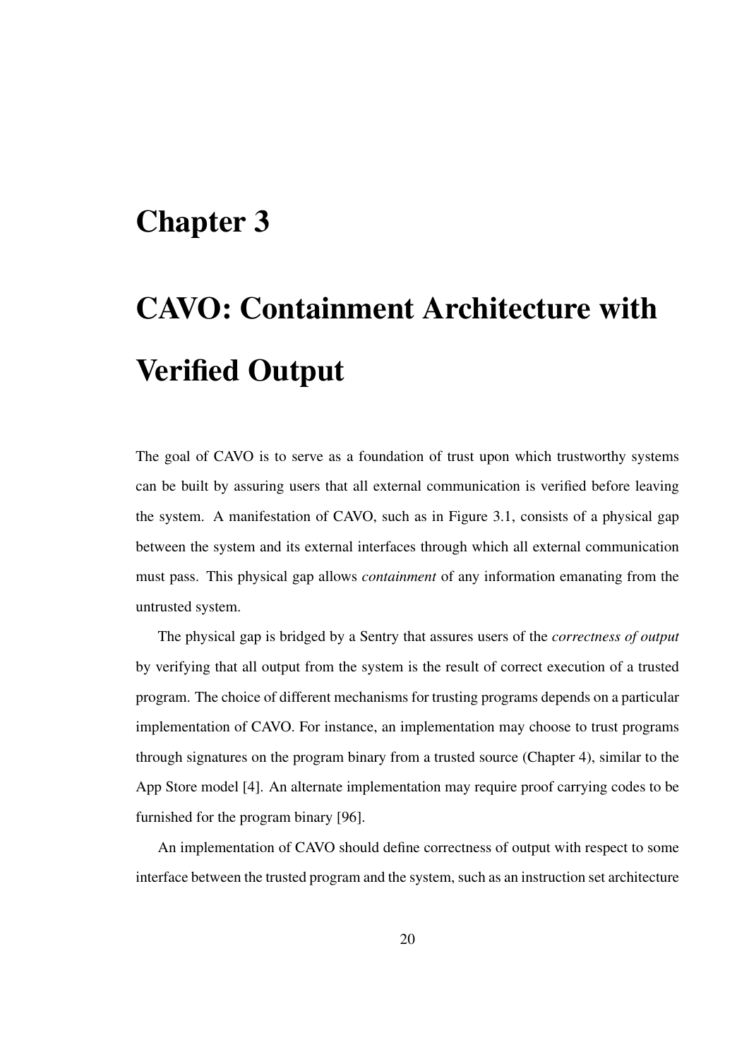# Chapter 3

# CAVO: Containment Architecture with Verified Output

The goal of CAVO is to serve as a foundation of trust upon which trustworthy systems can be built by assuring users that all external communication is verified before leaving the system. A manifestation of CAVO, such as in Figure 3.1, consists of a physical gap between the system and its external interfaces through which all external communication must pass. This physical gap allows *containment* of any information emanating from the untrusted system.

The physical gap is bridged by a Sentry that assures users of the *correctness of output* by verifying that all output from the system is the result of correct execution of a trusted program. The choice of different mechanisms for trusting programs depends on a particular implementation of CAVO. For instance, an implementation may choose to trust programs through signatures on the program binary from a trusted source (Chapter 4), similar to the App Store model [4]. An alternate implementation may require proof carrying codes to be furnished for the program binary [96].

An implementation of CAVO should define correctness of output with respect to some interface between the trusted program and the system, such as an instruction set architecture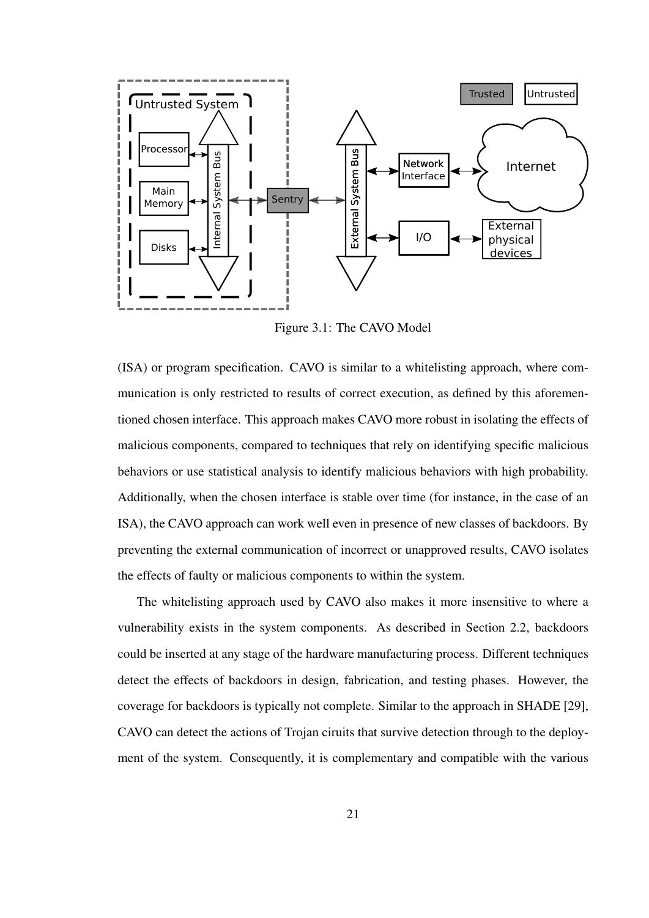Figure 3.1: The CAVO Model

(ISA) or program specification. CAVO is similar to a whitelisting approach, where communication is only restricted to results of correct execution, as defined by this aforementioned chosen interface. This approach makes CAVO more robust in isolating the effects of malicious components, compared to techniques that rely on identifying specific malicious behaviors or use statistical analysis to identify malicious behaviors with high probability. Additionally, when the chosen interface is stable over time (for instance, in the case of an ISA), the CAVO approach can work well even in presence of new classes of backdoors. By preventing the external communication of incorrect or unapproved results, CAVO isolates the effects of faulty or malicious components to within the system.

The whitelisting approach used by CAVO also makes it more insensitive to where a vulnerability exists in the system components. As described in Section 2.2, backdoors could be inserted at any stage of the hardware manufacturing process. Different techniques detect the effects of backdoors in design, fabrication, and testing phases. However, the coverage for backdoors is typically not complete. Similar to the approach in SHADE [29], CAVO can detect the actions of Trojan ciruits that survive detection through to the deployment of the system. Consequently, it is complementary and compatible with the various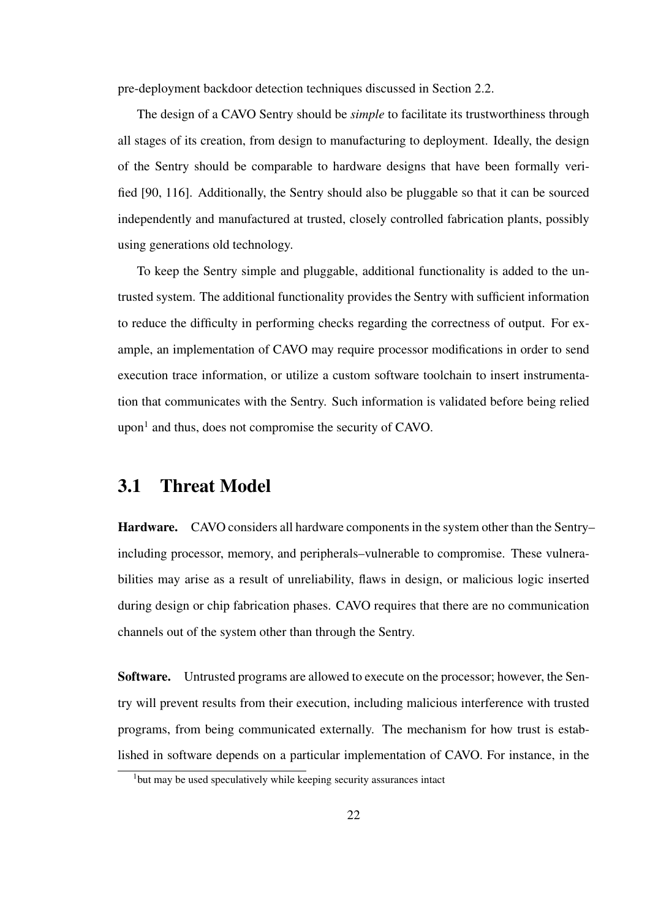pre-deployment backdoor detection techniques discussed in Section 2.2.

The design of a CAVO Sentry should be *simple* to facilitate its trustworthiness through all stages of its creation, from design to manufacturing to deployment. Ideally, the design of the Sentry should be comparable to hardware designs that have been formally verified [90, 116]. Additionally, the Sentry should also be pluggable so that it can be sourced independently and manufactured at trusted, closely controlled fabrication plants, possibly using generations old technology.

To keep the Sentry simple and pluggable, additional functionality is added to the untrusted system. The additional functionality provides the Sentry with sufficient information to reduce the difficulty in performing checks regarding the correctness of output. For example, an implementation of CAVO may require processor modifications in order to send execution trace information, or utilize a custom software toolchain to insert instrumentation that communicates with the Sentry. Such information is validated before being relied upon[1] and thus, does not compromise the security of CAVO.

## 3.1 Threat Model

**Hardware.** CAVO considers all hardware components in the system other than the Sentry–including processor, memory, and peripherals–vulnerable to compromise. These vulnerabilities may arise as a result of unreliability, flaws in design, or malicious logic inserted during design or chip fabrication phases. CAVO requires that there are no communication channels out of the system other than through the Sentry.

**Software.** Untrusted programs are allowed to execute on the processor; however, the Sentry will prevent results from their execution, including malicious interference with trusted programs, from being communicated externally. The mechanism for how trust is established in software depends on a particular implementation of CAVO. For instance, in the

[1] but may be used speculatively while keeping security assurances intact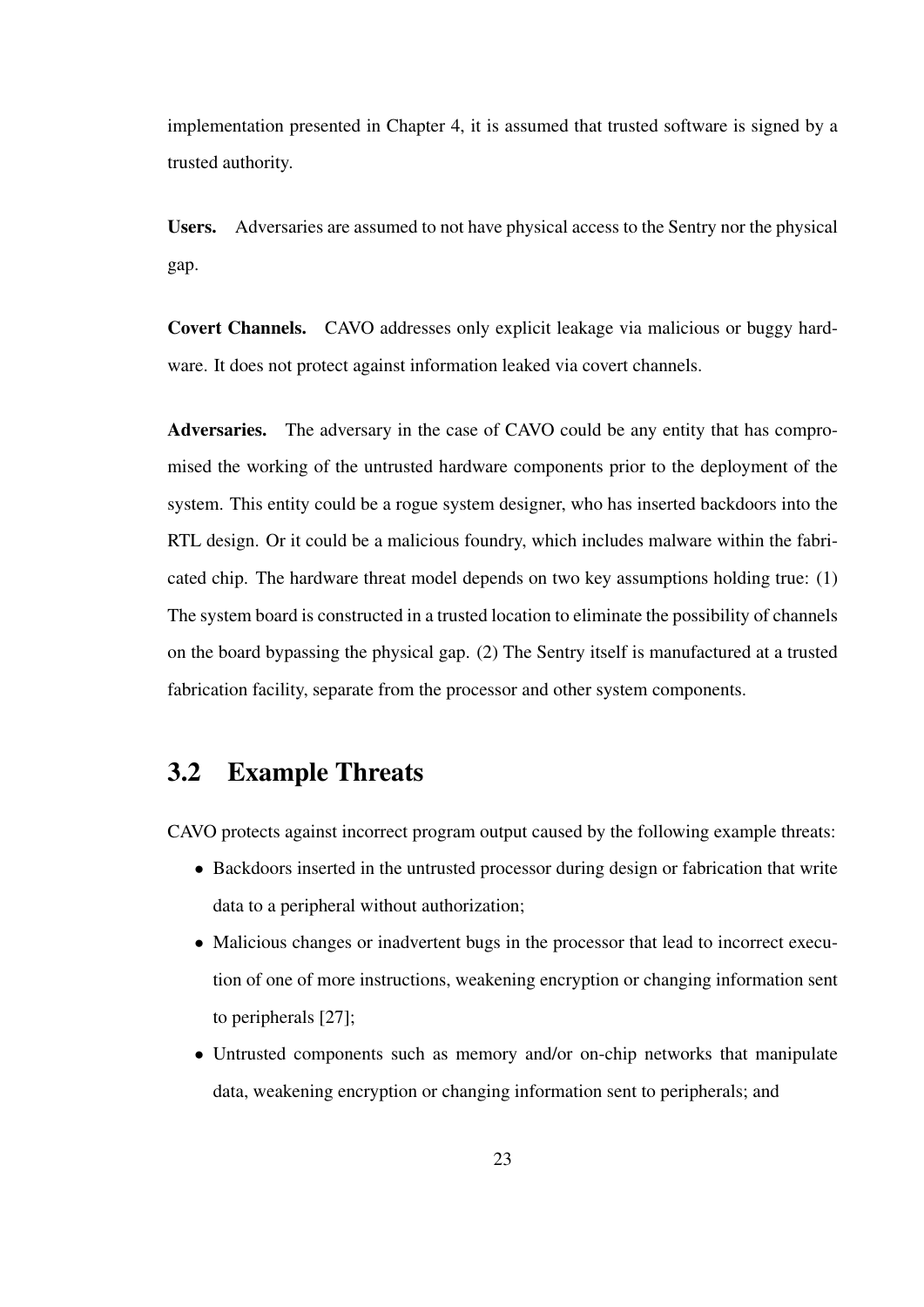implementation presented in Chapter 4, it is assumed that trusted software is signed by a trusted authority.

**Users.** Adversaries are assumed to not have physical access to the Sentry nor the physical gap.

**Covert Channels.** CAVO addresses only explicit leakage via malicious or buggy hardware. It does not protect against information leaked via covert channels.

**Adversaries.** The adversary in the case of CAVO could be any entity that has compromised the working of the untrusted hardware components prior to the deployment of the system. This entity could be a rogue system designer, who has inserted backdoors into the RTL design. Or it could be a malicious foundry, which includes malware within the fabricated chip. The hardware threat model depends on two key assumptions holding true: (1) The system board is constructed in a trusted location to eliminate the possibility of channels on the board bypassing the physical gap. (2) The Sentry itself is manufactured at a trusted fabrication facility, separate from the processor and other system components.

## 3.2 Example Threats

CAVO protects against incorrect program output caused by the following example threats:

- Backdoors inserted in the untrusted processor during design or fabrication that write data to a peripheral without authorization;
- Malicious changes or inadvertent bugs in the processor that lead to incorrect execution of one of more instructions, weakening encryption or changing information sent to peripherals [27];
- Untrusted components such as memory and/or on-chip networks that manipulate data, weakening encryption or changing information sent to peripherals; and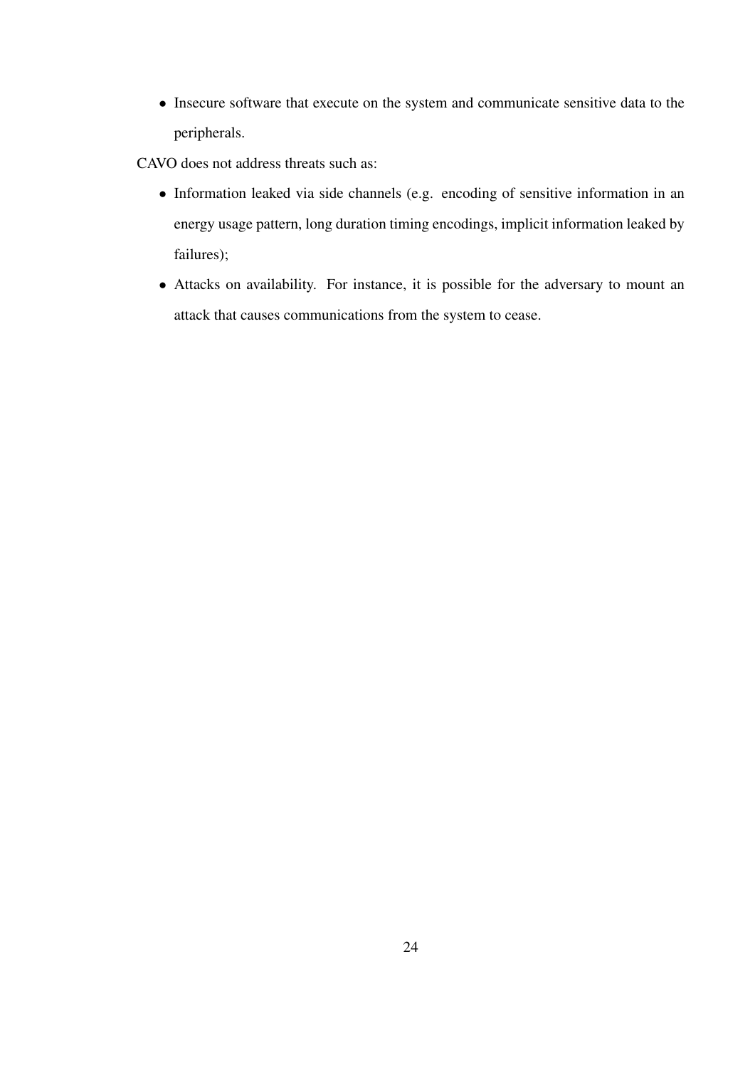- Insecure software that execute on the system and communicate sensitive data to the peripherals.

CAVO does not address threats such as:

- Information leaked via side channels (e.g. encoding of sensitive information in an energy usage pattern, long duration timing encodings, implicit information leaked by failures);
- Attacks on availability. For instance, it is possible for the adversary to mount an attack that causes communications from the system to cease.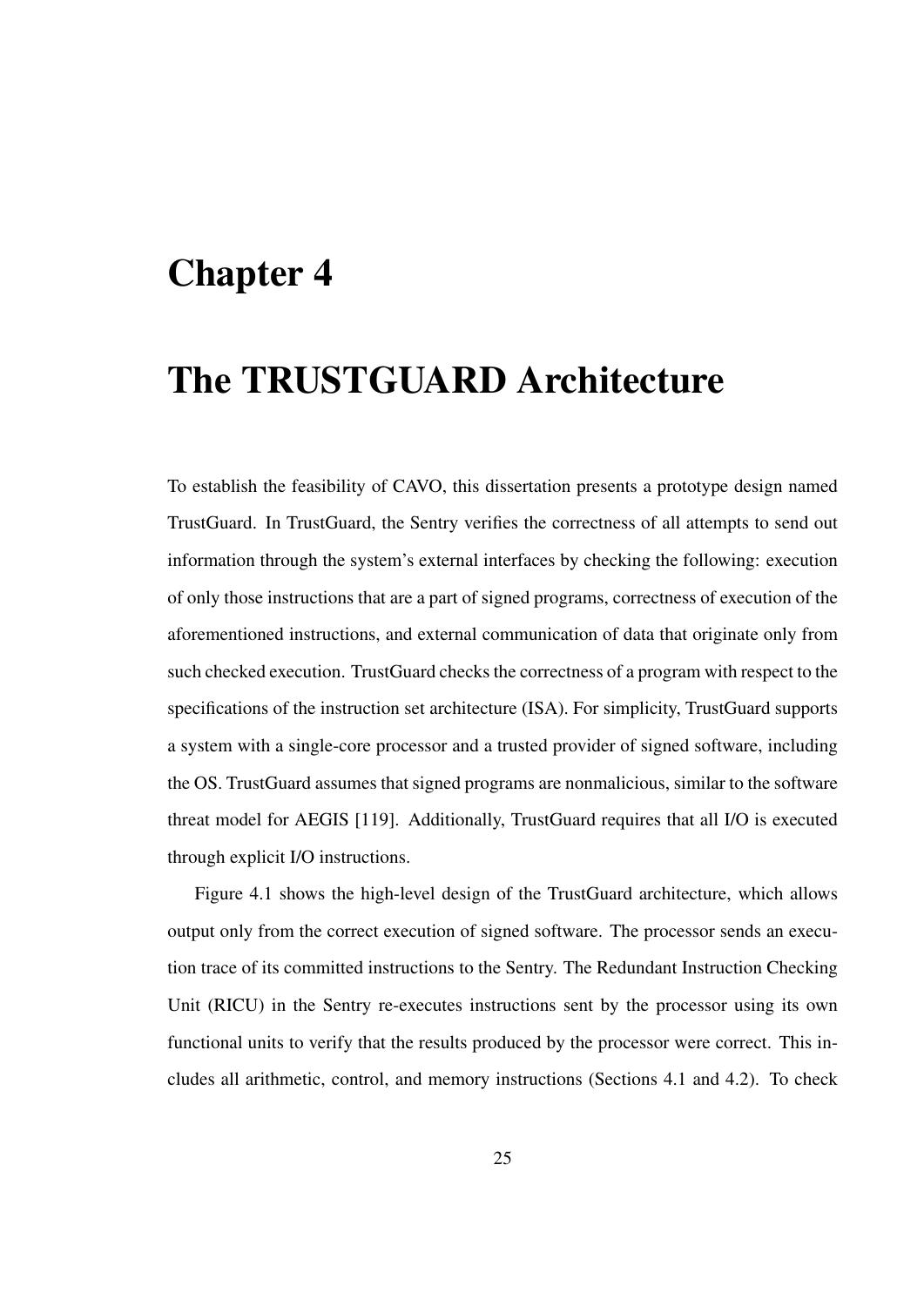# Chapter 4

# The TRUSTGUARD Architecture

To establish the feasibility of CAVO, this dissertation presents a prototype design named TrustGuard. In TrustGuard, the Sentry verifies the correctness of all attempts to send out information through the system's external interfaces by checking the following: execution of only those instructions that are a part of signed programs, correctness of execution of the aforementioned instructions, and external communication of data that originate only from such checked execution. TrustGuard checks the correctness of a program with respect to the specifications of the instruction set architecture (ISA). For simplicity, TrustGuard supports a system with a single-core processor and a trusted provider of signed software, including the OS. TrustGuard assumes that signed programs are nonmalicious, similar to the software threat model for AEGIS [119]. Additionally, TrustGuard requires that all I/O is executed through explicit I/O instructions.

Figure 4.1 shows the high-level design of the TrustGuard architecture, which allows output only from the correct execution of signed software. The processor sends an execution trace of its committed instructions to the Sentry. The Redundant Instruction Checking Unit (RICU) in the Sentry re-executes instructions sent by the processor using its own functional units to verify that the results produced by the processor were correct. This includes all arithmetic, control, and memory instructions (Sections 4.1 and 4.2). To check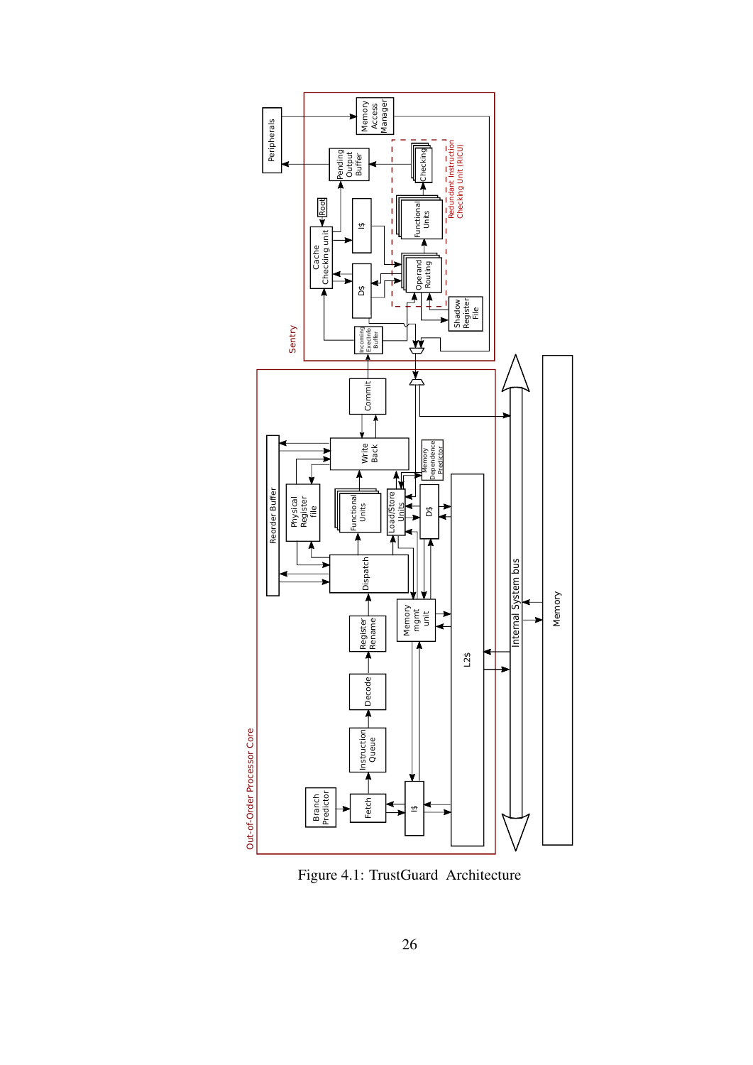Figure 4.1: TrustGuard Architecture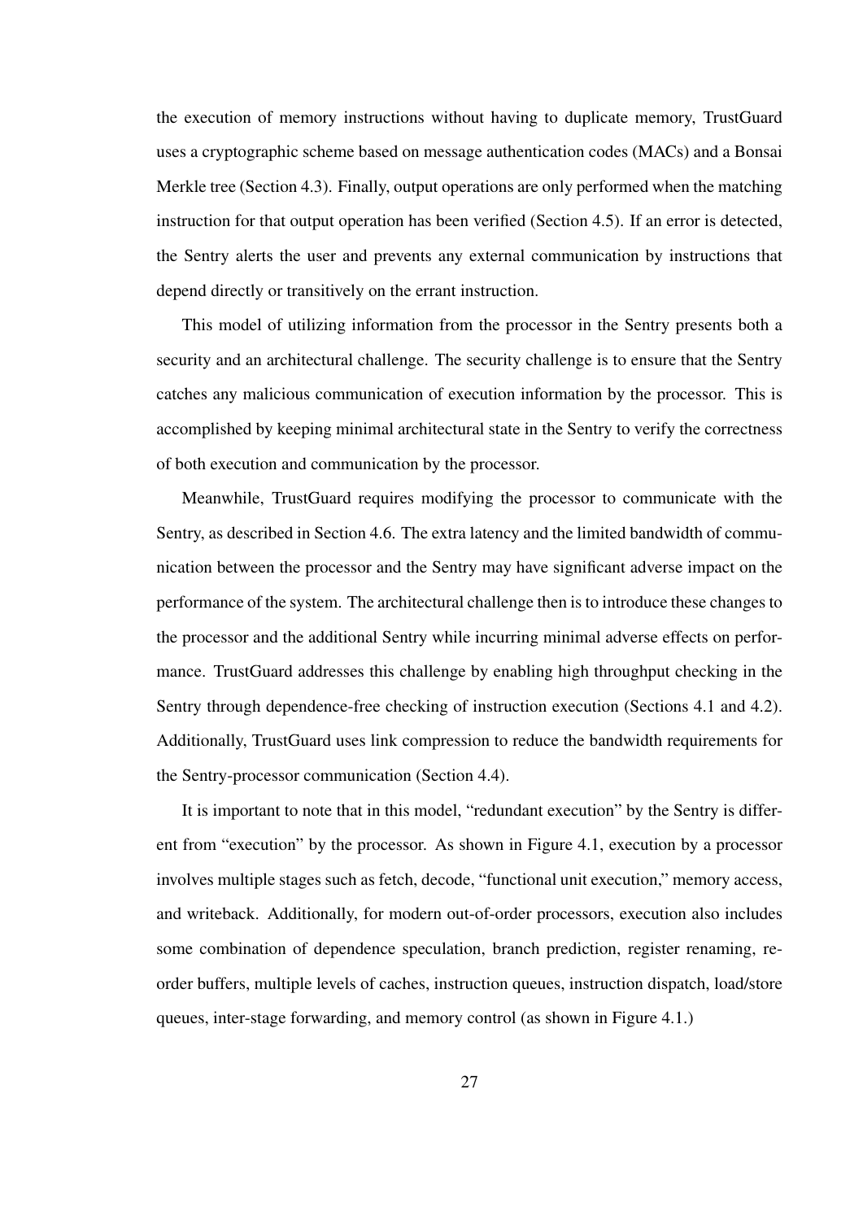the execution of memory instructions without having to duplicate memory, TrustGuard uses a cryptographic scheme based on message authentication codes (MACs) and a Bonsai Merkle tree (Section 4.3). Finally, output operations are only performed when the matching instruction for that output operation has been verified (Section 4.5). If an error is detected, the Sentry alerts the user and prevents any external communication by instructions that depend directly or transitively on the errant instruction.

This model of utilizing information from the processor in the Sentry presents both a security and an architectural challenge. The security challenge is to ensure that the Sentry catches any malicious communication of execution information by the processor. This is accomplished by keeping minimal architectural state in the Sentry to verify the correctness of both execution and communication by the processor.

Meanwhile, TrustGuard requires modifying the processor to communicate with the Sentry, as described in Section 4.6. The extra latency and the limited bandwidth of communication between the processor and the Sentry may have significant adverse impact on the performance of the system. The architectural challenge then is to introduce these changes to the processor and the additional Sentry while incurring minimal adverse effects on performance. TrustGuard addresses this challenge by enabling high throughput checking in the Sentry through dependence-free checking of instruction execution (Sections 4.1 and 4.2). Additionally, TrustGuard uses link compression to reduce the bandwidth requirements for the Sentry-processor communication (Section 4.4).

It is important to note that in this model, "redundant execution" by the Sentry is different from "execution" by the processor. As shown in Figure 4.1, execution by a processor involves multiple stages such as fetch, decode, "functional unit execution," memory access, and writeback. Additionally, for modern out-of-order processors, execution also includes some combination of dependence speculation, branch prediction, register renaming, reorder buffers, multiple levels of caches, instruction queues, instruction dispatch, load/store queues, inter-stage forwarding, and memory control (as shown in Figure 4.1.)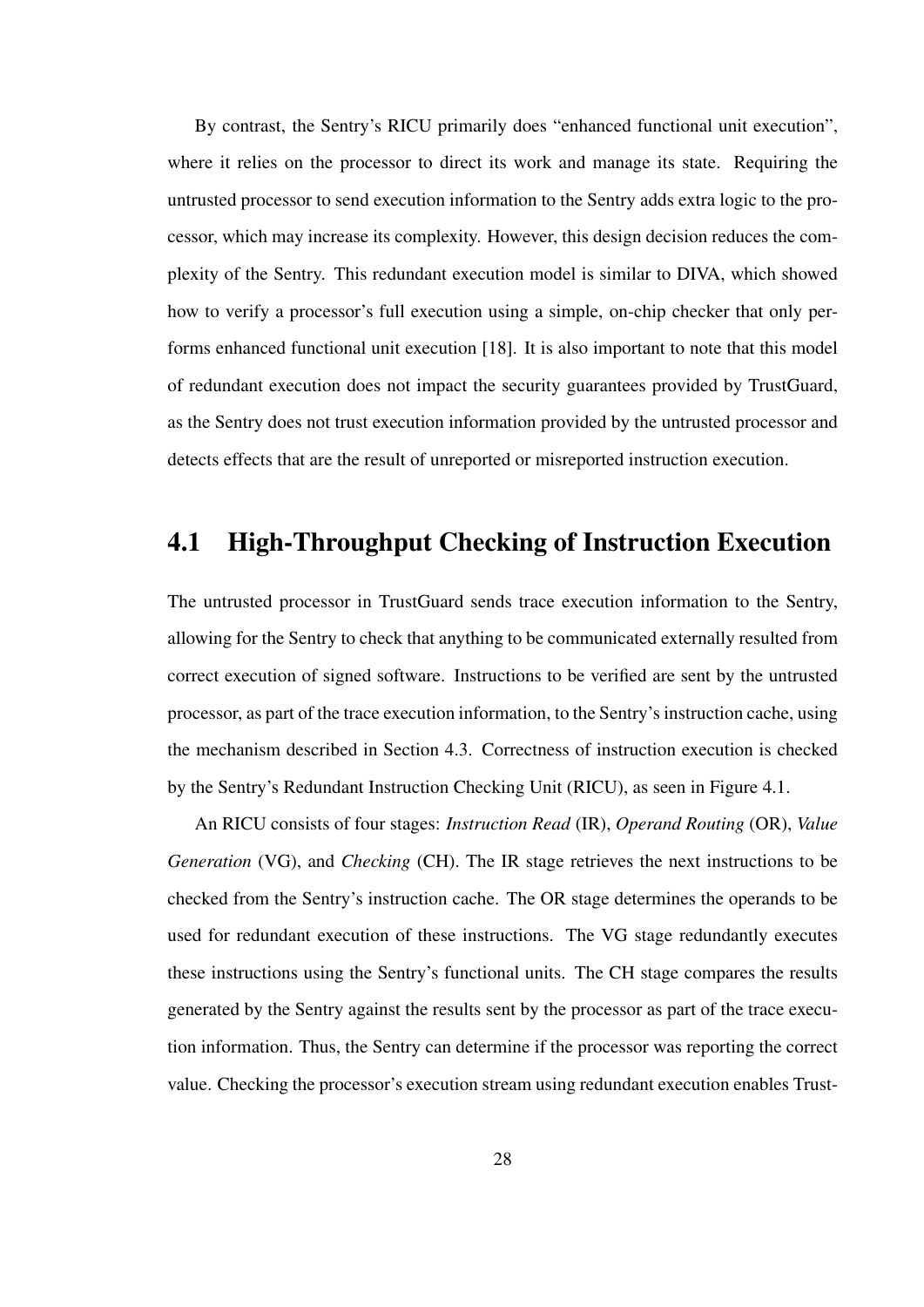By contrast, the Sentry's RICU primarily does "enhanced functional unit execution", where it relies on the processor to direct its work and manage its state. Requiring the untrusted processor to send execution information to the Sentry adds extra logic to the processor, which may increase its complexity. However, this design decision reduces the complexity of the Sentry. This redundant execution model is similar to DIVA, which showed how to verify a processor's full execution using a simple, on-chip checker that only performs enhanced functional unit execution [18]. It is also important to note that this model of redundant execution does not impact the security guarantees provided by TrustGuard, as the Sentry does not trust execution information provided by the untrusted processor and detects effects that are the result of unreported or misreported instruction execution.

## 4.1 High-Throughput Checking of Instruction Execution

The untrusted processor in TrustGuard sends trace execution information to the Sentry, allowing for the Sentry to check that anything to be communicated externally resulted from correct execution of signed software. Instructions to be verified are sent by the untrusted processor, as part of the trace execution information, to the Sentry's instruction cache, using the mechanism described in Section 4.3. Correctness of instruction execution is checked by the Sentry's Redundant Instruction Checking Unit (RICU), as seen in Figure 4.1.

An RICU consists of four stages: *Instruction Read* (IR), *Operand Routing* (OR), *Value Generation* (VG), and *Checking* (CH). The IR stage retrieves the next instructions to be checked from the Sentry's instruction cache. The OR stage determines the operands to be used for redundant execution of these instructions. The VG stage redundantly executes these instructions using the Sentry's functional units. The CH stage compares the results generated by the Sentry against the results sent by the processor as part of the trace execution information. Thus, the Sentry can determine if the processor was reporting the correct value. Checking the processor's execution stream using redundant execution enables Trust-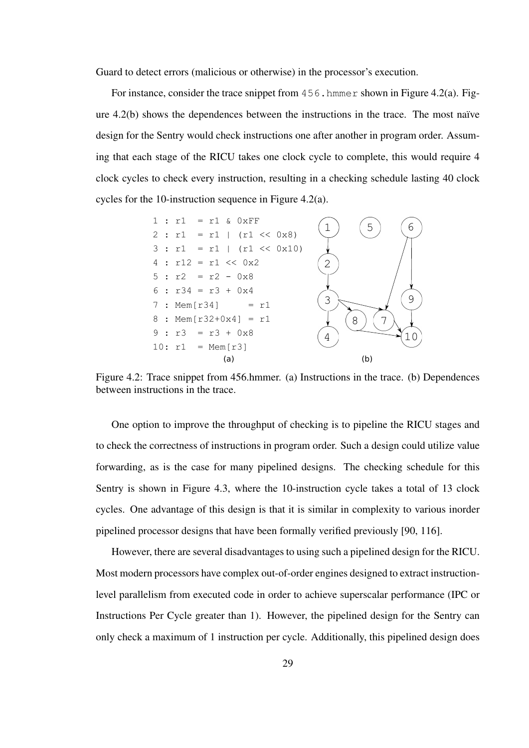Guard to detect errors (malicious or otherwise) in the processor's execution.

For instance, consider the trace snippet from `456.hmmer` shown in Figure 4.2(a). Figure 4.2(b) shows the dependences between the instructions in the trace. The most naïve design for the Sentry would check instructions one after another in program order. Assuming that each stage of the RICU takes one clock cycle to complete, this would require 4 clock cycles to check every instruction, resulting in a checking schedule lasting 40 clock cycles for the 10-instruction sequence in Figure 4.2(a).

```
1 : r1  = r1 & 0xFF
2 : r1  = r1 | (r1 << 0x8)
3 : r1  = r1 | (r1 << 0x10)
4 : r12 = r1 << 0x2
5 : r2  = r2 - 0x8
6 : r34 = r3 + 0x4
7 : Mem[r34]      = r1
8 : Mem[r32+0x4] = r1
9 : r3  = r3 + 0x8
10: r1  = Mem[r3]
```

(a) (b)

Figure 4.2: Trace snippet from 456.hmmer. (a) Instructions in the trace. (b) Dependences between instructions in the trace.

One option to improve the throughput of checking is to pipeline the RICU stages and to check the correctness of instructions in program order. Such a design could utilize value forwarding, as is the case for many pipelined designs. The checking schedule for this Sentry is shown in Figure 4.3, where the 10-instruction cycle takes a total of 13 clock cycles. One advantage of this design is that it is similar in complexity to various inorder pipelined processor designs that have been formally verified previously [90, 116].

However, there are several disadvantages to using such a pipelined design for the RICU. Most modern processors have complex out-of-order engines designed to extract instruction-level parallelism from executed code in order to achieve superscalar performance (IPC or Instructions Per Cycle greater than 1). However, the pipelined design for the Sentry can only check a maximum of 1 instruction per cycle. Additionally, this pipelined design does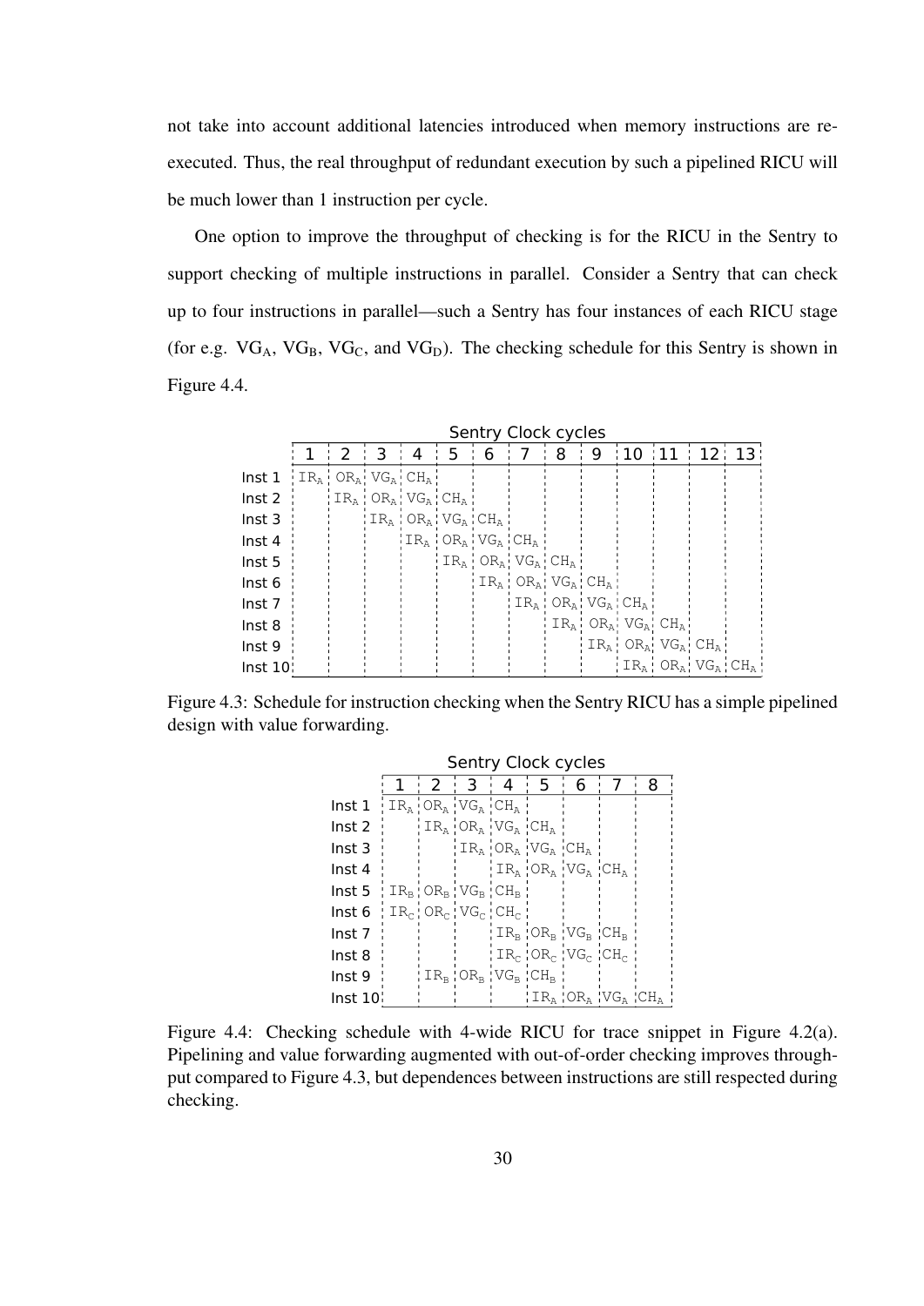not take into account additional latencies introduced when memory instructions are re-executed. Thus, the real throughput of redundant execution by such a pipelined RICU will be much lower than 1 instruction per cycle.

One option to improve the throughput of checking is for the RICU in the Sentry to support checking of multiple instructions in parallel. Consider a Sentry that can check up to four instructions in parallel—such a Sentry has four instances of each RICU stage (for e.g. $VG_A$, $VG_B$, $VG_C$, and $VG_D$). The checking schedule for this Sentry is shown in Figure 4.4.

Sentry Clock cycles

| | 1 | 2 | 3 | 4 | 5 | 6 | 7 | 8 | 9 | 10 | 11 | 12 | 13 |
|---|---|---|---|---|---|---|---|---|---|---|---|---|---|
| Inst 1 | $IR_A$ | $OR_A$ | $VG_A$ | $CH_A$ | | | | | | | | | |
| Inst 2 | | $IR_A$ | $OR_A$ | $VG_A$ | $CH_A$ | | | | | | | | |
| Inst 3 | | | $IR_A$ | $OR_A$ | $VG_A$ | $CH_A$ | | | | | | | |
| Inst 4 | | | | $IR_A$ | $OR_A$ | $VG_A$ | $CH_A$ | | | | | | |
| Inst 5 | | | | | $IR_A$ | $OR_A$ | $VG_A$ | $CH_A$ | | | | | |
| Inst 6 | | | | | | $IR_A$ | $OR_A$ | $VG_A$ | $CH_A$ | | | | |
| Inst 7 | | | | | | | $IR_A$ | $OR_A$ | $VG_A$ | $CH_A$ | | | |
| Inst 8 | | | | | | | | $IR_A$ | $OR_A$ | $VG_A$ | $CH_A$ | | |
| Inst 9 | | | | | | | | | $IR_A$ | $OR_A$ | $VG_A$ | $CH_A$ | |
| Inst 10 | | | | | | | | | | $IR_A$ | $OR_A$ | $VG_A$ | $CH_A$ |

Figure 4.3: Schedule for instruction checking when the Sentry RICU has a simple pipelined design with value forwarding.

Sentry Clock cycles

| | 1 | 2 | 3 | 4 | 5 | 6 | 7 | 8 |
|---|---|---|---|---|---|---|---|---|
| Inst 1 | $IR_A$ | $OR_A$ | $VG_A$ | $CH_A$ | | | | |
| Inst 2 | | $IR_A$ | $OR_A$ | $VG_A$ | $CH_A$ | | | |
| Inst 3 | | | $IR_A$ | $OR_A$ | $VG_A$ | $CH_A$ | | |
| Inst 4 | | | | $IR_A$ | $OR_A$ | $VG_A$ | $CH_A$ | |
| Inst 5 | $IR_B$ | $OR_B$ | $VG_B$ | $CH_B$ | | | | |
| Inst 6 | $IR_C$ | $OR_C$ | $VG_C$ | $CH_C$ | | | | |
| Inst 7 | | | | $IR_B$ | $OR_B$ | $VG_B$ | $CH_B$ | |
| Inst 8 | | | | $IR_C$ | $OR_C$ | $VG_C$ | $CH_C$ | |
| Inst 9 | | $IR_B$ | $OR_B$ | $VG_B$ | $CH_B$ | | | |
| Inst 10 | | | | | $IR_A$ | $OR_A$ | $VG_A$ | $CH_A$ |

Figure 4.4: Checking schedule with 4-wide RICU for trace snippet in Figure 4.2(a). Pipelining and value forwarding augmented with out-of-order checking improves throughput compared to Figure 4.3, but dependences between instructions are still respected during checking.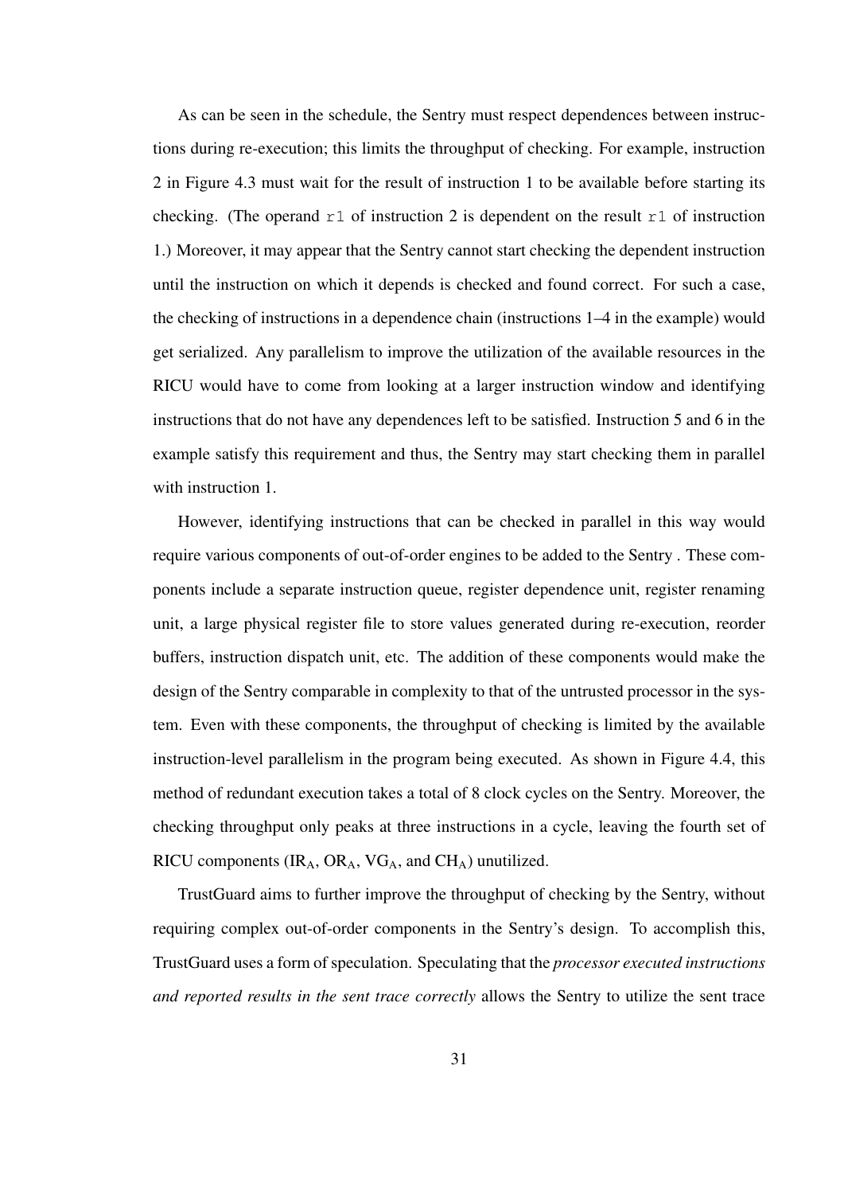As can be seen in the schedule, the Sentry must respect dependences between instructions during re-execution; this limits the throughput of checking. For example, instruction 2 in Figure 4.3 must wait for the result of instruction 1 to be available before starting its checking. (The operand `r1` of instruction 2 is dependent on the result `r1` of instruction 1.) Moreover, it may appear that the Sentry cannot start checking the dependent instruction until the instruction on which it depends is checked and found correct. For such a case, the checking of instructions in a dependence chain (instructions 1–4 in the example) would get serialized. Any parallelism to improve the utilization of the available resources in the RICU would have to come from looking at a larger instruction window and identifying instructions that do not have any dependences left to be satisfied. Instruction 5 and 6 in the example satisfy this requirement and thus, the Sentry may start checking them in parallel with instruction 1.

However, identifying instructions that can be checked in parallel in this way would require various components of out-of-order engines to be added to the Sentry . These components include a separate instruction queue, register dependence unit, register renaming unit, a large physical register file to store values generated during re-execution, reorder buffers, instruction dispatch unit, etc. The addition of these components would make the design of the Sentry comparable in complexity to that of the untrusted processor in the system. Even with these components, the throughput of checking is limited by the available instruction-level parallelism in the program being executed. As shown in Figure 4.4, this method of redundant execution takes a total of 8 clock cycles on the Sentry. Moreover, the checking throughput only peaks at three instructions in a cycle, leaving the fourth set of RICU components ($IR_A$, $OR_A$, $VG_A$, and $CH_A$) unutilized.

TrustGuard aims to further improve the throughput of checking by the Sentry, without requiring complex out-of-order components in the Sentry's design. To accomplish this, TrustGuard uses a form of speculation. Speculating that the *processor executed instructions and reported results in the sent trace correctly* allows the Sentry to utilize the sent trace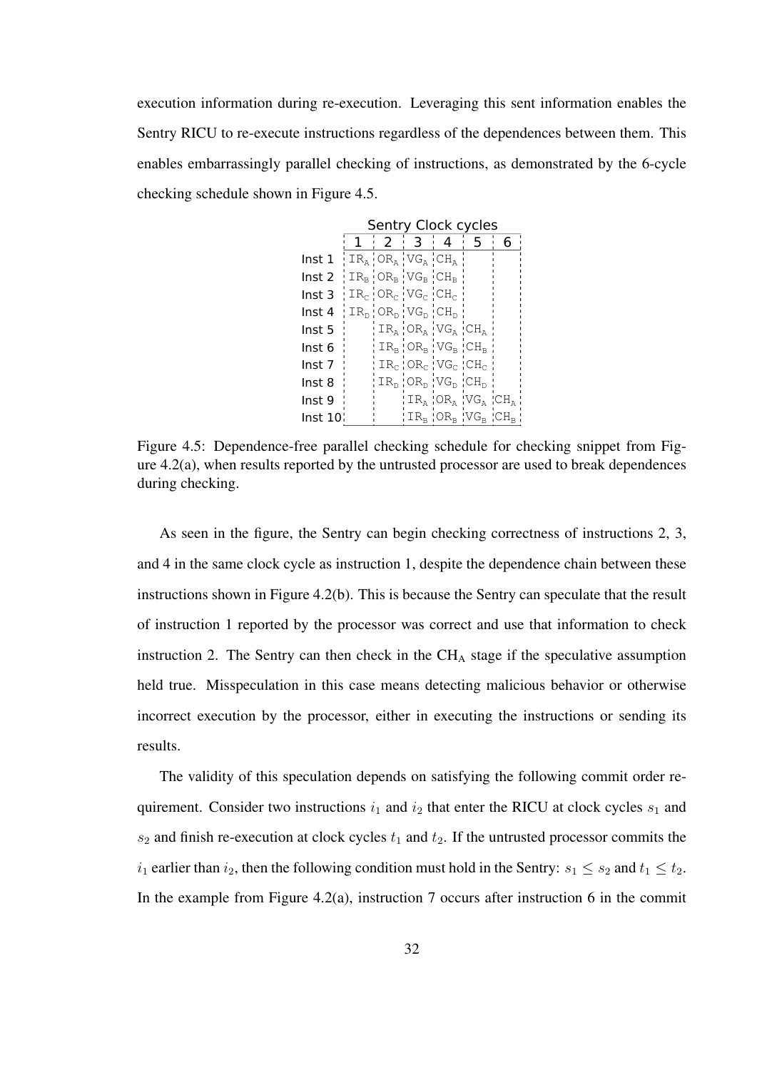execution information during re-execution. Leveraging this sent information enables the Sentry RICU to re-execute instructions regardless of the dependences between them. This enables embarrassingly parallel checking of instructions, as demonstrated by the 6-cycle checking schedule shown in Figure 4.5.

| | Sentry Clock cycles | | | | | |
|---|---|---|---|---|---|---|
| | 1 | 2 | 3 | 4 | 5 | 6 |
| Inst 1 | $IR_A$ | $OR_A$ | $VG_A$ | $CH_A$ | | |
| Inst 2 | $IR_B$ | $OR_B$ | $VG_B$ | $CH_B$ | | |
| Inst 3 | $IR_C$ | $OR_C$ | $VG_C$ | $CH_C$ | | |
| Inst 4 | $IR_D$ | $OR_D$ | $VG_D$ | $CH_D$ | | |
| Inst 5 | | $IR_A$ | $OR_A$ | $VG_A$ | $CH_A$ | |
| Inst 6 | | $IR_B$ | $OR_B$ | $VG_B$ | $CH_B$ | |
| Inst 7 | | $IR_C$ | $OR_C$ | $VG_C$ | $CH_C$ | |
| Inst 8 | | $IR_D$ | $OR_D$ | $VG_D$ | $CH_D$ | |
| Inst 9 | | | $IR_A$ | $OR_A$ | $VG_A$ | $CH_A$ |
| Inst 10 | | | $IR_B$ | $OR_B$ | $VG_B$ | $CH_B$ |

Figure 4.5: Dependence-free parallel checking schedule for checking snippet from Figure 4.2(a), when results reported by the untrusted processor are used to break dependences during checking.

As seen in the figure, the Sentry can begin checking correctness of instructions 2, 3, and 4 in the same clock cycle as instruction 1, despite the dependence chain between these instructions shown in Figure 4.2(b). This is because the Sentry can speculate that the result of instruction 1 reported by the processor was correct and use that information to check instruction 2. The Sentry can then check in the $CH_A$ stage if the speculative assumption held true. Misspeculation in this case means detecting malicious behavior or otherwise incorrect execution by the processor, either in executing the instructions or sending its results.

The validity of this speculation depends on satisfying the following commit order requirement. Consider two instructions $i_1$ and $i_2$ that enter the RICU at clock cycles $s_1$ and $s_2$ and finish re-execution at clock cycles $t_1$ and $t_2$. If the untrusted processor commits the $i_1$ earlier than $i_2$, then the following condition must hold in the Sentry: $s_1 \leq s_2$ and $t_1 \leq t_2$. In the example from Figure 4.2(a), instruction 7 occurs after instruction 6 in the commit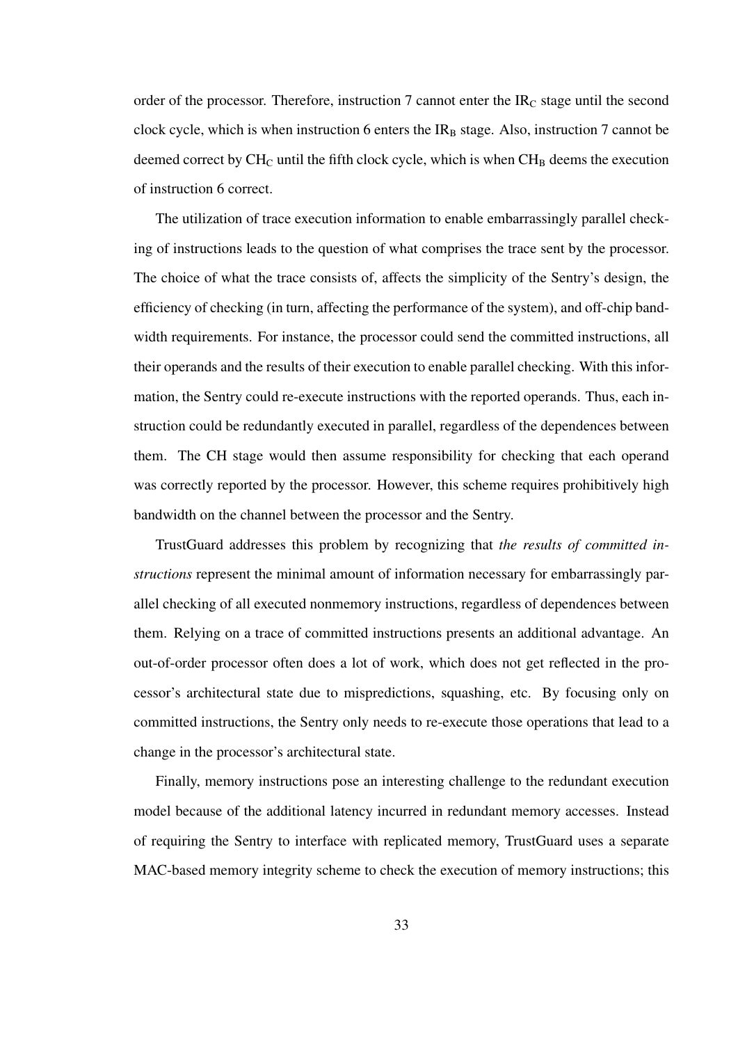order of the processor. Therefore, instruction 7 cannot enter the $IR_C$ stage until the second clock cycle, which is when instruction 6 enters the $IR_B$ stage. Also, instruction 7 cannot be deemed correct by $CH_C$ until the fifth clock cycle, which is when $CH_B$ deems the execution of instruction 6 correct.

The utilization of trace execution information to enable embarrassingly parallel checking of instructions leads to the question of what comprises the trace sent by the processor. The choice of what the trace consists of, affects the simplicity of the Sentry's design, the efficiency of checking (in turn, affecting the performance of the system), and off-chip bandwidth requirements. For instance, the processor could send the committed instructions, all their operands and the results of their execution to enable parallel checking. With this information, the Sentry could re-execute instructions with the reported operands. Thus, each instruction could be redundantly executed in parallel, regardless of the dependences between them. The CH stage would then assume responsibility for checking that each operand was correctly reported by the processor. However, this scheme requires prohibitively high bandwidth on the channel between the processor and the Sentry.

TrustGuard addresses this problem by recognizing that *the results of committed instructions* represent the minimal amount of information necessary for embarrassingly parallel checking of all executed nonmemory instructions, regardless of dependences between them. Relying on a trace of committed instructions presents an additional advantage. An out-of-order processor often does a lot of work, which does not get reflected in the processor's architectural state due to mispredictions, squashing, etc. By focusing only on committed instructions, the Sentry only needs to re-execute those operations that lead to a change in the processor's architectural state.

Finally, memory instructions pose an interesting challenge to the redundant execution model because of the additional latency incurred in redundant memory accesses. Instead of requiring the Sentry to interface with replicated memory, TrustGuard uses a separate MAC-based memory integrity scheme to check the execution of memory instructions; this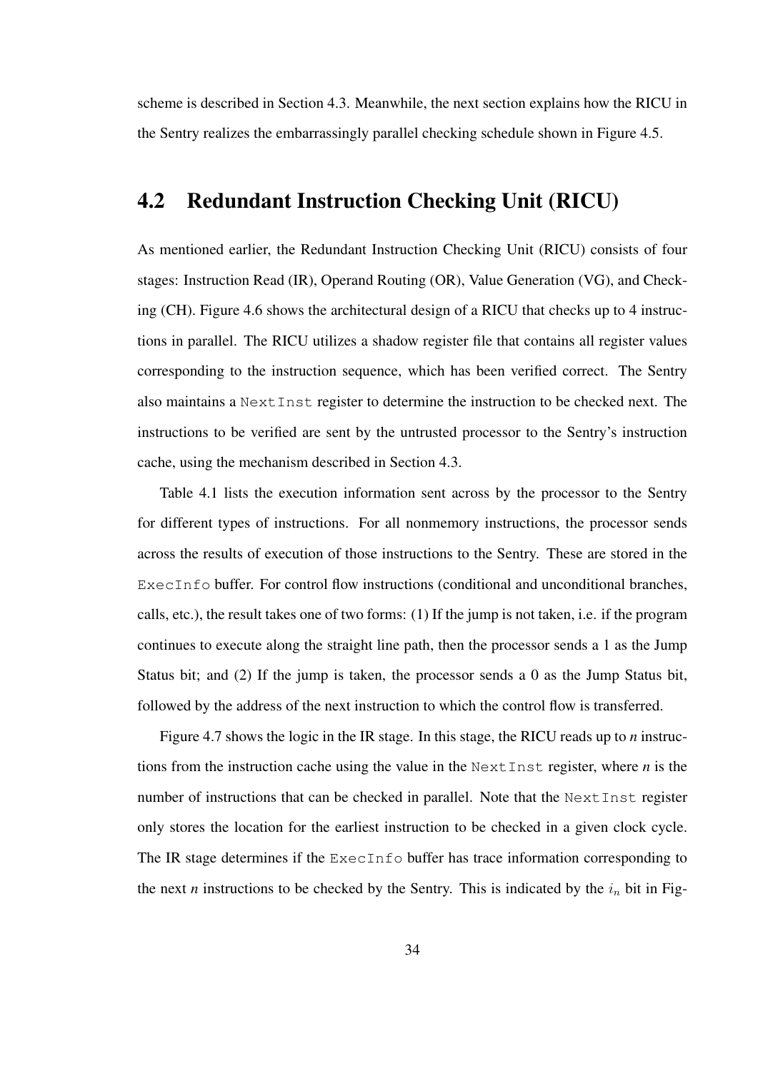scheme is described in Section 4.3. Meanwhile, the next section explains how the RICU in the Sentry realizes the embarrassingly parallel checking schedule shown in Figure 4.5.

## 4.2 Redundant Instruction Checking Unit (RICU)

As mentioned earlier, the Redundant Instruction Checking Unit (RICU) consists of four stages: Instruction Read (IR), Operand Routing (OR), Value Generation (VG), and Checking (CH). Figure 4.6 shows the architectural design of a RICU that checks up to 4 instructions in parallel. The RICU utilizes a shadow register file that contains all register values corresponding to the instruction sequence, which has been verified correct. The Sentry also maintains a `NextInst` register to determine the instruction to be checked next. The instructions to be verified are sent by the untrusted processor to the Sentry's instruction cache, using the mechanism described in Section 4.3.

Table 4.1 lists the execution information sent across by the processor to the Sentry for different types of instructions. For all nonmemory instructions, the processor sends across the results of execution of those instructions to the Sentry. These are stored in the `ExecInfo` buffer. For control flow instructions (conditional and unconditional branches, calls, etc.), the result takes one of two forms: (1) If the jump is not taken, i.e. if the program continues to execute along the straight line path, then the processor sends a 1 as the Jump Status bit; and (2) If the jump is taken, the processor sends a 0 as the Jump Status bit, followed by the address of the next instruction to which the control flow is transferred.

Figure 4.7 shows the logic in the IR stage. In this stage, the RICU reads up to *n* instructions from the instruction cache using the value in the `NextInst` register, where *n* is the number of instructions that can be checked in parallel. Note that the `NextInst` register only stores the location for the earliest instruction to be checked in a given clock cycle. The IR stage determines if the `ExecInfo` buffer has trace information corresponding to the next *n* instructions to be checked by the Sentry. This is indicated by the $i_n$ bit in Fig-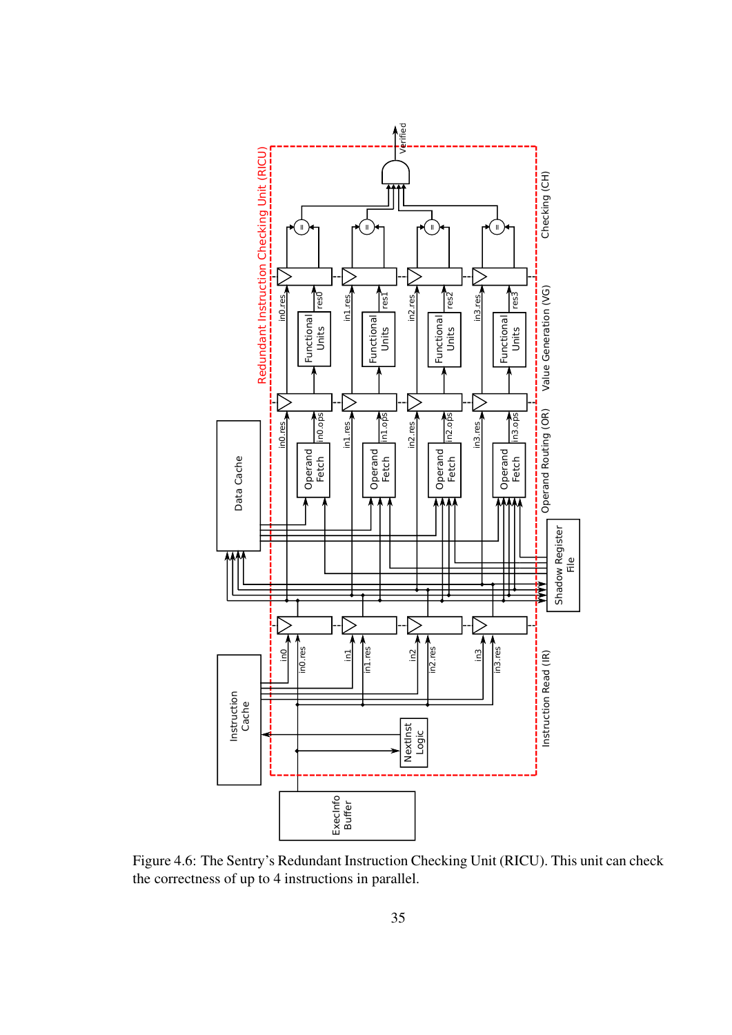Figure 4.6: The Sentry's Redundant Instruction Checking Unit (RICU). This unit can check the correctness of up to 4 instructions in parallel.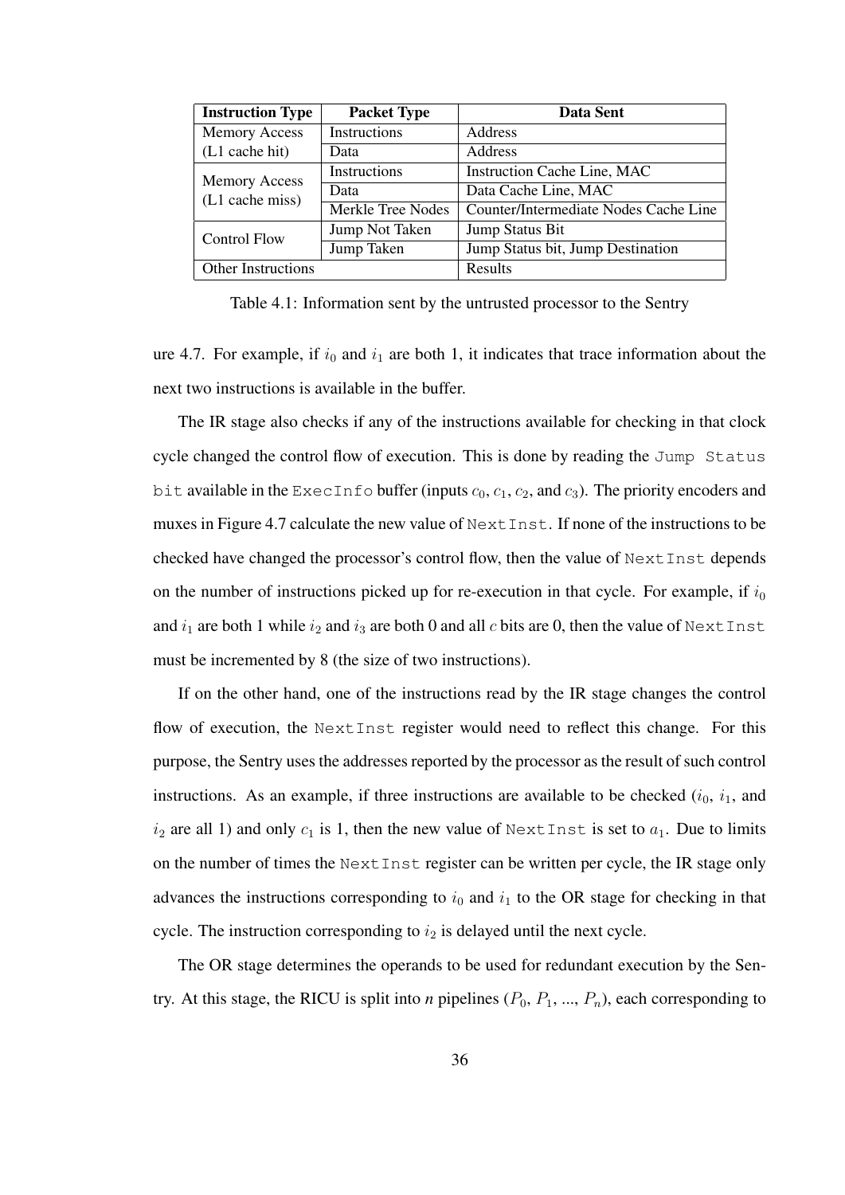| Instruction Type | Packet Type | Data Sent |
|---|---|---|
| Memory Access (L1 cache hit) | Instructions | Address |
| | Data | Address |
| Memory Access (L1 cache miss) | Instructions | Instruction Cache Line, MAC |
| | Data | Data Cache Line, MAC |
| | Merkle Tree Nodes | Counter/Intermediate Nodes Cache Line |
| Control Flow | Jump Not Taken | Jump Status Bit |
| | Jump Taken | Jump Status bit, Jump Destination |
| Other Instructions | | Results |

Table 4.1: Information sent by the untrusted processor to the Sentry

ure 4.7. For example, if $i_0$ and $i_1$ are both 1, it indicates that trace information about the next two instructions is available in the buffer.

The IR stage also checks if any of the instructions available for checking in that clock cycle changed the control flow of execution. This is done by reading the `Jump Status bit` available in the `ExecInfo` buffer (inputs $c_0$, $c_1$, $c_2$, and $c_3$). The priority encoders and muxes in Figure 4.7 calculate the new value of `NextInst`. If none of the instructions to be checked have changed the processor's control flow, then the value of `NextInst` depends on the number of instructions picked up for re-execution in that cycle. For example, if $i_0$ and $i_1$ are both 1 while $i_2$ and $i_3$ are both 0 and all $c$ bits are 0, then the value of `NextInst` must be incremented by 8 (the size of two instructions).

If on the other hand, one of the instructions read by the IR stage changes the control flow of execution, the `NextInst` register would need to reflect this change. For this purpose, the Sentry uses the addresses reported by the processor as the result of such control instructions. As an example, if three instructions are available to be checked ($i_0$, $i_1$, and $i_2$ are all 1) and only $c_1$ is 1, then the new value of `NextInst` is set to $a_1$. Due to limits on the number of times the `NextInst` register can be written per cycle, the IR stage only advances the instructions corresponding to $i_0$ and $i_1$ to the OR stage for checking in that cycle. The instruction corresponding to $i_2$ is delayed until the next cycle.

The OR stage determines the operands to be used for redundant execution by the Sentry. At this stage, the RICU is split into *n* pipelines ($P_0$, $P_1$, ..., $P_n$), each corresponding to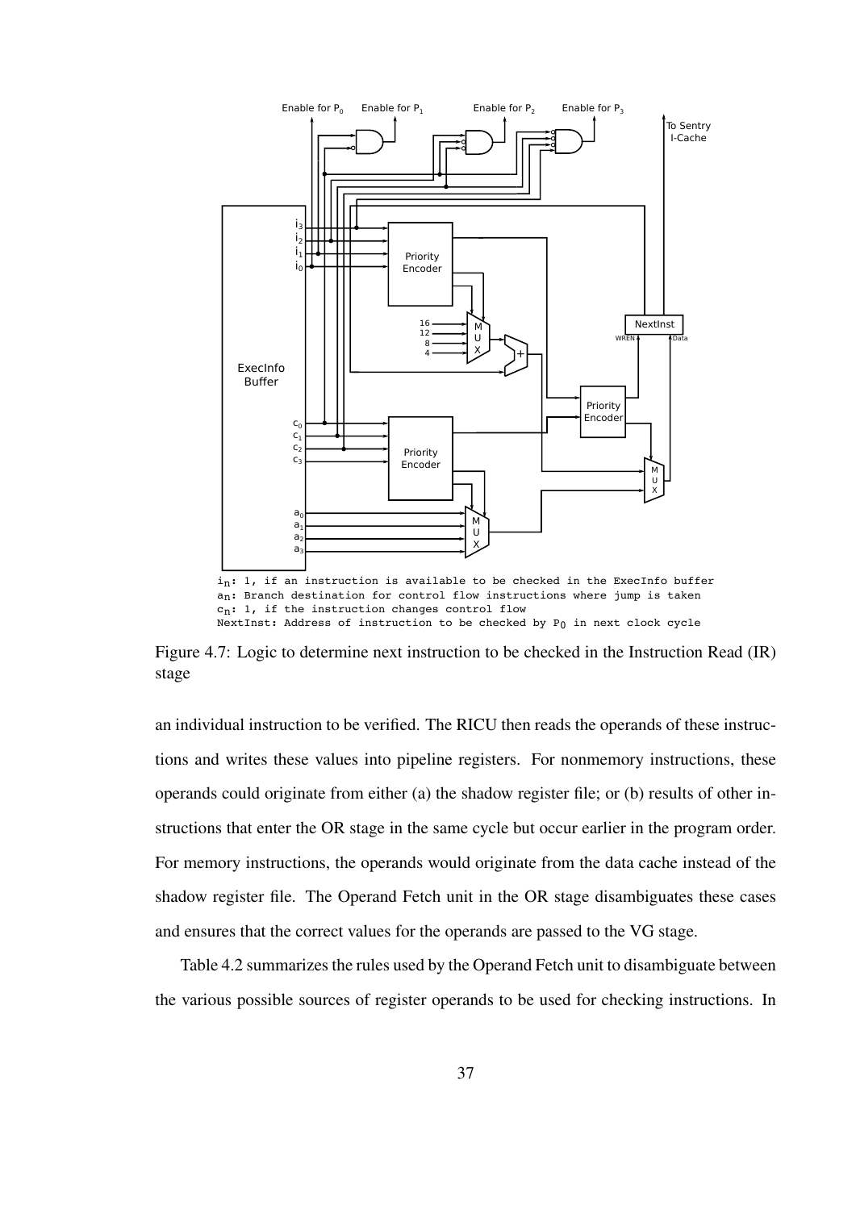$i_n$: 1, if an instruction is available to be checked in the ExecInfo buffer
$a_n$: Branch destination for control flow instructions where jump is taken
$c_n$: 1, if the instruction changes control flow
NextInst: Address of instruction to be checked by $P_0$ in next clock cycle

Figure 4.7: Logic to determine next instruction to be checked in the Instruction Read (IR) stage

an individual instruction to be verified. The RICU then reads the operands of these instructions and writes these values into pipeline registers. For nonmemory instructions, these operands could originate from either (a) the shadow register file; or (b) results of other instructions that enter the OR stage in the same cycle but occur earlier in the program order. For memory instructions, the operands would originate from the data cache instead of the shadow register file. The Operand Fetch unit in the OR stage disambiguates these cases and ensures that the correct values for the operands are passed to the VG stage.

Table 4.2 summarizes the rules used by the Operand Fetch unit to disambiguate between the various possible sources of register operands to be used for checking instructions. In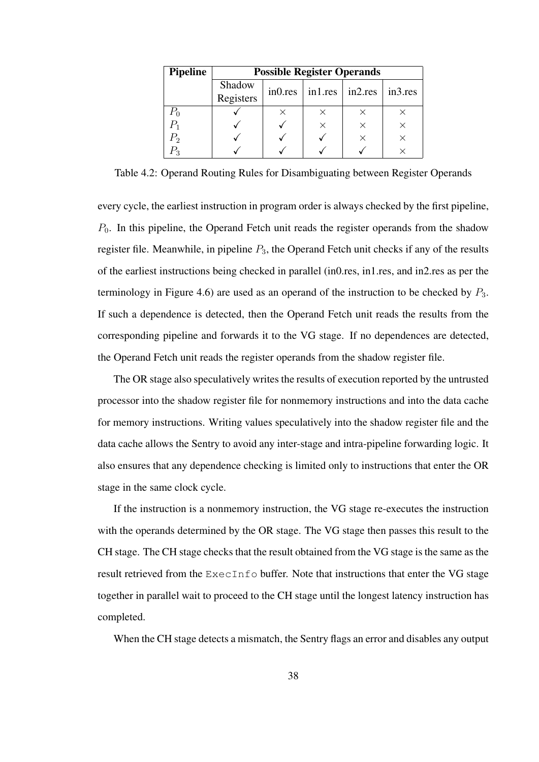| Pipeline | Possible Register Operands | | | | |
|---|---|---|---|---|---|
| | Shadow Registers | in0.res | in1.res | in2.res | in3.res |
| $P_0$ | ✓ | × | × | × | × |
| $P_1$ | ✓ | ✓ | × | × | × |
| $P_2$ | ✓ | ✓ | ✓ | × | × |
| $P_3$ | ✓ | ✓ | ✓ | ✓ | × |

Table 4.2: Operand Routing Rules for Disambiguating between Register Operands

every cycle, the earliest instruction in program order is always checked by the first pipeline, $P_0$. In this pipeline, the Operand Fetch unit reads the register operands from the shadow register file. Meanwhile, in pipeline $P_3$, the Operand Fetch unit checks if any of the results of the earliest instructions being checked in parallel (in0.res, in1.res, and in2.res as per the terminology in Figure 4.6) are used as an operand of the instruction to be checked by $P_3$. If such a dependence is detected, then the Operand Fetch unit reads the results from the corresponding pipeline and forwards it to the VG stage. If no dependences are detected, the Operand Fetch unit reads the register operands from the shadow register file.

The OR stage also speculatively writes the results of execution reported by the untrusted processor into the shadow register file for nonmemory instructions and into the data cache for memory instructions. Writing values speculatively into the shadow register file and the data cache allows the Sentry to avoid any inter-stage and intra-pipeline forwarding logic. It also ensures that any dependence checking is limited only to instructions that enter the OR stage in the same clock cycle.

If the instruction is a nonmemory instruction, the VG stage re-executes the instruction with the operands determined by the OR stage. The VG stage then passes this result to the CH stage. The CH stage checks that the result obtained from the VG stage is the same as the result retrieved from the `ExecInfo` buffer. Note that instructions that enter the VG stage together in parallel wait to proceed to the CH stage until the longest latency instruction has completed.

When the CH stage detects a mismatch, the Sentry flags an error and disables any output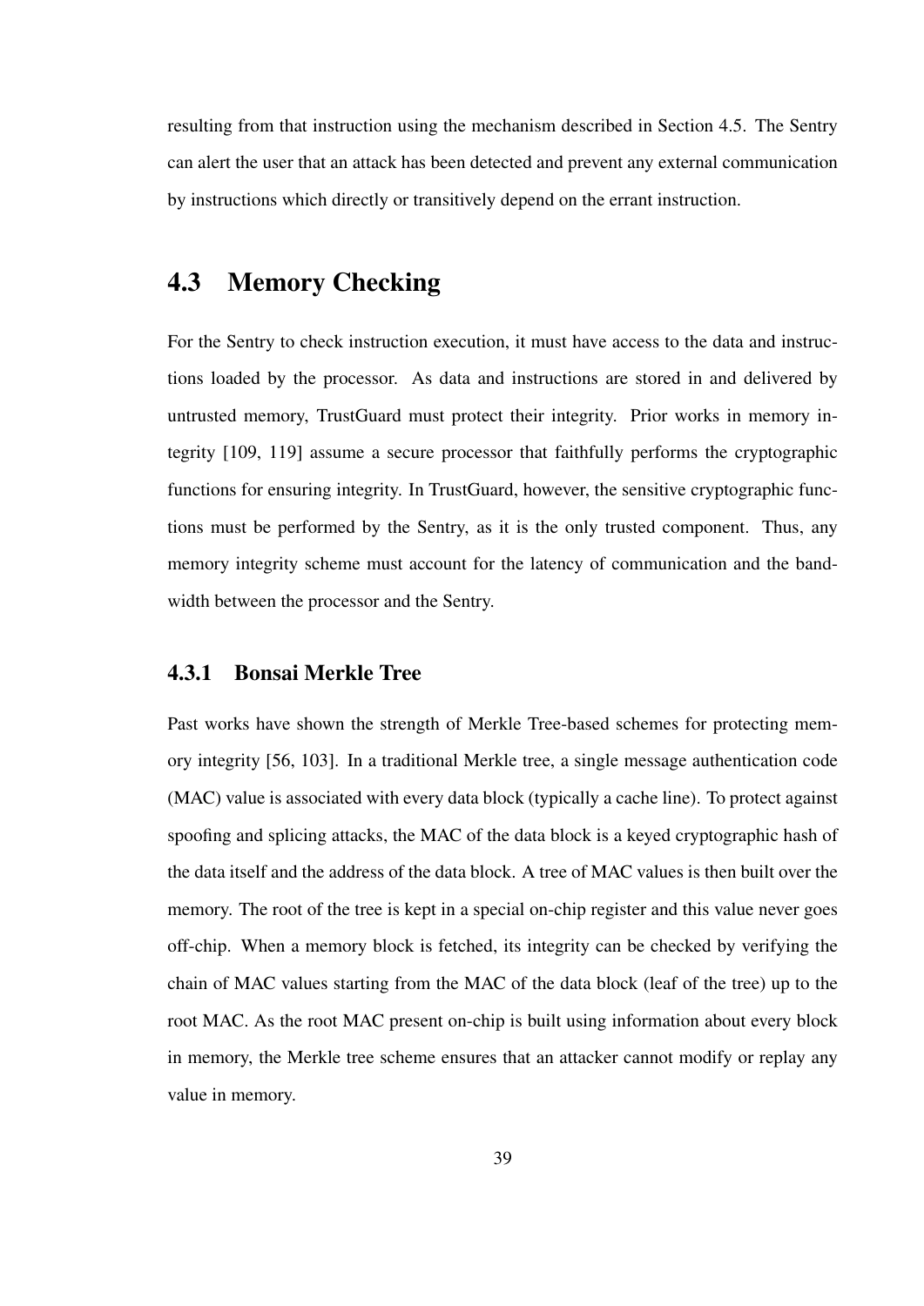resulting from that instruction using the mechanism described in Section 4.5. The Sentry can alert the user that an attack has been detected and prevent any external communication by instructions which directly or transitively depend on the errant instruction.

## 4.3 Memory Checking

For the Sentry to check instruction execution, it must have access to the data and instructions loaded by the processor. As data and instructions are stored in and delivered by untrusted memory, TrustGuard must protect their integrity. Prior works in memory integrity [109, 119] assume a secure processor that faithfully performs the cryptographic functions for ensuring integrity. In TrustGuard, however, the sensitive cryptographic functions must be performed by the Sentry, as it is the only trusted component. Thus, any memory integrity scheme must account for the latency of communication and the bandwidth between the processor and the Sentry.

### 4.3.1 Bonsai Merkle Tree

Past works have shown the strength of Merkle Tree-based schemes for protecting memory integrity [56, 103]. In a traditional Merkle tree, a single message authentication code (MAC) value is associated with every data block (typically a cache line). To protect against spoofing and splicing attacks, the MAC of the data block is a keyed cryptographic hash of the data itself and the address of the data block. A tree of MAC values is then built over the memory. The root of the tree is kept in a special on-chip register and this value never goes off-chip. When a memory block is fetched, its integrity can be checked by verifying the chain of MAC values starting from the MAC of the data block (leaf of the tree) up to the root MAC. As the root MAC present on-chip is built using information about every block in memory, the Merkle tree scheme ensures that an attacker cannot modify or replay any value in memory.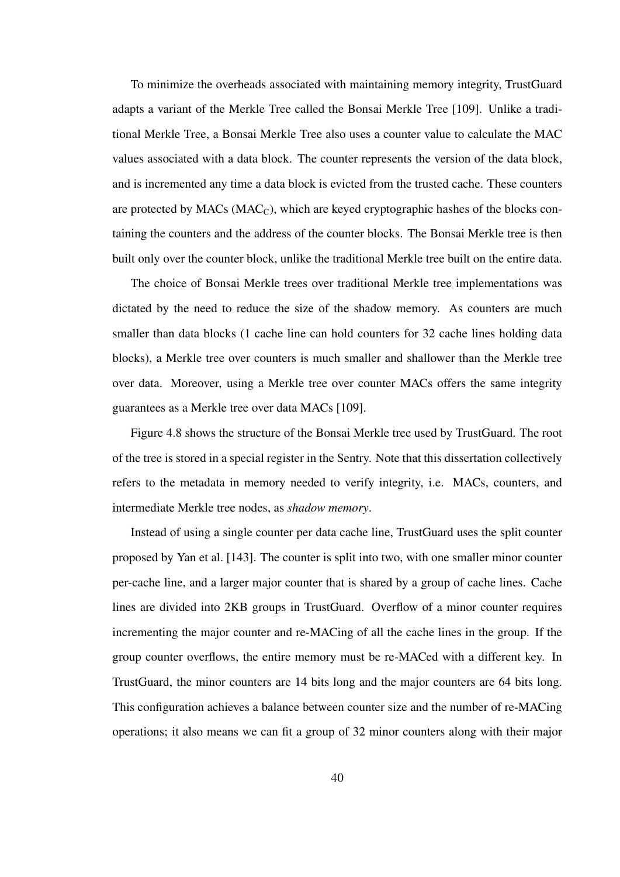To minimize the overheads associated with maintaining memory integrity, TrustGuard adapts a variant of the Merkle Tree called the Bonsai Merkle Tree [109]. Unlike a traditional Merkle Tree, a Bonsai Merkle Tree also uses a counter value to calculate the MAC values associated with a data block. The counter represents the version of the data block, and is incremented any time a data block is evicted from the trusted cache. These counters are protected by MACs ($MAC_C$), which are keyed cryptographic hashes of the blocks containing the counters and the address of the counter blocks. The Bonsai Merkle tree is then built only over the counter block, unlike the traditional Merkle tree built on the entire data.

The choice of Bonsai Merkle trees over traditional Merkle tree implementations was dictated by the need to reduce the size of the shadow memory. As counters are much smaller than data blocks (1 cache line can hold counters for 32 cache lines holding data blocks), a Merkle tree over counters is much smaller and shallower than the Merkle tree over data. Moreover, using a Merkle tree over counter MACs offers the same integrity guarantees as a Merkle tree over data MACs [109].

Figure 4.8 shows the structure of the Bonsai Merkle tree used by TrustGuard. The root of the tree is stored in a special register in the Sentry. Note that this dissertation collectively refers to the metadata in memory needed to verify integrity, i.e. MACs, counters, and intermediate Merkle tree nodes, as *shadow memory*.

Instead of using a single counter per data cache line, TrustGuard uses the split counter proposed by Yan et al. [143]. The counter is split into two, with one smaller minor counter per-cache line, and a larger major counter that is shared by a group of cache lines. Cache lines are divided into 2KB groups in TrustGuard. Overflow of a minor counter requires incrementing the major counter and re-MACing of all the cache lines in the group. If the group counter overflows, the entire memory must be re-MACed with a different key. In TrustGuard, the minor counters are 14 bits long and the major counters are 64 bits long. This configuration achieves a balance between counter size and the number of re-MACing operations; it also means we can fit a group of 32 minor counters along with their major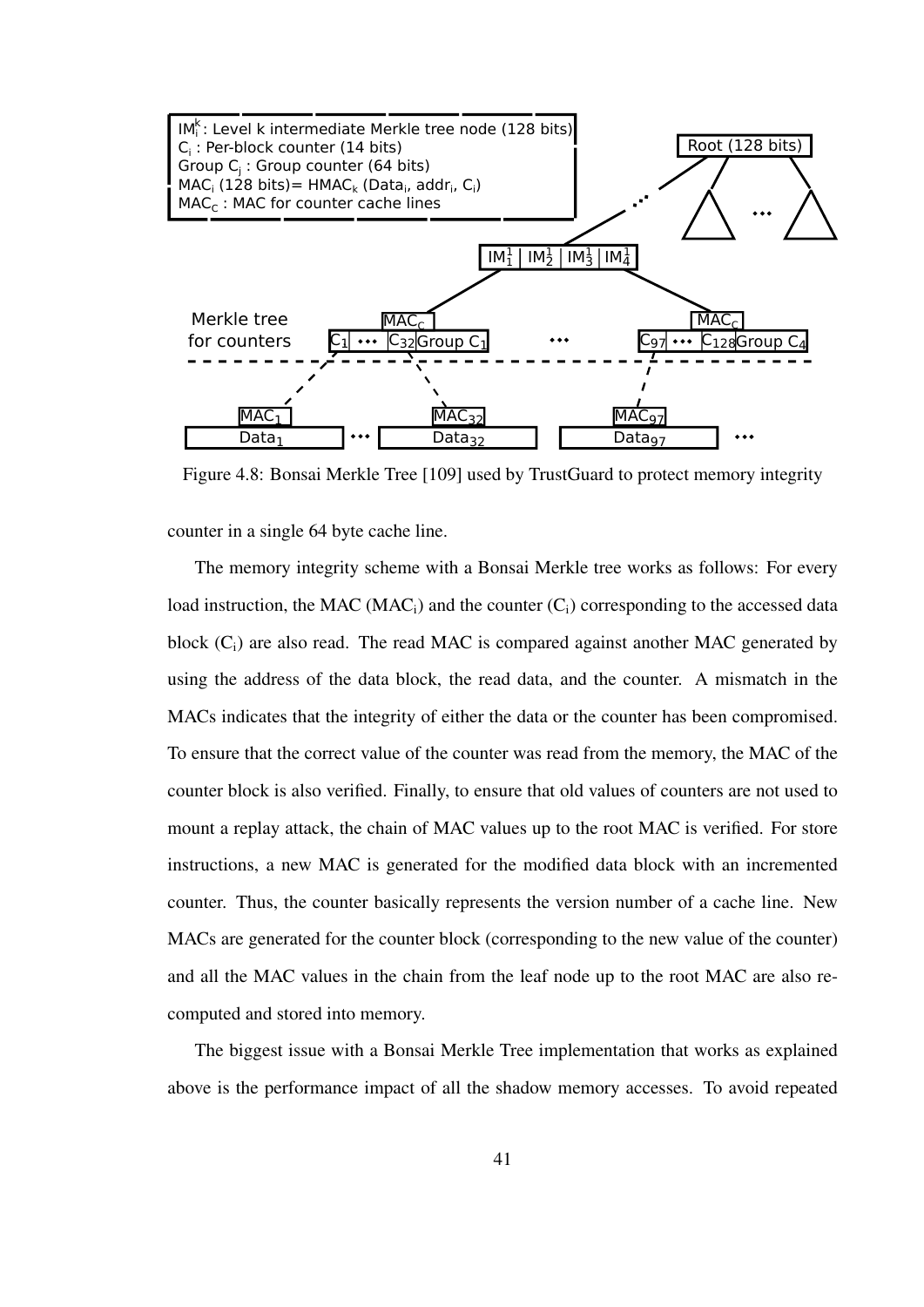Figure 4.8: Bonsai Merkle Tree [109] used by TrustGuard to protect memory integrity

counter in a single 64 byte cache line.

The memory integrity scheme with a Bonsai Merkle tree works as follows: For every load instruction, the MAC ($MAC_i$) and the counter ($C_i$) corresponding to the accessed data block ($C_i$) are also read. The read MAC is compared against another MAC generated by using the address of the data block, the read data, and the counter. A mismatch in the MACs indicates that the integrity of either the data or the counter has been compromised. To ensure that the correct value of the counter was read from the memory, the MAC of the counter block is also verified. Finally, to ensure that old values of counters are not used to mount a replay attack, the chain of MAC values up to the root MAC is verified. For store instructions, a new MAC is generated for the modified data block with an incremented counter. Thus, the counter basically represents the version number of a cache line. New MACs are generated for the counter block (corresponding to the new value of the counter) and all the MAC values in the chain from the leaf node up to the root MAC are also re-computed and stored into memory.

The biggest issue with a Bonsai Merkle Tree implementation that works as explained above is the performance impact of all the shadow memory accesses. To avoid repeated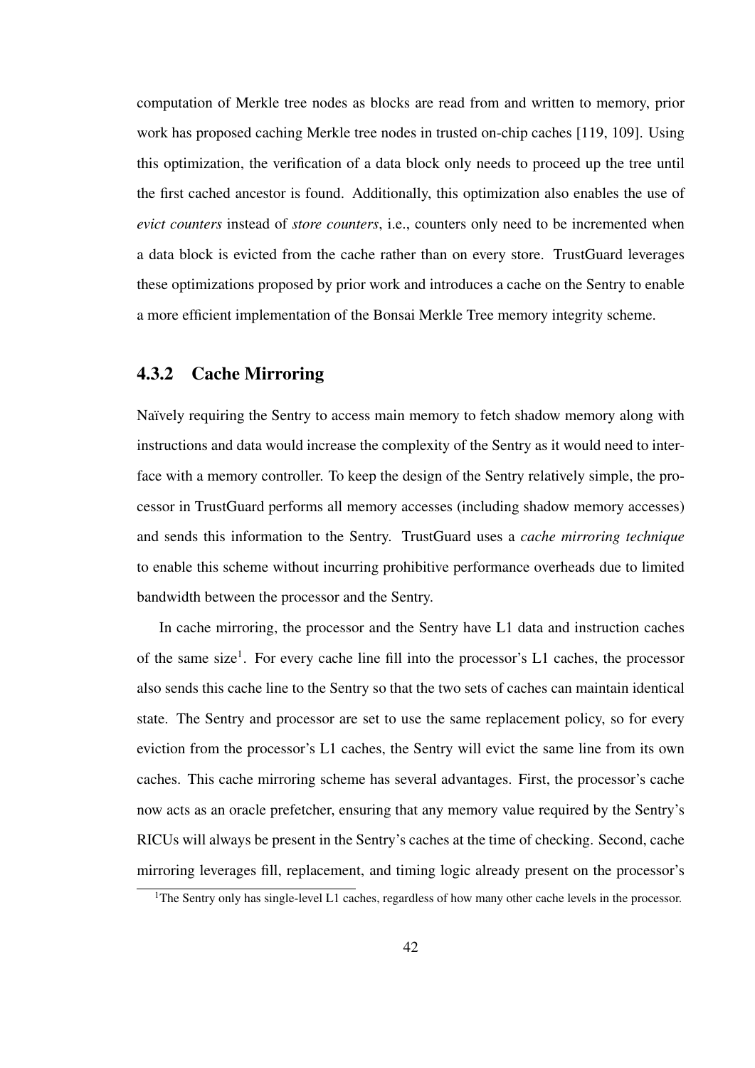computation of Merkle tree nodes as blocks are read from and written to memory, prior work has proposed caching Merkle tree nodes in trusted on-chip caches [119, 109]. Using this optimization, the verification of a data block only needs to proceed up the tree until the first cached ancestor is found. Additionally, this optimization also enables the use of *evict counters* instead of *store counters*, i.e., counters only need to be incremented when a data block is evicted from the cache rather than on every store. TrustGuard leverages these optimizations proposed by prior work and introduces a cache on the Sentry to enable a more efficient implementation of the Bonsai Merkle Tree memory integrity scheme.

### 4.3.2 Cache Mirroring

Naïvely requiring the Sentry to access main memory to fetch shadow memory along with instructions and data would increase the complexity of the Sentry as it would need to interface with a memory controller. To keep the design of the Sentry relatively simple, the processor in TrustGuard performs all memory accesses (including shadow memory accesses) and sends this information to the Sentry. TrustGuard uses a *cache mirroring technique* to enable this scheme without incurring prohibitive performance overheads due to limited bandwidth between the processor and the Sentry.

In cache mirroring, the processor and the Sentry have L1 data and instruction caches of the same size[1]. For every cache line fill into the processor's L1 caches, the processor also sends this cache line to the Sentry so that the two sets of caches can maintain identical state. The Sentry and processor are set to use the same replacement policy, so for every eviction from the processor's L1 caches, the Sentry will evict the same line from its own caches. This cache mirroring scheme has several advantages. First, the processor's cache now acts as an oracle prefetcher, ensuring that any memory value required by the Sentry's RICUs will always be present in the Sentry's caches at the time of checking. Second, cache mirroring leverages fill, replacement, and timing logic already present on the processor's

[1] The Sentry only has single-level L1 caches, regardless of how many other cache levels in the processor.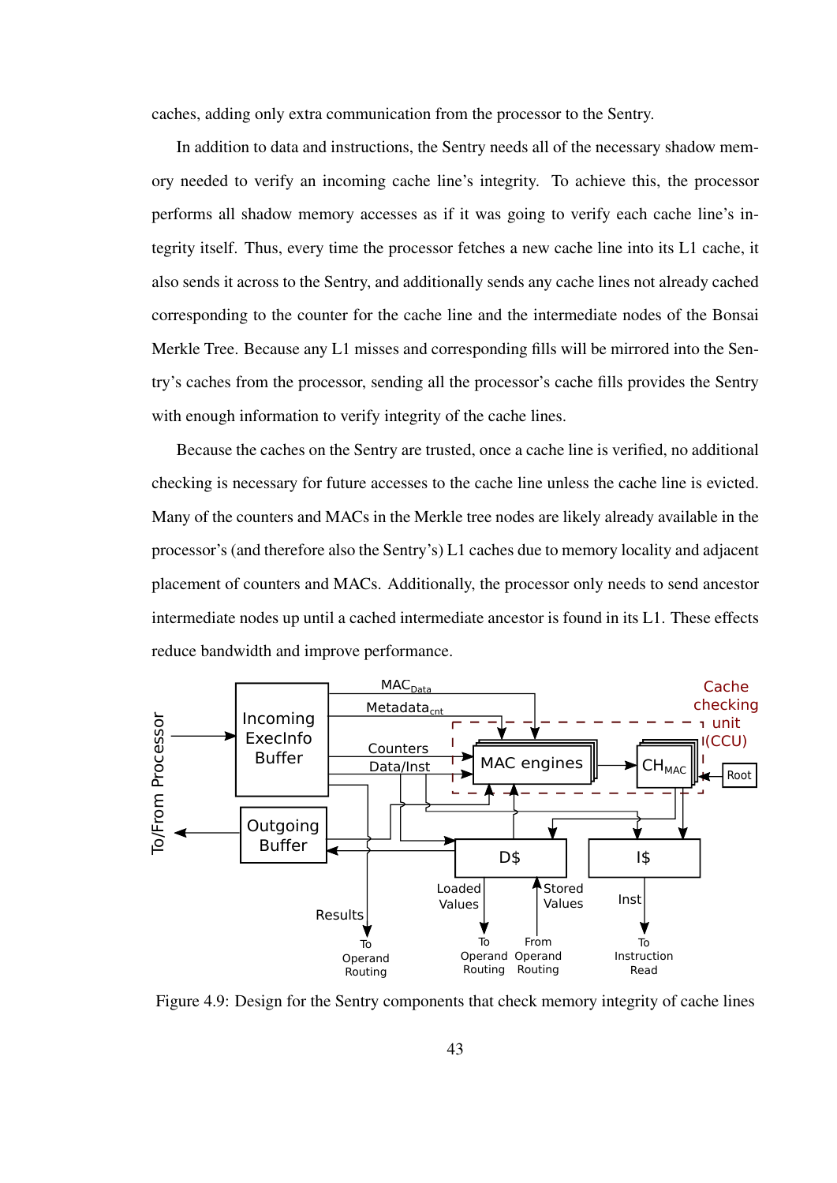caches, adding only extra communication from the processor to the Sentry.

In addition to data and instructions, the Sentry needs all of the necessary shadow memory needed to verify an incoming cache line's integrity. To achieve this, the processor performs all shadow memory accesses as if it was going to verify each cache line's integrity itself. Thus, every time the processor fetches a new cache line into its L1 cache, it also sends it across to the Sentry, and additionally sends any cache lines not already cached corresponding to the counter for the cache line and the intermediate nodes of the Bonsai Merkle Tree. Because any L1 misses and corresponding fills will be mirrored into the Sentry's caches from the processor, sending all the processor's cache fills provides the Sentry with enough information to verify integrity of the cache lines.

Because the caches on the Sentry are trusted, once a cache line is verified, no additional checking is necessary for future accesses to the cache line unless the cache line is evicted. Many of the counters and MACs in the Merkle tree nodes are likely already available in the processor's (and therefore also the Sentry's) L1 caches due to memory locality and adjacent placement of counters and MACs. Additionally, the processor only needs to send ancestor intermediate nodes up until a cached intermediate ancestor is found in its L1. These effects reduce bandwidth and improve performance.

Figure 4.9: Design for the Sentry components that check memory integrity of cache lines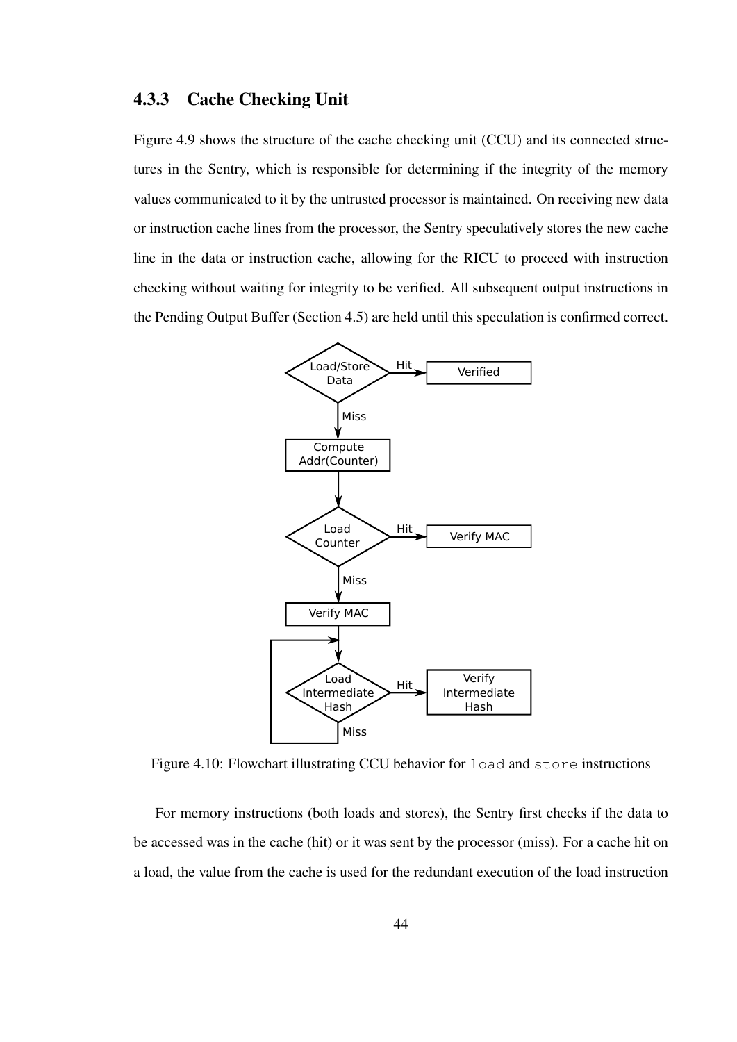### 4.3.3 Cache Checking Unit

Figure 4.9 shows the structure of the cache checking unit (CCU) and its connected structures in the Sentry, which is responsible for determining if the integrity of the memory values communicated to it by the untrusted processor is maintained. On receiving new data or instruction cache lines from the processor, the Sentry speculatively stores the new cache line in the data or instruction cache, allowing for the RICU to proceed with instruction checking without waiting for integrity to be verified. All subsequent output instructions in the Pending Output Buffer (Section 4.5) are held until this speculation is confirmed correct.

Figure 4.10: Flowchart illustrating CCU behavior for `load` and `store` instructions

For memory instructions (both loads and stores), the Sentry first checks if the data to be accessed was in the cache (hit) or it was sent by the processor (miss). For a cache hit on a load, the value from the cache is used for the redundant execution of the load instruction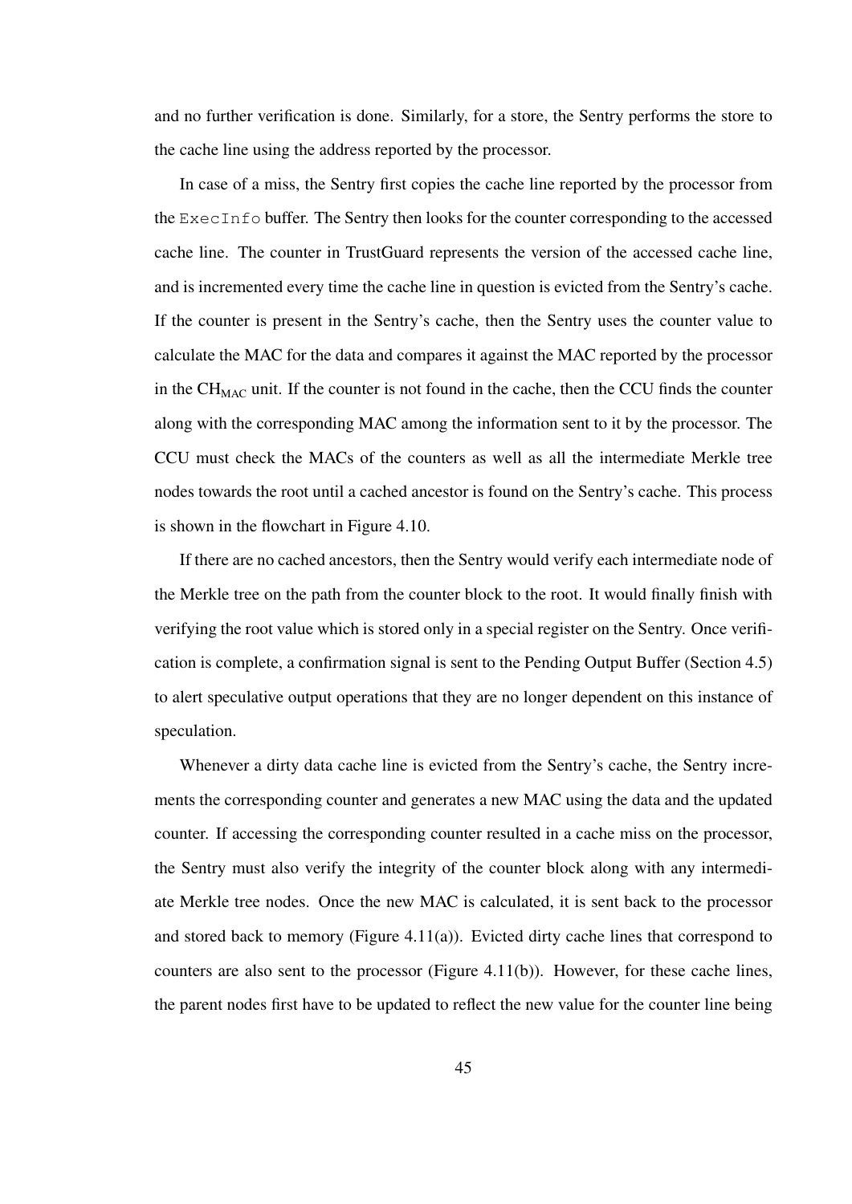and no further verification is done. Similarly, for a store, the Sentry performs the store to the cache line using the address reported by the processor.

In case of a miss, the Sentry first copies the cache line reported by the processor from the `ExecInfo` buffer. The Sentry then looks for the counter corresponding to the accessed cache line. The counter in TrustGuard represents the version of the accessed cache line, and is incremented every time the cache line in question is evicted from the Sentry's cache. If the counter is present in the Sentry's cache, then the Sentry uses the counter value to calculate the MAC for the data and compares it against the MAC reported by the processor in the $CH_{MAC}$ unit. If the counter is not found in the cache, then the CCU finds the counter along with the corresponding MAC among the information sent to it by the processor. The CCU must check the MACs of the counters as well as all the intermediate Merkle tree nodes towards the root until a cached ancestor is found on the Sentry's cache. This process is shown in the flowchart in Figure 4.10.

If there are no cached ancestors, then the Sentry would verify each intermediate node of the Merkle tree on the path from the counter block to the root. It would finally finish with verifying the root value which is stored only in a special register on the Sentry. Once verification is complete, a confirmation signal is sent to the Pending Output Buffer (Section 4.5) to alert speculative output operations that they are no longer dependent on this instance of speculation.

Whenever a dirty data cache line is evicted from the Sentry's cache, the Sentry increments the corresponding counter and generates a new MAC using the data and the updated counter. If accessing the corresponding counter resulted in a cache miss on the processor, the Sentry must also verify the integrity of the counter block along with any intermediate Merkle tree nodes. Once the new MAC is calculated, it is sent back to the processor and stored back to memory (Figure 4.11(a)). Evicted dirty cache lines that correspond to counters are also sent to the processor (Figure 4.11(b)). However, for these cache lines, the parent nodes first have to be updated to reflect the new value for the counter line being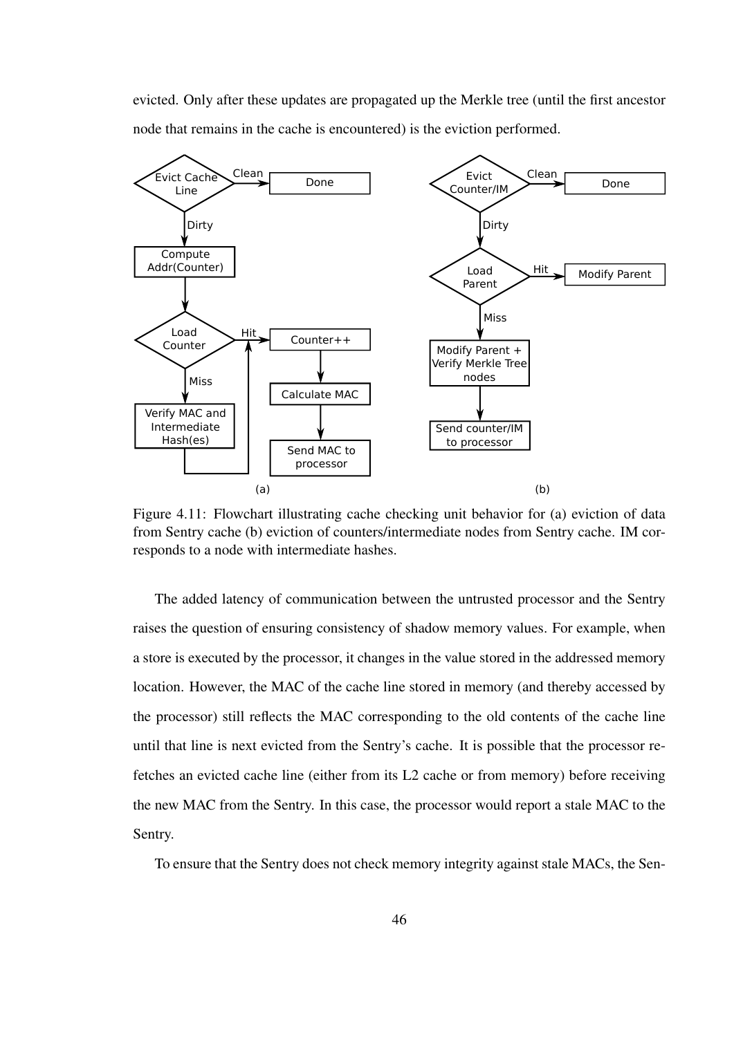evicted. Only after these updates are propagated up the Merkle tree (until the first ancestor node that remains in the cache is encountered) is the eviction performed.

Figure 4.11: Flowchart illustrating cache checking unit behavior for (a) eviction of data from Sentry cache (b) eviction of counters/intermediate nodes from Sentry cache. IM corresponds to a node with intermediate hashes.

The added latency of communication between the untrusted processor and the Sentry raises the question of ensuring consistency of shadow memory values. For example, when a store is executed by the processor, it changes in the value stored in the addressed memory location. However, the MAC of the cache line stored in memory (and thereby accessed by the processor) still reflects the MAC corresponding to the old contents of the cache line until that line is next evicted from the Sentry's cache. It is possible that the processor refetches an evicted cache line (either from its L2 cache or from memory) before receiving the new MAC from the Sentry. In this case, the processor would report a stale MAC to the Sentry.

To ensure that the Sentry does not check memory integrity against stale MACs, the Sen-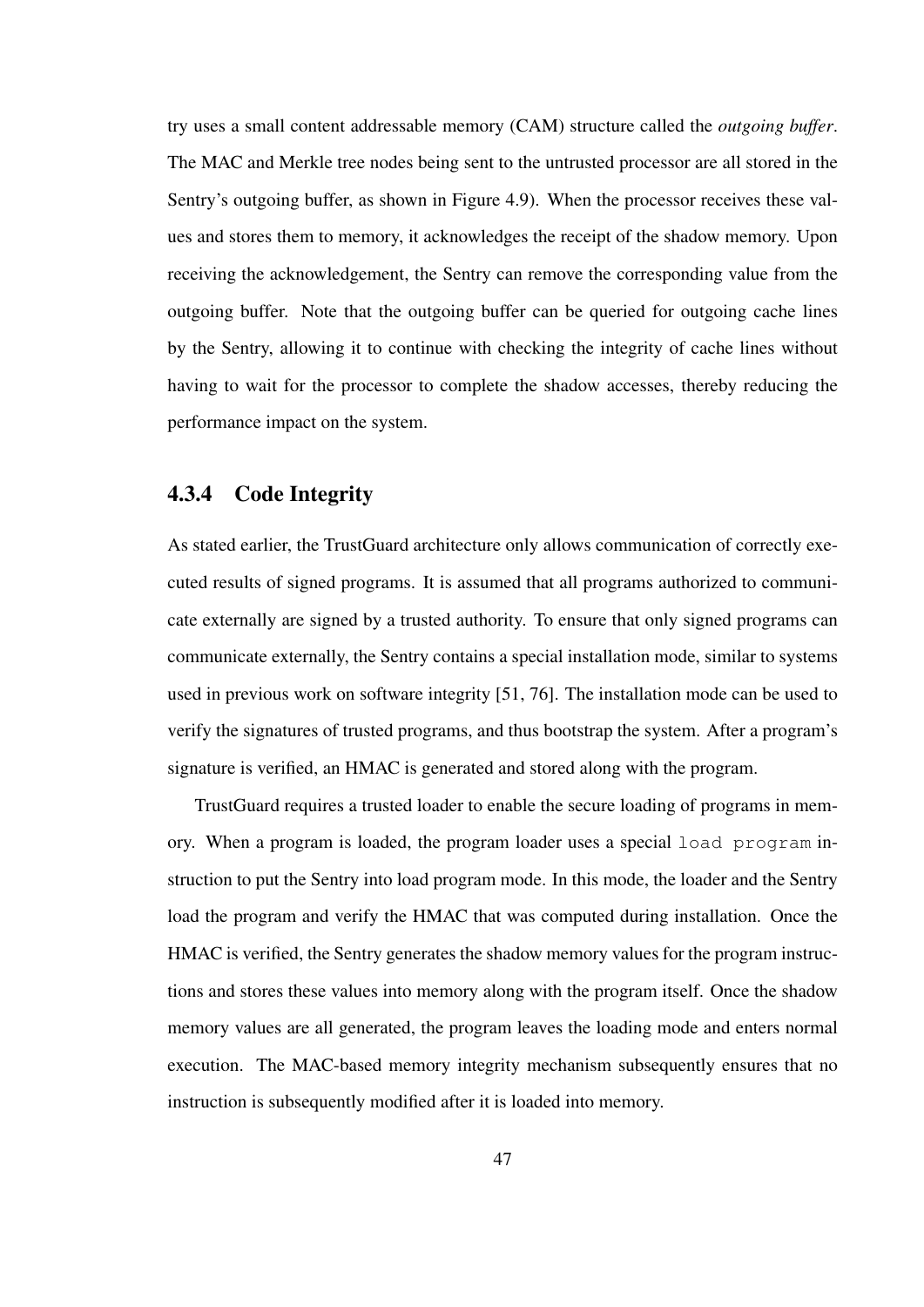try uses a small content addressable memory (CAM) structure called the *outgoing buffer*. The MAC and Merkle tree nodes being sent to the untrusted processor are all stored in the Sentry's outgoing buffer, as shown in Figure 4.9). When the processor receives these values and stores them to memory, it acknowledges the receipt of the shadow memory. Upon receiving the acknowledgement, the Sentry can remove the corresponding value from the outgoing buffer. Note that the outgoing buffer can be queried for outgoing cache lines by the Sentry, allowing it to continue with checking the integrity of cache lines without having to wait for the processor to complete the shadow accesses, thereby reducing the performance impact on the system.

### 4.3.4 Code Integrity

As stated earlier, the TrustGuard architecture only allows communication of correctly executed results of signed programs. It is assumed that all programs authorized to communicate externally are signed by a trusted authority. To ensure that only signed programs can communicate externally, the Sentry contains a special installation mode, similar to systems used in previous work on software integrity [51, 76]. The installation mode can be used to verify the signatures of trusted programs, and thus bootstrap the system. After a program's signature is verified, an HMAC is generated and stored along with the program.

TrustGuard requires a trusted loader to enable the secure loading of programs in memory. When a program is loaded, the program loader uses a special `load program` instruction to put the Sentry into load program mode. In this mode, the loader and the Sentry load the program and verify the HMAC that was computed during installation. Once the HMAC is verified, the Sentry generates the shadow memory values for the program instructions and stores these values into memory along with the program itself. Once the shadow memory values are all generated, the program leaves the loading mode and enters normal execution. The MAC-based memory integrity mechanism subsequently ensures that no instruction is subsequently modified after it is loaded into memory.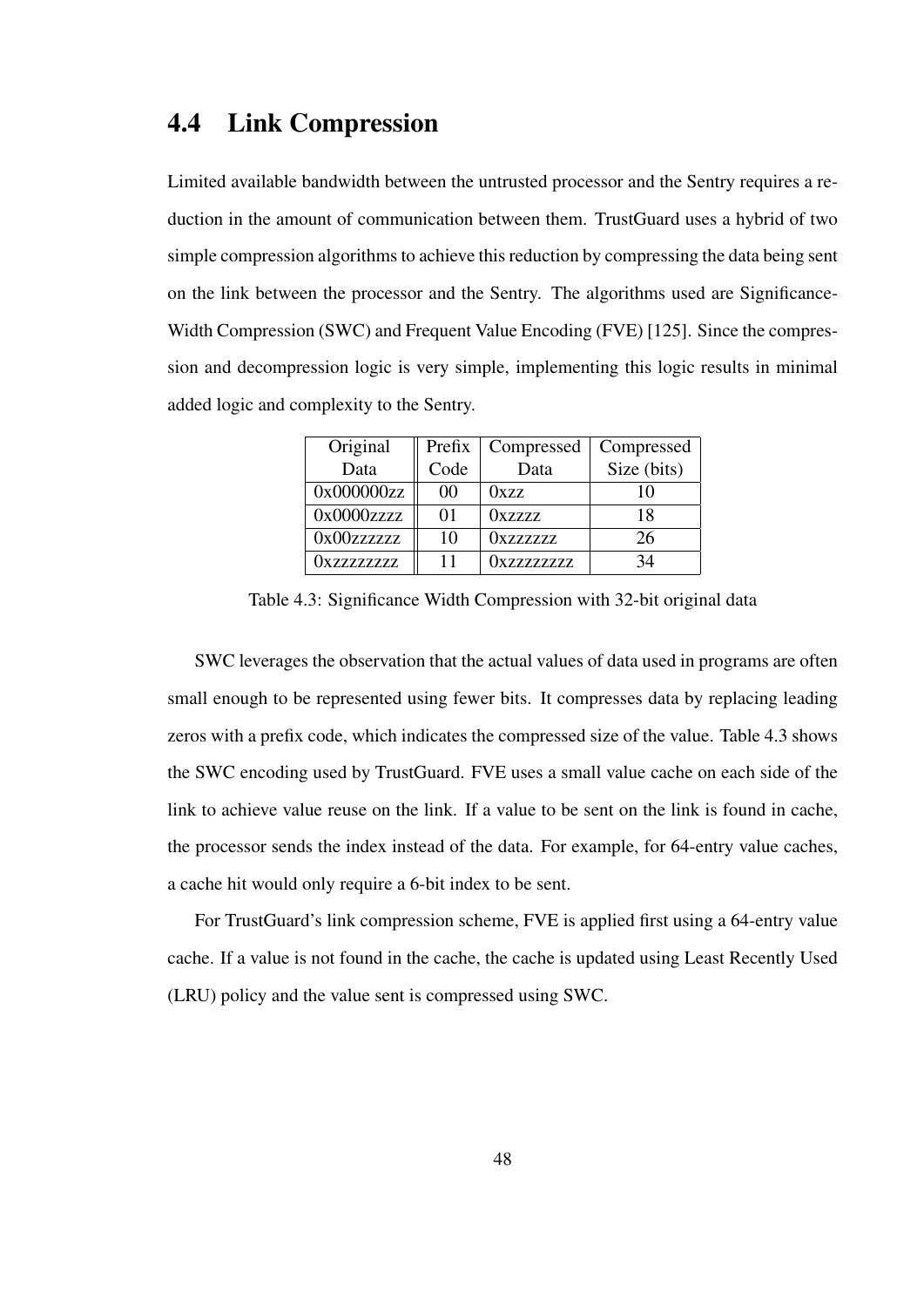## 4.4 Link Compression

Limited available bandwidth between the untrusted processor and the Sentry requires a reduction in the amount of communication between them. TrustGuard uses a hybrid of two simple compression algorithms to achieve this reduction by compressing the data being sent on the link between the processor and the Sentry. The algorithms used are Significance-Width Compression (SWC) and Frequent Value Encoding (FVE) [125]. Since the compression and decompression logic is very simple, implementing this logic results in minimal added logic and complexity to the Sentry.

| Original Data | Prefix Code | Compressed Data | Compressed Size (bits) |
|---|---|---|---|
| 0x000000zz | 00 | 0xzz | 10 |
| 0x0000zzzz | 01 | 0xzzzz | 18 |
| 0x00zzzzzz | 10 | 0xzzzzzz | 26 |
| 0xzzzzzzzz | 11 | 0xzzzzzzzz | 34 |

Table 4.3: Significance Width Compression with 32-bit original data

SWC leverages the observation that the actual values of data used in programs are often small enough to be represented using fewer bits. It compresses data by replacing leading zeros with a prefix code, which indicates the compressed size of the value. Table 4.3 shows the SWC encoding used by TrustGuard. FVE uses a small value cache on each side of the link to achieve value reuse on the link. If a value to be sent on the link is found in cache, the processor sends the index instead of the data. For example, for 64-entry value caches, a cache hit would only require a 6-bit index to be sent.

For TrustGuard's link compression scheme, FVE is applied first using a 64-entry value cache. If a value is not found in the cache, the cache is updated using Least Recently Used (LRU) policy and the value sent is compressed using SWC.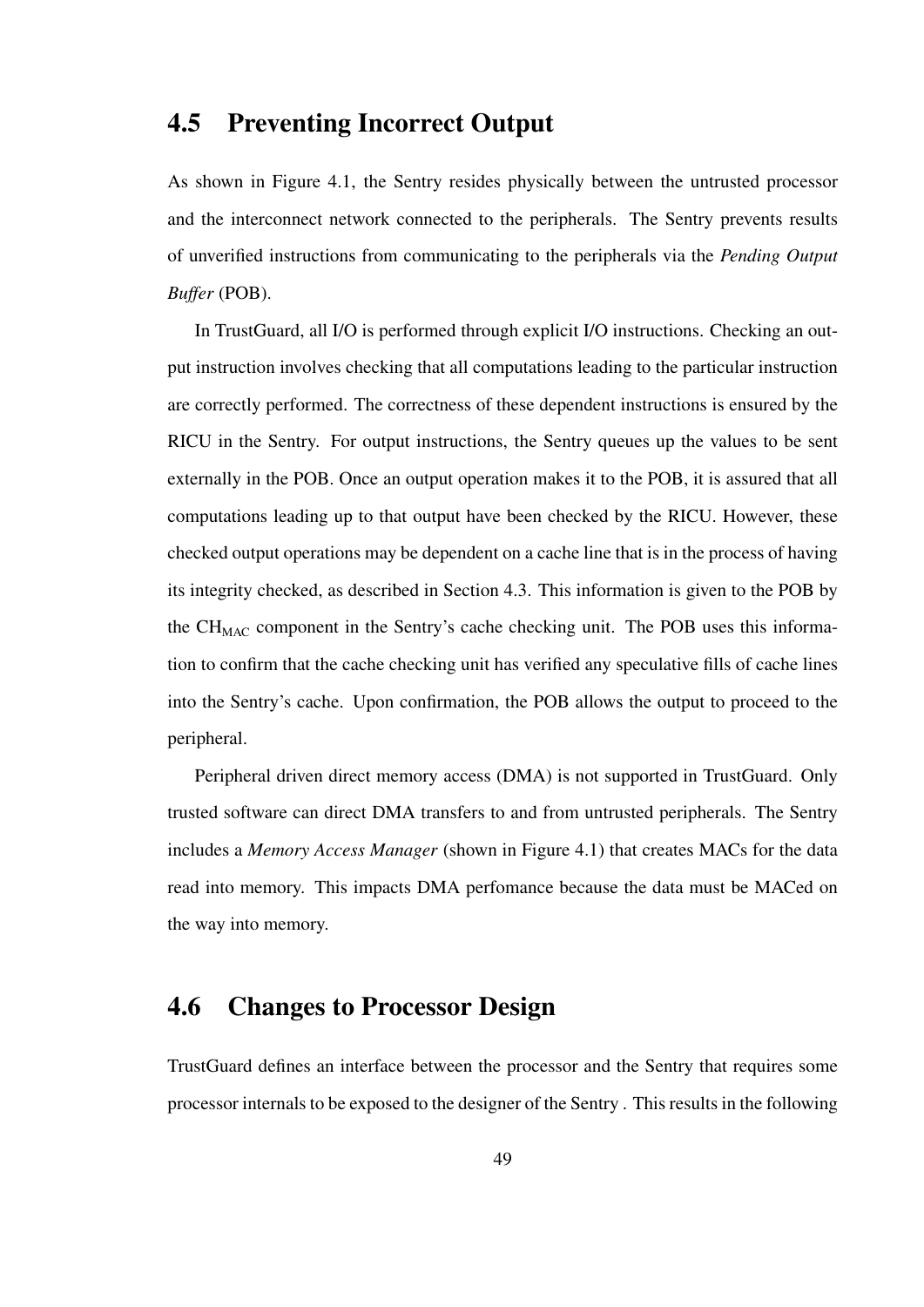## 4.5 Preventing Incorrect Output

As shown in Figure 4.1, the Sentry resides physically between the untrusted processor and the interconnect network connected to the peripherals. The Sentry prevents results of unverified instructions from communicating to the peripherals via the *Pending Output Buffer* (POB).

In TrustGuard, all I/O is performed through explicit I/O instructions. Checking an output instruction involves checking that all computations leading to the particular instruction are correctly performed. The correctness of these dependent instructions is ensured by the RICU in the Sentry. For output instructions, the Sentry queues up the values to be sent externally in the POB. Once an output operation makes it to the POB, it is assured that all computations leading up to that output have been checked by the RICU. However, these checked output operations may be dependent on a cache line that is in the process of having its integrity checked, as described in Section 4.3. This information is given to the POB by the $CH_{MAC}$ component in the Sentry's cache checking unit. The POB uses this information to confirm that the cache checking unit has verified any speculative fills of cache lines into the Sentry's cache. Upon confirmation, the POB allows the output to proceed to the peripheral.

Peripheral driven direct memory access (DMA) is not supported in TrustGuard. Only trusted software can direct DMA transfers to and from untrusted peripherals. The Sentry includes a *Memory Access Manager* (shown in Figure 4.1) that creates MACs for the data read into memory. This impacts DMA perfomance because the data must be MACed on the way into memory.

## 4.6 Changes to Processor Design

TrustGuard defines an interface between the processor and the Sentry that requires some processor internals to be exposed to the designer of the Sentry . This results in the following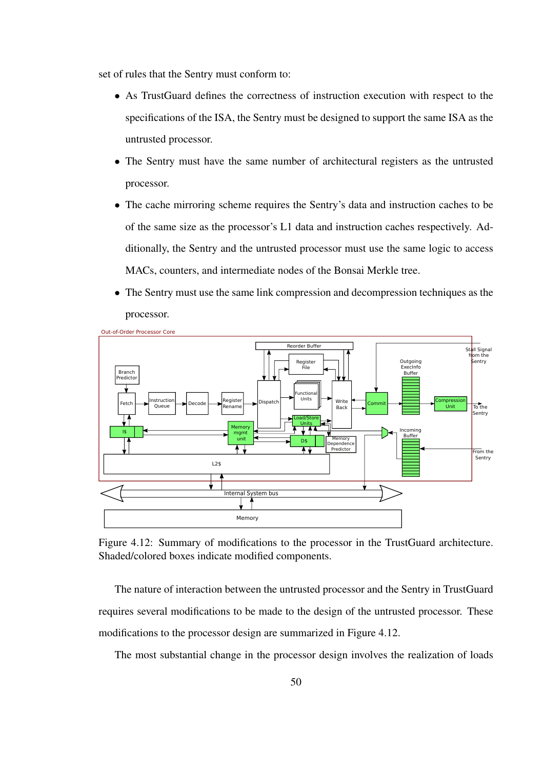set of rules that the Sentry must conform to:

- As TrustGuard defines the correctness of instruction execution with respect to the specifications of the ISA, the Sentry must be designed to support the same ISA as the untrusted processor.
- The Sentry must have the same number of architectural registers as the untrusted processor.
- The cache mirroring scheme requires the Sentry's data and instruction caches to be of the same size as the processor's L1 data and instruction caches respectively. Additionally, the Sentry and the untrusted processor must use the same logic to access MACs, counters, and intermediate nodes of the Bonsai Merkle tree.
- The Sentry must use the same link compression and decompression techniques as the processor.

Figure 4.12: Summary of modifications to the processor in the TrustGuard architecture. Shaded/colored boxes indicate modified components.

The nature of interaction between the untrusted processor and the Sentry in TrustGuard requires several modifications to be made to the design of the untrusted processor. These modifications to the processor design are summarized in Figure 4.12.

The most substantial change in the processor design involves the realization of loads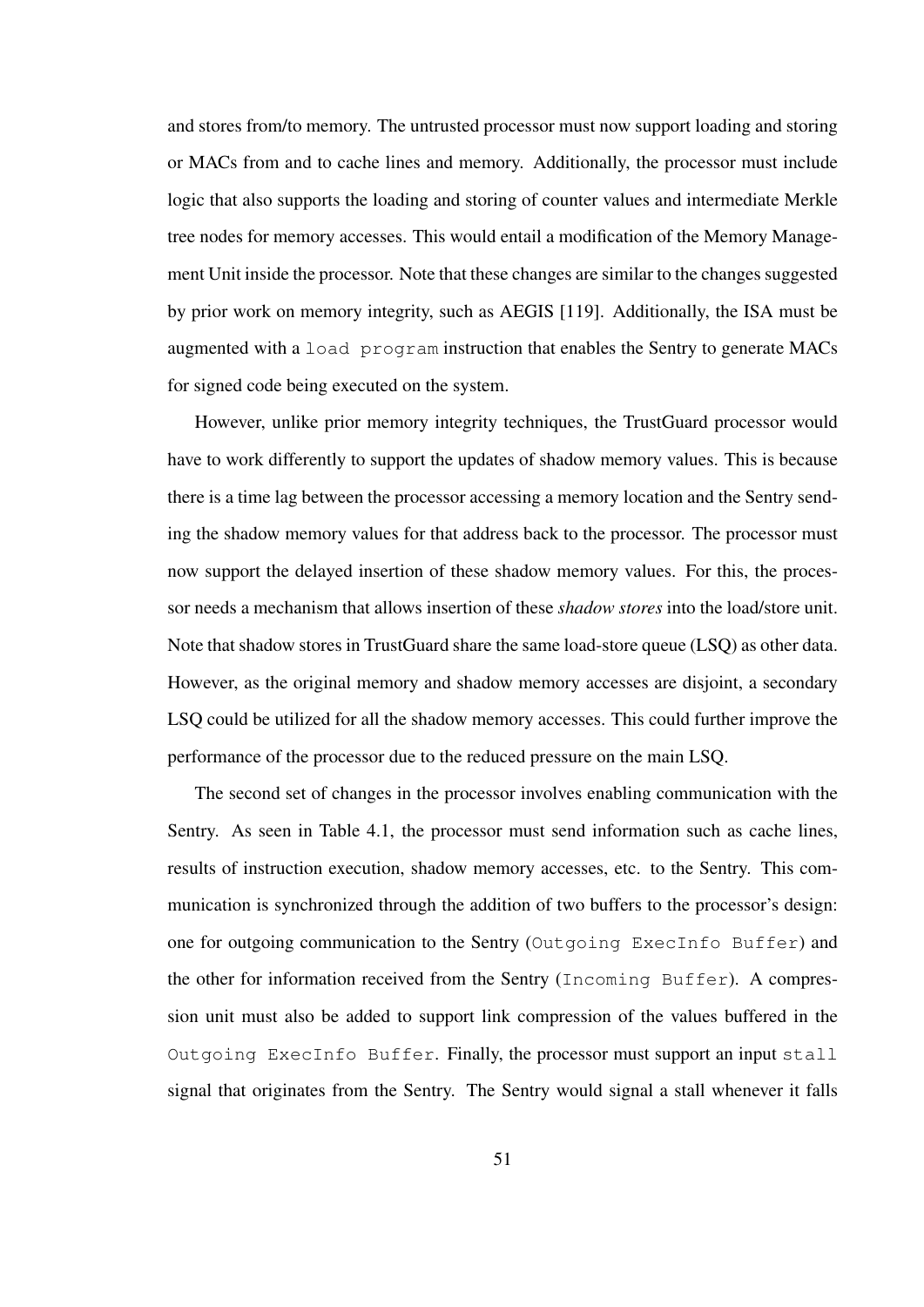and stores from/to memory. The untrusted processor must now support loading and storing or MACs from and to cache lines and memory. Additionally, the processor must include logic that also supports the loading and storing of counter values and intermediate Merkle tree nodes for memory accesses. This would entail a modification of the Memory Management Unit inside the processor. Note that these changes are similar to the changes suggested by prior work on memory integrity, such as AEGIS [119]. Additionally, the ISA must be augmented with a `load program` instruction that enables the Sentry to generate MACs for signed code being executed on the system.

However, unlike prior memory integrity techniques, the TrustGuard processor would have to work differently to support the updates of shadow memory values. This is because there is a time lag between the processor accessing a memory location and the Sentry sending the shadow memory values for that address back to the processor. The processor must now support the delayed insertion of these shadow memory values. For this, the processor needs a mechanism that allows insertion of these *shadow stores* into the load/store unit. Note that shadow stores in TrustGuard share the same load-store queue (LSQ) as other data. However, as the original memory and shadow memory accesses are disjoint, a secondary LSQ could be utilized for all the shadow memory accesses. This could further improve the performance of the processor due to the reduced pressure on the main LSQ.

The second set of changes in the processor involves enabling communication with the Sentry. As seen in Table 4.1, the processor must send information such as cache lines, results of instruction execution, shadow memory accesses, etc. to the Sentry. This communication is synchronized through the addition of two buffers to the processor's design: one for outgoing communication to the Sentry (`Outgoing ExecInfo Buffer`) and the other for information received from the Sentry (`Incoming Buffer`). A compression unit must also be added to support link compression of the values buffered in the `Outgoing ExecInfo Buffer`. Finally, the processor must support an input `stall` signal that originates from the Sentry. The Sentry would signal a stall whenever it falls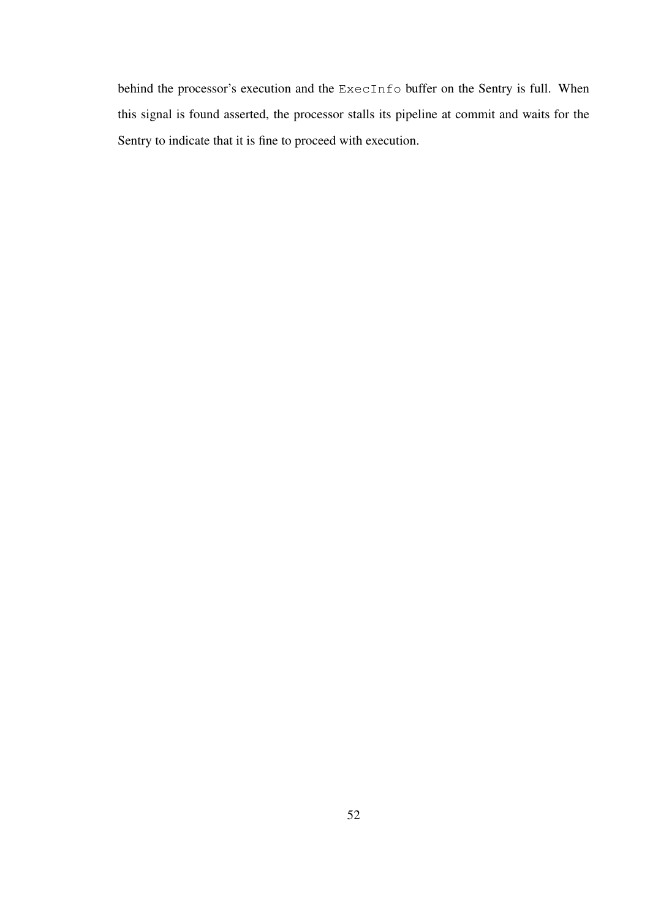behind the processor's execution and the `ExecInfo` buffer on the Sentry is full. When this signal is found asserted, the processor stalls its pipeline at commit and waits for the Sentry to indicate that it is fine to proceed with execution.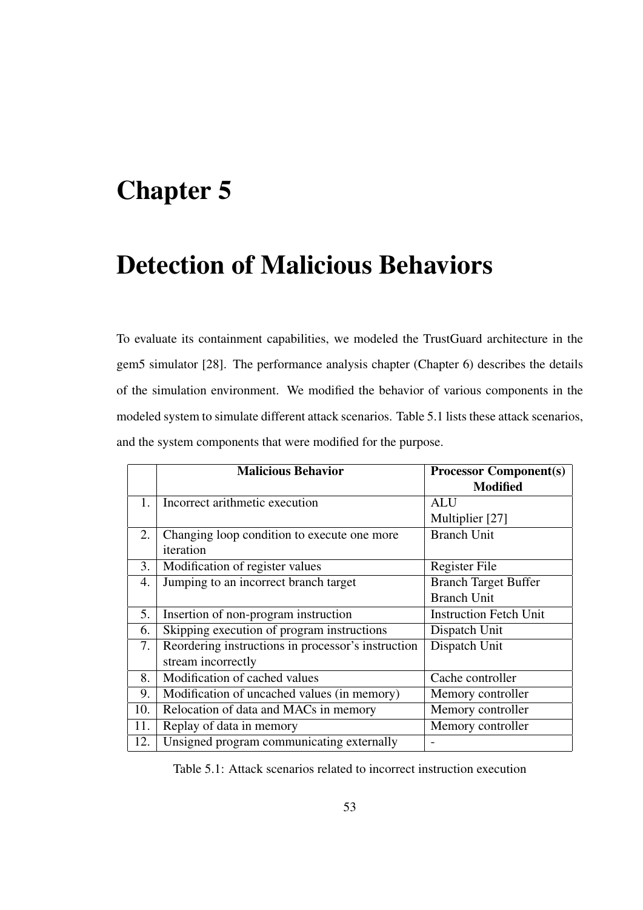# Chapter 5

# Detection of Malicious Behaviors

To evaluate its containment capabilities, we modeled the TrustGuard architecture in the gem5 simulator [28]. The performance analysis chapter (Chapter 6) describes the details of the simulation environment. We modified the behavior of various components in the modeled system to simulate different attack scenarios. Table 5.1 lists these attack scenarios, and the system components that were modified for the purpose.

| | **Malicious Behavior** | **Processor Component(s) Modified** |
|---|---|---|
| 1. | Incorrect arithmetic execution | ALU<br>Multiplier [27] |
| 2. | Changing loop condition to execute one more iteration | Branch Unit |
| 3. | Modification of register values | Register File |
| 4. | Jumping to an incorrect branch target | Branch Target Buffer<br>Branch Unit |
| 5. | Insertion of non-program instruction | Instruction Fetch Unit |
| 6. | Skipping execution of program instructions | Dispatch Unit |
| 7. | Reordering instructions in processor's instruction stream incorrectly | Dispatch Unit |
| 8. | Modification of cached values | Cache controller |
| 9. | Modification of uncached values (in memory) | Memory controller |
| 10. | Relocation of data and MACs in memory | Memory controller |
| 11. | Replay of data in memory | Memory controller |
| 12. | Unsigned program communicating externally | - |

Table 5.1: Attack scenarios related to incorrect instruction execution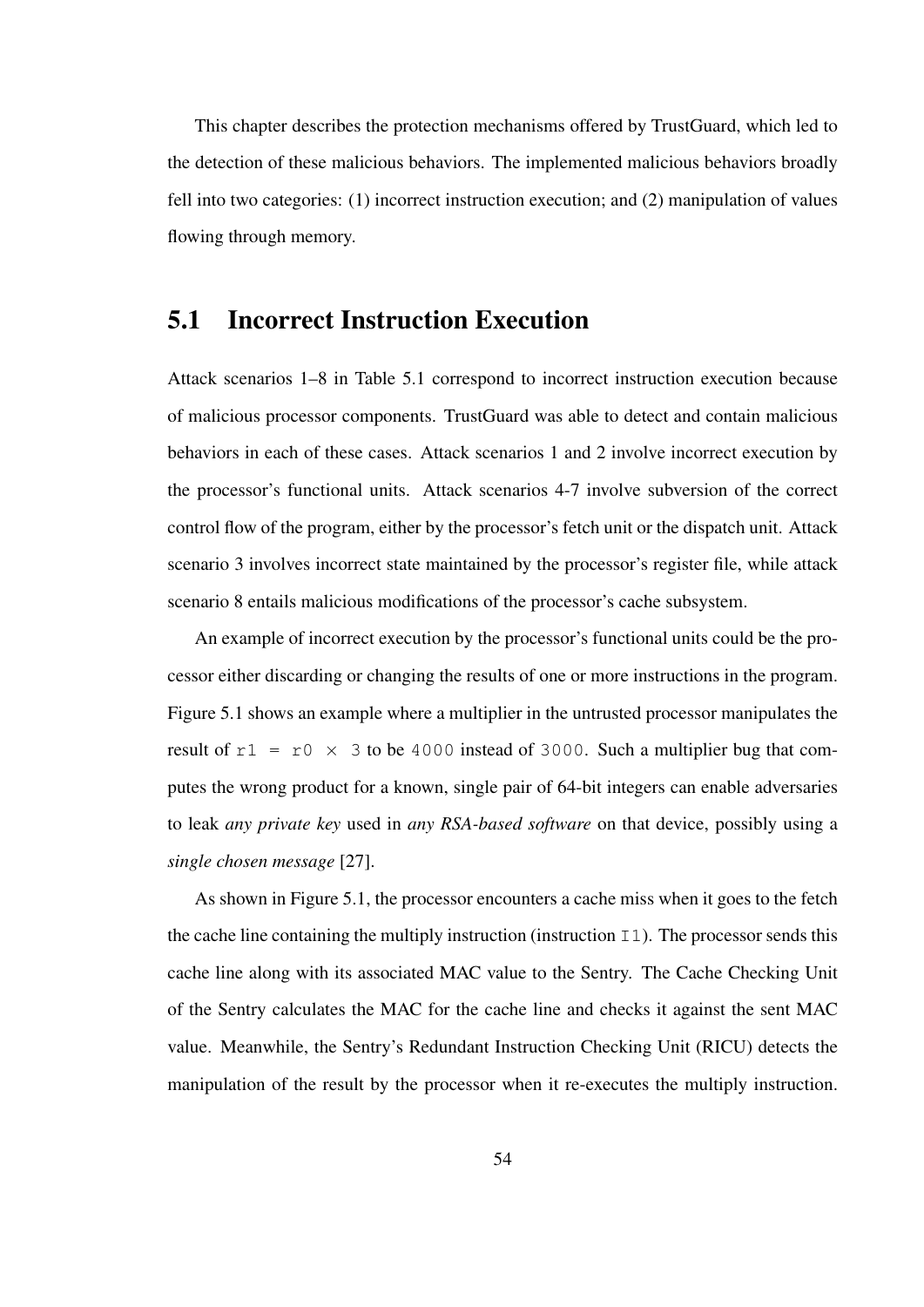This chapter describes the protection mechanisms offered by TrustGuard, which led to the detection of these malicious behaviors. The implemented malicious behaviors broadly fell into two categories: (1) incorrect instruction execution; and (2) manipulation of values flowing through memory.

## 5.1 Incorrect Instruction Execution

Attack scenarios 1–8 in Table 5.1 correspond to incorrect instruction execution because of malicious processor components. TrustGuard was able to detect and contain malicious behaviors in each of these cases. Attack scenarios 1 and 2 involve incorrect execution by the processor's functional units. Attack scenarios 4-7 involve subversion of the correct control flow of the program, either by the processor's fetch unit or the dispatch unit. Attack scenario 3 involves incorrect state maintained by the processor's register file, while attack scenario 8 entails malicious modifications of the processor's cache subsystem.

An example of incorrect execution by the processor's functional units could be the processor either discarding or changing the results of one or more instructions in the program. Figure 5.1 shows an example where a multiplier in the untrusted processor manipulates the result of `r1 = r0 × 3` to be `4000` instead of `3000`. Such a multiplier bug that computes the wrong product for a known, single pair of 64-bit integers can enable adversaries to leak *any private key* used in *any RSA-based software* on that device, possibly using a *single chosen message* [27].

As shown in Figure 5.1, the processor encounters a cache miss when it goes to the fetch the cache line containing the multiply instruction (instruction `I1`). The processor sends this cache line along with its associated MAC value to the Sentry. The Cache Checking Unit of the Sentry calculates the MAC for the cache line and checks it against the sent MAC value. Meanwhile, the Sentry's Redundant Instruction Checking Unit (RICU) detects the manipulation of the result by the processor when it re-executes the multiply instruction.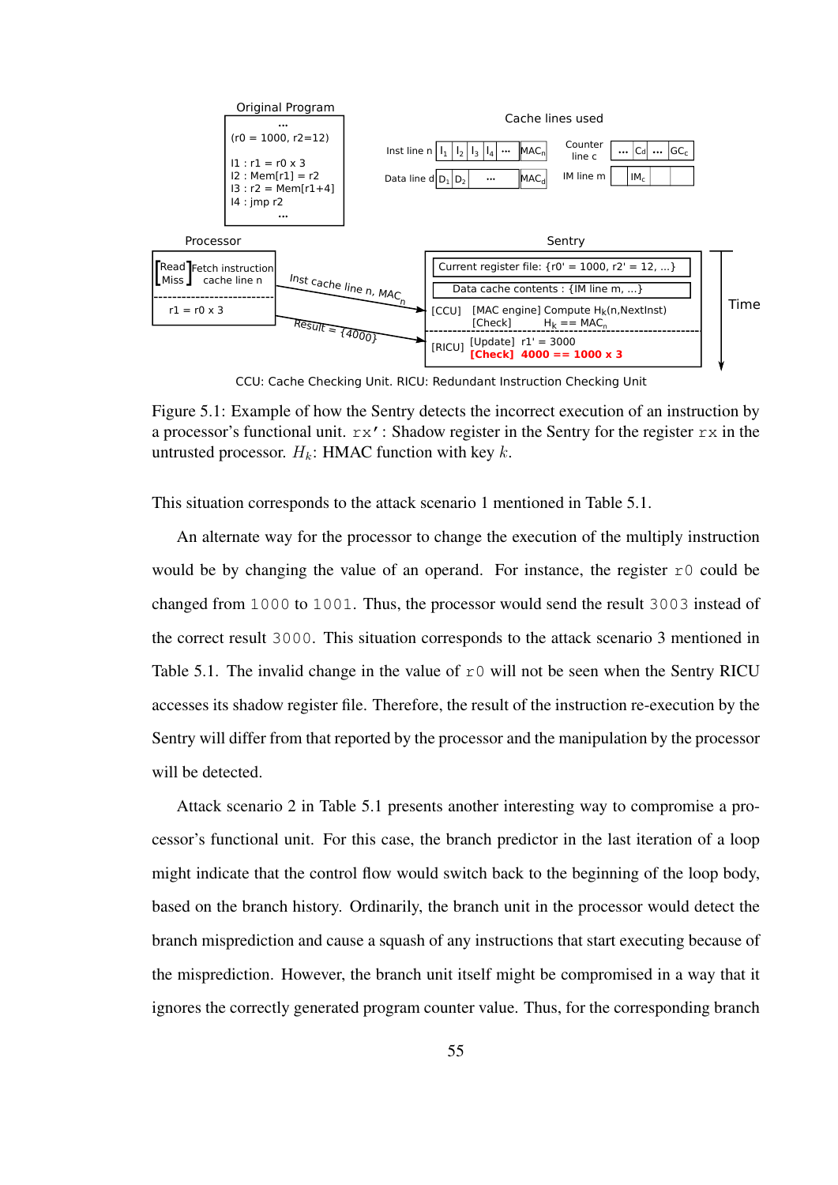Figure 5.1: Example of how the Sentry detects the incorrect execution of an instruction by a processor's functional unit. `rx'`: Shadow register in the Sentry for the register `rx` in the untrusted processor. $H_k$: HMAC function with key $k$.

This situation corresponds to the attack scenario 1 mentioned in Table 5.1.

An alternate way for the processor to change the execution of the multiply instruction would be by changing the value of an operand. For instance, the register `r0` could be changed from `1000` to `1001`. Thus, the processor would send the result `3003` instead of the correct result `3000`. This situation corresponds to the attack scenario 3 mentioned in Table 5.1. The invalid change in the value of `r0` will not be seen when the Sentry RICU accesses its shadow register file. Therefore, the result of the instruction re-execution by the Sentry will differ from that reported by the processor and the manipulation by the processor will be detected.

Attack scenario 2 in Table 5.1 presents another interesting way to compromise a processor's functional unit. For this case, the branch predictor in the last iteration of a loop might indicate that the control flow would switch back to the beginning of the loop body, based on the branch history. Ordinarily, the branch unit in the processor would detect the branch misprediction and cause a squash of any instructions that start executing because of the misprediction. However, the branch unit itself might be compromised in a way that it ignores the correctly generated program counter value. Thus, for the corresponding branch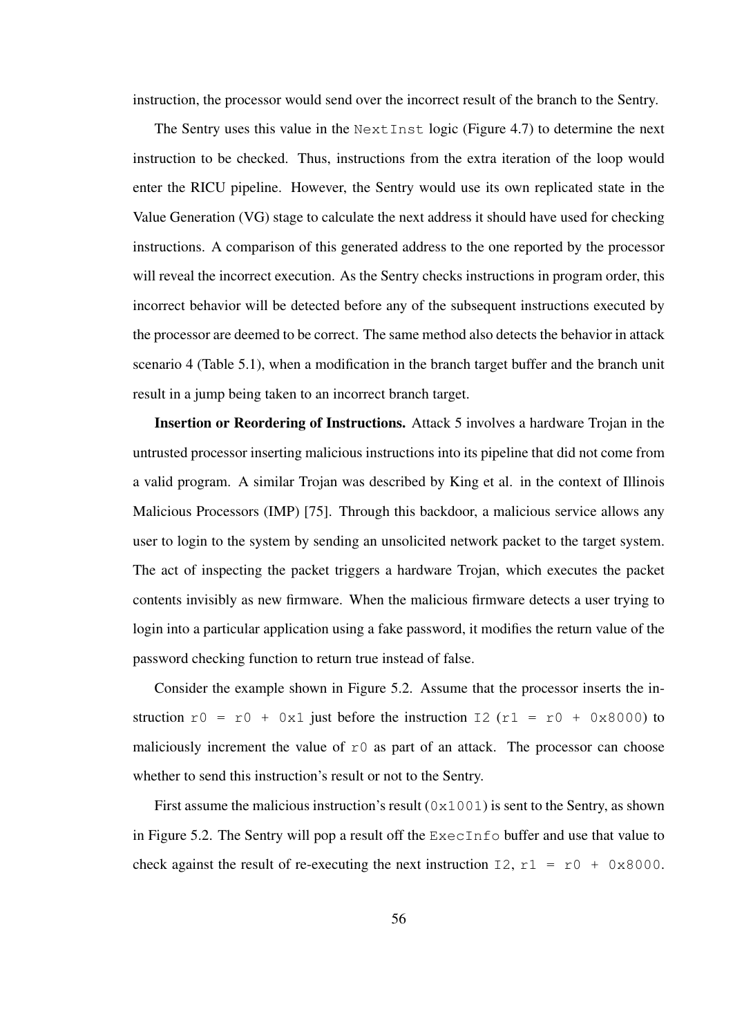instruction, the processor would send over the incorrect result of the branch to the Sentry.

The Sentry uses this value in the `NextInst` logic (Figure 4.7) to determine the next instruction to be checked. Thus, instructions from the extra iteration of the loop would enter the RICU pipeline. However, the Sentry would use its own replicated state in the Value Generation (VG) stage to calculate the next address it should have used for checking instructions. A comparison of this generated address to the one reported by the processor will reveal the incorrect execution. As the Sentry checks instructions in program order, this incorrect behavior will be detected before any of the subsequent instructions executed by the processor are deemed to be correct. The same method also detects the behavior in attack scenario 4 (Table 5.1), when a modification in the branch target buffer and the branch unit result in a jump being taken to an incorrect branch target.

**Insertion or Reordering of Instructions.** Attack 5 involves a hardware Trojan in the untrusted processor inserting malicious instructions into its pipeline that did not come from a valid program. A similar Trojan was described by King et al. in the context of Illinois Malicious Processors (IMP) [75]. Through this backdoor, a malicious service allows any user to login to the system by sending an unsolicited network packet to the target system. The act of inspecting the packet triggers a hardware Trojan, which executes the packet contents invisibly as new firmware. When the malicious firmware detects a user trying to login into a particular application using a fake password, it modifies the return value of the password checking function to return true instead of false.

Consider the example shown in Figure 5.2. Assume that the processor inserts the instruction `r0 = r0 + 0x1` just before the instruction `I2` (`r1 = r0 + 0x8000`) to maliciously increment the value of `r0` as part of an attack. The processor can choose whether to send this instruction's result or not to the Sentry.

First assume the malicious instruction's result (`0x1001`) is sent to the Sentry, as shown in Figure 5.2. The Sentry will pop a result off the `ExecInfo` buffer and use that value to check against the result of re-executing the next instruction `I2`, `r1 = r0 + 0x8000`.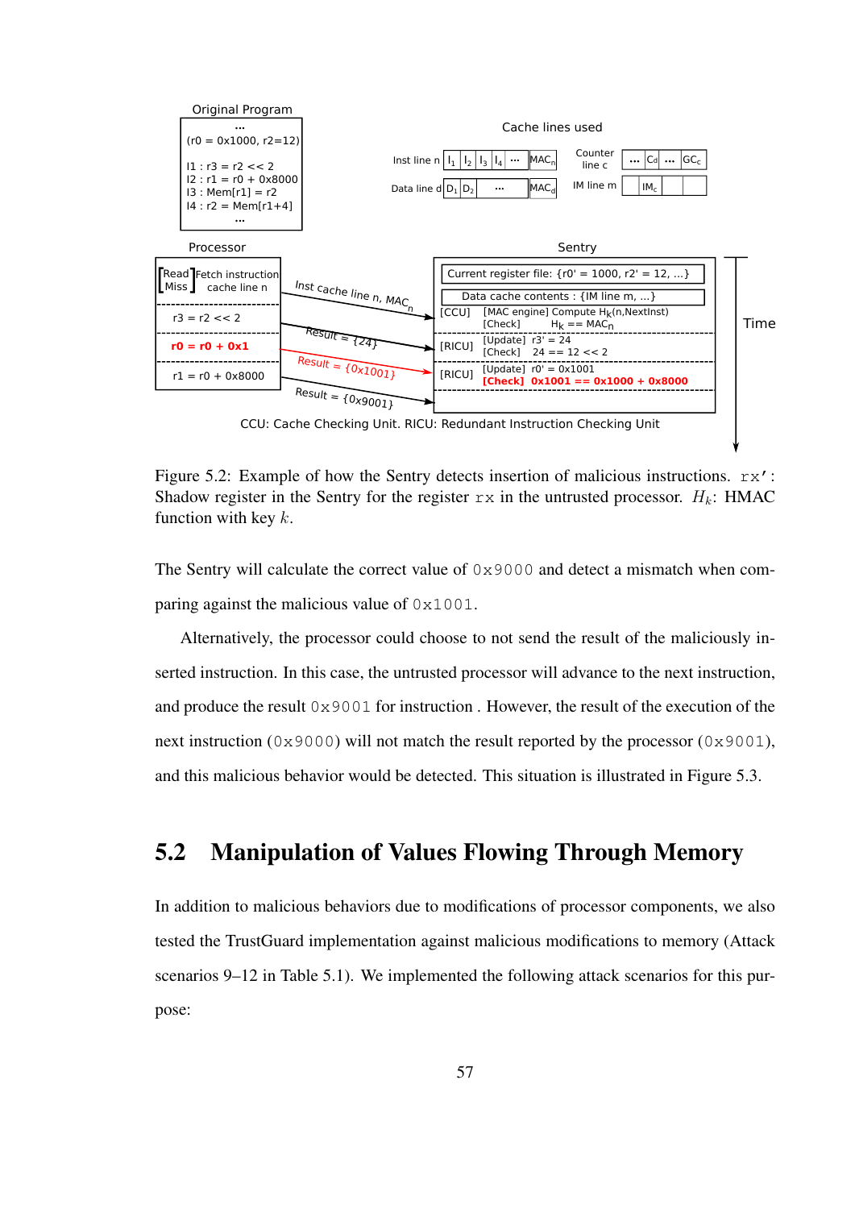Figure 5.2: Example of how the Sentry detects insertion of malicious instructions. `rx'`: Shadow register in the Sentry for the register `rx` in the untrusted processor. $H_k$: HMAC function with key $k$.

The Sentry will calculate the correct value of `0x9000` and detect a mismatch when comparing against the malicious value of `0x1001`.

Alternatively, the processor could choose to not send the result of the maliciously inserted instruction. In this case, the untrusted processor will advance to the next instruction, and produce the result `0x9001` for instruction . However, the result of the execution of the next instruction (`0x9000`) will not match the result reported by the processor (`0x9001`), and this malicious behavior would be detected. This situation is illustrated in Figure 5.3.

## 5.2 Manipulation of Values Flowing Through Memory

In addition to malicious behaviors due to modifications of processor components, we also tested the TrustGuard implementation against malicious modifications to memory (Attack scenarios 9–12 in Table 5.1). We implemented the following attack scenarios for this purpose: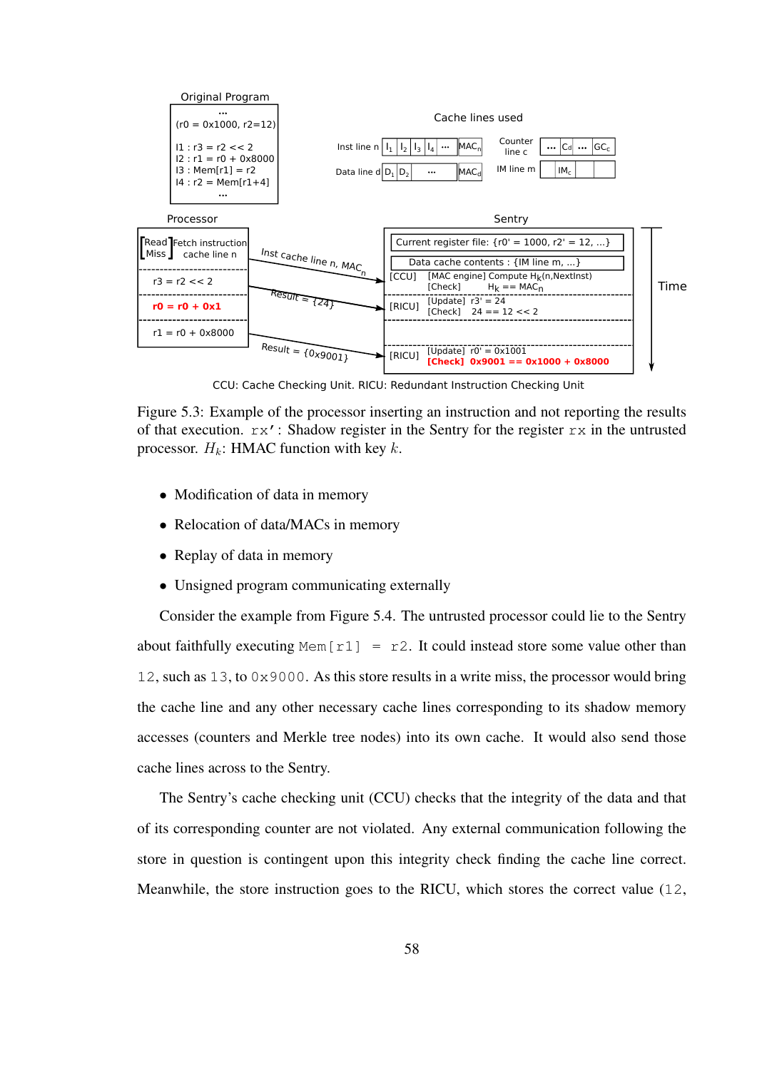Figure 5.3: Example of the processor inserting an instruction and not reporting the results of that execution. `rx'`: Shadow register in the Sentry for the register `rx` in the untrusted processor. $H_k$: HMAC function with key $k$.

- Modification of data in memory
- Relocation of data/MACs in memory
- Replay of data in memory
- Unsigned program communicating externally

Consider the example from Figure 5.4. The untrusted processor could lie to the Sentry about faithfully executing `Mem[r1] = r2`. It could instead store some value other than `12`, such as `13`, to `0x9000`. As this store results in a write miss, the processor would bring the cache line and any other necessary cache lines corresponding to its shadow memory accesses (counters and Merkle tree nodes) into its own cache. It would also send those cache lines across to the Sentry.

The Sentry's cache checking unit (CCU) checks that the integrity of the data and that of its corresponding counter are not violated. Any external communication following the store in question is contingent upon this integrity check finding the cache line correct. Meanwhile, the store instruction goes to the RICU, which stores the correct value (`12`,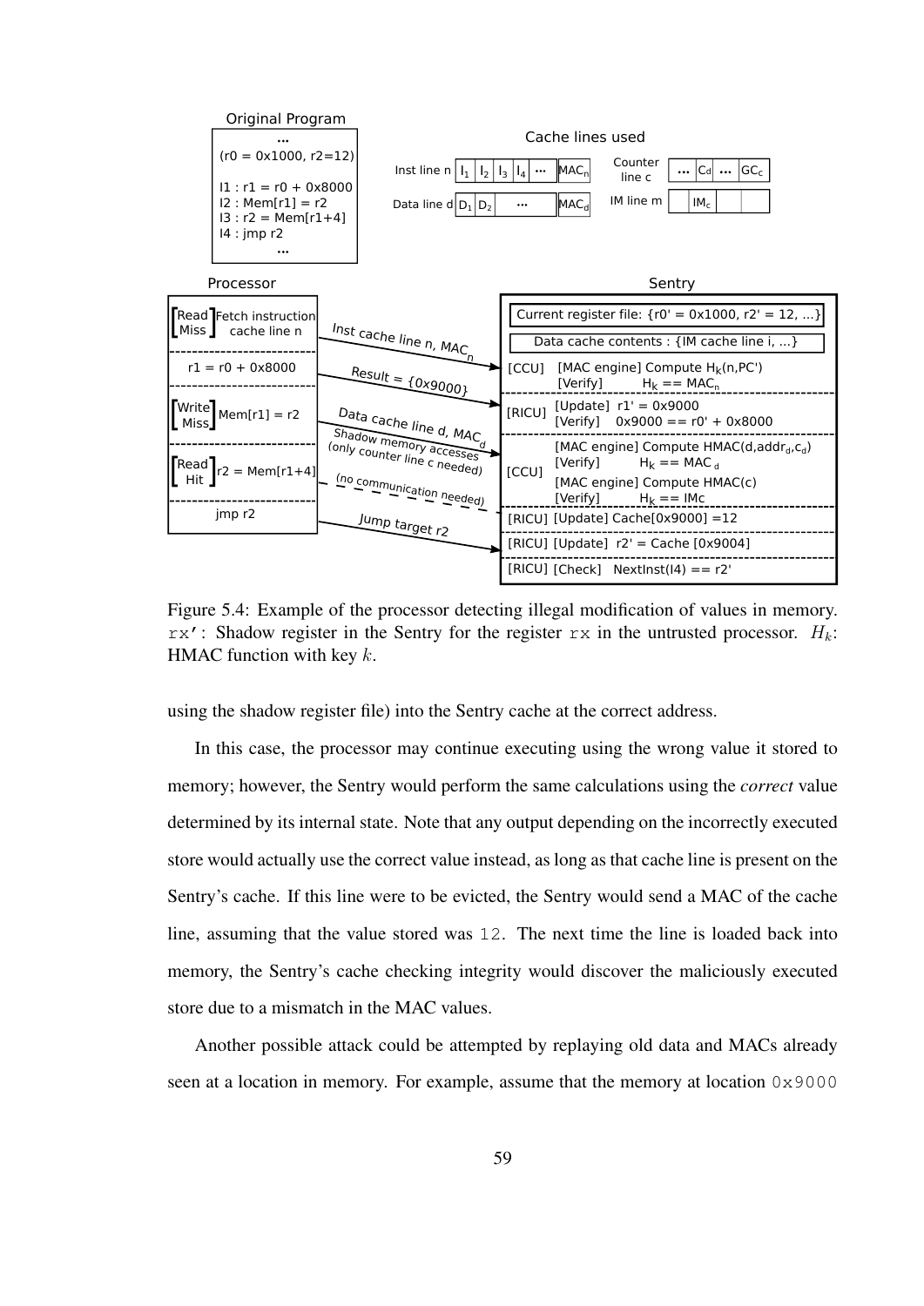Figure 5.4: Example of the processor detecting illegal modification of values in memory. `rx'`: Shadow register in the Sentry for the register `rx` in the untrusted processor. $H_k$: HMAC function with key $k$.

using the shadow register file) into the Sentry cache at the correct address.

In this case, the processor may continue executing using the wrong value it stored to memory; however, the Sentry would perform the same calculations using the *correct* value determined by its internal state. Note that any output depending on the incorrectly executed store would actually use the correct value instead, as long as that cache line is present on the Sentry's cache. If this line were to be evicted, the Sentry would send a MAC of the cache line, assuming that the value stored was `12`. The next time the line is loaded back into memory, the Sentry's cache checking integrity would discover the maliciously executed store due to a mismatch in the MAC values.

Another possible attack could be attempted by replaying old data and MACs already seen at a location in memory. For example, assume that the memory at location `0x9000`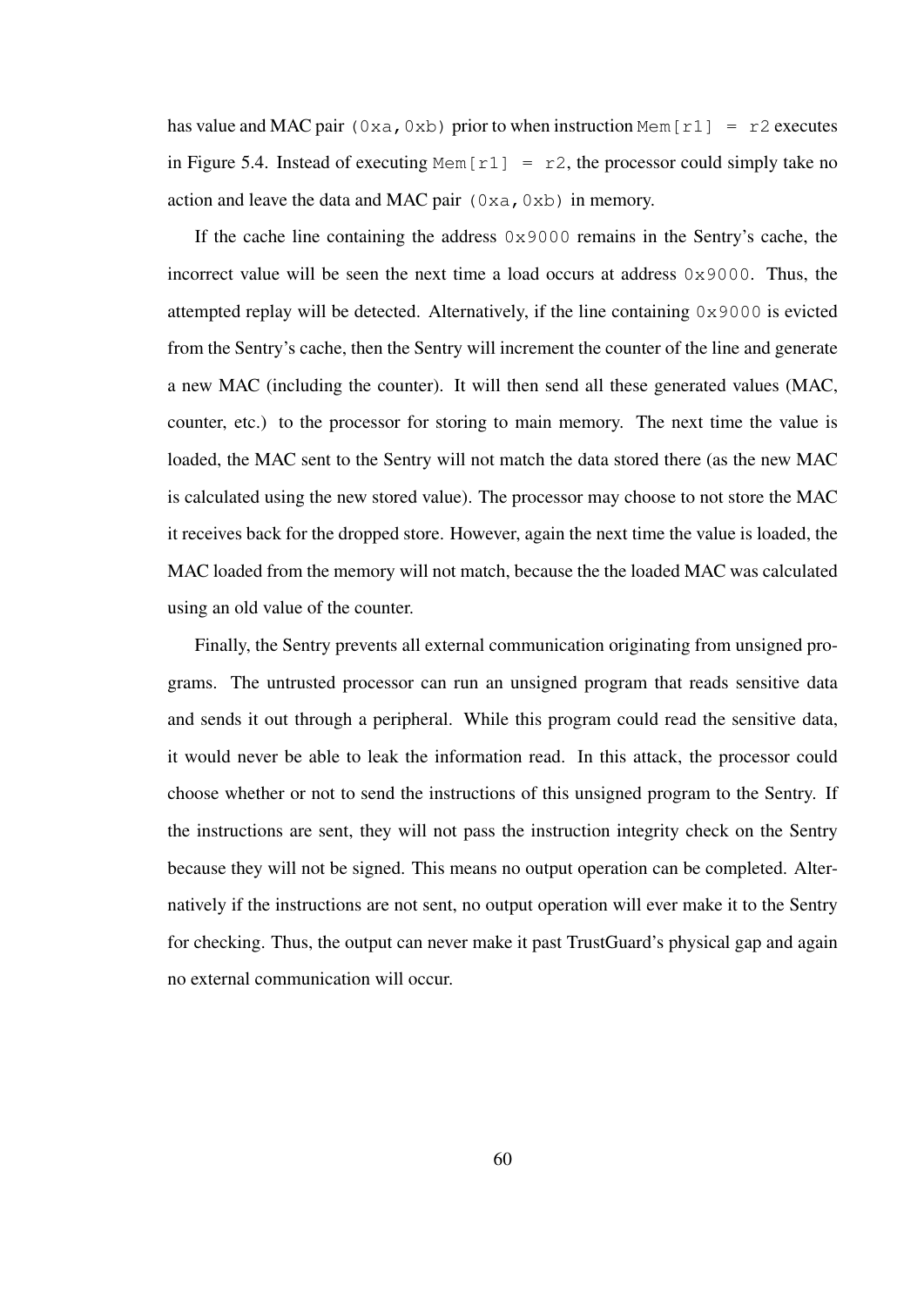has value and MAC pair `(0xa,0xb)` prior to when instruction `Mem[r1] = r2` executes in Figure 5.4. Instead of executing `Mem[r1] = r2`, the processor could simply take no action and leave the data and MAC pair `(0xa,0xb)` in memory.

If the cache line containing the address `0x9000` remains in the Sentry's cache, the incorrect value will be seen the next time a load occurs at address `0x9000`. Thus, the attempted replay will be detected. Alternatively, if the line containing `0x9000` is evicted from the Sentry's cache, then the Sentry will increment the counter of the line and generate a new MAC (including the counter). It will then send all these generated values (MAC, counter, etc.) to the processor for storing to main memory. The next time the value is loaded, the MAC sent to the Sentry will not match the data stored there (as the new MAC is calculated using the new stored value). The processor may choose to not store the MAC it receives back for the dropped store. However, again the next time the value is loaded, the MAC loaded from the memory will not match, because the the loaded MAC was calculated using an old value of the counter.

Finally, the Sentry prevents all external communication originating from unsigned programs. The untrusted processor can run an unsigned program that reads sensitive data and sends it out through a peripheral. While this program could read the sensitive data, it would never be able to leak the information read. In this attack, the processor could choose whether or not to send the instructions of this unsigned program to the Sentry. If the instructions are sent, they will not pass the instruction integrity check on the Sentry because they will not be signed. This means no output operation can be completed. Alternatively if the instructions are not sent, no output operation will ever make it to the Sentry for checking. Thus, the output can never make it past TrustGuard's physical gap and again no external communication will occur.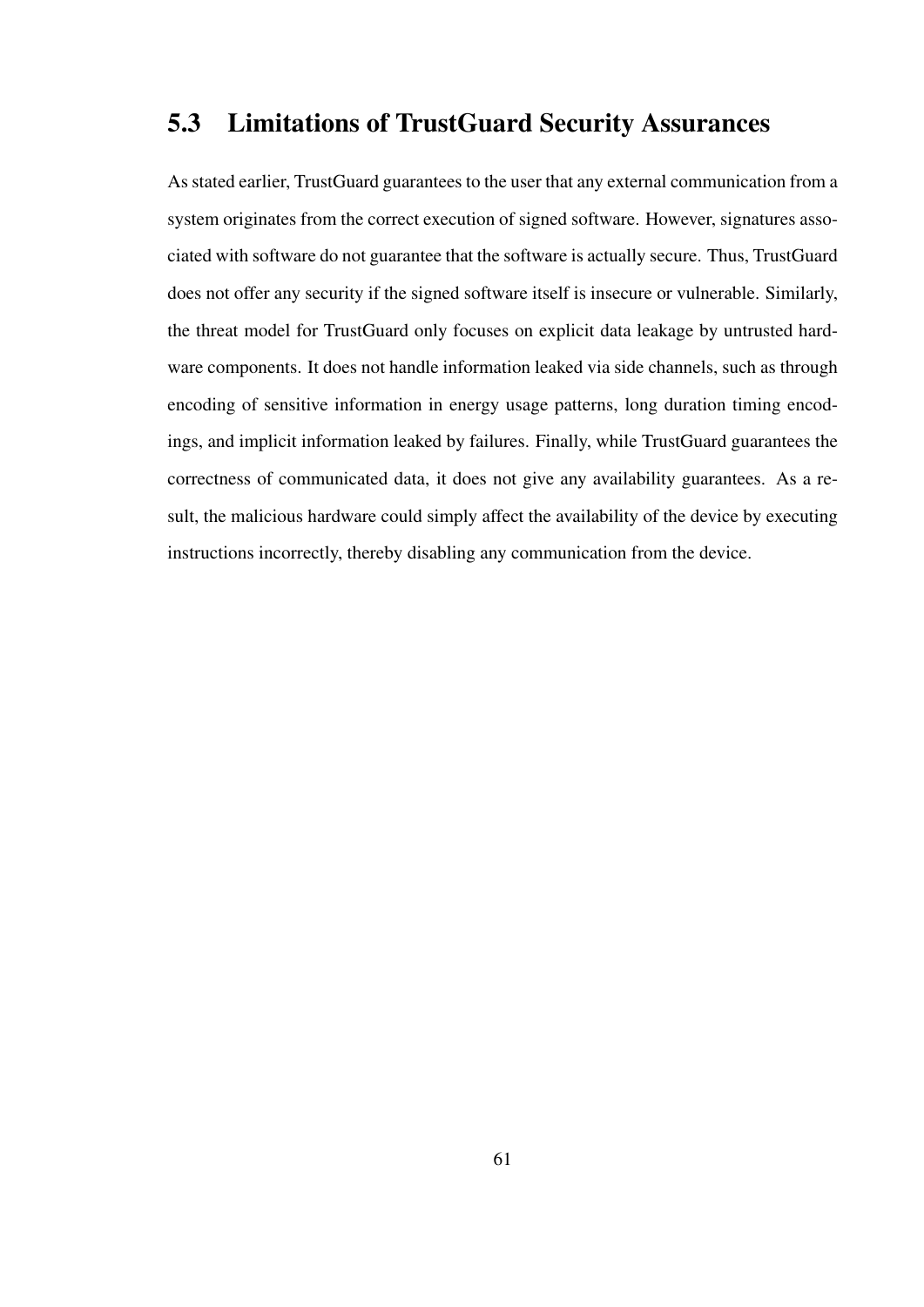## 5.3 Limitations of TrustGuard Security Assurances

As stated earlier, TrustGuard guarantees to the user that any external communication from a system originates from the correct execution of signed software. However, signatures associated with software do not guarantee that the software is actually secure. Thus, TrustGuard does not offer any security if the signed software itself is insecure or vulnerable. Similarly, the threat model for TrustGuard only focuses on explicit data leakage by untrusted hardware components. It does not handle information leaked via side channels, such as through encoding of sensitive information in energy usage patterns, long duration timing encodings, and implicit information leaked by failures. Finally, while TrustGuard guarantees the correctness of communicated data, it does not give any availability guarantees. As a result, the malicious hardware could simply affect the availability of the device by executing instructions incorrectly, thereby disabling any communication from the device.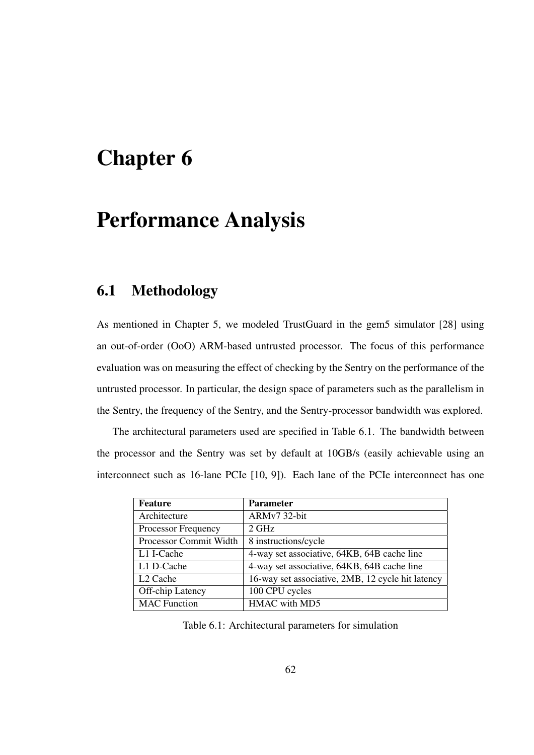# Chapter 6

# Performance Analysis

## 6.1 Methodology

As mentioned in Chapter 5, we modeled TrustGuard in the gem5 simulator [28] using an out-of-order (OoO) ARM-based untrusted processor. The focus of this performance evaluation was on measuring the effect of checking by the Sentry on the performance of the untrusted processor. In particular, the design space of parameters such as the parallelism in the Sentry, the frequency of the Sentry, and the Sentry-processor bandwidth was explored.

The architectural parameters used are specified in Table 6.1. The bandwidth between the processor and the Sentry was set by default at 10GB/s (easily achievable using an interconnect such as 16-lane PCIe [10, 9]). Each lane of the PCIe interconnect has one

| **Feature** | **Parameter** |
|---|---|
| Architecture | ARMv7 32-bit |
| Processor Frequency | 2 GHz |
| Processor Commit Width | 8 instructions/cycle |
| L1 I-Cache | 4-way set associative, 64KB, 64B cache line |
| L1 D-Cache | 4-way set associative, 64KB, 64B cache line |
| L2 Cache | 16-way set associative, 2MB, 12 cycle hit latency |
| Off-chip Latency | 100 CPU cycles |
| MAC Function | HMAC with MD5 |

Table 6.1: Architectural parameters for simulation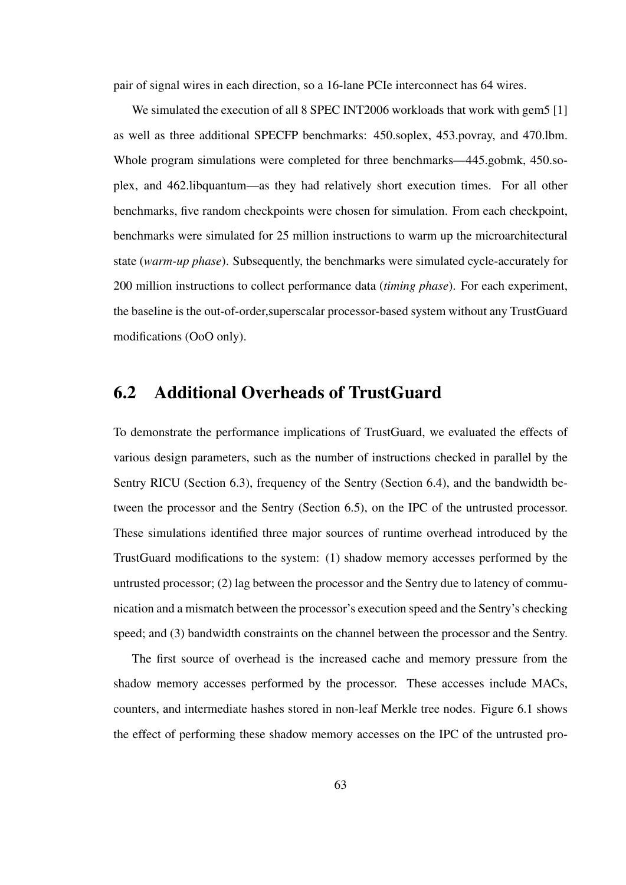pair of signal wires in each direction, so a 16-lane PCIe interconnect has 64 wires.

We simulated the execution of all 8 SPEC INT2006 workloads that work with gem5 [1] as well as three additional SPECFP benchmarks: 450.soplex, 453.povray, and 470.lbm. Whole program simulations were completed for three benchmarks—445.gobmk, 450.soplex, and 462.libquantum—as they had relatively short execution times. For all other benchmarks, five random checkpoints were chosen for simulation. From each checkpoint, benchmarks were simulated for 25 million instructions to warm up the microarchitectural state (*warm-up phase*). Subsequently, the benchmarks were simulated cycle-accurately for 200 million instructions to collect performance data (*timing phase*). For each experiment, the baseline is the out-of-order,superscalar processor-based system without any TrustGuard modifications (OoO only).

## 6.2 Additional Overheads of TrustGuard

To demonstrate the performance implications of TrustGuard, we evaluated the effects of various design parameters, such as the number of instructions checked in parallel by the Sentry RICU (Section 6.3), frequency of the Sentry (Section 6.4), and the bandwidth between the processor and the Sentry (Section 6.5), on the IPC of the untrusted processor. These simulations identified three major sources of runtime overhead introduced by the TrustGuard modifications to the system: (1) shadow memory accesses performed by the untrusted processor; (2) lag between the processor and the Sentry due to latency of communication and a mismatch between the processor's execution speed and the Sentry's checking speed; and (3) bandwidth constraints on the channel between the processor and the Sentry.

The first source of overhead is the increased cache and memory pressure from the shadow memory accesses performed by the processor. These accesses include MACs, counters, and intermediate hashes stored in non-leaf Merkle tree nodes. Figure 6.1 shows the effect of performing these shadow memory accesses on the IPC of the untrusted pro-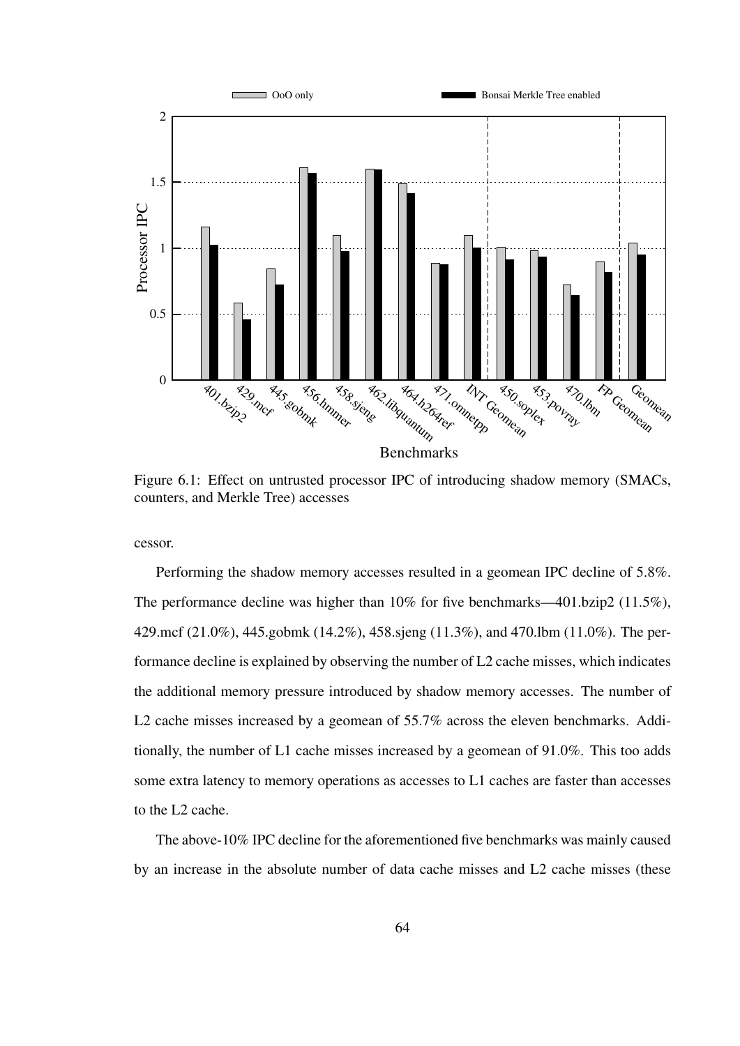Figure 6.1: Effect on untrusted processor IPC of introducing shadow memory (SMACs, counters, and Merkle Tree) accesses

cessor.

Performing the shadow memory accesses resulted in a geomean IPC decline of 5.8%. The performance decline was higher than 10% for five benchmarks—401.bzip2 (11.5%), 429.mcf (21.0%), 445.gobmk (14.2%), 458.sjeng (11.3%), and 470.lbm (11.0%). The performance decline is explained by observing the number of L2 cache misses, which indicates the additional memory pressure introduced by shadow memory accesses. The number of L2 cache misses increased by a geomean of 55.7% across the eleven benchmarks. Additionally, the number of L1 cache misses increased by a geomean of 91.0%. This too adds some extra latency to memory operations as accesses to L1 caches are faster than accesses to the L2 cache.

The above-10% IPC decline for the aforementioned five benchmarks was mainly caused by an increase in the absolute number of data cache misses and L2 cache misses (these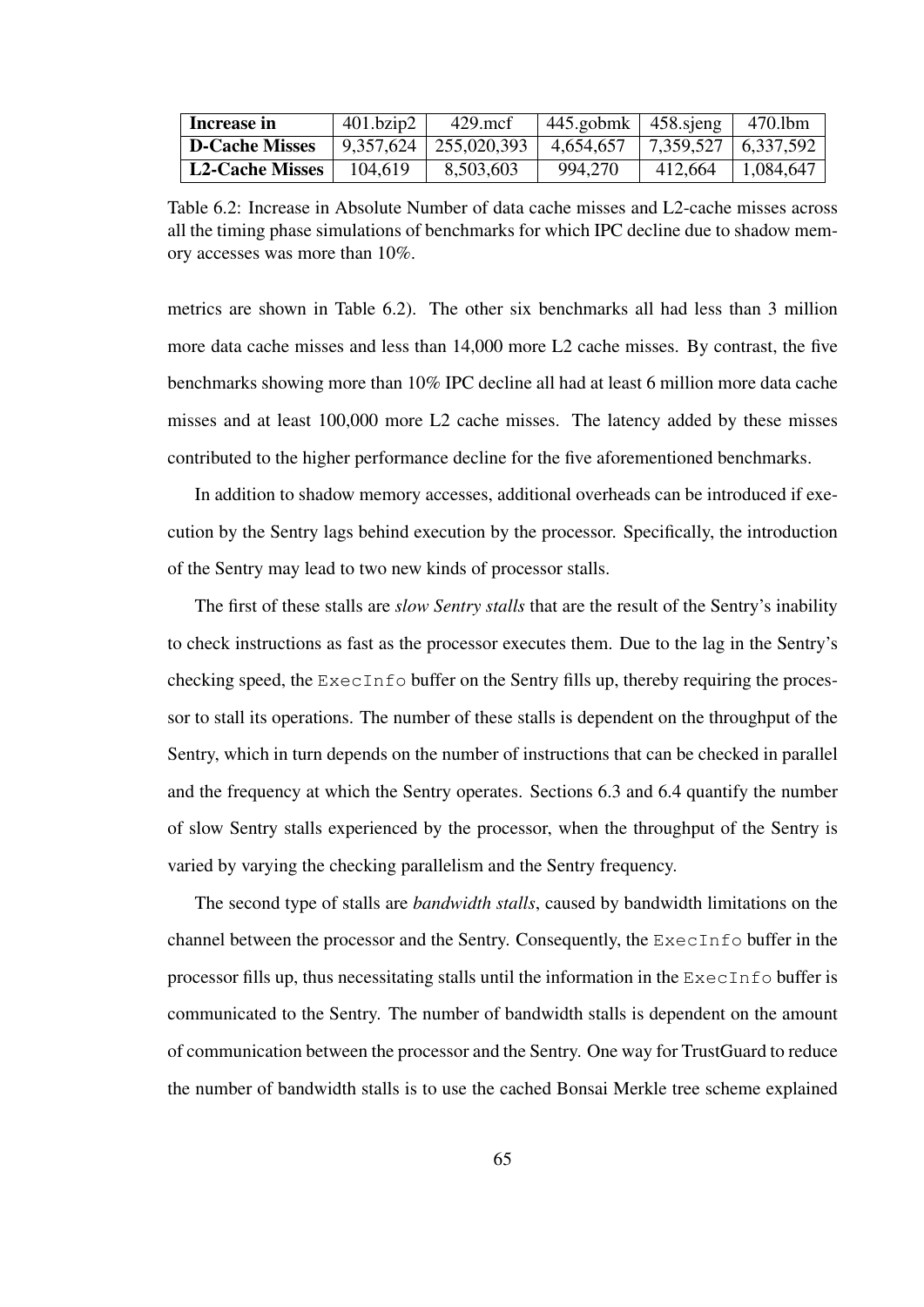| **Increase in** | 401.bzip2 | 429.mcf | 445.gobmk | 458.sjeng | 470.lbm |
|---|---|---|---|---|---|
| **D-Cache Misses** | 9,357,624 | 255,020,393 | 4,654,657 | 7,359,527 | 6,337,592 |
| **L2-Cache Misses** | 104,619 | 8,503,603 | 994,270 | 412,664 | 1,084,647 |

Table 6.2: Increase in Absolute Number of data cache misses and L2-cache misses across all the timing phase simulations of benchmarks for which IPC decline due to shadow memory accesses was more than 10%.

metrics are shown in Table 6.2). The other six benchmarks all had less than 3 million more data cache misses and less than 14,000 more L2 cache misses. By contrast, the five benchmarks showing more than 10% IPC decline all had at least 6 million more data cache misses and at least 100,000 more L2 cache misses. The latency added by these misses contributed to the higher performance decline for the five aforementioned benchmarks.

In addition to shadow memory accesses, additional overheads can be introduced if execution by the Sentry lags behind execution by the processor. Specifically, the introduction of the Sentry may lead to two new kinds of processor stalls.

The first of these stalls are *slow Sentry stalls* that are the result of the Sentry's inability to check instructions as fast as the processor executes them. Due to the lag in the Sentry's checking speed, the `ExecInfo` buffer on the Sentry fills up, thereby requiring the processor to stall its operations. The number of these stalls is dependent on the throughput of the Sentry, which in turn depends on the number of instructions that can be checked in parallel and the frequency at which the Sentry operates. Sections 6.3 and 6.4 quantify the number of slow Sentry stalls experienced by the processor, when the throughput of the Sentry is varied by varying the checking parallelism and the Sentry frequency.

The second type of stalls are *bandwidth stalls*, caused by bandwidth limitations on the channel between the processor and the Sentry. Consequently, the `ExecInfo` buffer in the processor fills up, thus necessitating stalls until the information in the `ExecInfo` buffer is communicated to the Sentry. The number of bandwidth stalls is dependent on the amount of communication between the processor and the Sentry. One way for TrustGuard to reduce the number of bandwidth stalls is to use the cached Bonsai Merkle tree scheme explained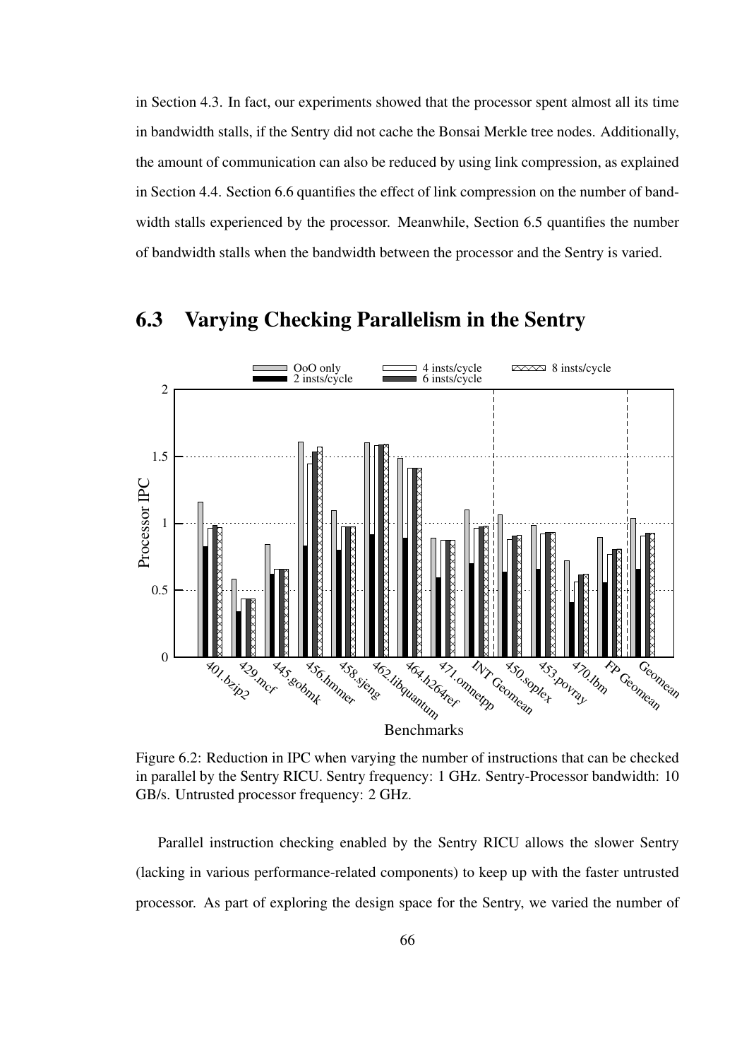in Section 4.3. In fact, our experiments showed that the processor spent almost all its time in bandwidth stalls, if the Sentry did not cache the Bonsai Merkle tree nodes. Additionally, the amount of communication can also be reduced by using link compression, as explained in Section 4.4. Section 6.6 quantifies the effect of link compression on the number of bandwidth stalls experienced by the processor. Meanwhile, Section 6.5 quantifies the number of bandwidth stalls when the bandwidth between the processor and the Sentry is varied.

## 6.3 Varying Checking Parallelism in the Sentry

Figure 6.2: Reduction in IPC when varying the number of instructions that can be checked in parallel by the Sentry RICU. Sentry frequency: 1 GHz. Sentry-Processor bandwidth: 10 GB/s. Untrusted processor frequency: 2 GHz.

Parallel instruction checking enabled by the Sentry RICU allows the slower Sentry (lacking in various performance-related components) to keep up with the faster untrusted processor. As part of exploring the design space for the Sentry, we varied the number of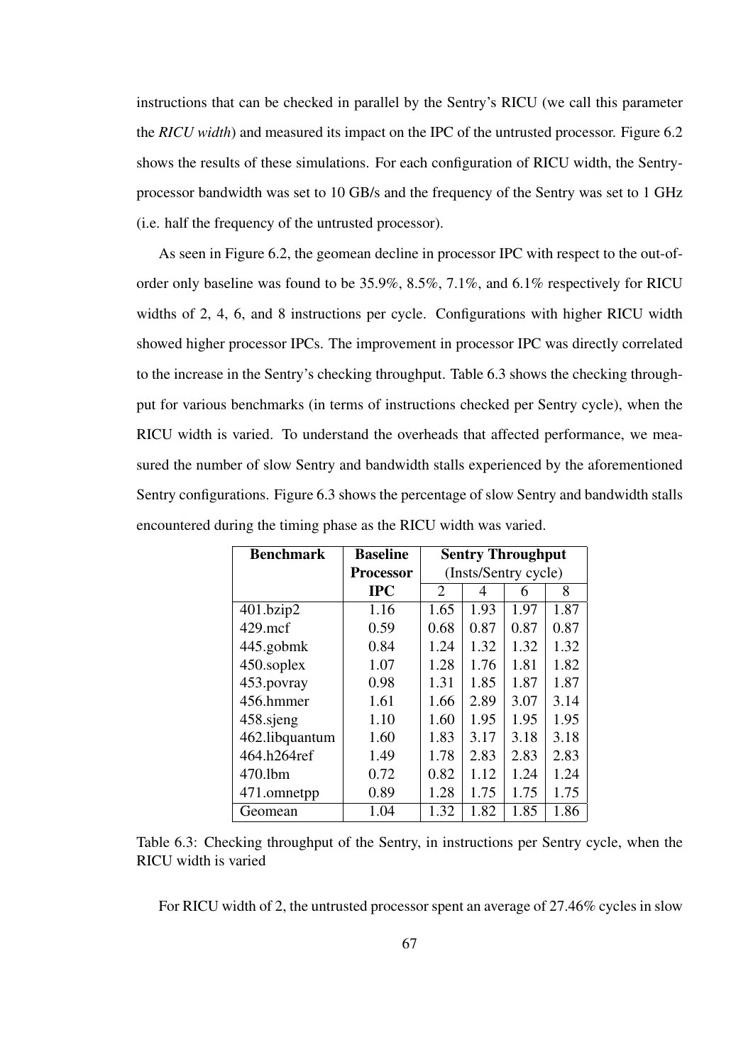instructions that can be checked in parallel by the Sentry's RICU (we call this parameter the *RICU width*) and measured its impact on the IPC of the untrusted processor. Figure 6.2 shows the results of these simulations. For each configuration of RICU width, the Sentry-processor bandwidth was set to 10 GB/s and the frequency of the Sentry was set to 1 GHz (i.e. half the frequency of the untrusted processor).

As seen in Figure 6.2, the geomean decline in processor IPC with respect to the out-of-order only baseline was found to be 35.9%, 8.5%, 7.1%, and 6.1% respectively for RICU widths of 2, 4, 6, and 8 instructions per cycle. Configurations with higher RICU width showed higher processor IPCs. The improvement in processor IPC was directly correlated to the increase in the Sentry's checking throughput. Table 6.3 shows the checking throughput for various benchmarks (in terms of instructions checked per Sentry cycle), when the RICU width is varied. To understand the overheads that affected performance, we measured the number of slow Sentry and bandwidth stalls experienced by the aforementioned Sentry configurations. Figure 6.3 shows the percentage of slow Sentry and bandwidth stalls encountered during the timing phase as the RICU width was varied.

| **Benchmark** | **Baseline Processor IPC** | **Sentry Throughput** (Insts/Sentry cycle) | | | |
|---|---|---|---|---|---|
| | | 2 | 4 | 6 | 8 |
| 401.bzip2 | 1.16 | 1.65 | 1.93 | 1.97 | 1.87 |
| 429.mcf | 0.59 | 0.68 | 0.87 | 0.87 | 0.87 |
| 445.gobmk | 0.84 | 1.24 | 1.32 | 1.32 | 1.32 |
| 450.soplex | 1.07 | 1.28 | 1.76 | 1.81 | 1.82 |
| 453.povray | 0.98 | 1.31 | 1.85 | 1.87 | 1.87 |
| 456.hmmer | 1.61 | 1.66 | 2.89 | 3.07 | 3.14 |
| 458.sjeng | 1.10 | 1.60 | 1.95 | 1.95 | 1.95 |
| 462.libquantum | 1.60 | 1.83 | 3.17 | 3.18 | 3.18 |
| 464.h264ref | 1.49 | 1.78 | 2.83 | 2.83 | 2.83 |
| 470.lbm | 0.72 | 0.82 | 1.12 | 1.24 | 1.24 |
| 471.omnetpp | 0.89 | 1.28 | 1.75 | 1.75 | 1.75 |
| Geomean | 1.04 | 1.32 | 1.82 | 1.85 | 1.86 |

Table 6.3: Checking throughput of the Sentry, in instructions per Sentry cycle, when the RICU width is varied

For RICU width of 2, the untrusted processor spent an average of 27.46% cycles in slow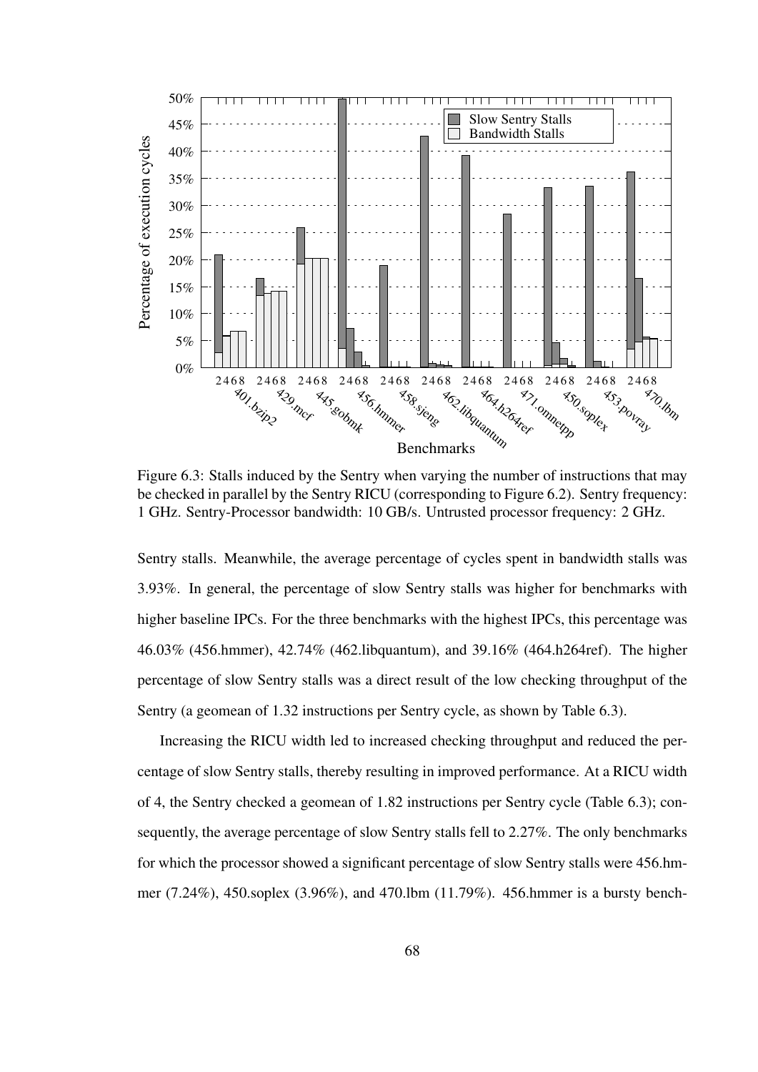Figure 6.3: Stalls induced by the Sentry when varying the number of instructions that may be checked in parallel by the Sentry RICU (corresponding to Figure 6.2). Sentry frequency: 1 GHz. Sentry-Processor bandwidth: 10 GB/s. Untrusted processor frequency: 2 GHz.

Sentry stalls. Meanwhile, the average percentage of cycles spent in bandwidth stalls was 3.93%. In general, the percentage of slow Sentry stalls was higher for benchmarks with higher baseline IPCs. For the three benchmarks with the highest IPCs, this percentage was 46.03% (456.hmmer), 42.74% (462.libquantum), and 39.16% (464.h264ref). The higher percentage of slow Sentry stalls was a direct result of the low checking throughput of the Sentry (a geomean of 1.32 instructions per Sentry cycle, as shown by Table 6.3).

Increasing the RICU width led to increased checking throughput and reduced the percentage of slow Sentry stalls, thereby resulting in improved performance. At a RICU width of 4, the Sentry checked a geomean of 1.82 instructions per Sentry cycle (Table 6.3); consequently, the average percentage of slow Sentry stalls fell to 2.27%. The only benchmarks for which the processor showed a significant percentage of slow Sentry stalls were 456.hmmer (7.24%), 450.soplex (3.96%), and 470.lbm (11.79%). 456.hmmer is a bursty bench-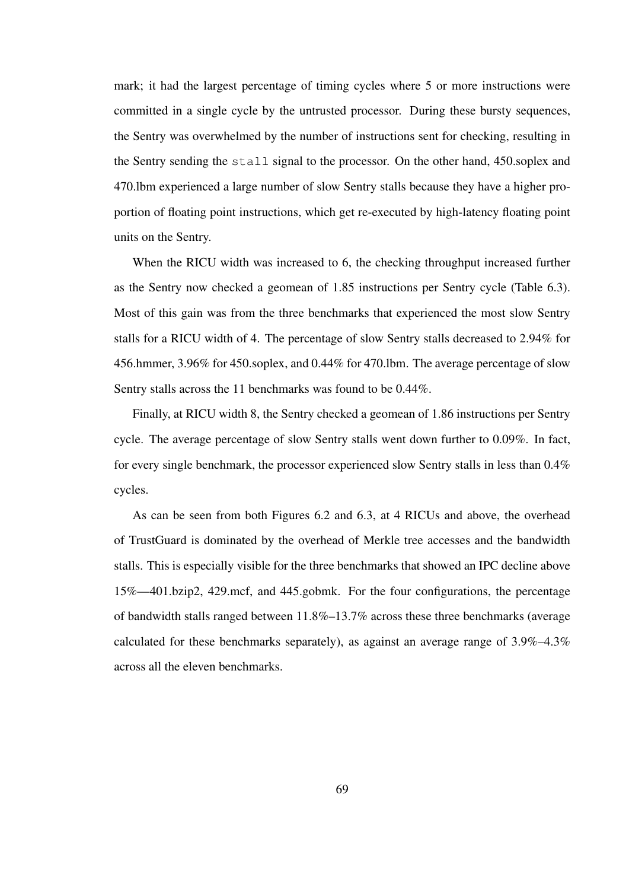mark; it had the largest percentage of timing cycles where 5 or more instructions were committed in a single cycle by the untrusted processor. During these bursty sequences, the Sentry was overwhelmed by the number of instructions sent for checking, resulting in the Sentry sending the `stall` signal to the processor. On the other hand, 450.soplex and 470.lbm experienced a large number of slow Sentry stalls because they have a higher proportion of floating point instructions, which get re-executed by high-latency floating point units on the Sentry.

When the RICU width was increased to 6, the checking throughput increased further as the Sentry now checked a geomean of 1.85 instructions per Sentry cycle (Table 6.3). Most of this gain was from the three benchmarks that experienced the most slow Sentry stalls for a RICU width of 4. The percentage of slow Sentry stalls decreased to 2.94% for 456.hmmer, 3.96% for 450.soplex, and 0.44% for 470.lbm. The average percentage of slow Sentry stalls across the 11 benchmarks was found to be 0.44%.

Finally, at RICU width 8, the Sentry checked a geomean of 1.86 instructions per Sentry cycle. The average percentage of slow Sentry stalls went down further to 0.09%. In fact, for every single benchmark, the processor experienced slow Sentry stalls in less than 0.4% cycles.

As can be seen from both Figures 6.2 and 6.3, at 4 RICUs and above, the overhead of TrustGuard is dominated by the overhead of Merkle tree accesses and the bandwidth stalls. This is especially visible for the three benchmarks that showed an IPC decline above 15%—401.bzip2, 429.mcf, and 445.gobmk. For the four configurations, the percentage of bandwidth stalls ranged between 11.8%–13.7% across these three benchmarks (average calculated for these benchmarks separately), as against an average range of 3.9%–4.3% across all the eleven benchmarks.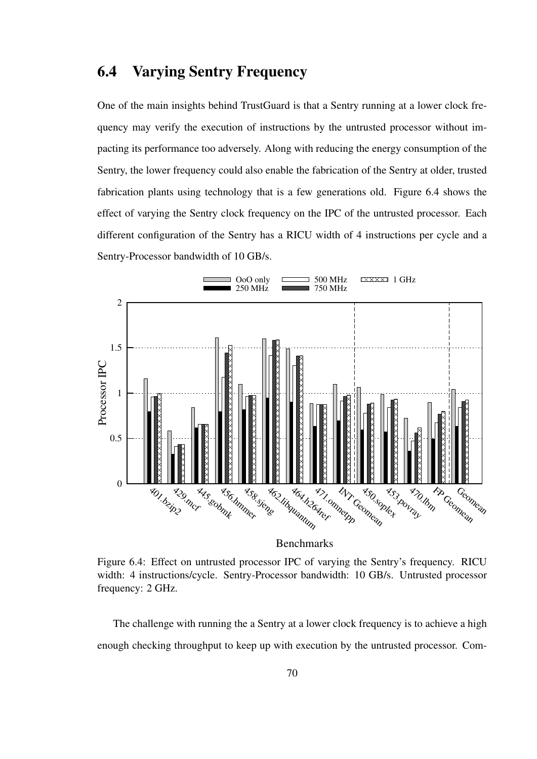## 6.4 Varying Sentry Frequency

One of the main insights behind TrustGuard is that a Sentry running at a lower clock frequency may verify the execution of instructions by the untrusted processor without impacting its performance too adversely. Along with reducing the energy consumption of the Sentry, the lower frequency could also enable the fabrication of the Sentry at older, trusted fabrication plants using technology that is a few generations old. Figure 6.4 shows the effect of varying the Sentry clock frequency on the IPC of the untrusted processor. Each different configuration of the Sentry has a RICU width of 4 instructions per cycle and a Sentry-Processor bandwidth of 10 GB/s.

Figure 6.4: Effect on untrusted processor IPC of varying the Sentry's frequency. RICU width: 4 instructions/cycle. Sentry-Processor bandwidth: 10 GB/s. Untrusted processor frequency: 2 GHz.

The challenge with running the a Sentry at a lower clock frequency is to achieve a high enough checking throughput to keep up with execution by the untrusted processor. Com-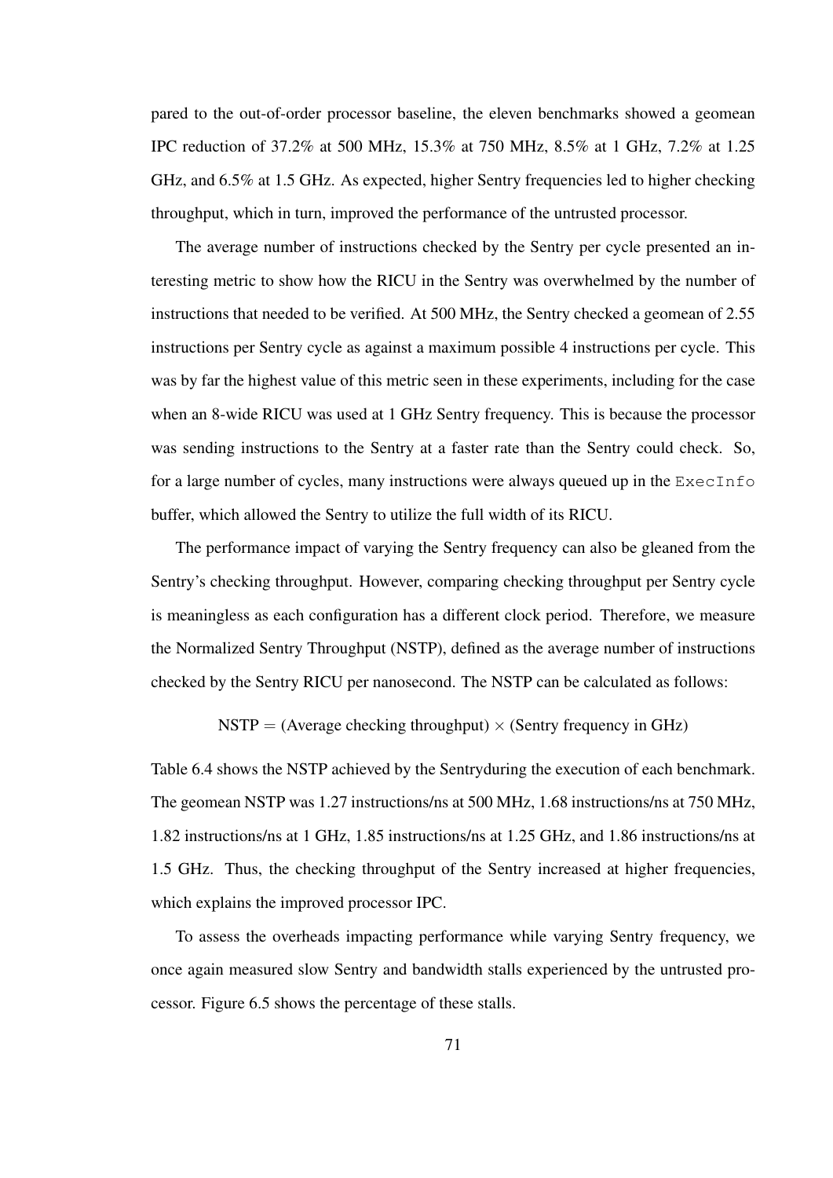pared to the out-of-order processor baseline, the eleven benchmarks showed a geomean IPC reduction of 37.2% at 500 MHz, 15.3% at 750 MHz, 8.5% at 1 GHz, 7.2% at 1.25 GHz, and 6.5% at 1.5 GHz. As expected, higher Sentry frequencies led to higher checking throughput, which in turn, improved the performance of the untrusted processor.

The average number of instructions checked by the Sentry per cycle presented an interesting metric to show how the RICU in the Sentry was overwhelmed by the number of instructions that needed to be verified. At 500 MHz, the Sentry checked a geomean of 2.55 instructions per Sentry cycle as against a maximum possible 4 instructions per cycle. This was by far the highest value of this metric seen in these experiments, including for the case when an 8-wide RICU was used at 1 GHz Sentry frequency. This is because the processor was sending instructions to the Sentry at a faster rate than the Sentry could check. So, for a large number of cycles, many instructions were always queued up in the `ExecInfo` buffer, which allowed the Sentry to utilize the full width of its RICU.

The performance impact of varying the Sentry frequency can also be gleaned from the Sentry's checking throughput. However, comparing checking throughput per Sentry cycle is meaningless as each configuration has a different clock period. Therefore, we measure the Normalized Sentry Throughput (NSTP), defined as the average number of instructions checked by the Sentry RICU per nanosecond. The NSTP can be calculated as follows:

$$\text{NSTP} = (\text{Average checking throughput}) \times (\text{Sentry frequency in GHz})$$

Table 6.4 shows the NSTP achieved by the Sentryduring the execution of each benchmark. The geomean NSTP was 1.27 instructions/ns at 500 MHz, 1.68 instructions/ns at 750 MHz, 1.82 instructions/ns at 1 GHz, 1.85 instructions/ns at 1.25 GHz, and 1.86 instructions/ns at 1.5 GHz. Thus, the checking throughput of the Sentry increased at higher frequencies, which explains the improved processor IPC.

To assess the overheads impacting performance while varying Sentry frequency, we once again measured slow Sentry and bandwidth stalls experienced by the untrusted processor. Figure 6.5 shows the percentage of these stalls.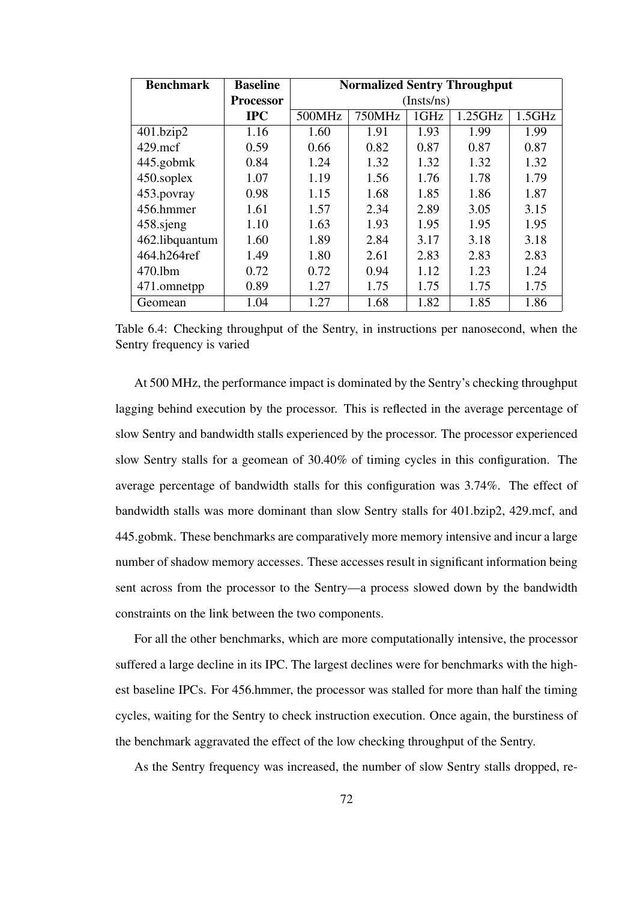| Benchmark | Baseline Processor IPC | Normalized Sentry Throughput (Insts/ns) | | | | |
|---|---|---|---|---|---|---|
| | | 500MHz | 750MHz | 1GHz | 1.25GHz | 1.5GHz |
| 401.bzip2 | 1.16 | 1.60 | 1.91 | 1.93 | 1.99 | 1.99 |
| 429.mcf | 0.59 | 0.66 | 0.82 | 0.87 | 0.87 | 0.87 |
| 445.gobmk | 0.84 | 1.24 | 1.32 | 1.32 | 1.32 | 1.32 |
| 450.soplex | 1.07 | 1.19 | 1.56 | 1.76 | 1.78 | 1.79 |
| 453.povray | 0.98 | 1.15 | 1.68 | 1.85 | 1.86 | 1.87 |
| 456.hmmer | 1.61 | 1.57 | 2.34 | 2.89 | 3.05 | 3.15 |
| 458.sjeng | 1.10 | 1.63 | 1.93 | 1.95 | 1.95 | 1.95 |
| 462.libquantum | 1.60 | 1.89 | 2.84 | 3.17 | 3.18 | 3.18 |
| 464.h264ref | 1.49 | 1.80 | 2.61 | 2.83 | 2.83 | 2.83 |
| 470.lbm | 0.72 | 0.72 | 0.94 | 1.12 | 1.23 | 1.24 |
| 471.omnetpp | 0.89 | 1.27 | 1.75 | 1.75 | 1.75 | 1.75 |
| Geomean | 1.04 | 1.27 | 1.68 | 1.82 | 1.85 | 1.86 |

Table 6.4: Checking throughput of the Sentry, in instructions per nanosecond, when the Sentry frequency is varied

At 500 MHz, the performance impact is dominated by the Sentry's checking throughput lagging behind execution by the processor. This is reflected in the average percentage of slow Sentry and bandwidth stalls experienced by the processor. The processor experienced slow Sentry stalls for a geomean of 30.40% of timing cycles in this configuration. The average percentage of bandwidth stalls for this configuration was 3.74%. The effect of bandwidth stalls was more dominant than slow Sentry stalls for 401.bzip2, 429.mcf, and 445.gobmk. These benchmarks are comparatively more memory intensive and incur a large number of shadow memory accesses. These accesses result in significant information being sent across from the processor to the Sentry—a process slowed down by the bandwidth constraints on the link between the two components.

For all the other benchmarks, which are more computationally intensive, the processor suffered a large decline in its IPC. The largest declines were for benchmarks with the highest baseline IPCs. For 456.hmmer, the processor was stalled for more than half the timing cycles, waiting for the Sentry to check instruction execution. Once again, the burstiness of the benchmark aggravated the effect of the low checking throughput of the Sentry.

As the Sentry frequency was increased, the number of slow Sentry stalls dropped, re-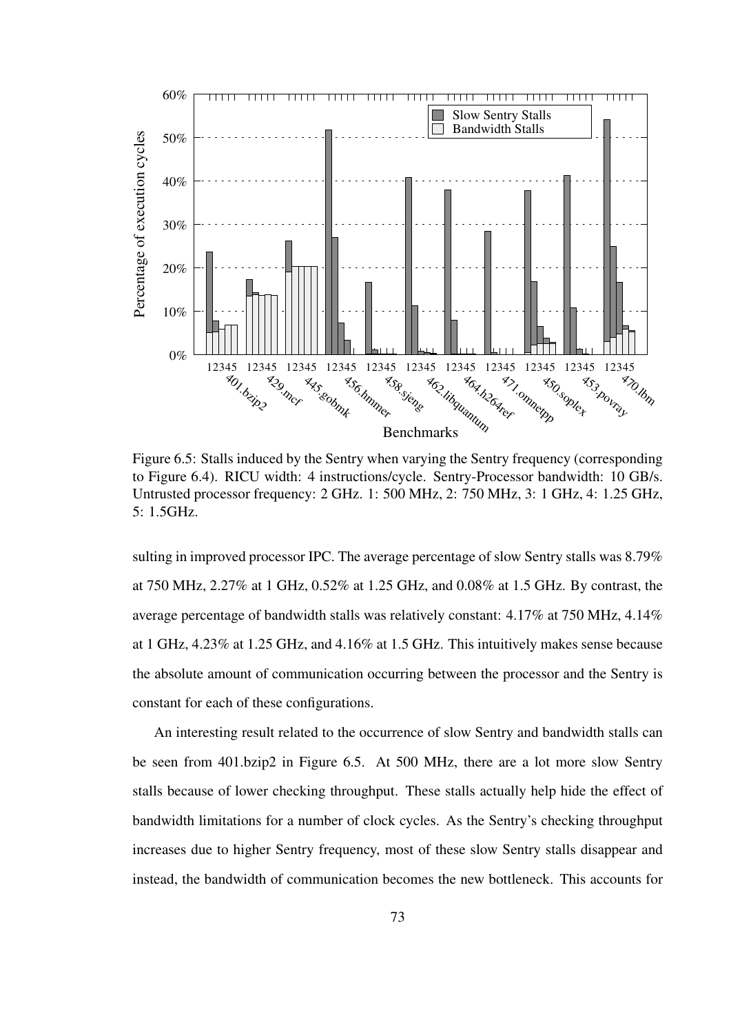Figure 6.5: Stalls induced by the Sentry when varying the Sentry frequency (corresponding to Figure 6.4). RICU width: 4 instructions/cycle. Sentry-Processor bandwidth: 10 GB/s. Untrusted processor frequency: 2 GHz. 1: 500 MHz, 2: 750 MHz, 3: 1 GHz, 4: 1.25 GHz, 5: 1.5GHz.

sulting in improved processor IPC. The average percentage of slow Sentry stalls was 8.79% at 750 MHz, 2.27% at 1 GHz, 0.52% at 1.25 GHz, and 0.08% at 1.5 GHz. By contrast, the average percentage of bandwidth stalls was relatively constant: 4.17% at 750 MHz, 4.14% at 1 GHz, 4.23% at 1.25 GHz, and 4.16% at 1.5 GHz. This intuitively makes sense because the absolute amount of communication occurring between the processor and the Sentry is constant for each of these configurations.

An interesting result related to the occurrence of slow Sentry and bandwidth stalls can be seen from 401.bzip2 in Figure 6.5. At 500 MHz, there are a lot more slow Sentry stalls because of lower checking throughput. These stalls actually help hide the effect of bandwidth limitations for a number of clock cycles. As the Sentry's checking throughput increases due to higher Sentry frequency, most of these slow Sentry stalls disappear and instead, the bandwidth of communication becomes the new bottleneck. This accounts for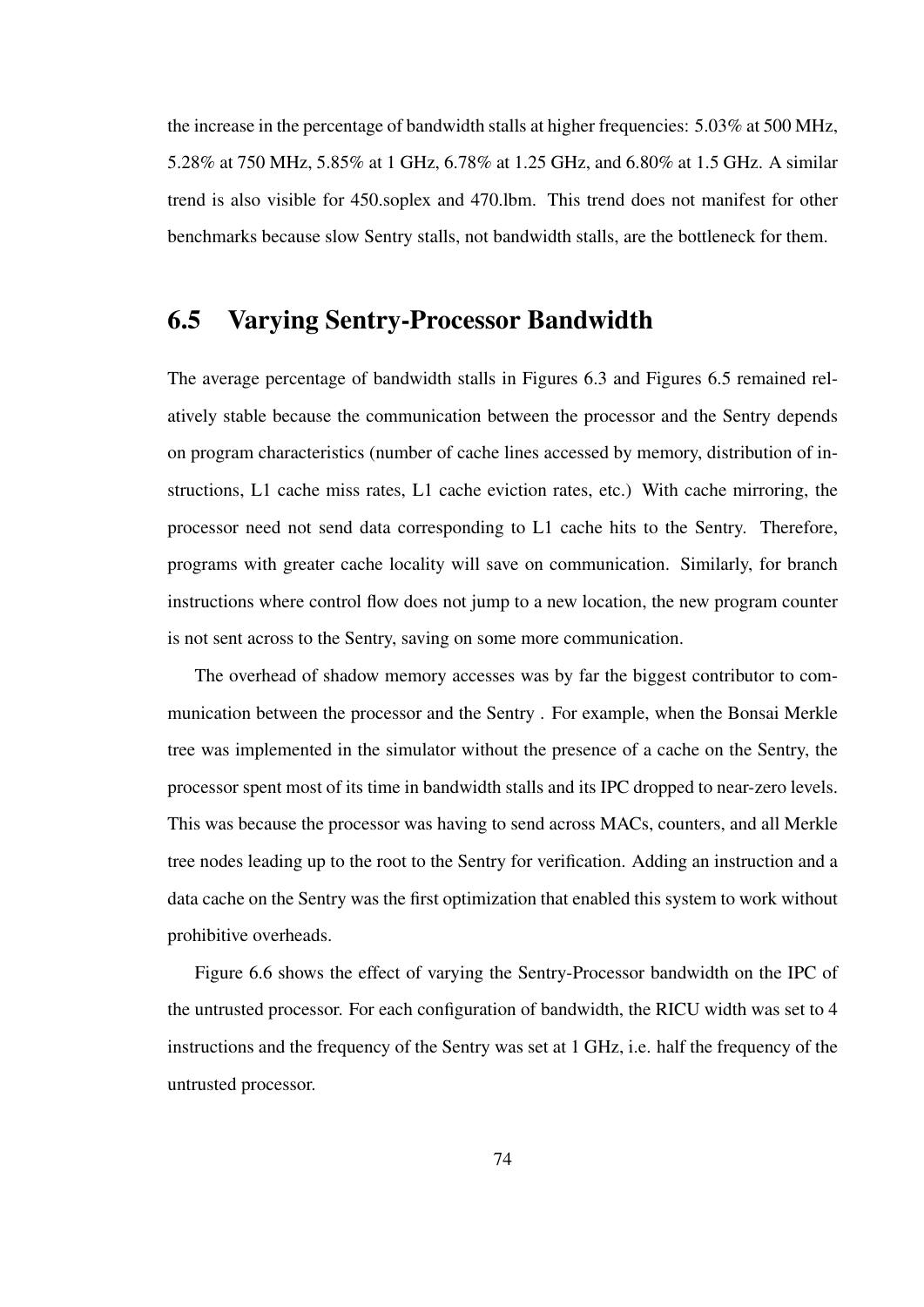the increase in the percentage of bandwidth stalls at higher frequencies: 5.03% at 500 MHz, 5.28% at 750 MHz, 5.85% at 1 GHz, 6.78% at 1.25 GHz, and 6.80% at 1.5 GHz. A similar trend is also visible for 450.soplex and 470.lbm. This trend does not manifest for other benchmarks because slow Sentry stalls, not bandwidth stalls, are the bottleneck for them.

## 6.5 Varying Sentry-Processor Bandwidth

The average percentage of bandwidth stalls in Figures 6.3 and Figures 6.5 remained relatively stable because the communication between the processor and the Sentry depends on program characteristics (number of cache lines accessed by memory, distribution of instructions, L1 cache miss rates, L1 cache eviction rates, etc.) With cache mirroring, the processor need not send data corresponding to L1 cache hits to the Sentry. Therefore, programs with greater cache locality will save on communication. Similarly, for branch instructions where control flow does not jump to a new location, the new program counter is not sent across to the Sentry, saving on some more communication.

The overhead of shadow memory accesses was by far the biggest contributor to communication between the processor and the Sentry . For example, when the Bonsai Merkle tree was implemented in the simulator without the presence of a cache on the Sentry, the processor spent most of its time in bandwidth stalls and its IPC dropped to near-zero levels. This was because the processor was having to send across MACs, counters, and all Merkle tree nodes leading up to the root to the Sentry for verification. Adding an instruction and a data cache on the Sentry was the first optimization that enabled this system to work without prohibitive overheads.

Figure 6.6 shows the effect of varying the Sentry-Processor bandwidth on the IPC of the untrusted processor. For each configuration of bandwidth, the RICU width was set to 4 instructions and the frequency of the Sentry was set at 1 GHz, i.e. half the frequency of the untrusted processor.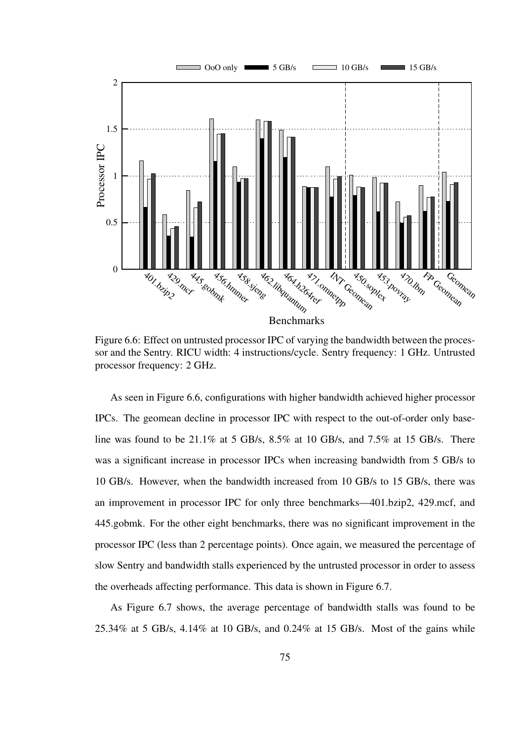Figure 6.6: Effect on untrusted processor IPC of varying the bandwidth between the processor and the Sentry. RICU width: 4 instructions/cycle. Sentry frequency: 1 GHz. Untrusted processor frequency: 2 GHz.

As seen in Figure 6.6, configurations with higher bandwidth achieved higher processor IPCs. The geomean decline in processor IPC with respect to the out-of-order only baseline was found to be 21.1% at 5 GB/s, 8.5% at 10 GB/s, and 7.5% at 15 GB/s. There was a significant increase in processor IPCs when increasing bandwidth from 5 GB/s to 10 GB/s. However, when the bandwidth increased from 10 GB/s to 15 GB/s, there was an improvement in processor IPC for only three benchmarks—401.bzip2, 429.mcf, and 445.gobmk. For the other eight benchmarks, there was no significant improvement in the processor IPC (less than 2 percentage points). Once again, we measured the percentage of slow Sentry and bandwidth stalls experienced by the untrusted processor in order to assess the overheads affecting performance. This data is shown in Figure 6.7.

As Figure 6.7 shows, the average percentage of bandwidth stalls was found to be 25.34% at 5 GB/s, 4.14% at 10 GB/s, and 0.24% at 15 GB/s. Most of the gains while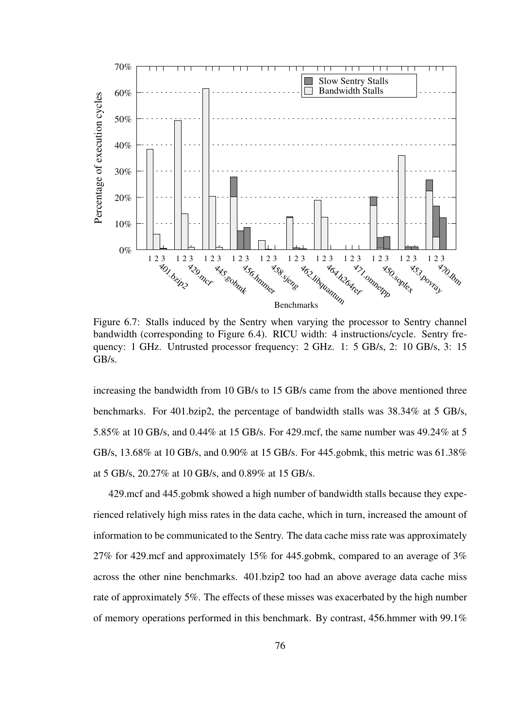Figure 6.7: Stalls induced by the Sentry when varying the processor to Sentry channel bandwidth (corresponding to Figure 6.4). RICU width: 4 instructions/cycle. Sentry frequency: 1 GHz. Untrusted processor frequency: 2 GHz. 1: 5 GB/s, 2: 10 GB/s, 3: 15 GB/s.

increasing the bandwidth from 10 GB/s to 15 GB/s came from the above mentioned three benchmarks. For 401.bzip2, the percentage of bandwidth stalls was 38.34% at 5 GB/s, 5.85% at 10 GB/s, and 0.44% at 15 GB/s. For 429.mcf, the same number was 49.24% at 5 GB/s, 13.68% at 10 GB/s, and 0.90% at 15 GB/s. For 445.gobmk, this metric was 61.38% at 5 GB/s, 20.27% at 10 GB/s, and 0.89% at 15 GB/s.

429.mcf and 445.gobmk showed a high number of bandwidth stalls because they experienced relatively high miss rates in the data cache, which in turn, increased the amount of information to be communicated to the Sentry. The data cache miss rate was approximately 27% for 429.mcf and approximately 15% for 445.gobmk, compared to an average of 3% across the other nine benchmarks. 401.bzip2 too had an above average data cache miss rate of approximately 5%. The effects of these misses was exacerbated by the high number of memory operations performed in this benchmark. By contrast, 456.hmmer with 99.1%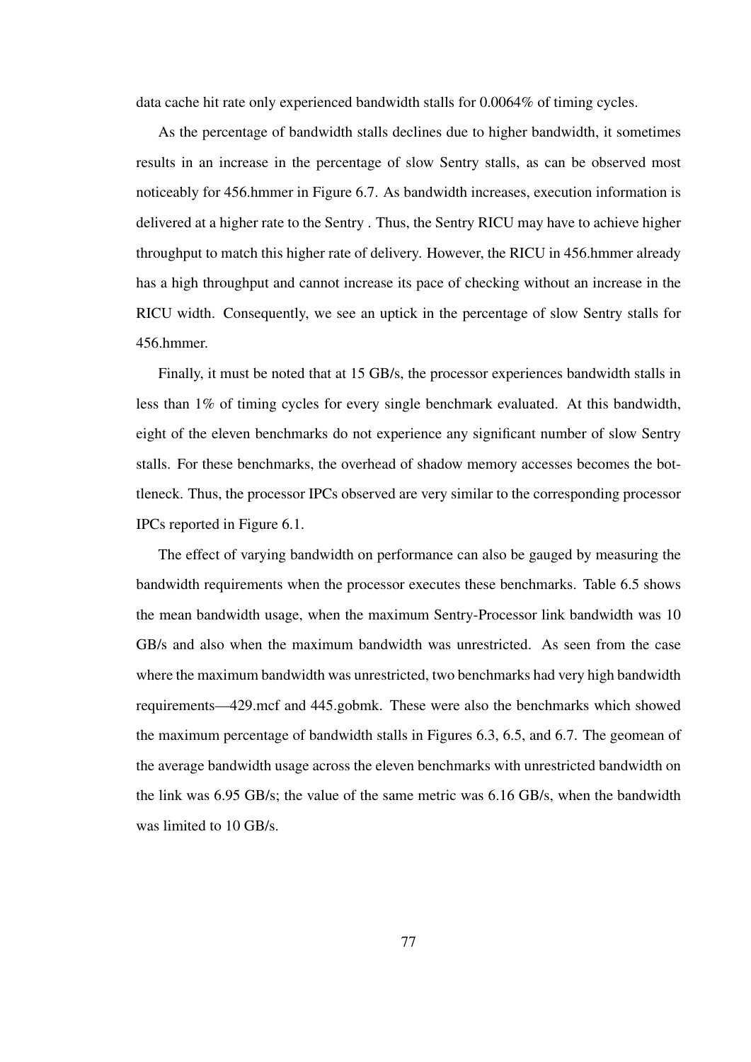data cache hit rate only experienced bandwidth stalls for 0.0064% of timing cycles.

As the percentage of bandwidth stalls declines due to higher bandwidth, it sometimes results in an increase in the percentage of slow Sentry stalls, as can be observed most noticeably for 456.hmmer in Figure 6.7. As bandwidth increases, execution information is delivered at a higher rate to the Sentry . Thus, the Sentry RICU may have to achieve higher throughput to match this higher rate of delivery. However, the RICU in 456.hmmer already has a high throughput and cannot increase its pace of checking without an increase in the RICU width. Consequently, we see an uptick in the percentage of slow Sentry stalls for 456.hmmer.

Finally, it must be noted that at 15 GB/s, the processor experiences bandwidth stalls in less than 1% of timing cycles for every single benchmark evaluated. At this bandwidth, eight of the eleven benchmarks do not experience any significant number of slow Sentry stalls. For these benchmarks, the overhead of shadow memory accesses becomes the bottleneck. Thus, the processor IPCs observed are very similar to the corresponding processor IPCs reported in Figure 6.1.

The effect of varying bandwidth on performance can also be gauged by measuring the bandwidth requirements when the processor executes these benchmarks. Table 6.5 shows the mean bandwidth usage, when the maximum Sentry-Processor link bandwidth was 10 GB/s and also when the maximum bandwidth was unrestricted. As seen from the case where the maximum bandwidth was unrestricted, two benchmarks had very high bandwidth requirements—429.mcf and 445.gobmk. These were also the benchmarks which showed the maximum percentage of bandwidth stalls in Figures 6.3, 6.5, and 6.7. The geomean of the average bandwidth usage across the eleven benchmarks with unrestricted bandwidth on the link was 6.95 GB/s; the value of the same metric was 6.16 GB/s, when the bandwidth was limited to 10 GB/s.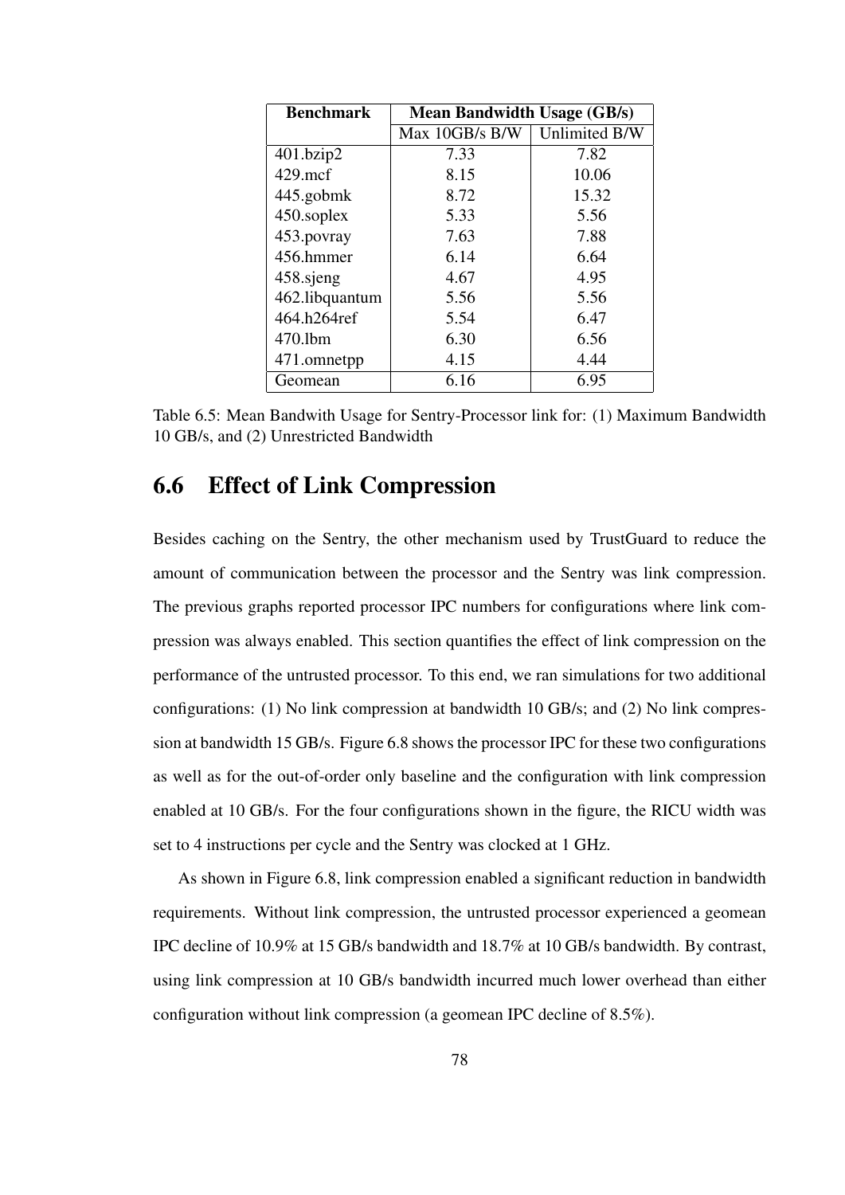| Benchmark | Mean Bandwidth Usage (GB/s) | |
|---|---|---|
| | Max 10GB/s B/W | Unlimited B/W |
| 401.bzip2 | 7.33 | 7.82 |
| 429.mcf | 8.15 | 10.06 |
| 445.gobmk | 8.72 | 15.32 |
| 450.soplex | 5.33 | 5.56 |
| 453.povray | 7.63 | 7.88 |
| 456.hmmer | 6.14 | 6.64 |
| 458.sjeng | 4.67 | 4.95 |
| 462.libquantum | 5.56 | 5.56 |
| 464.h264ref | 5.54 | 6.47 |
| 470.lbm | 6.30 | 6.56 |
| 471.omnetpp | 4.15 | 4.44 |
| Geomean | 6.16 | 6.95 |

Table 6.5: Mean Bandwith Usage for Sentry-Processor link for: (1) Maximum Bandwidth 10 GB/s, and (2) Unrestricted Bandwidth

## 6.6 Effect of Link Compression

Besides caching on the Sentry, the other mechanism used by TrustGuard to reduce the amount of communication between the processor and the Sentry was link compression. The previous graphs reported processor IPC numbers for configurations where link compression was always enabled. This section quantifies the effect of link compression on the performance of the untrusted processor. To this end, we ran simulations for two additional configurations: (1) No link compression at bandwidth 10 GB/s; and (2) No link compression at bandwidth 15 GB/s. Figure 6.8 shows the processor IPC for these two configurations as well as for the out-of-order only baseline and the configuration with link compression enabled at 10 GB/s. For the four configurations shown in the figure, the RICU width was set to 4 instructions per cycle and the Sentry was clocked at 1 GHz.

As shown in Figure 6.8, link compression enabled a significant reduction in bandwidth requirements. Without link compression, the untrusted processor experienced a geomean IPC decline of 10.9% at 15 GB/s bandwidth and 18.7% at 10 GB/s bandwidth. By contrast, using link compression at 10 GB/s bandwidth incurred much lower overhead than either configuration without link compression (a geomean IPC decline of 8.5%).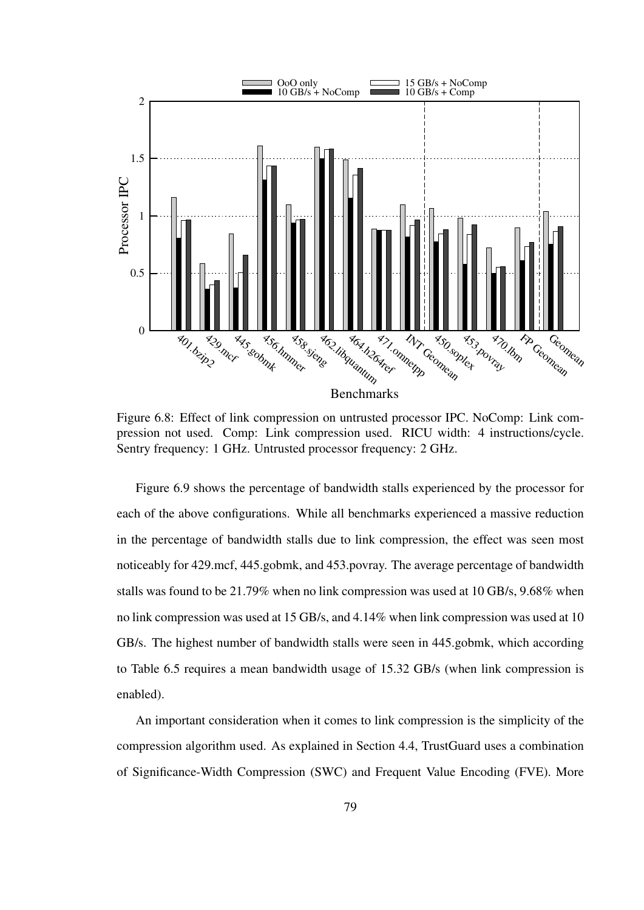Figure 6.8: Effect of link compression on untrusted processor IPC. NoComp: Link compression not used. Comp: Link compression used. RICU width: 4 instructions/cycle. Sentry frequency: 1 GHz. Untrusted processor frequency: 2 GHz.

Figure 6.9 shows the percentage of bandwidth stalls experienced by the processor for each of the above configurations. While all benchmarks experienced a massive reduction in the percentage of bandwidth stalls due to link compression, the effect was seen most noticeably for 429.mcf, 445.gobmk, and 453.povray. The average percentage of bandwidth stalls was found to be 21.79% when no link compression was used at 10 GB/s, 9.68% when no link compression was used at 15 GB/s, and 4.14% when link compression was used at 10 GB/s. The highest number of bandwidth stalls were seen in 445.gobmk, which according to Table 6.5 requires a mean bandwidth usage of 15.32 GB/s (when link compression is enabled).

An important consideration when it comes to link compression is the simplicity of the compression algorithm used. As explained in Section 4.4, TrustGuard uses a combination of Significance-Width Compression (SWC) and Frequent Value Encoding (FVE). More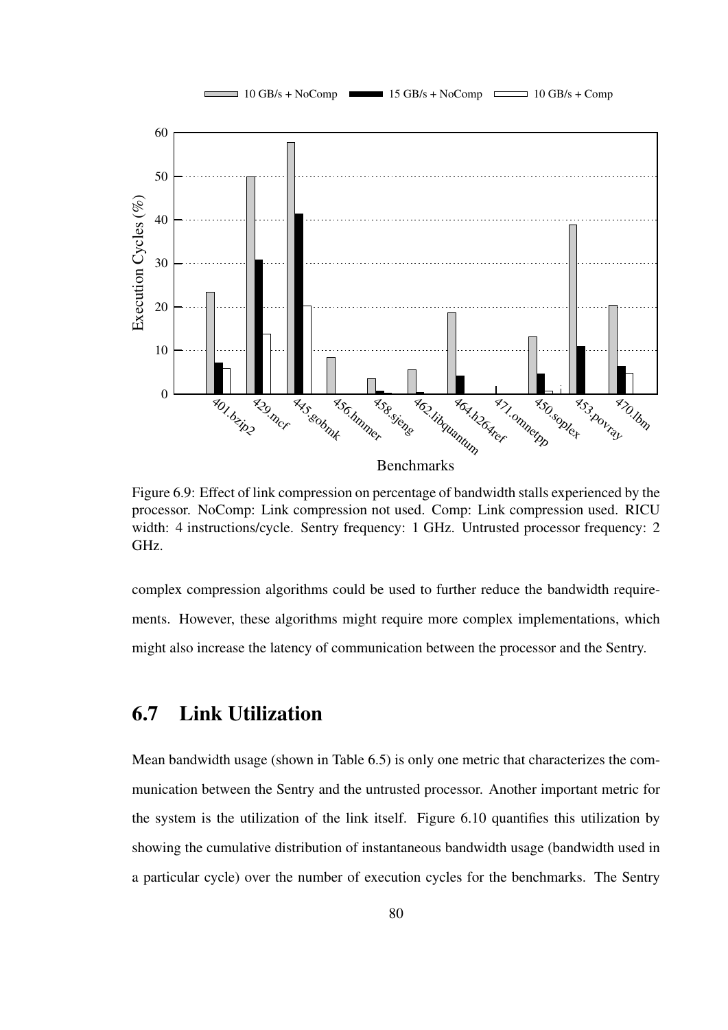Figure 6.9: Effect of link compression on percentage of bandwidth stalls experienced by the processor. NoComp: Link compression not used. Comp: Link compression used. RICU width: 4 instructions/cycle. Sentry frequency: 1 GHz. Untrusted processor frequency: 2 GHz.

complex compression algorithms could be used to further reduce the bandwidth requirements. However, these algorithms might require more complex implementations, which might also increase the latency of communication between the processor and the Sentry.

## 6.7 Link Utilization

Mean bandwidth usage (shown in Table 6.5) is only one metric that characterizes the communication between the Sentry and the untrusted processor. Another important metric for the system is the utilization of the link itself. Figure 6.10 quantifies this utilization by showing the cumulative distribution of instantaneous bandwidth usage (bandwidth used in a particular cycle) over the number of execution cycles for the benchmarks. The Sentry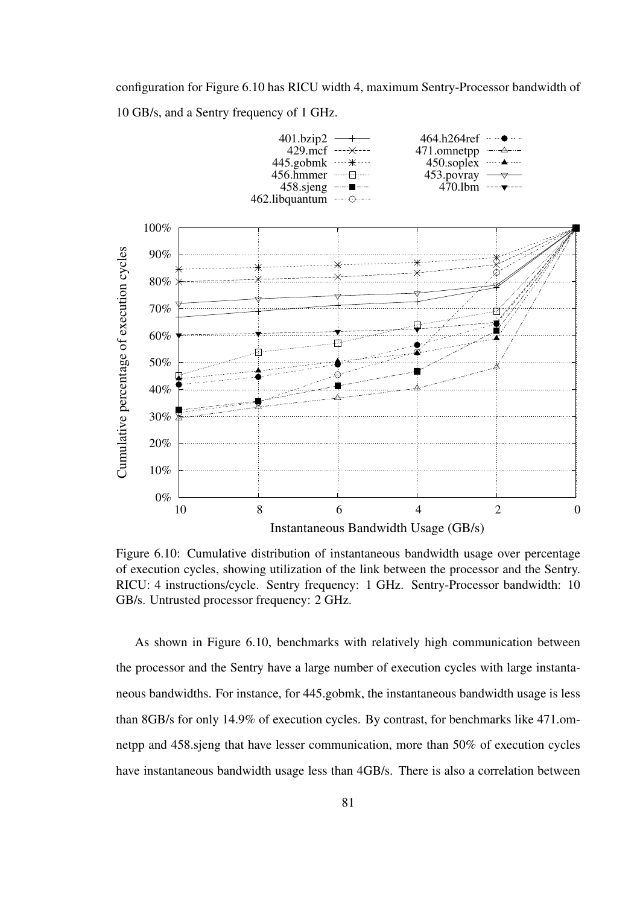configuration for Figure 6.10 has RICU width 4, maximum Sentry-Processor bandwidth of 10 GB/s, and a Sentry frequency of 1 GHz.

Figure 6.10: Cumulative distribution of instantaneous bandwidth usage over percentage of execution cycles, showing utilization of the link between the processor and the Sentry. RICU: 4 instructions/cycle. Sentry frequency: 1 GHz. Sentry-Processor bandwidth: 10 GB/s. Untrusted processor frequency: 2 GHz.

As shown in Figure 6.10, benchmarks with relatively high communication between the processor and the Sentry have a large number of execution cycles with large instantaneous bandwidths. For instance, for 445.gobmk, the instantaneous bandwidth usage is less than 8GB/s for only 14.9% of execution cycles. By contrast, for benchmarks like 471.omnetpp and 458.sjeng that have lesser communication, more than 50% of execution cycles have instantaneous bandwidth usage less than 4GB/s. There is also a correlation between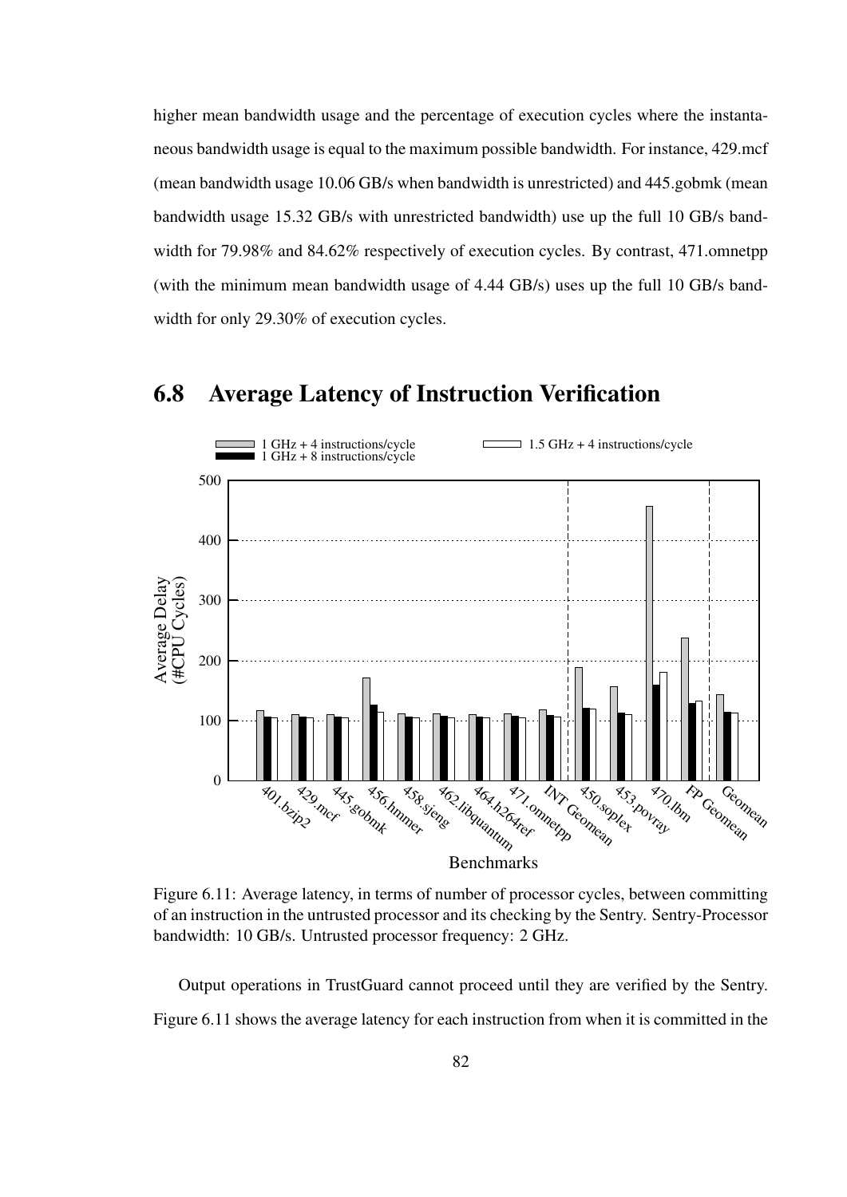higher mean bandwidth usage and the percentage of execution cycles where the instantaneous bandwidth usage is equal to the maximum possible bandwidth. For instance, 429.mcf (mean bandwidth usage 10.06 GB/s when bandwidth is unrestricted) and 445.gobmk (mean bandwidth usage 15.32 GB/s with unrestricted bandwidth) use up the full 10 GB/s bandwidth for 79.98% and 84.62% respectively of execution cycles. By contrast, 471.omnetpp (with the minimum mean bandwidth usage of 4.44 GB/s) uses up the full 10 GB/s bandwidth for only 29.30% of execution cycles.

## 6.8 Average Latency of Instruction Verification

Figure 6.11: Average latency, in terms of number of processor cycles, between committing of an instruction in the untrusted processor and its checking by the Sentry. Sentry-Processor bandwidth: 10 GB/s. Untrusted processor frequency: 2 GHz.

Output operations in TrustGuard cannot proceed until they are verified by the Sentry. Figure 6.11 shows the average latency for each instruction from when it is committed in the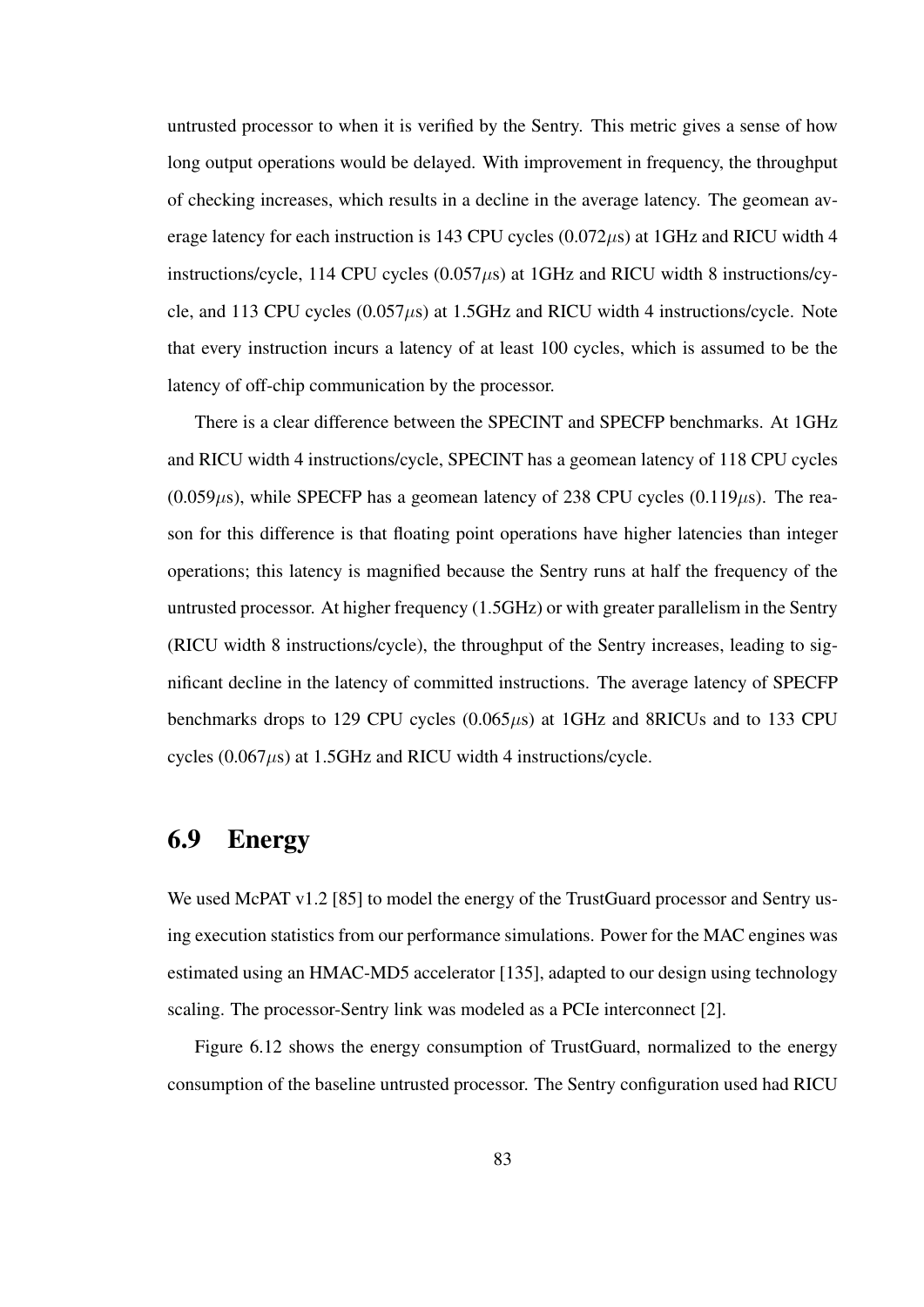untrusted processor to when it is verified by the Sentry. This metric gives a sense of how long output operations would be delayed. With improvement in frequency, the throughput of checking increases, which results in a decline in the average latency. The geomean average latency for each instruction is 143 CPU cycles (0.072$\mu$s) at 1GHz and RICU width 4 instructions/cycle, 114 CPU cycles (0.057$\mu$s) at 1GHz and RICU width 8 instructions/cycle, and 113 CPU cycles (0.057$\mu$s) at 1.5GHz and RICU width 4 instructions/cycle. Note that every instruction incurs a latency of at least 100 cycles, which is assumed to be the latency of off-chip communication by the processor.

There is a clear difference between the SPECINT and SPECFP benchmarks. At 1GHz and RICU width 4 instructions/cycle, SPECINT has a geomean latency of 118 CPU cycles (0.059$\mu$s), while SPECFP has a geomean latency of 238 CPU cycles (0.119$\mu$s). The reason for this difference is that floating point operations have higher latencies than integer operations; this latency is magnified because the Sentry runs at half the frequency of the untrusted processor. At higher frequency (1.5GHz) or with greater parallelism in the Sentry (RICU width 8 instructions/cycle), the throughput of the Sentry increases, leading to significant decline in the latency of committed instructions. The average latency of SPECFP benchmarks drops to 129 CPU cycles (0.065$\mu$s) at 1GHz and 8RICUs and to 133 CPU cycles (0.067$\mu$s) at 1.5GHz and RICU width 4 instructions/cycle.

## 6.9 Energy

We used McPAT v1.2 [85] to model the energy of the TrustGuard processor and Sentry using execution statistics from our performance simulations. Power for the MAC engines was estimated using an HMAC-MD5 accelerator [135], adapted to our design using technology scaling. The processor-Sentry link was modeled as a PCIe interconnect [2].

Figure 6.12 shows the energy consumption of TrustGuard, normalized to the energy consumption of the baseline untrusted processor. The Sentry configuration used had RICU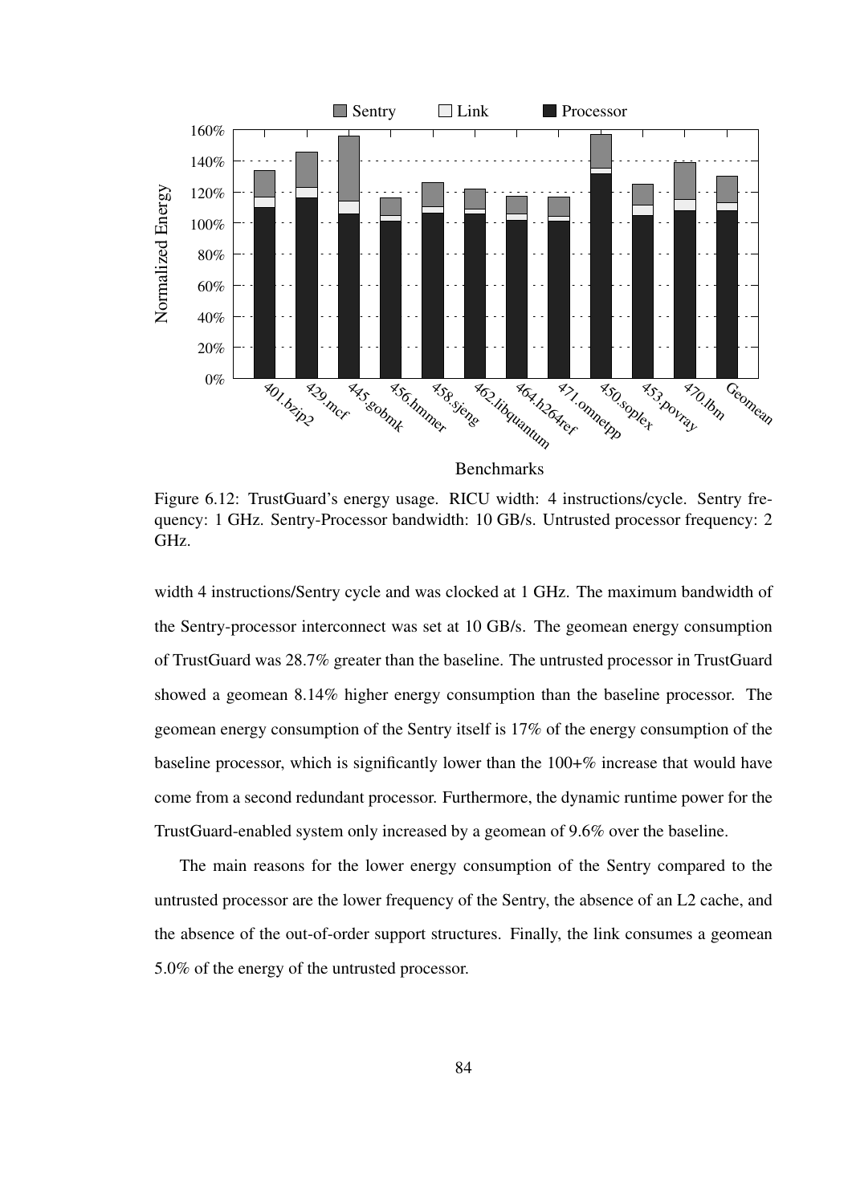Figure 6.12: TrustGuard's energy usage. RICU width: 4 instructions/cycle. Sentry frequency: 1 GHz. Sentry-Processor bandwidth: 10 GB/s. Untrusted processor frequency: 2 GHz.

width 4 instructions/Sentry cycle and was clocked at 1 GHz. The maximum bandwidth of the Sentry-processor interconnect was set at 10 GB/s. The geomean energy consumption of TrustGuard was 28.7% greater than the baseline. The untrusted processor in TrustGuard showed a geomean 8.14% higher energy consumption than the baseline processor. The geomean energy consumption of the Sentry itself is 17% of the energy consumption of the baseline processor, which is significantly lower than the 100+% increase that would have come from a second redundant processor. Furthermore, the dynamic runtime power for the TrustGuard-enabled system only increased by a geomean of 9.6% over the baseline.

The main reasons for the lower energy consumption of the Sentry compared to the untrusted processor are the lower frequency of the Sentry, the absence of an L2 cache, and the absence of the out-of-order support structures. Finally, the link consumes a geomean 5.0% of the energy of the untrusted processor.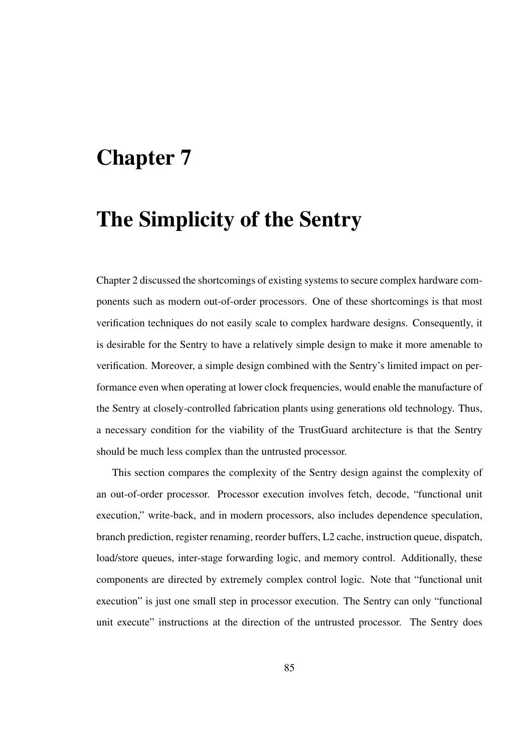# Chapter 7

# The Simplicity of the Sentry

Chapter 2 discussed the shortcomings of existing systems to secure complex hardware components such as modern out-of-order processors. One of these shortcomings is that most verification techniques do not easily scale to complex hardware designs. Consequently, it is desirable for the Sentry to have a relatively simple design to make it more amenable to verification. Moreover, a simple design combined with the Sentry's limited impact on performance even when operating at lower clock frequencies, would enable the manufacture of the Sentry at closely-controlled fabrication plants using generations old technology. Thus, a necessary condition for the viability of the TrustGuard architecture is that the Sentry should be much less complex than the untrusted processor.

This section compares the complexity of the Sentry design against the complexity of an out-of-order processor. Processor execution involves fetch, decode, "functional unit execution," write-back, and in modern processors, also includes dependence speculation, branch prediction, register renaming, reorder buffers, L2 cache, instruction queue, dispatch, load/store queues, inter-stage forwarding logic, and memory control. Additionally, these components are directed by extremely complex control logic. Note that "functional unit execution" is just one small step in processor execution. The Sentry can only "functional unit execute" instructions at the direction of the untrusted processor. The Sentry does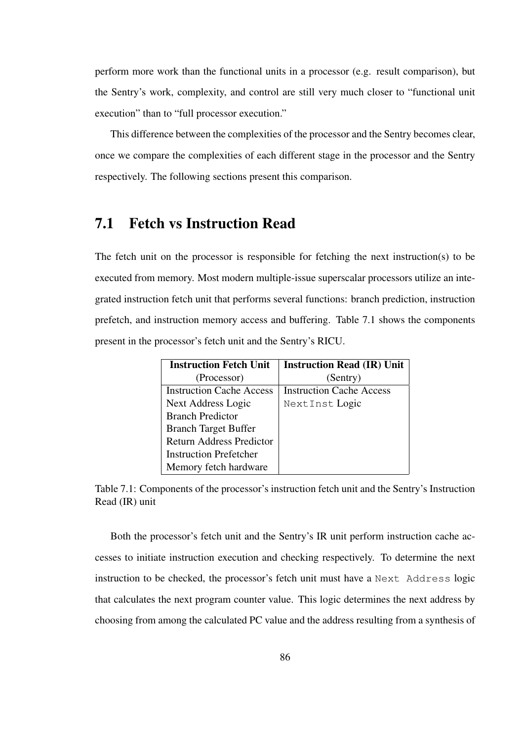perform more work than the functional units in a processor (e.g. result comparison), but the Sentry's work, complexity, and control are still very much closer to "functional unit execution" than to "full processor execution."

This difference between the complexities of the processor and the Sentry becomes clear, once we compare the complexities of each different stage in the processor and the Sentry respectively. The following sections present this comparison.

## 7.1 Fetch vs Instruction Read

The fetch unit on the processor is responsible for fetching the next instruction(s) to be executed from memory. Most modern multiple-issue superscalar processors utilize an integrated instruction fetch unit that performs several functions: branch prediction, instruction prefetch, and instruction memory access and buffering. Table 7.1 shows the components present in the processor's fetch unit and the Sentry's RICU.

| **Instruction Fetch Unit** (Processor) | **Instruction Read (IR) Unit** (Sentry) |
|---|---|
| Instruction Cache Access | Instruction Cache Access |
| Next Address Logic | `NextInst` Logic |
| Branch Predictor | |
| Branch Target Buffer | |
| Return Address Predictor | |
| Instruction Prefetcher | |
| Memory fetch hardware | |

Table 7.1: Components of the processor's instruction fetch unit and the Sentry's Instruction Read (IR) unit

Both the processor's fetch unit and the Sentry's IR unit perform instruction cache accesses to initiate instruction execution and checking respectively. To determine the next instruction to be checked, the processor's fetch unit must have a `Next Address` logic that calculates the next program counter value. This logic determines the next address by choosing from among the calculated PC value and the address resulting from a synthesis of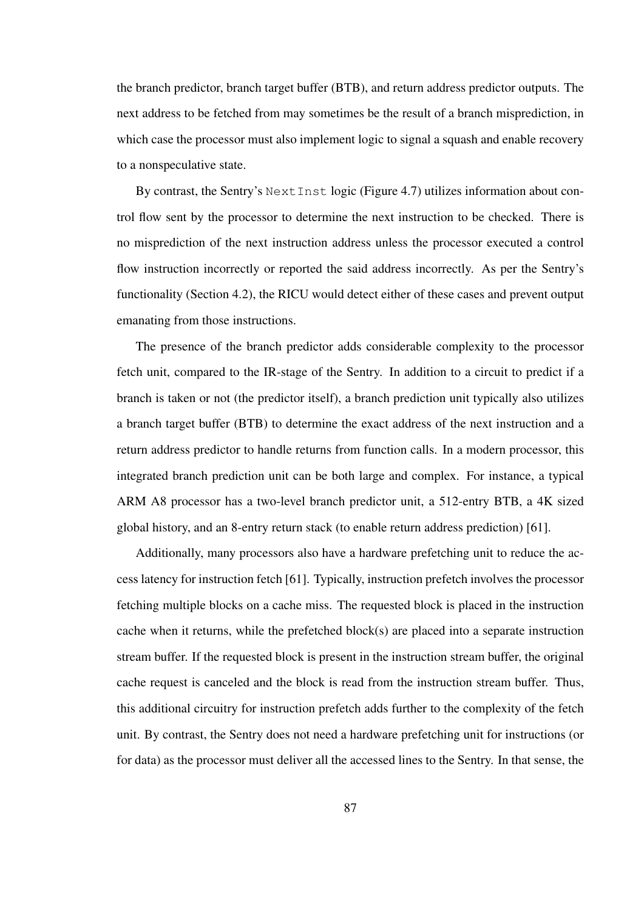the branch predictor, branch target buffer (BTB), and return address predictor outputs. The next address to be fetched from may sometimes be the result of a branch misprediction, in which case the processor must also implement logic to signal a squash and enable recovery to a nonspeculative state.

By contrast, the Sentry's `NextInst` logic (Figure 4.7) utilizes information about control flow sent by the processor to determine the next instruction to be checked. There is no misprediction of the next instruction address unless the processor executed a control flow instruction incorrectly or reported the said address incorrectly. As per the Sentry's functionality (Section 4.2), the RICU would detect either of these cases and prevent output emanating from those instructions.

The presence of the branch predictor adds considerable complexity to the processor fetch unit, compared to the IR-stage of the Sentry. In addition to a circuit to predict if a branch is taken or not (the predictor itself), a branch prediction unit typically also utilizes a branch target buffer (BTB) to determine the exact address of the next instruction and a return address predictor to handle returns from function calls. In a modern processor, this integrated branch prediction unit can be both large and complex. For instance, a typical ARM A8 processor has a two-level branch predictor unit, a 512-entry BTB, a 4K sized global history, and an 8-entry return stack (to enable return address prediction) [61].

Additionally, many processors also have a hardware prefetching unit to reduce the access latency for instruction fetch [61]. Typically, instruction prefetch involves the processor fetching multiple blocks on a cache miss. The requested block is placed in the instruction cache when it returns, while the prefetched block(s) are placed into a separate instruction stream buffer. If the requested block is present in the instruction stream buffer, the original cache request is canceled and the block is read from the instruction stream buffer. Thus, this additional circuitry for instruction prefetch adds further to the complexity of the fetch unit. By contrast, the Sentry does not need a hardware prefetching unit for instructions (or for data) as the processor must deliver all the accessed lines to the Sentry. In that sense, the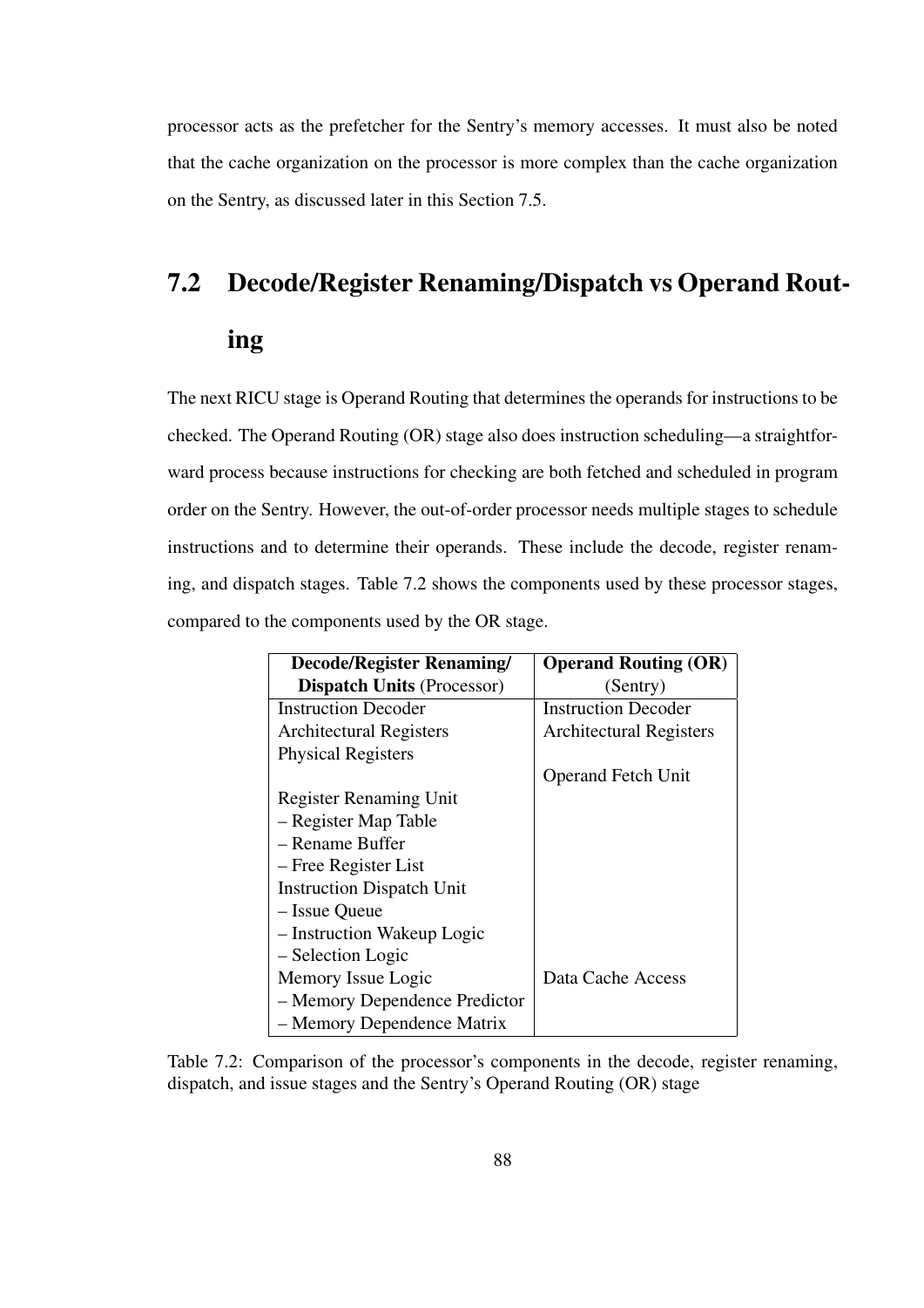processor acts as the prefetcher for the Sentry's memory accesses. It must also be noted that the cache organization on the processor is more complex than the cache organization on the Sentry, as discussed later in this Section 7.5.

## 7.2 Decode/Register Renaming/Dispatch vs Operand Routing

The next RICU stage is Operand Routing that determines the operands for instructions to be checked. The Operand Routing (OR) stage also does instruction scheduling—a straightforward process because instructions for checking are both fetched and scheduled in program order on the Sentry. However, the out-of-order processor needs multiple stages to schedule instructions and to determine their operands. These include the decode, register renaming, and dispatch stages. Table 7.2 shows the components used by these processor stages, compared to the components used by the OR stage.

| **Decode/Register Renaming/ Dispatch Units** (Processor) | **Operand Routing (OR)** (Sentry) |
|---|---|
| Instruction Decoder | Instruction Decoder |
| Architectural Registers | Architectural Registers |
| Physical Registers | |
| | Operand Fetch Unit |
| Register Renaming Unit | |
| – Register Map Table | |
| – Rename Buffer | |
| – Free Register List | |
| Instruction Dispatch Unit | |
| – Issue Queue | |
| – Instruction Wakeup Logic | |
| – Selection Logic | |
| Memory Issue Logic | Data Cache Access |
| – Memory Dependence Predictor | |
| – Memory Dependence Matrix | |

Table 7.2: Comparison of the processor's components in the decode, register renaming, dispatch, and issue stages and the Sentry's Operand Routing (OR) stage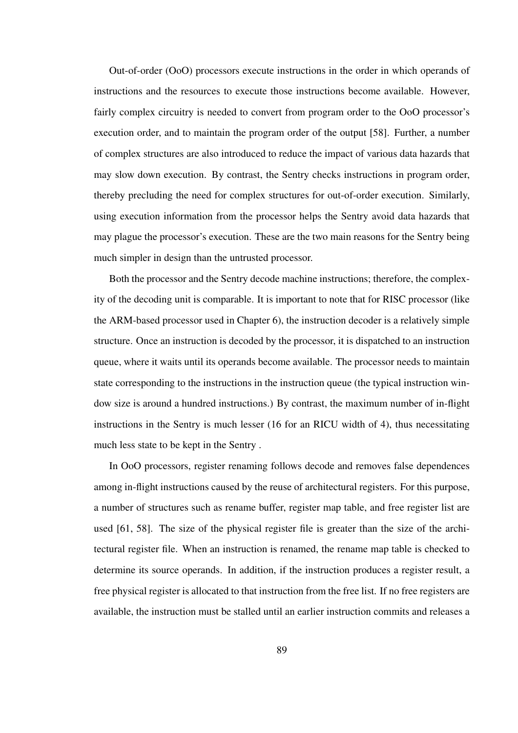Out-of-order (OoO) processors execute instructions in the order in which operands of instructions and the resources to execute those instructions become available. However, fairly complex circuitry is needed to convert from program order to the OoO processor's execution order, and to maintain the program order of the output [58]. Further, a number of complex structures are also introduced to reduce the impact of various data hazards that may slow down execution. By contrast, the Sentry checks instructions in program order, thereby precluding the need for complex structures for out-of-order execution. Similarly, using execution information from the processor helps the Sentry avoid data hazards that may plague the processor's execution. These are the two main reasons for the Sentry being much simpler in design than the untrusted processor.

Both the processor and the Sentry decode machine instructions; therefore, the complexity of the decoding unit is comparable. It is important to note that for RISC processor (like the ARM-based processor used in Chapter 6), the instruction decoder is a relatively simple structure. Once an instruction is decoded by the processor, it is dispatched to an instruction queue, where it waits until its operands become available. The processor needs to maintain state corresponding to the instructions in the instruction queue (the typical instruction window size is around a hundred instructions.) By contrast, the maximum number of in-flight instructions in the Sentry is much lesser (16 for an RICU width of 4), thus necessitating much less state to be kept in the Sentry .

In OoO processors, register renaming follows decode and removes false dependences among in-flight instructions caused by the reuse of architectural registers. For this purpose, a number of structures such as rename buffer, register map table, and free register list are used [61, 58]. The size of the physical register file is greater than the size of the architectural register file. When an instruction is renamed, the rename map table is checked to determine its source operands. In addition, if the instruction produces a register result, a free physical register is allocated to that instruction from the free list. If no free registers are available, the instruction must be stalled until an earlier instruction commits and releases a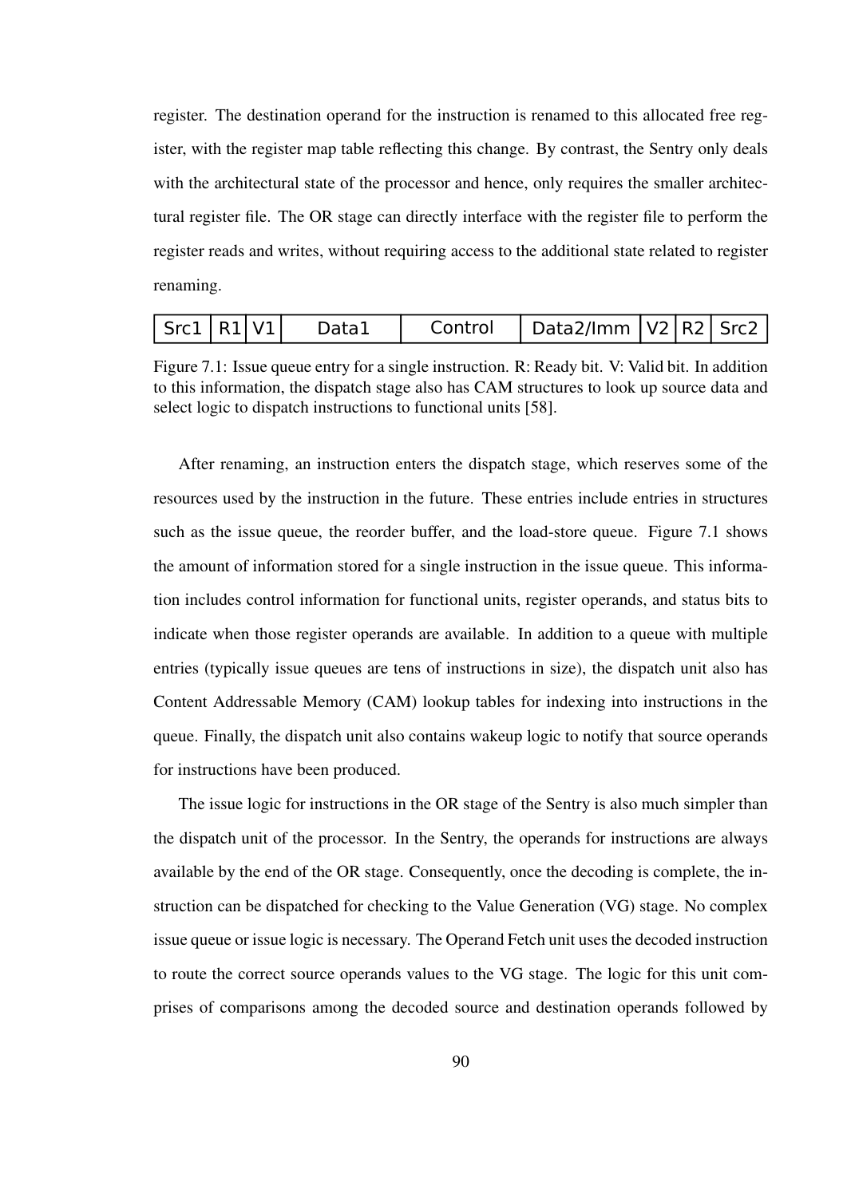register. The destination operand for the instruction is renamed to this allocated free register, with the register map table reflecting this change. By contrast, the Sentry only deals with the architectural state of the processor and hence, only requires the smaller architectural register file. The OR stage can directly interface with the register file to perform the register reads and writes, without requiring access to the additional state related to register renaming.

| Src1 | R1 | V1 | Data1 | Control | Data2/Imm | V2 | R2 | Src2 |
|---|---|---|---|---|---|---|---|---|

Figure 7.1: Issue queue entry for a single instruction. R: Ready bit. V: Valid bit. In addition to this information, the dispatch stage also has CAM structures to look up source data and select logic to dispatch instructions to functional units [58].

After renaming, an instruction enters the dispatch stage, which reserves some of the resources used by the instruction in the future. These entries include entries in structures such as the issue queue, the reorder buffer, and the load-store queue. Figure 7.1 shows the amount of information stored for a single instruction in the issue queue. This information includes control information for functional units, register operands, and status bits to indicate when those register operands are available. In addition to a queue with multiple entries (typically issue queues are tens of instructions in size), the dispatch unit also has Content Addressable Memory (CAM) lookup tables for indexing into instructions in the queue. Finally, the dispatch unit also contains wakeup logic to notify that source operands for instructions have been produced.

The issue logic for instructions in the OR stage of the Sentry is also much simpler than the dispatch unit of the processor. In the Sentry, the operands for instructions are always available by the end of the OR stage. Consequently, once the decoding is complete, the instruction can be dispatched for checking to the Value Generation (VG) stage. No complex issue queue or issue logic is necessary. The Operand Fetch unit uses the decoded instruction to route the correct source operands values to the VG stage. The logic for this unit comprises of comparisons among the decoded source and destination operands followed by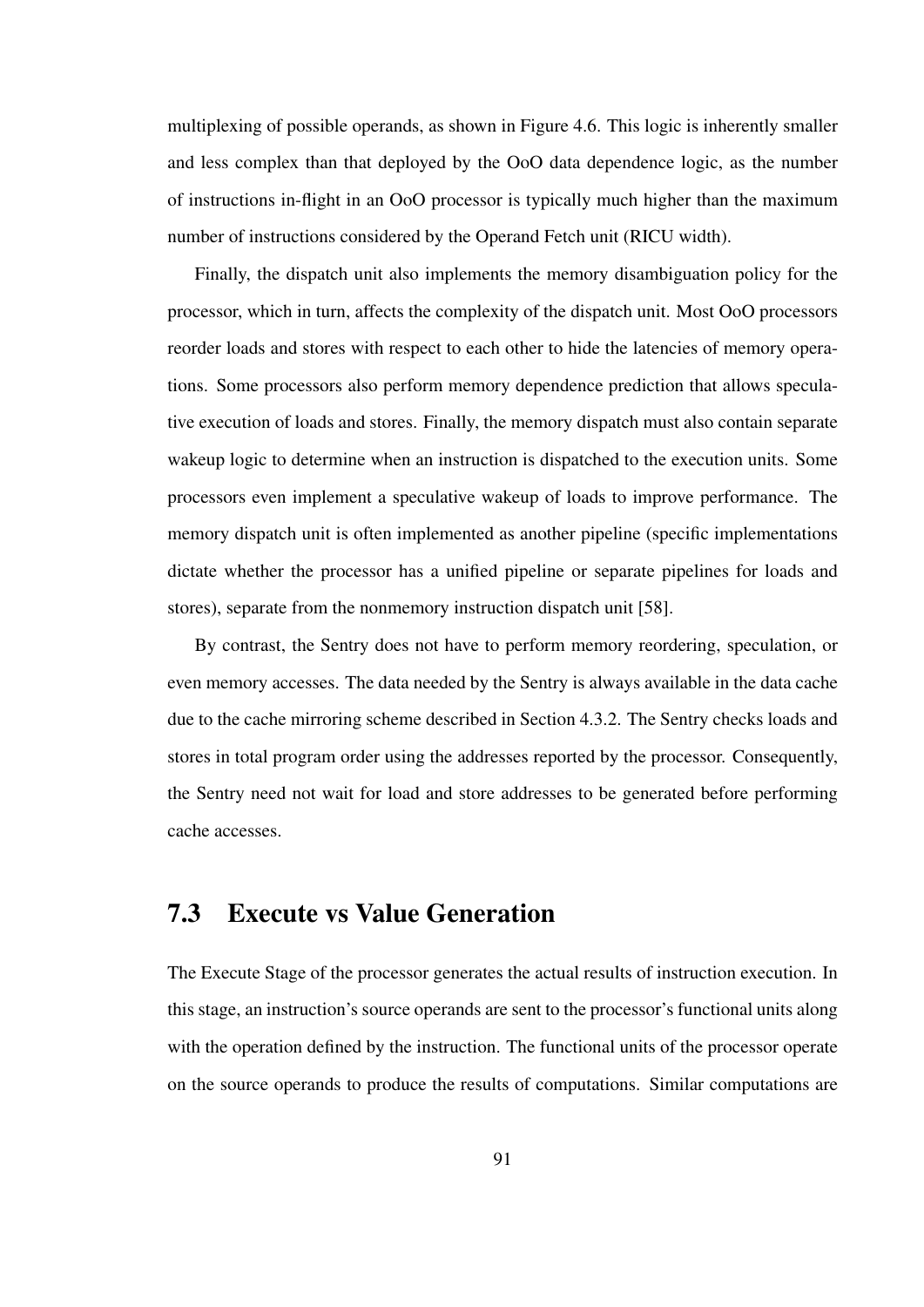multiplexing of possible operands, as shown in Figure 4.6. This logic is inherently smaller and less complex than that deployed by the OoO data dependence logic, as the number of instructions in-flight in an OoO processor is typically much higher than the maximum number of instructions considered by the Operand Fetch unit (RICU width).

Finally, the dispatch unit also implements the memory disambiguation policy for the processor, which in turn, affects the complexity of the dispatch unit. Most OoO processors reorder loads and stores with respect to each other to hide the latencies of memory operations. Some processors also perform memory dependence prediction that allows speculative execution of loads and stores. Finally, the memory dispatch must also contain separate wakeup logic to determine when an instruction is dispatched to the execution units. Some processors even implement a speculative wakeup of loads to improve performance. The memory dispatch unit is often implemented as another pipeline (specific implementations dictate whether the processor has a unified pipeline or separate pipelines for loads and stores), separate from the nonmemory instruction dispatch unit [58].

By contrast, the Sentry does not have to perform memory reordering, speculation, or even memory accesses. The data needed by the Sentry is always available in the data cache due to the cache mirroring scheme described in Section 4.3.2. The Sentry checks loads and stores in total program order using the addresses reported by the processor. Consequently, the Sentry need not wait for load and store addresses to be generated before performing cache accesses.

## 7.3 Execute vs Value Generation

The Execute Stage of the processor generates the actual results of instruction execution. In this stage, an instruction's source operands are sent to the processor's functional units along with the operation defined by the instruction. The functional units of the processor operate on the source operands to produce the results of computations. Similar computations are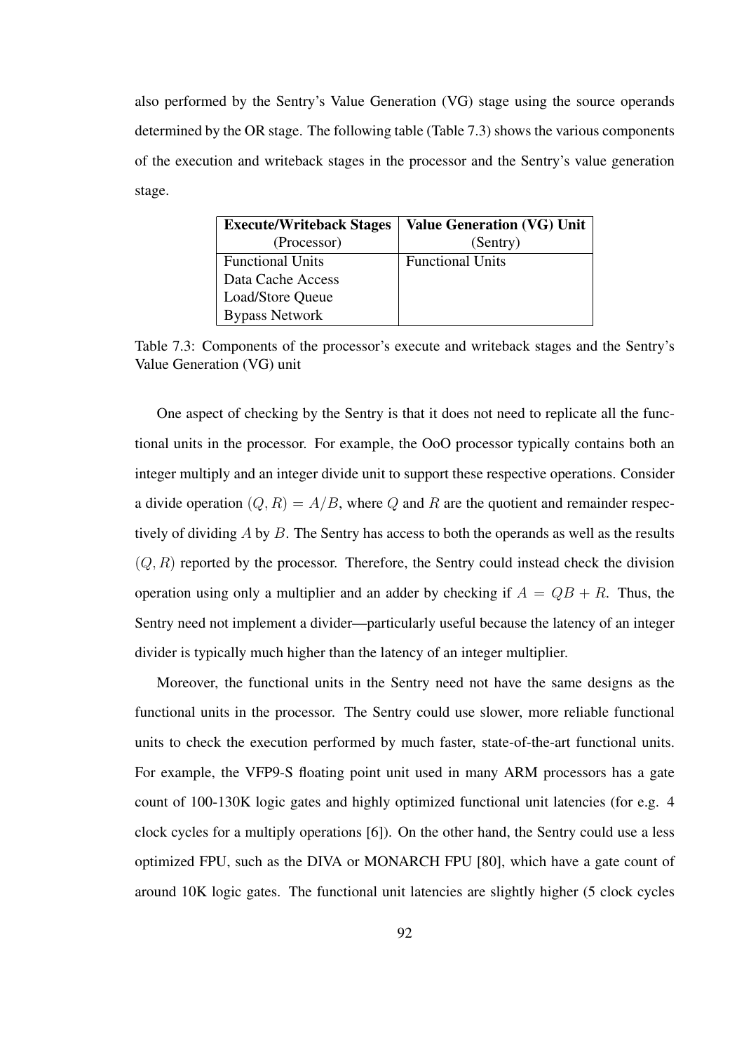also performed by the Sentry's Value Generation (VG) stage using the source operands determined by the OR stage. The following table (Table 7.3) shows the various components of the execution and writeback stages in the processor and the Sentry's value generation stage.

| **Execute/Writeback Stages** (Processor) | **Value Generation (VG) Unit** (Sentry) |
|---|---|
| Functional Units | Functional Units |
| Data Cache Access | |
| Load/Store Queue | |
| Bypass Network | |

Table 7.3: Components of the processor's execute and writeback stages and the Sentry's Value Generation (VG) unit

One aspect of checking by the Sentry is that it does not need to replicate all the functional units in the processor. For example, the OoO processor typically contains both an integer multiply and an integer divide unit to support these respective operations. Consider a divide operation $(Q, R) = A/B$, where $Q$ and $R$ are the quotient and remainder respectively of dividing $A$ by $B$. The Sentry has access to both the operands as well as the results $(Q, R)$ reported by the processor. Therefore, the Sentry could instead check the division operation using only a multiplier and an adder by checking if $A = QB + R$. Thus, the Sentry need not implement a divider—particularly useful because the latency of an integer divider is typically much higher than the latency of an integer multiplier.

Moreover, the functional units in the Sentry need not have the same designs as the functional units in the processor. The Sentry could use slower, more reliable functional units to check the execution performed by much faster, state-of-the-art functional units. For example, the VFP9-S floating point unit used in many ARM processors has a gate count of 100-130K logic gates and highly optimized functional unit latencies (for e.g. 4 clock cycles for a multiply operations [6]). On the other hand, the Sentry could use a less optimized FPU, such as the DIVA or MONARCH FPU [80], which have a gate count of around 10K logic gates. The functional unit latencies are slightly higher (5 clock cycles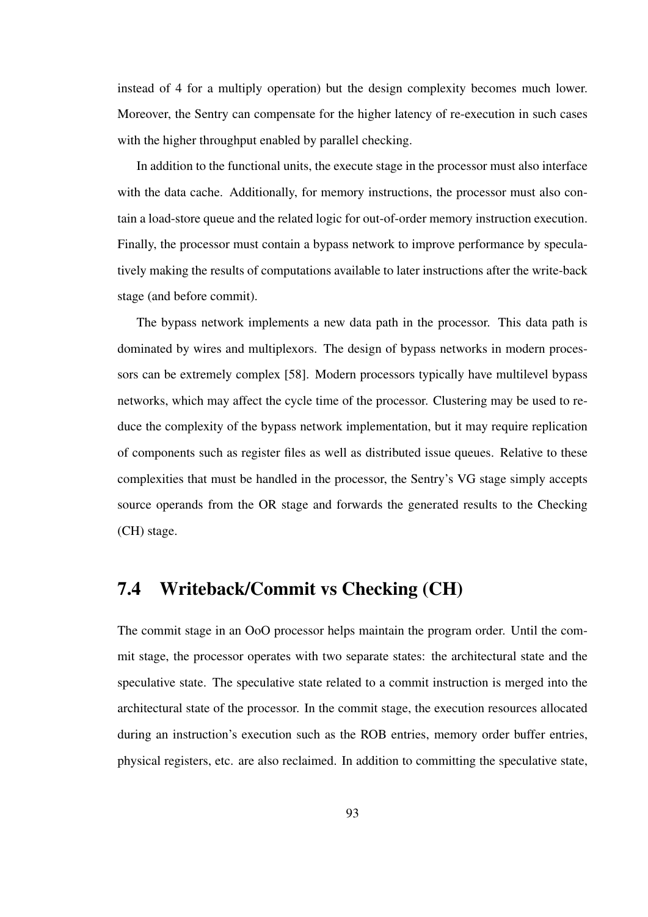instead of 4 for a multiply operation) but the design complexity becomes much lower. Moreover, the Sentry can compensate for the higher latency of re-execution in such cases with the higher throughput enabled by parallel checking.

In addition to the functional units, the execute stage in the processor must also interface with the data cache. Additionally, for memory instructions, the processor must also contain a load-store queue and the related logic for out-of-order memory instruction execution. Finally, the processor must contain a bypass network to improve performance by speculatively making the results of computations available to later instructions after the write-back stage (and before commit).

The bypass network implements a new data path in the processor. This data path is dominated by wires and multiplexors. The design of bypass networks in modern processors can be extremely complex [58]. Modern processors typically have multilevel bypass networks, which may affect the cycle time of the processor. Clustering may be used to reduce the complexity of the bypass network implementation, but it may require replication of components such as register files as well as distributed issue queues. Relative to these complexities that must be handled in the processor, the Sentry's VG stage simply accepts source operands from the OR stage and forwards the generated results to the Checking (CH) stage.

## 7.4 Writeback/Commit vs Checking (CH)

The commit stage in an OoO processor helps maintain the program order. Until the commit stage, the processor operates with two separate states: the architectural state and the speculative state. The speculative state related to a commit instruction is merged into the architectural state of the processor. In the commit stage, the execution resources allocated during an instruction's execution such as the ROB entries, memory order buffer entries, physical registers, etc. are also reclaimed. In addition to committing the speculative state,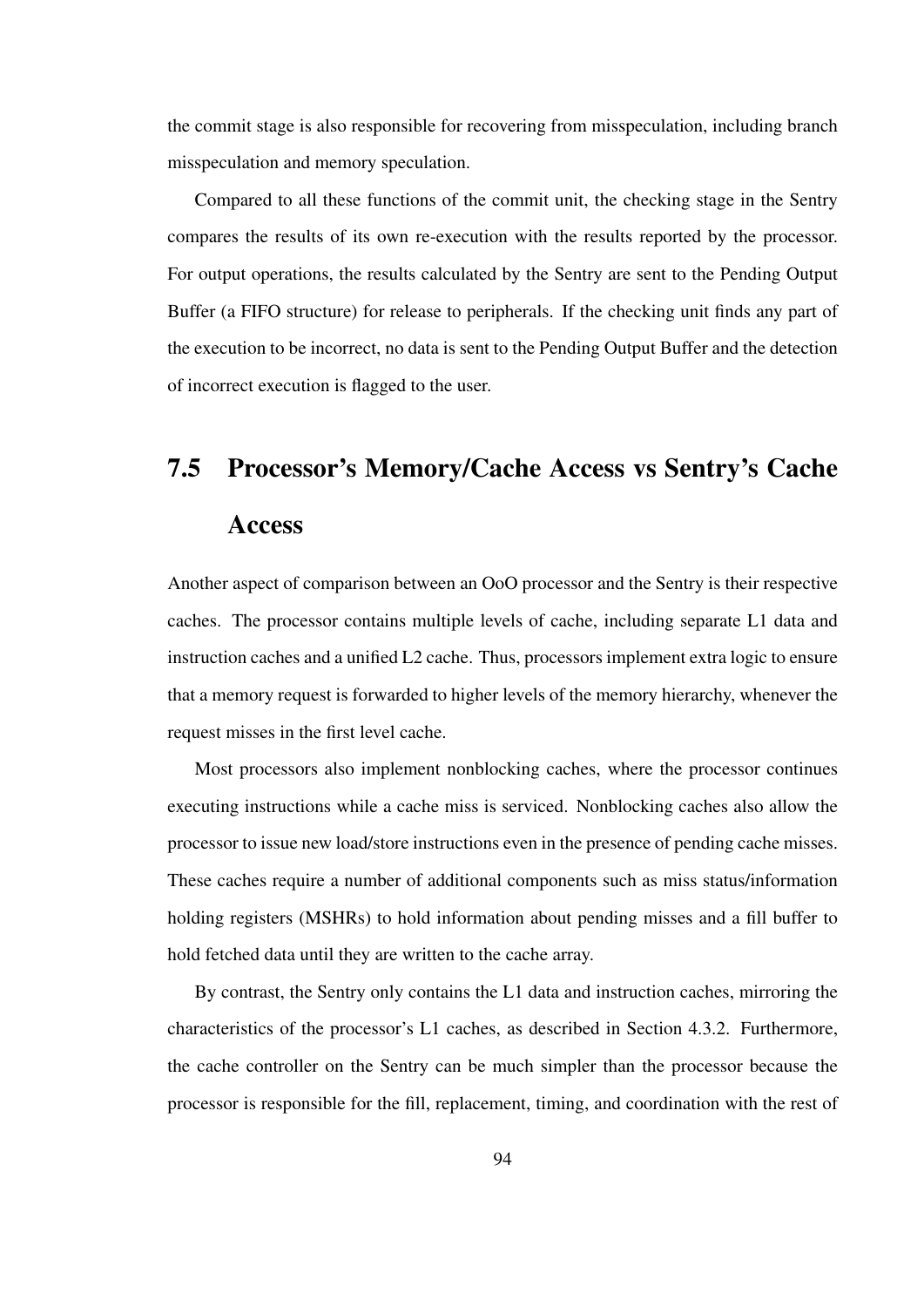the commit stage is also responsible for recovering from misspeculation, including branch misspeculation and memory speculation.

Compared to all these functions of the commit unit, the checking stage in the Sentry compares the results of its own re-execution with the results reported by the processor. For output operations, the results calculated by the Sentry are sent to the Pending Output Buffer (a FIFO structure) for release to peripherals. If the checking unit finds any part of the execution to be incorrect, no data is sent to the Pending Output Buffer and the detection of incorrect execution is flagged to the user.

## 7.5 Processor's Memory/Cache Access vs Sentry's Cache Access

Another aspect of comparison between an OoO processor and the Sentry is their respective caches. The processor contains multiple levels of cache, including separate L1 data and instruction caches and a unified L2 cache. Thus, processors implement extra logic to ensure that a memory request is forwarded to higher levels of the memory hierarchy, whenever the request misses in the first level cache.

Most processors also implement nonblocking caches, where the processor continues executing instructions while a cache miss is serviced. Nonblocking caches also allow the processor to issue new load/store instructions even in the presence of pending cache misses. These caches require a number of additional components such as miss status/information holding registers (MSHRs) to hold information about pending misses and a fill buffer to hold fetched data until they are written to the cache array.

By contrast, the Sentry only contains the L1 data and instruction caches, mirroring the characteristics of the processor's L1 caches, as described in Section 4.3.2. Furthermore, the cache controller on the Sentry can be much simpler than the processor because the processor is responsible for the fill, replacement, timing, and coordination with the rest of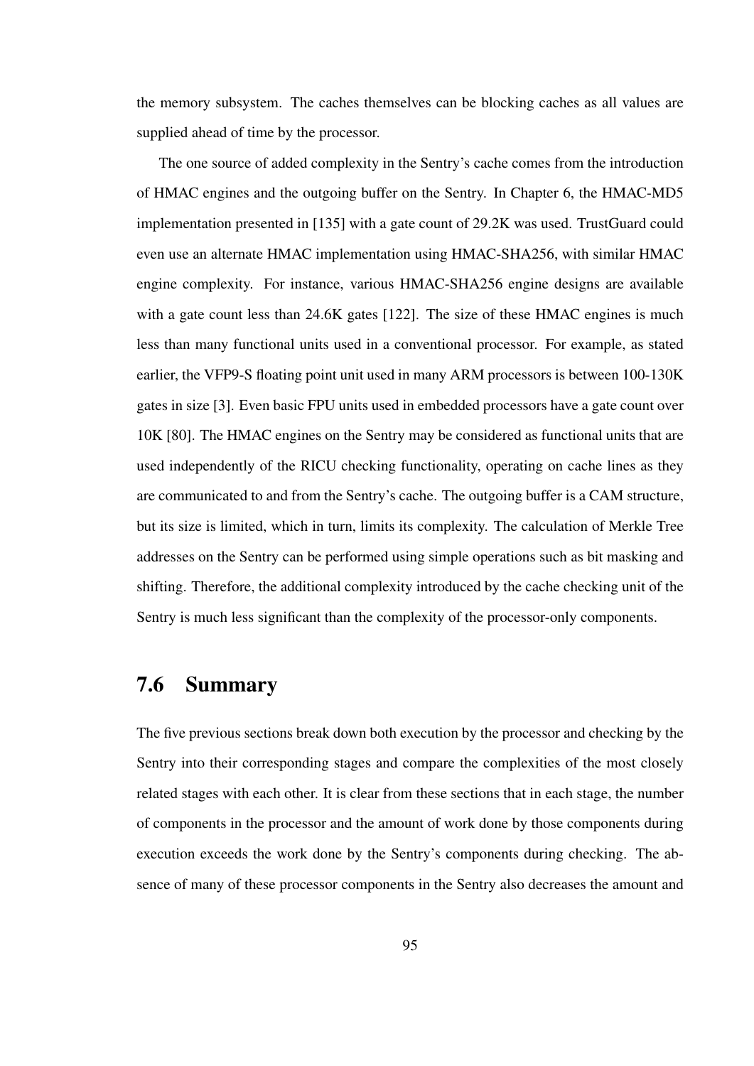the memory subsystem. The caches themselves can be blocking caches as all values are supplied ahead of time by the processor.

The one source of added complexity in the Sentry's cache comes from the introduction of HMAC engines and the outgoing buffer on the Sentry. In Chapter 6, the HMAC-MD5 implementation presented in [135] with a gate count of 29.2K was used. TrustGuard could even use an alternate HMAC implementation using HMAC-SHA256, with similar HMAC engine complexity. For instance, various HMAC-SHA256 engine designs are available with a gate count less than 24.6K gates [122]. The size of these HMAC engines is much less than many functional units used in a conventional processor. For example, as stated earlier, the VFP9-S floating point unit used in many ARM processors is between 100-130K gates in size [3]. Even basic FPU units used in embedded processors have a gate count over 10K [80]. The HMAC engines on the Sentry may be considered as functional units that are used independently of the RICU checking functionality, operating on cache lines as they are communicated to and from the Sentry's cache. The outgoing buffer is a CAM structure, but its size is limited, which in turn, limits its complexity. The calculation of Merkle Tree addresses on the Sentry can be performed using simple operations such as bit masking and shifting. Therefore, the additional complexity introduced by the cache checking unit of the Sentry is much less significant than the complexity of the processor-only components.

## 7.6 Summary

The five previous sections break down both execution by the processor and checking by the Sentry into their corresponding stages and compare the complexities of the most closely related stages with each other. It is clear from these sections that in each stage, the number of components in the processor and the amount of work done by those components during execution exceeds the work done by the Sentry's components during checking. The absence of many of these processor components in the Sentry also decreases the amount and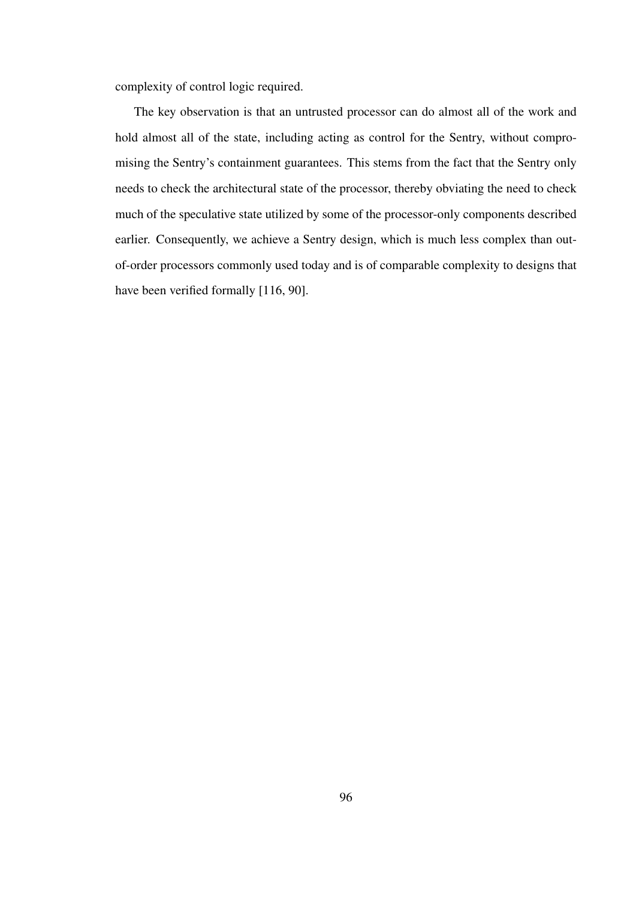complexity of control logic required.

The key observation is that an untrusted processor can do almost all of the work and hold almost all of the state, including acting as control for the Sentry, without compromising the Sentry's containment guarantees. This stems from the fact that the Sentry only needs to check the architectural state of the processor, thereby obviating the need to check much of the speculative state utilized by some of the processor-only components described earlier. Consequently, we achieve a Sentry design, which is much less complex than out-of-order processors commonly used today and is of comparable complexity to designs that have been verified formally [116, 90].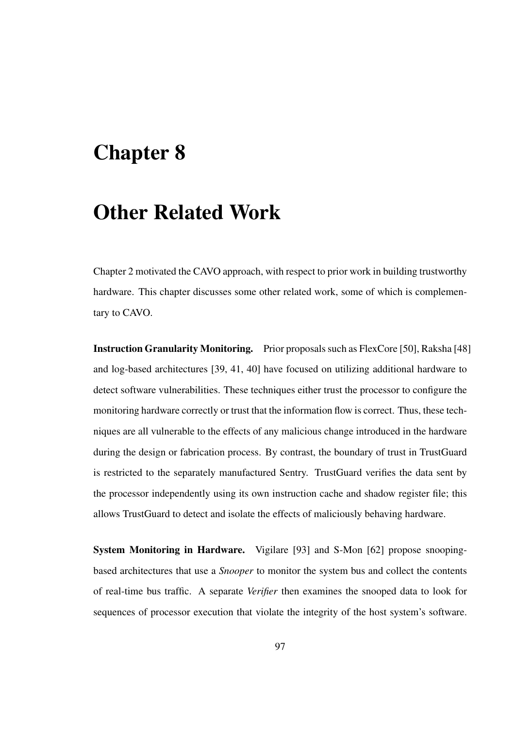# Chapter 8

# Other Related Work

Chapter 2 motivated the CAVO approach, with respect to prior work in building trustworthy hardware. This chapter discusses some other related work, some of which is complementary to CAVO.

**Instruction Granularity Monitoring.** Prior proposals such as FlexCore [50], Raksha [48] and log-based architectures [39, 41, 40] have focused on utilizing additional hardware to detect software vulnerabilities. These techniques either trust the processor to configure the monitoring hardware correctly or trust that the information flow is correct. Thus, these techniques are all vulnerable to the effects of any malicious change introduced in the hardware during the design or fabrication process. By contrast, the boundary of trust in TrustGuard is restricted to the separately manufactured Sentry. TrustGuard verifies the data sent by the processor independently using its own instruction cache and shadow register file; this allows TrustGuard to detect and isolate the effects of maliciously behaving hardware.

**System Monitoring in Hardware.** Vigilare [93] and S-Mon [62] propose snooping-based architectures that use a *Snooper* to monitor the system bus and collect the contents of real-time bus traffic. A separate *Verifier* then examines the snooped data to look for sequences of processor execution that violate the integrity of the host system's software.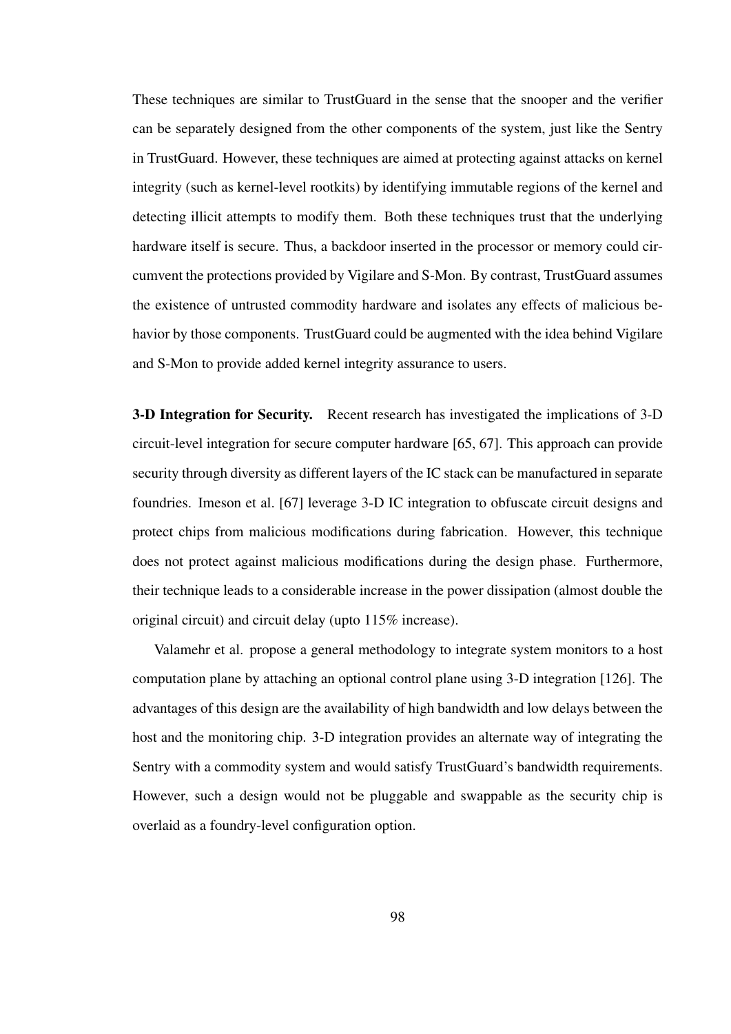These techniques are similar to TrustGuard in the sense that the snooper and the verifier can be separately designed from the other components of the system, just like the Sentry in TrustGuard. However, these techniques are aimed at protecting against attacks on kernel integrity (such as kernel-level rootkits) by identifying immutable regions of the kernel and detecting illicit attempts to modify them. Both these techniques trust that the underlying hardware itself is secure. Thus, a backdoor inserted in the processor or memory could circumvent the protections provided by Vigilare and S-Mon. By contrast, TrustGuard assumes the existence of untrusted commodity hardware and isolates any effects of malicious behavior by those components. TrustGuard could be augmented with the idea behind Vigilare and S-Mon to provide added kernel integrity assurance to users.

**3-D Integration for Security.** Recent research has investigated the implications of 3-D circuit-level integration for secure computer hardware [65, 67]. This approach can provide security through diversity as different layers of the IC stack can be manufactured in separate foundries. Imeson et al. [67] leverage 3-D IC integration to obfuscate circuit designs and protect chips from malicious modifications during fabrication. However, this technique does not protect against malicious modifications during the design phase. Furthermore, their technique leads to a considerable increase in the power dissipation (almost double the original circuit) and circuit delay (upto 115% increase).

Valamehr et al. propose a general methodology to integrate system monitors to a host computation plane by attaching an optional control plane using 3-D integration [126]. The advantages of this design are the availability of high bandwidth and low delays between the host and the monitoring chip. 3-D integration provides an alternate way of integrating the Sentry with a commodity system and would satisfy TrustGuard's bandwidth requirements. However, such a design would not be pluggable and swappable as the security chip is overlaid as a foundry-level configuration option.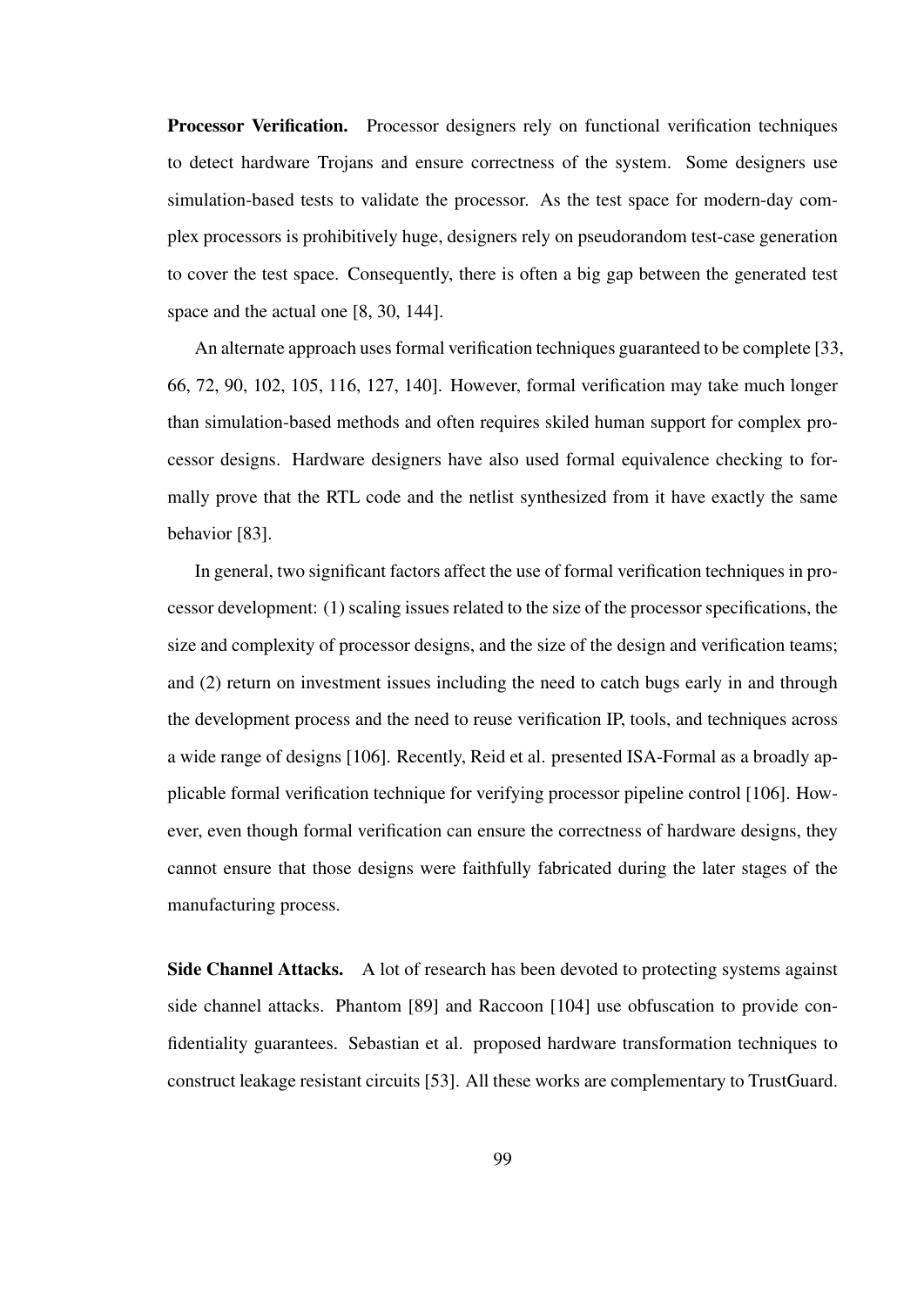**Processor Verification.** Processor designers rely on functional verification techniques to detect hardware Trojans and ensure correctness of the system. Some designers use simulation-based tests to validate the processor. As the test space for modern-day complex processors is prohibitively huge, designers rely on pseudorandom test-case generation to cover the test space. Consequently, there is often a big gap between the generated test space and the actual one [8, 30, 144].

An alternate approach uses formal verification techniques guaranteed to be complete [33, 66, 72, 90, 102, 105, 116, 127, 140]. However, formal verification may take much longer than simulation-based methods and often requires skiled human support for complex processor designs. Hardware designers have also used formal equivalence checking to formally prove that the RTL code and the netlist synthesized from it have exactly the same behavior [83].

In general, two significant factors affect the use of formal verification techniques in processor development: (1) scaling issues related to the size of the processor specifications, the size and complexity of processor designs, and the size of the design and verification teams; and (2) return on investment issues including the need to catch bugs early in and through the development process and the need to reuse verification IP, tools, and techniques across a wide range of designs [106]. Recently, Reid et al. presented ISA-Formal as a broadly applicable formal verification technique for verifying processor pipeline control [106]. However, even though formal verification can ensure the correctness of hardware designs, they cannot ensure that those designs were faithfully fabricated during the later stages of the manufacturing process.

**Side Channel Attacks.** A lot of research has been devoted to protecting systems against side channel attacks. Phantom [89] and Raccoon [104] use obfuscation to provide confidentiality guarantees. Sebastian et al. proposed hardware transformation techniques to construct leakage resistant circuits [53]. All these works are complementary to TrustGuard.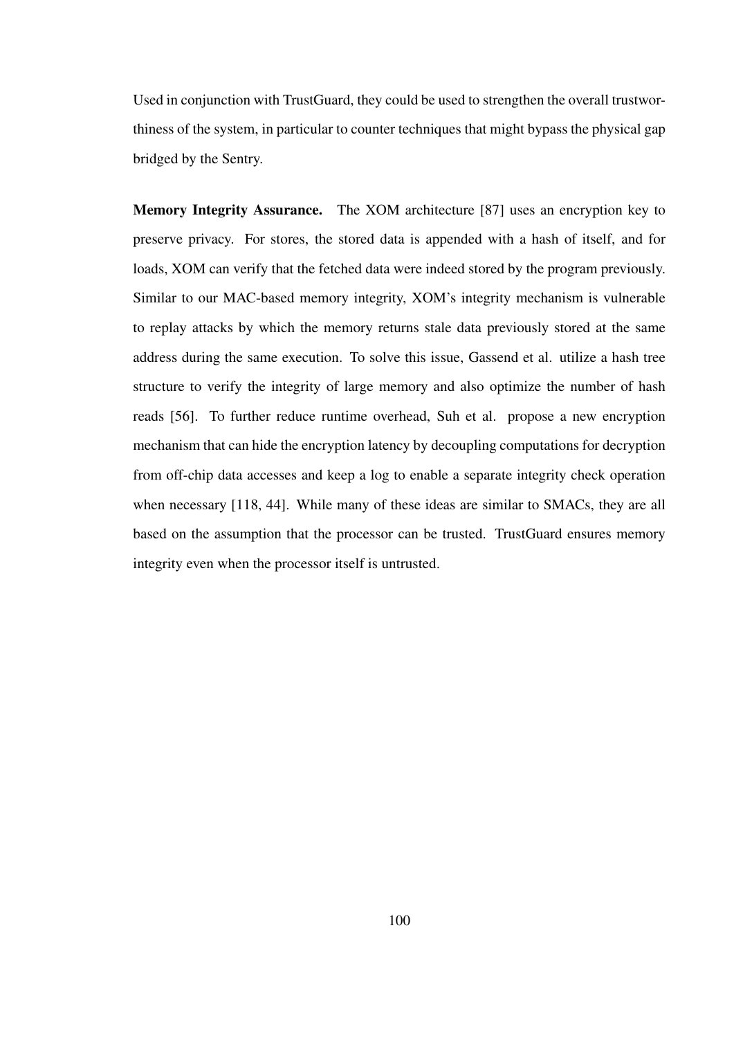Used in conjunction with TrustGuard, they could be used to strengthen the overall trustworthiness of the system, in particular to counter techniques that might bypass the physical gap bridged by the Sentry.

**Memory Integrity Assurance.** The XOM architecture [87] uses an encryption key to preserve privacy. For stores, the stored data is appended with a hash of itself, and for loads, XOM can verify that the fetched data were indeed stored by the program previously. Similar to our MAC-based memory integrity, XOM's integrity mechanism is vulnerable to replay attacks by which the memory returns stale data previously stored at the same address during the same execution. To solve this issue, Gassend et al. utilize a hash tree structure to verify the integrity of large memory and also optimize the number of hash reads [56]. To further reduce runtime overhead, Suh et al. propose a new encryption mechanism that can hide the encryption latency by decoupling computations for decryption from off-chip data accesses and keep a log to enable a separate integrity check operation when necessary [118, 44]. While many of these ideas are similar to SMACs, they are all based on the assumption that the processor can be trusted. TrustGuard ensures memory integrity even when the processor itself is untrusted.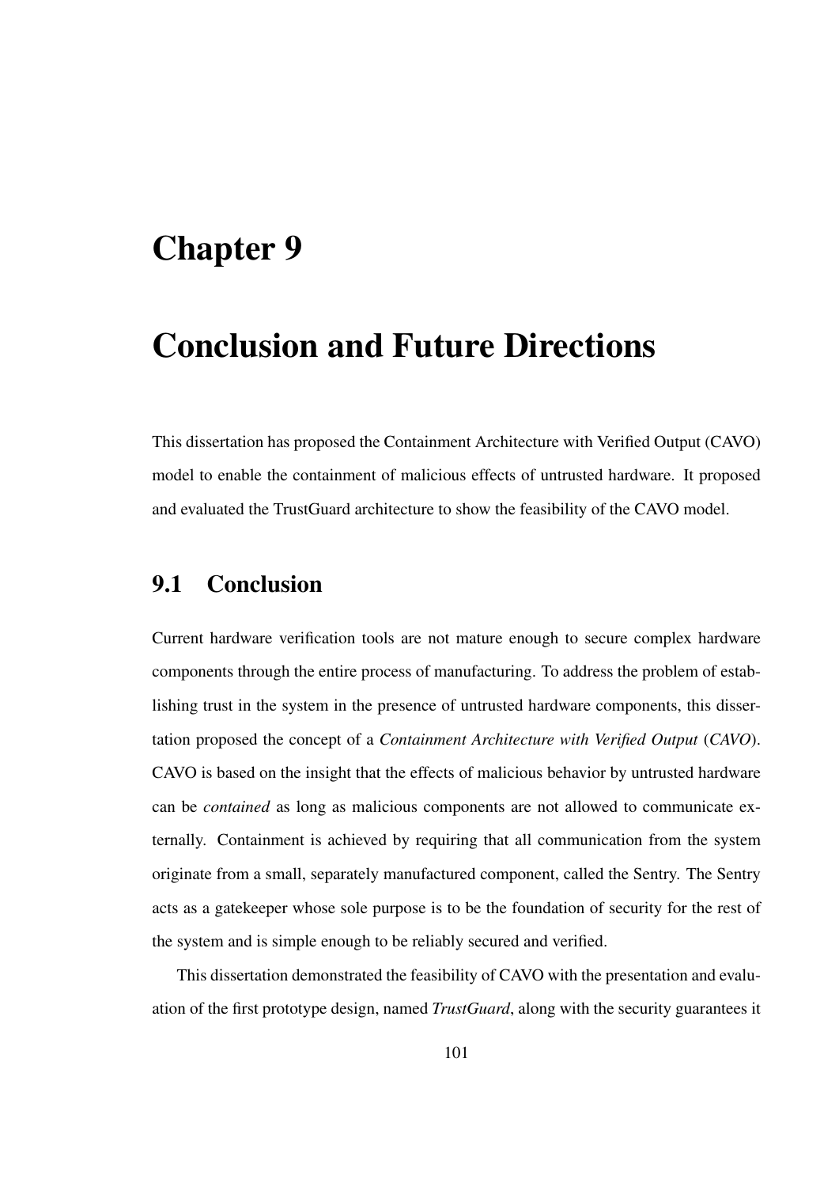# Chapter 9

# Conclusion and Future Directions

This dissertation has proposed the Containment Architecture with Verified Output (CAVO) model to enable the containment of malicious effects of untrusted hardware. It proposed and evaluated the TrustGuard architecture to show the feasibility of the CAVO model.

## 9.1 Conclusion

Current hardware verification tools are not mature enough to secure complex hardware components through the entire process of manufacturing. To address the problem of establishing trust in the system in the presence of untrusted hardware components, this dissertation proposed the concept of a *Containment Architecture with Verified Output* (*CAVO*). CAVO is based on the insight that the effects of malicious behavior by untrusted hardware can be *contained* as long as malicious components are not allowed to communicate externally. Containment is achieved by requiring that all communication from the system originate from a small, separately manufactured component, called the Sentry. The Sentry acts as a gatekeeper whose sole purpose is to be the foundation of security for the rest of the system and is simple enough to be reliably secured and verified.

This dissertation demonstrated the feasibility of CAVO with the presentation and evaluation of the first prototype design, named *TrustGuard*, along with the security guarantees it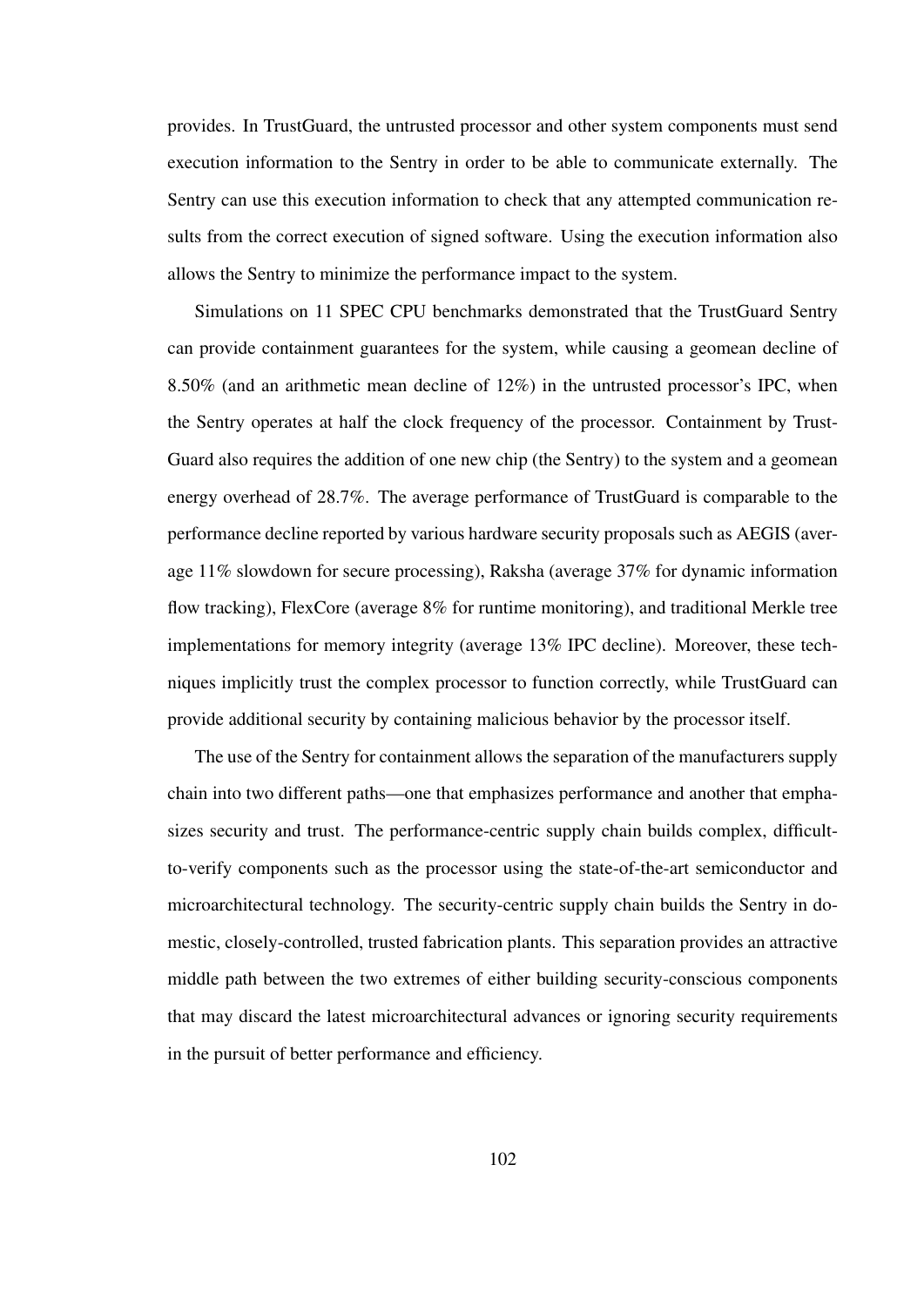provides. In TrustGuard, the untrusted processor and other system components must send execution information to the Sentry in order to be able to communicate externally. The Sentry can use this execution information to check that any attempted communication results from the correct execution of signed software. Using the execution information also allows the Sentry to minimize the performance impact to the system.

Simulations on 11 SPEC CPU benchmarks demonstrated that the TrustGuard Sentry can provide containment guarantees for the system, while causing a geomean decline of 8.50% (and an arithmetic mean decline of 12%) in the untrusted processor's IPC, when the Sentry operates at half the clock frequency of the processor. Containment by TrustGuard also requires the addition of one new chip (the Sentry) to the system and a geomean energy overhead of 28.7%. The average performance of TrustGuard is comparable to the performance decline reported by various hardware security proposals such as AEGIS (average 11% slowdown for secure processing), Raksha (average 37% for dynamic information flow tracking), FlexCore (average 8% for runtime monitoring), and traditional Merkle tree implementations for memory integrity (average 13% IPC decline). Moreover, these techniques implicitly trust the complex processor to function correctly, while TrustGuard can provide additional security by containing malicious behavior by the processor itself.

The use of the Sentry for containment allows the separation of the manufacturers supply chain into two different paths—one that emphasizes performance and another that emphasizes security and trust. The performance-centric supply chain builds complex, difficult-to-verify components such as the processor using the state-of-the-art semiconductor and microarchitectural technology. The security-centric supply chain builds the Sentry in domestic, closely-controlled, trusted fabrication plants. This separation provides an attractive middle path between the two extremes of either building security-conscious components that may discard the latest microarchitectural advances or ignoring security requirements in the pursuit of better performance and efficiency.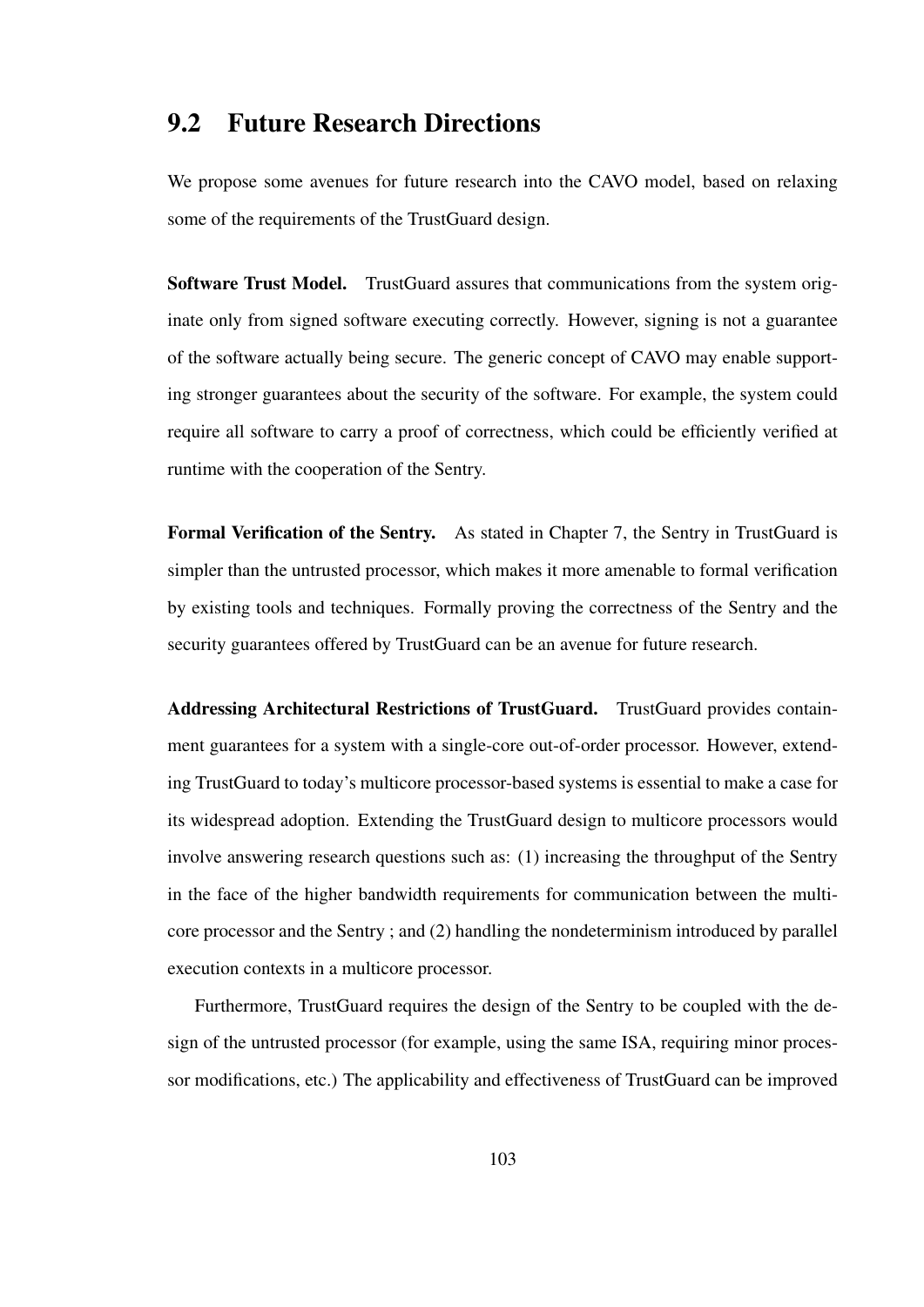## 9.2 Future Research Directions

We propose some avenues for future research into the CAVO model, based on relaxing some of the requirements of the TrustGuard design.

**Software Trust Model.** TrustGuard assures that communications from the system originate only from signed software executing correctly. However, signing is not a guarantee of the software actually being secure. The generic concept of CAVO may enable supporting stronger guarantees about the security of the software. For example, the system could require all software to carry a proof of correctness, which could be efficiently verified at runtime with the cooperation of the Sentry.

**Formal Verification of the Sentry.** As stated in Chapter 7, the Sentry in TrustGuard is simpler than the untrusted processor, which makes it more amenable to formal verification by existing tools and techniques. Formally proving the correctness of the Sentry and the security guarantees offered by TrustGuard can be an avenue for future research.

**Addressing Architectural Restrictions of TrustGuard.** TrustGuard provides containment guarantees for a system with a single-core out-of-order processor. However, extending TrustGuard to today's multicore processor-based systems is essential to make a case for its widespread adoption. Extending the TrustGuard design to multicore processors would involve answering research questions such as: (1) increasing the throughput of the Sentry in the face of the higher bandwidth requirements for communication between the multicore processor and the Sentry ; and (2) handling the nondeterminism introduced by parallel execution contexts in a multicore processor.

Furthermore, TrustGuard requires the design of the Sentry to be coupled with the design of the untrusted processor (for example, using the same ISA, requiring minor processor modifications, etc.) The applicability and effectiveness of TrustGuard can be improved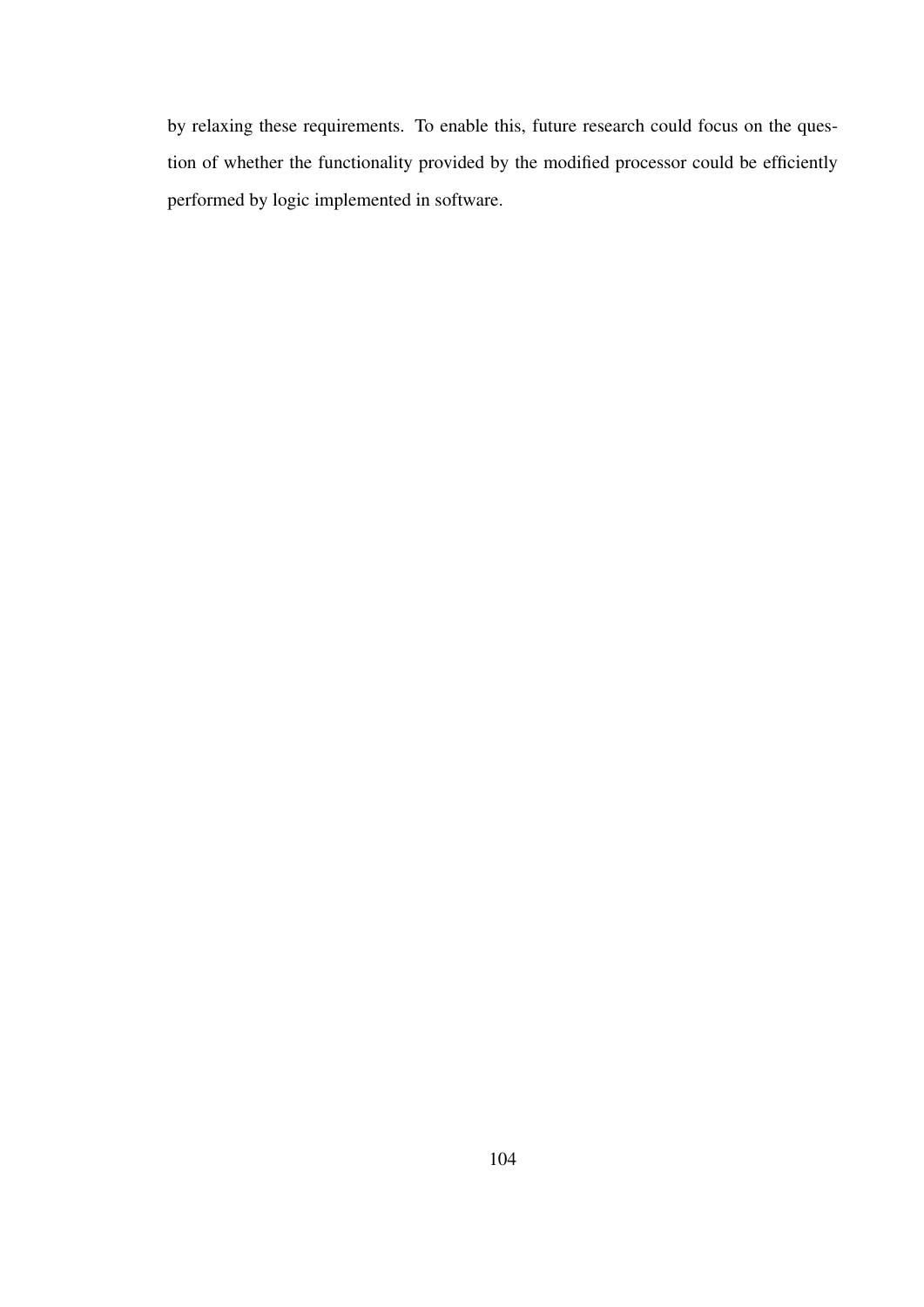by relaxing these requirements. To enable this, future research could focus on the question of whether the functionality provided by the modified processor could be efficiently performed by logic implemented in software.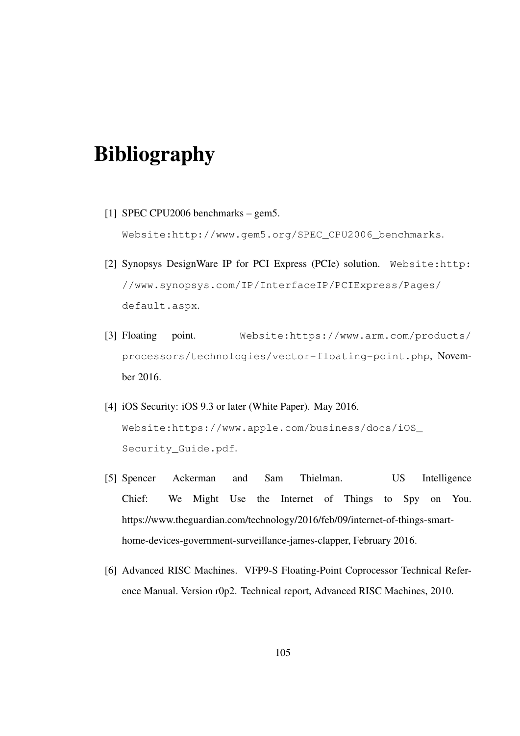# Bibliography

[1] SPEC CPU2006 benchmarks – gem5.
Website:http://www.gem5.org/SPEC_CPU2006_benchmarks.

[2] Synopsys DesignWare IP for PCI Express (PCIe) solution. Website:http://www.synopsys.com/IP/InterfaceIP/PCIExpress/Pages/default.aspx.

[3] Floating point. Website:https://www.arm.com/products/processors/technologies/vector-floating-point.php, November 2016.

[4] iOS Security: iOS 9.3 or later (White Paper). May 2016.
Website:https://www.apple.com/business/docs/iOS_Security_Guide.pdf.

[5] Spencer Ackerman and Sam Thielman. US Intelligence Chief: We Might Use the Internet of Things to Spy on You. https://www.theguardian.com/technology/2016/feb/09/internet-of-things-smart-home-devices-government-surveillance-james-clapper, February 2016.

[6] Advanced RISC Machines. VFP9-S Floating-Point Coprocessor Technical Reference Manual. Version r0p2. Technical report, Advanced RISC Machines, 2010.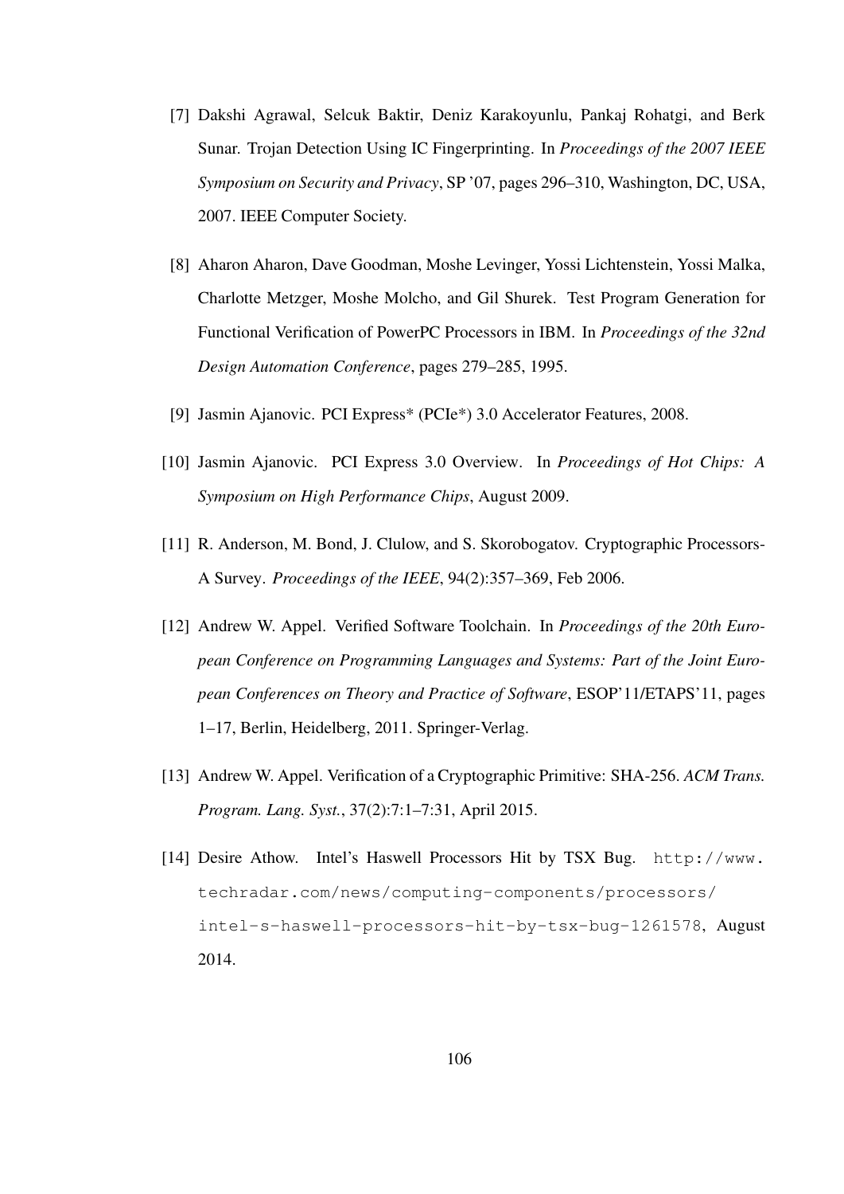[7] Dakshi Agrawal, Selcuk Baktir, Deniz Karakoyunlu, Pankaj Rohatgi, and Berk Sunar. Trojan Detection Using IC Fingerprinting. In *Proceedings of the 2007 IEEE Symposium on Security and Privacy*, SP '07, pages 296–310, Washington, DC, USA, 2007. IEEE Computer Society.

[8] Aharon Aharon, Dave Goodman, Moshe Levinger, Yossi Lichtenstein, Yossi Malka, Charlotte Metzger, Moshe Molcho, and Gil Shurek. Test Program Generation for Functional Verification of PowerPC Processors in IBM. In *Proceedings of the 32nd Design Automation Conference*, pages 279–285, 1995.

[9] Jasmin Ajanovic. PCI Express* (PCIe*) 3.0 Accelerator Features, 2008.

[10] Jasmin Ajanovic. PCI Express 3.0 Overview. In *Proceedings of Hot Chips: A Symposium on High Performance Chips*, August 2009.

[11] R. Anderson, M. Bond, J. Clulow, and S. Skorobogatov. Cryptographic Processors-A Survey. *Proceedings of the IEEE*, 94(2):357–369, Feb 2006.

[12] Andrew W. Appel. Verified Software Toolchain. In *Proceedings of the 20th European Conference on Programming Languages and Systems: Part of the Joint European Conferences on Theory and Practice of Software*, ESOP'11/ETAPS'11, pages 1–17, Berlin, Heidelberg, 2011. Springer-Verlag.

[13] Andrew W. Appel. Verification of a Cryptographic Primitive: SHA-256. *ACM Trans. Program. Lang. Syst.*, 37(2):7:1–7:31, April 2015.

[14] Desire Athow. Intel's Haswell Processors Hit by TSX Bug. `http://www.techradar.com/news/computing-components/processors/intel-s-haswell-processors-hit-by-tsx-bug-1261578`, August 2014.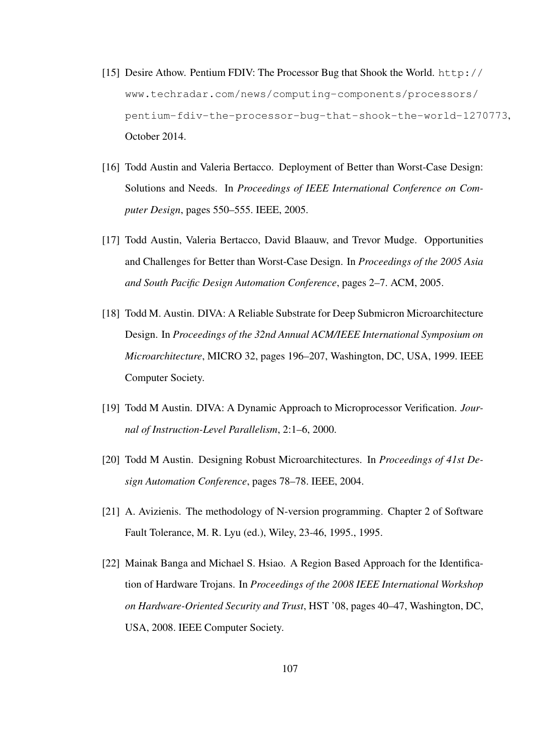[15] Desire Athow. Pentium FDIV: The Processor Bug that Shook the World. http://www.techradar.com/news/computing-components/processors/pentium-fdiv-the-processor-bug-that-shook-the-world-1270773, October 2014.

[16] Todd Austin and Valeria Bertacco. Deployment of Better than Worst-Case Design: Solutions and Needs. In *Proceedings of IEEE International Conference on Computer Design*, pages 550–555. IEEE, 2005.

[17] Todd Austin, Valeria Bertacco, David Blaauw, and Trevor Mudge. Opportunities and Challenges for Better than Worst-Case Design. In *Proceedings of the 2005 Asia and South Pacific Design Automation Conference*, pages 2–7. ACM, 2005.

[18] Todd M. Austin. DIVA: A Reliable Substrate for Deep Submicron Microarchitecture Design. In *Proceedings of the 32nd Annual ACM/IEEE International Symposium on Microarchitecture*, MICRO 32, pages 196–207, Washington, DC, USA, 1999. IEEE Computer Society.

[19] Todd M Austin. DIVA: A Dynamic Approach to Microprocessor Verification. *Journal of Instruction-Level Parallelism*, 2:1–6, 2000.

[20] Todd M Austin. Designing Robust Microarchitectures. In *Proceedings of 41st Design Automation Conference*, pages 78–78. IEEE, 2004.

[21] A. Avizienis. The methodology of N-version programming. Chapter 2 of Software Fault Tolerance, M. R. Lyu (ed.), Wiley, 23-46, 1995., 1995.

[22] Mainak Banga and Michael S. Hsiao. A Region Based Approach for the Identification of Hardware Trojans. In *Proceedings of the 2008 IEEE International Workshop on Hardware-Oriented Security and Trust*, HST '08, pages 40–47, Washington, DC, USA, 2008. IEEE Computer Society.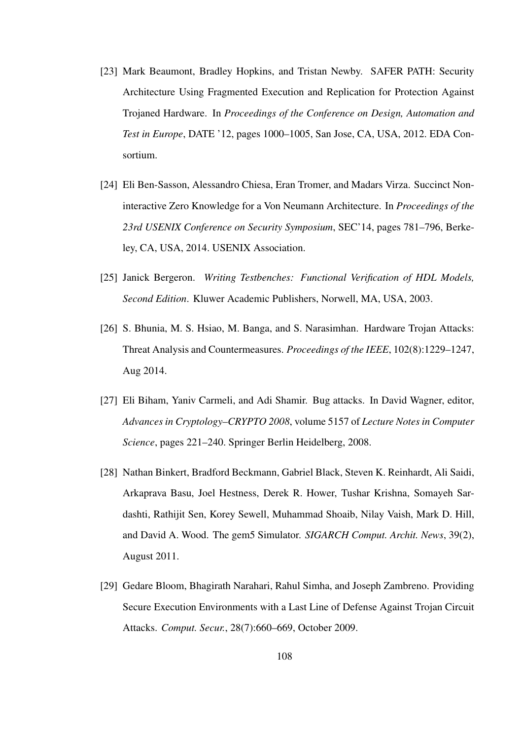[23] Mark Beaumont, Bradley Hopkins, and Tristan Newby. SAFER PATH: Security Architecture Using Fragmented Execution and Replication for Protection Against Trojaned Hardware. In *Proceedings of the Conference on Design, Automation and Test in Europe*, DATE '12, pages 1000–1005, San Jose, CA, USA, 2012. EDA Consortium.

[24] Eli Ben-Sasson, Alessandro Chiesa, Eran Tromer, and Madars Virza. Succinct Non-interactive Zero Knowledge for a Von Neumann Architecture. In *Proceedings of the 23rd USENIX Conference on Security Symposium*, SEC'14, pages 781–796, Berkeley, CA, USA, 2014. USENIX Association.

[25] Janick Bergeron. *Writing Testbenches: Functional Verification of HDL Models, Second Edition*. Kluwer Academic Publishers, Norwell, MA, USA, 2003.

[26] S. Bhunia, M. S. Hsiao, M. Banga, and S. Narasimhan. Hardware Trojan Attacks: Threat Analysis and Countermeasures. *Proceedings of the IEEE*, 102(8):1229–1247, Aug 2014.

[27] Eli Biham, Yaniv Carmeli, and Adi Shamir. Bug attacks. In David Wagner, editor, *Advances in Cryptology–CRYPTO 2008*, volume 5157 of *Lecture Notes in Computer Science*, pages 221–240. Springer Berlin Heidelberg, 2008.

[28] Nathan Binkert, Bradford Beckmann, Gabriel Black, Steven K. Reinhardt, Ali Saidi, Arkaprava Basu, Joel Hestness, Derek R. Hower, Tushar Krishna, Somayeh Sardashti, Rathijit Sen, Korey Sewell, Muhammad Shoaib, Nilay Vaish, Mark D. Hill, and David A. Wood. The gem5 Simulator. *SIGARCH Comput. Archit. News*, 39(2), August 2011.

[29] Gedare Bloom, Bhagirath Narahari, Rahul Simha, and Joseph Zambreno. Providing Secure Execution Environments with a Last Line of Defense Against Trojan Circuit Attacks. *Comput. Secur.*, 28(7):660–669, October 2009.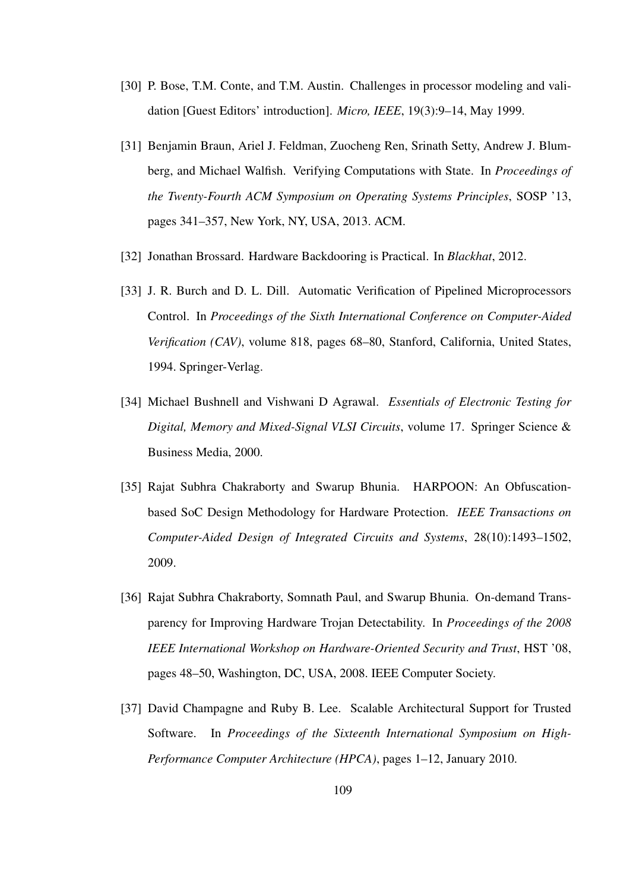[30] P. Bose, T.M. Conte, and T.M. Austin. Challenges in processor modeling and validation [Guest Editors' introduction]. *Micro, IEEE*, 19(3):9–14, May 1999.

[31] Benjamin Braun, Ariel J. Feldman, Zuocheng Ren, Srinath Setty, Andrew J. Blumberg, and Michael Walfish. Verifying Computations with State. In *Proceedings of the Twenty-Fourth ACM Symposium on Operating Systems Principles*, SOSP '13, pages 341–357, New York, NY, USA, 2013. ACM.

[32] Jonathan Brossard. Hardware Backdooring is Practical. In *Blackhat*, 2012.

[33] J. R. Burch and D. L. Dill. Automatic Verification of Pipelined Microprocessors Control. In *Proceedings of the Sixth International Conference on Computer-Aided Verification (CAV)*, volume 818, pages 68–80, Stanford, California, United States, 1994. Springer-Verlag.

[34] Michael Bushnell and Vishwani D Agrawal. *Essentials of Electronic Testing for Digital, Memory and Mixed-Signal VLSI Circuits*, volume 17. Springer Science & Business Media, 2000.

[35] Rajat Subhra Chakraborty and Swarup Bhunia. HARPOON: An Obfuscation-based SoC Design Methodology for Hardware Protection. *IEEE Transactions on Computer-Aided Design of Integrated Circuits and Systems*, 28(10):1493–1502, 2009.

[36] Rajat Subhra Chakraborty, Somnath Paul, and Swarup Bhunia. On-demand Transparency for Improving Hardware Trojan Detectability. In *Proceedings of the 2008 IEEE International Workshop on Hardware-Oriented Security and Trust*, HST '08, pages 48–50, Washington, DC, USA, 2008. IEEE Computer Society.

[37] David Champagne and Ruby B. Lee. Scalable Architectural Support for Trusted Software. In *Proceedings of the Sixteenth International Symposium on High-Performance Computer Architecture (HPCA)*, pages 1–12, January 2010.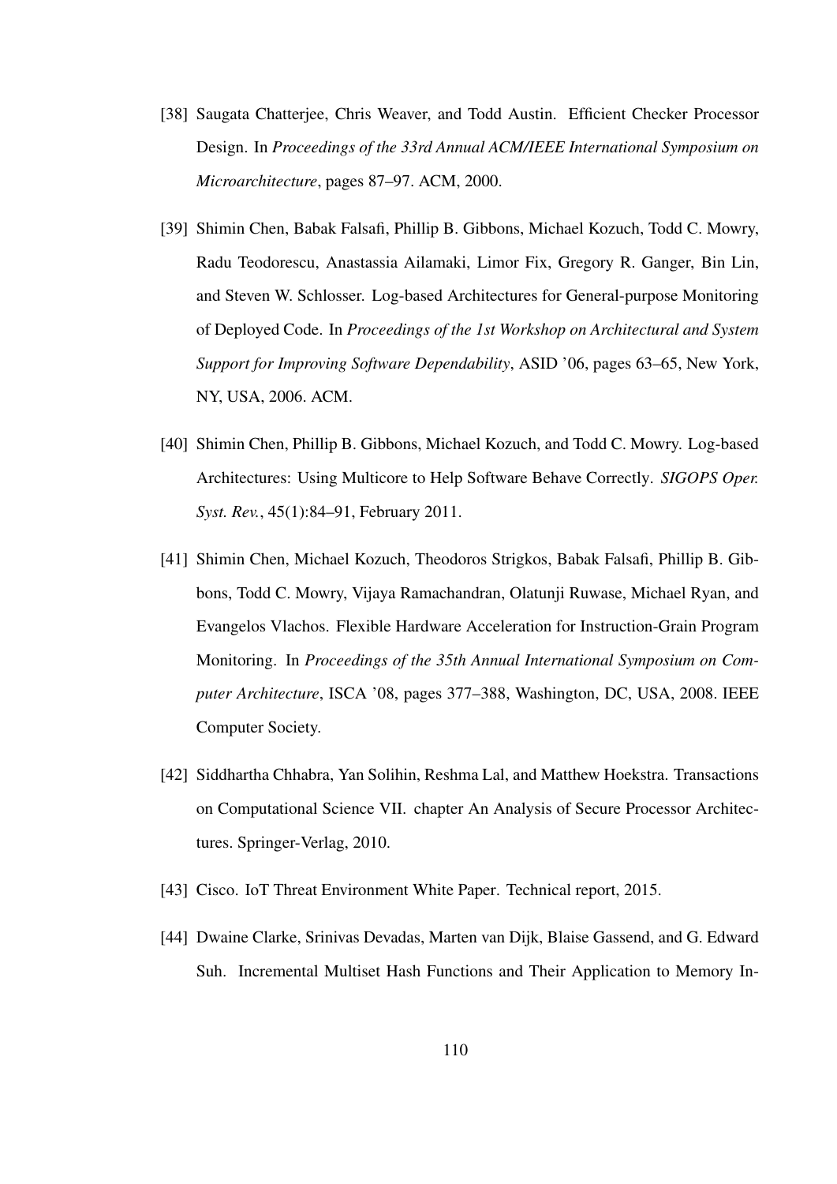[38] Saugata Chatterjee, Chris Weaver, and Todd Austin. Efficient Checker Processor Design. In *Proceedings of the 33rd Annual ACM/IEEE International Symposium on Microarchitecture*, pages 87–97. ACM, 2000.

[39] Shimin Chen, Babak Falsafi, Phillip B. Gibbons, Michael Kozuch, Todd C. Mowry, Radu Teodorescu, Anastassia Ailamaki, Limor Fix, Gregory R. Ganger, Bin Lin, and Steven W. Schlosser. Log-based Architectures for General-purpose Monitoring of Deployed Code. In *Proceedings of the 1st Workshop on Architectural and System Support for Improving Software Dependability*, ASID '06, pages 63–65, New York, NY, USA, 2006. ACM.

[40] Shimin Chen, Phillip B. Gibbons, Michael Kozuch, and Todd C. Mowry. Log-based Architectures: Using Multicore to Help Software Behave Correctly. *SIGOPS Oper. Syst. Rev.*, 45(1):84–91, February 2011.

[41] Shimin Chen, Michael Kozuch, Theodoros Strigkos, Babak Falsafi, Phillip B. Gibbons, Todd C. Mowry, Vijaya Ramachandran, Olatunji Ruwase, Michael Ryan, and Evangelos Vlachos. Flexible Hardware Acceleration for Instruction-Grain Program Monitoring. In *Proceedings of the 35th Annual International Symposium on Computer Architecture*, ISCA '08, pages 377–388, Washington, DC, USA, 2008. IEEE Computer Society.

[42] Siddhartha Chhabra, Yan Solihin, Reshma Lal, and Matthew Hoekstra. Transactions on Computational Science VII. chapter An Analysis of Secure Processor Architectures. Springer-Verlag, 2010.

[43] Cisco. IoT Threat Environment White Paper. Technical report, 2015.

[44] Dwaine Clarke, Srinivas Devadas, Marten van Dijk, Blaise Gassend, and G. Edward Suh. Incremental Multiset Hash Functions and Their Application to Memory In-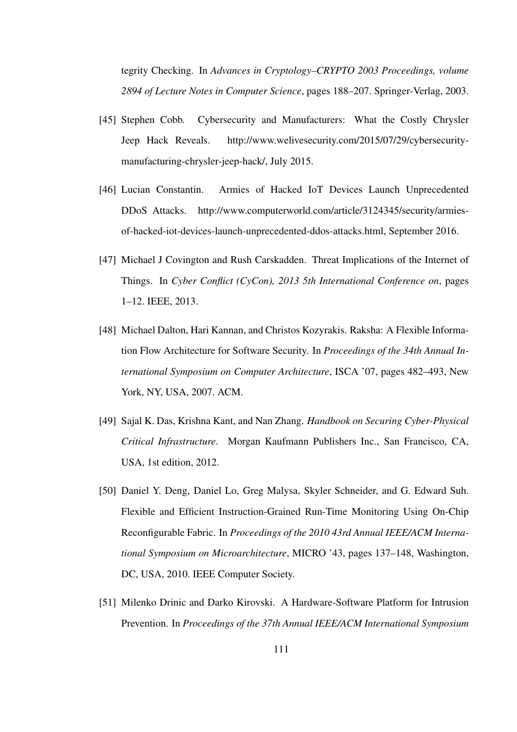tegrity Checking. In *Advances in Cryptology–CRYPTO 2003 Proceedings, volume 2894 of Lecture Notes in Computer Science*, pages 188–207. Springer-Verlag, 2003.

[45] Stephen Cobb. Cybersecurity and Manufacturers: What the Costly Chrysler Jeep Hack Reveals. http://www.welivesecurity.com/2015/07/29/cybersecurity-manufacturing-chrysler-jeep-hack/, July 2015.

[46] Lucian Constantin. Armies of Hacked IoT Devices Launch Unprecedented DDoS Attacks. http://www.computerworld.com/article/3124345/security/armies-of-hacked-iot-devices-launch-unprecedented-ddos-attacks.html, September 2016.

[47] Michael J Covington and Rush Carskadden. Threat Implications of the Internet of Things. In *Cyber Conflict (CyCon), 2013 5th International Conference on*, pages 1–12. IEEE, 2013.

[48] Michael Dalton, Hari Kannan, and Christos Kozyrakis. Raksha: A Flexible Information Flow Architecture for Software Security. In *Proceedings of the 34th Annual International Symposium on Computer Architecture*, ISCA '07, pages 482–493, New York, NY, USA, 2007. ACM.

[49] Sajal K. Das, Krishna Kant, and Nan Zhang. *Handbook on Securing Cyber-Physical Critical Infrastructure*. Morgan Kaufmann Publishers Inc., San Francisco, CA, USA, 1st edition, 2012.

[50] Daniel Y. Deng, Daniel Lo, Greg Malysa, Skyler Schneider, and G. Edward Suh. Flexible and Efficient Instruction-Grained Run-Time Monitoring Using On-Chip Reconfigurable Fabric. In *Proceedings of the 2010 43rd Annual IEEE/ACM International Symposium on Microarchitecture*, MICRO '43, pages 137–148, Washington, DC, USA, 2010. IEEE Computer Society.

[51] Milenko Drinic and Darko Kirovski. A Hardware-Software Platform for Intrusion Prevention. In *Proceedings of the 37th Annual IEEE/ACM International Symposium*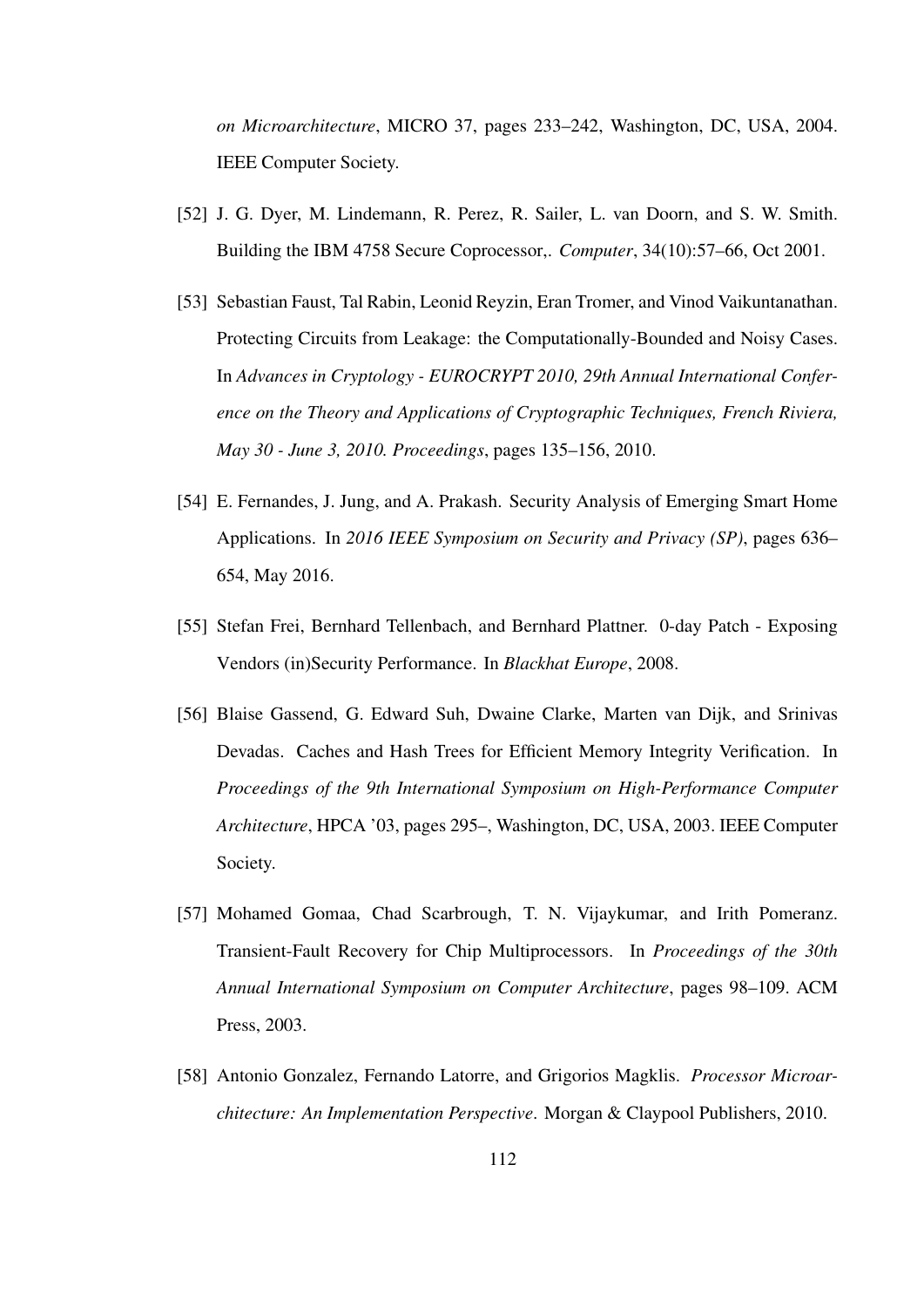*on Microarchitecture*, MICRO 37, pages 233–242, Washington, DC, USA, 2004. IEEE Computer Society.

[52] J. G. Dyer, M. Lindemann, R. Perez, R. Sailer, L. van Doorn, and S. W. Smith. Building the IBM 4758 Secure Coprocessor,. *Computer*, 34(10):57–66, Oct 2001.

[53] Sebastian Faust, Tal Rabin, Leonid Reyzin, Eran Tromer, and Vinod Vaikuntanathan. Protecting Circuits from Leakage: the Computationally-Bounded and Noisy Cases. In *Advances in Cryptology - EUROCRYPT 2010, 29th Annual International Conference on the Theory and Applications of Cryptographic Techniques, French Riviera, May 30 - June 3, 2010. Proceedings*, pages 135–156, 2010.

[54] E. Fernandes, J. Jung, and A. Prakash. Security Analysis of Emerging Smart Home Applications. In *2016 IEEE Symposium on Security and Privacy (SP)*, pages 636–654, May 2016.

[55] Stefan Frei, Bernhard Tellenbach, and Bernhard Plattner. 0-day Patch - Exposing Vendors (in)Security Performance. In *Blackhat Europe*, 2008.

[56] Blaise Gassend, G. Edward Suh, Dwaine Clarke, Marten van Dijk, and Srinivas Devadas. Caches and Hash Trees for Efficient Memory Integrity Verification. In *Proceedings of the 9th International Symposium on High-Performance Computer Architecture*, HPCA '03, pages 295–, Washington, DC, USA, 2003. IEEE Computer Society.

[57] Mohamed Gomaa, Chad Scarbrough, T. N. Vijaykumar, and Irith Pomeranz. Transient-Fault Recovery for Chip Multiprocessors. In *Proceedings of the 30th Annual International Symposium on Computer Architecture*, pages 98–109. ACM Press, 2003.

[58] Antonio Gonzalez, Fernando Latorre, and Grigorios Magklis. *Processor Microarchitecture: An Implementation Perspective*. Morgan & Claypool Publishers, 2010.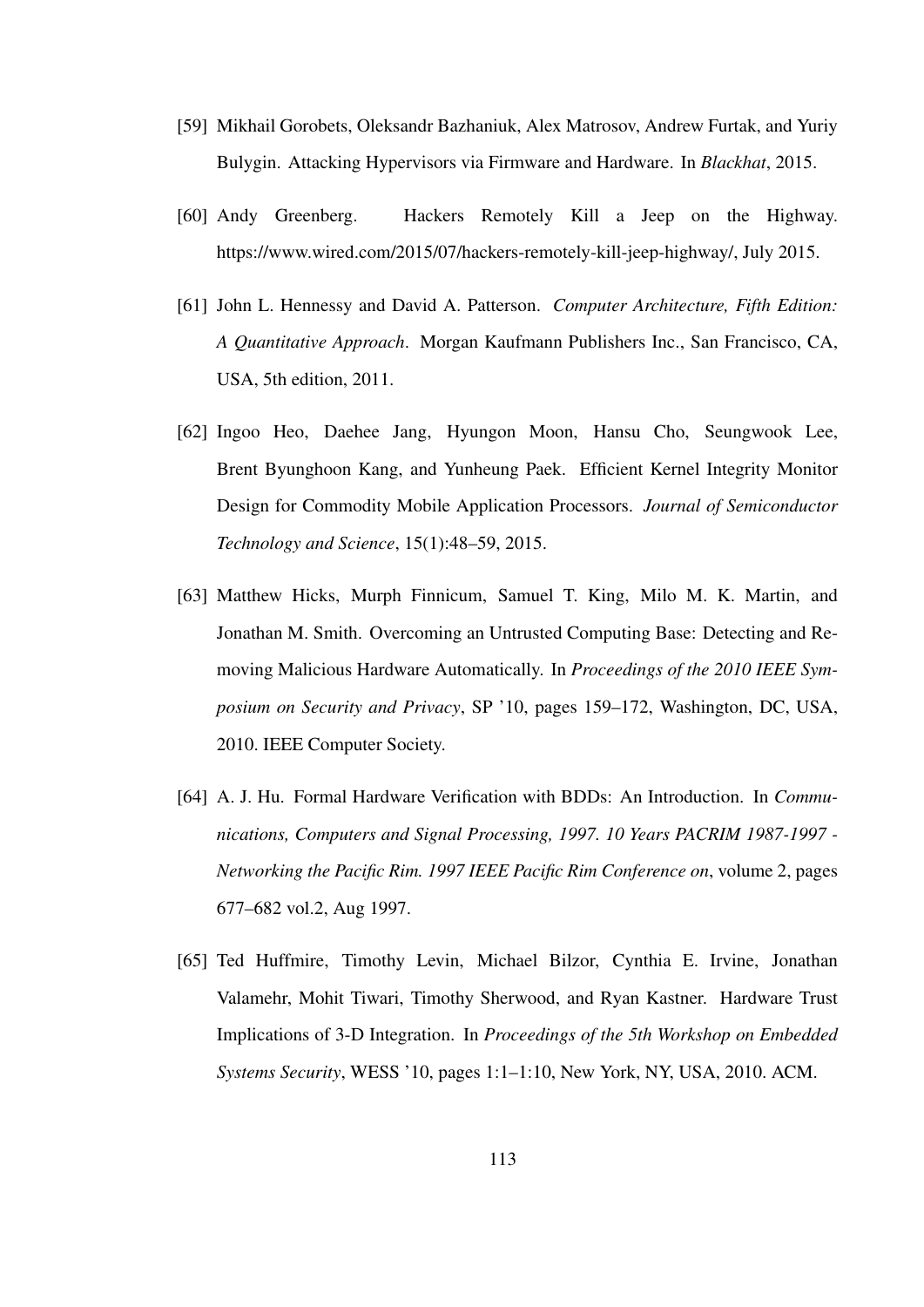[59] Mikhail Gorobets, Oleksandr Bazhaniuk, Alex Matrosov, Andrew Furtak, and Yuriy Bulygin. Attacking Hypervisors via Firmware and Hardware. In *Blackhat*, 2015.

[60] Andy Greenberg. Hackers Remotely Kill a Jeep on the Highway. https://www.wired.com/2015/07/hackers-remotely-kill-jeep-highway/, July 2015.

[61] John L. Hennessy and David A. Patterson. *Computer Architecture, Fifth Edition: A Quantitative Approach*. Morgan Kaufmann Publishers Inc., San Francisco, CA, USA, 5th edition, 2011.

[62] Ingoo Heo, Daehee Jang, Hyungon Moon, Hansu Cho, Seungwook Lee, Brent Byunghoon Kang, and Yunheung Paek. Efficient Kernel Integrity Monitor Design for Commodity Mobile Application Processors. *Journal of Semiconductor Technology and Science*, 15(1):48–59, 2015.

[63] Matthew Hicks, Murph Finnicum, Samuel T. King, Milo M. K. Martin, and Jonathan M. Smith. Overcoming an Untrusted Computing Base: Detecting and Removing Malicious Hardware Automatically. In *Proceedings of the 2010 IEEE Symposium on Security and Privacy*, SP '10, pages 159–172, Washington, DC, USA, 2010. IEEE Computer Society.

[64] A. J. Hu. Formal Hardware Verification with BDDs: An Introduction. In *Communications, Computers and Signal Processing, 1997. 10 Years PACRIM 1987-1997 - Networking the Pacific Rim. 1997 IEEE Pacific Rim Conference on*, volume 2, pages 677–682 vol.2, Aug 1997.

[65] Ted Huffmire, Timothy Levin, Michael Bilzor, Cynthia E. Irvine, Jonathan Valamehr, Mohit Tiwari, Timothy Sherwood, and Ryan Kastner. Hardware Trust Implications of 3-D Integration. In *Proceedings of the 5th Workshop on Embedded Systems Security*, WESS '10, pages 1:1–1:10, New York, NY, USA, 2010. ACM.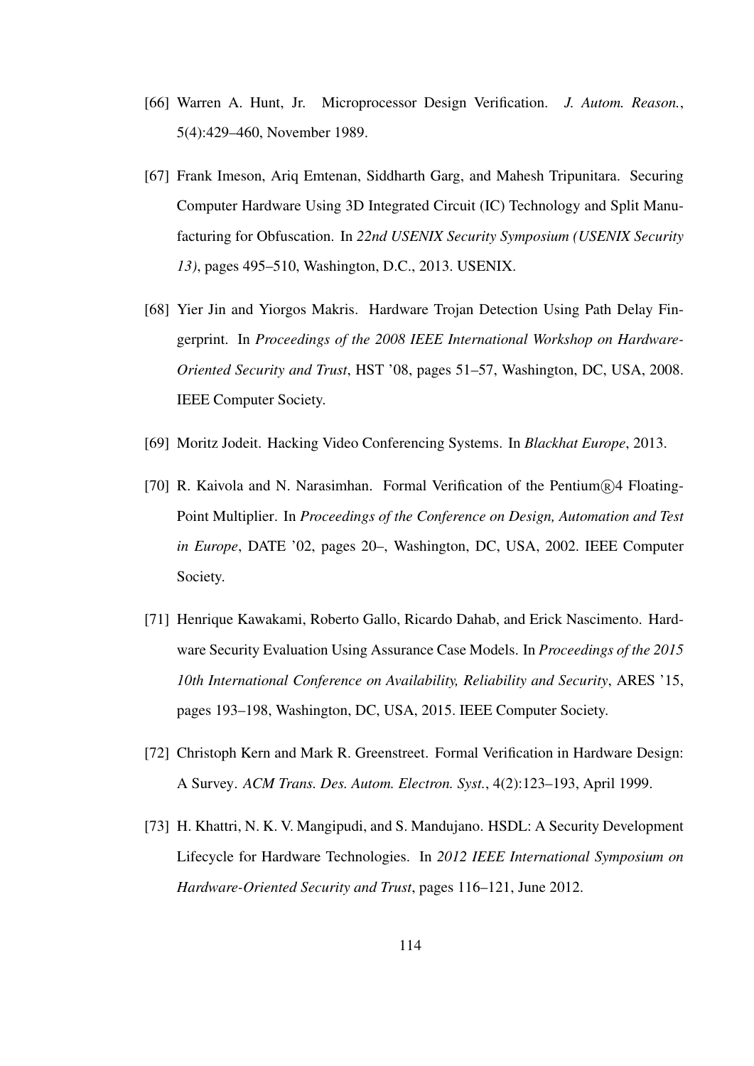[66] Warren A. Hunt, Jr. Microprocessor Design Verification. *J. Autom. Reason.*, 5(4):429–460, November 1989.

[67] Frank Imeson, Ariq Emtenan, Siddharth Garg, and Mahesh Tripunitara. Securing Computer Hardware Using 3D Integrated Circuit (IC) Technology and Split Manufacturing for Obfuscation. In *22nd USENIX Security Symposium (USENIX Security 13)*, pages 495–510, Washington, D.C., 2013. USENIX.

[68] Yier Jin and Yiorgos Makris. Hardware Trojan Detection Using Path Delay Fingerprint. In *Proceedings of the 2008 IEEE International Workshop on Hardware-Oriented Security and Trust*, HST '08, pages 51–57, Washington, DC, USA, 2008. IEEE Computer Society.

[69] Moritz Jodeit. Hacking Video Conferencing Systems. In *Blackhat Europe*, 2013.

[70] R. Kaivola and N. Narasimhan. Formal Verification of the Pentium®4 Floating-Point Multiplier. In *Proceedings of the Conference on Design, Automation and Test in Europe*, DATE '02, pages 20–, Washington, DC, USA, 2002. IEEE Computer Society.

[71] Henrique Kawakami, Roberto Gallo, Ricardo Dahab, and Erick Nascimento. Hardware Security Evaluation Using Assurance Case Models. In *Proceedings of the 2015 10th International Conference on Availability, Reliability and Security*, ARES '15, pages 193–198, Washington, DC, USA, 2015. IEEE Computer Society.

[72] Christoph Kern and Mark R. Greenstreet. Formal Verification in Hardware Design: A Survey. *ACM Trans. Des. Autom. Electron. Syst.*, 4(2):123–193, April 1999.

[73] H. Khattri, N. K. V. Mangipudi, and S. Mandujano. HSDL: A Security Development Lifecycle for Hardware Technologies. In *2012 IEEE International Symposium on Hardware-Oriented Security and Trust*, pages 116–121, June 2012.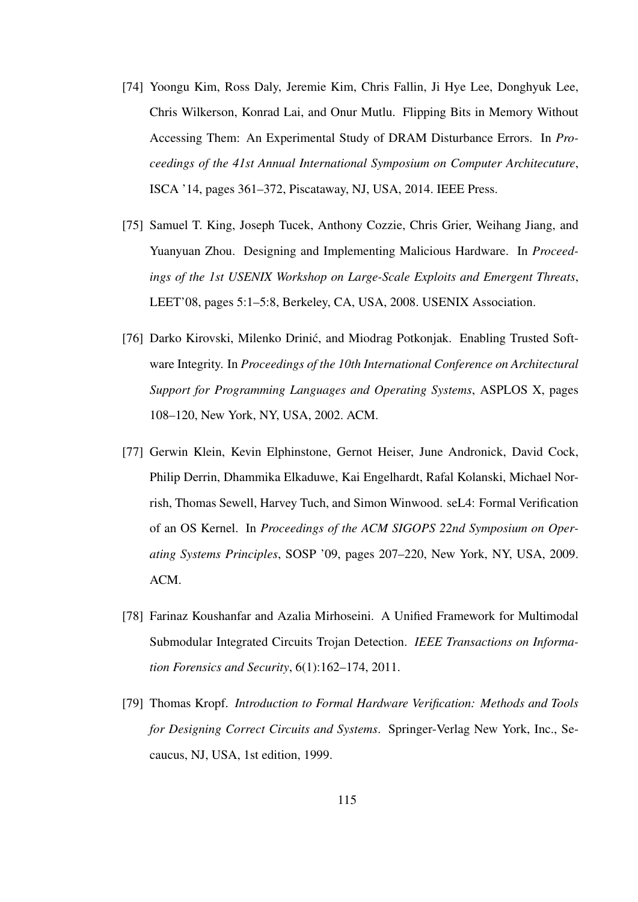[74] Yoongu Kim, Ross Daly, Jeremie Kim, Chris Fallin, Ji Hye Lee, Donghyuk Lee, Chris Wilkerson, Konrad Lai, and Onur Mutlu. Flipping Bits in Memory Without Accessing Them: An Experimental Study of DRAM Disturbance Errors. In *Proceedings of the 41st Annual International Symposium on Computer Architecuture*, ISCA '14, pages 361–372, Piscataway, NJ, USA, 2014. IEEE Press.

[75] Samuel T. King, Joseph Tucek, Anthony Cozzie, Chris Grier, Weihang Jiang, and Yuanyuan Zhou. Designing and Implementing Malicious Hardware. In *Proceedings of the 1st USENIX Workshop on Large-Scale Exploits and Emergent Threats*, LEET'08, pages 5:1–5:8, Berkeley, CA, USA, 2008. USENIX Association.

[76] Darko Kirovski, Milenko Drinić, and Miodrag Potkonjak. Enabling Trusted Software Integrity. In *Proceedings of the 10th International Conference on Architectural Support for Programming Languages and Operating Systems*, ASPLOS X, pages 108–120, New York, NY, USA, 2002. ACM.

[77] Gerwin Klein, Kevin Elphinstone, Gernot Heiser, June Andronick, David Cock, Philip Derrin, Dhammika Elkaduwe, Kai Engelhardt, Rafal Kolanski, Michael Norrish, Thomas Sewell, Harvey Tuch, and Simon Winwood. seL4: Formal Verification of an OS Kernel. In *Proceedings of the ACM SIGOPS 22nd Symposium on Operating Systems Principles*, SOSP '09, pages 207–220, New York, NY, USA, 2009. ACM.

[78] Farinaz Koushanfar and Azalia Mirhoseini. A Unified Framework for Multimodal Submodular Integrated Circuits Trojan Detection. *IEEE Transactions on Information Forensics and Security*, 6(1):162–174, 2011.

[79] Thomas Kropf. *Introduction to Formal Hardware Verification: Methods and Tools for Designing Correct Circuits and Systems*. Springer-Verlag New York, Inc., Secaucus, NJ, USA, 1st edition, 1999.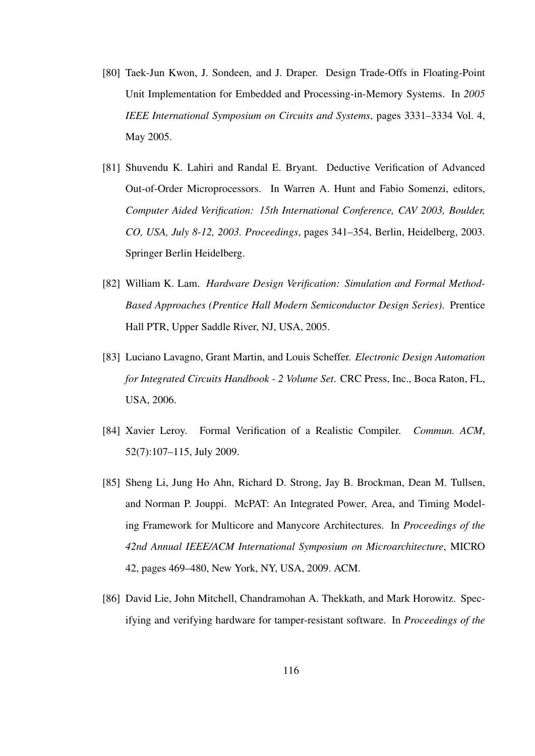[80] Taek-Jun Kwon, J. Sondeen, and J. Draper. Design Trade-Offs in Floating-Point Unit Implementation for Embedded and Processing-in-Memory Systems. In *2005 IEEE International Symposium on Circuits and Systems*, pages 3331–3334 Vol. 4, May 2005.

[81] Shuvendu K. Lahiri and Randal E. Bryant. Deductive Verification of Advanced Out-of-Order Microprocessors. In Warren A. Hunt and Fabio Somenzi, editors, *Computer Aided Verification: 15th International Conference, CAV 2003, Boulder, CO, USA, July 8-12, 2003. Proceedings*, pages 341–354, Berlin, Heidelberg, 2003. Springer Berlin Heidelberg.

[82] William K. Lam. *Hardware Design Verification: Simulation and Formal Method-Based Approaches (Prentice Hall Modern Semiconductor Design Series)*. Prentice Hall PTR, Upper Saddle River, NJ, USA, 2005.

[83] Luciano Lavagno, Grant Martin, and Louis Scheffer. *Electronic Design Automation for Integrated Circuits Handbook - 2 Volume Set*. CRC Press, Inc., Boca Raton, FL, USA, 2006.

[84] Xavier Leroy. Formal Verification of a Realistic Compiler. *Commun. ACM*, 52(7):107–115, July 2009.

[85] Sheng Li, Jung Ho Ahn, Richard D. Strong, Jay B. Brockman, Dean M. Tullsen, and Norman P. Jouppi. McPAT: An Integrated Power, Area, and Timing Modeling Framework for Multicore and Manycore Architectures. In *Proceedings of the 42nd Annual IEEE/ACM International Symposium on Microarchitecture*, MICRO 42, pages 469–480, New York, NY, USA, 2009. ACM.

[86] David Lie, John Mitchell, Chandramohan A. Thekkath, and Mark Horowitz. Specifying and verifying hardware for tamper-resistant software. In *Proceedings of the*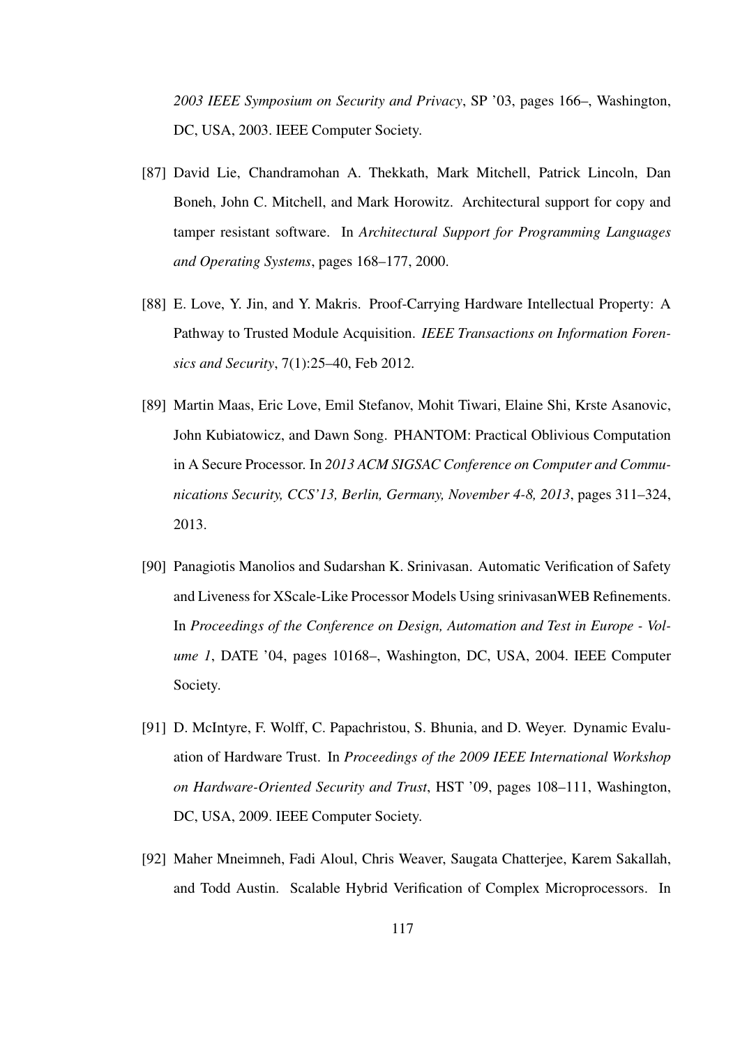*2003 IEEE Symposium on Security and Privacy*, SP '03, pages 166–, Washington, DC, USA, 2003. IEEE Computer Society.

[87] David Lie, Chandramohan A. Thekkath, Mark Mitchell, Patrick Lincoln, Dan Boneh, John C. Mitchell, and Mark Horowitz. Architectural support for copy and tamper resistant software. In *Architectural Support for Programming Languages and Operating Systems*, pages 168–177, 2000.

[88] E. Love, Y. Jin, and Y. Makris. Proof-Carrying Hardware Intellectual Property: A Pathway to Trusted Module Acquisition. *IEEE Transactions on Information Forensics and Security*, 7(1):25–40, Feb 2012.

[89] Martin Maas, Eric Love, Emil Stefanov, Mohit Tiwari, Elaine Shi, Krste Asanovic, John Kubiatowicz, and Dawn Song. PHANTOM: Practical Oblivious Computation in A Secure Processor. In *2013 ACM SIGSAC Conference on Computer and Communications Security, CCS'13, Berlin, Germany, November 4-8, 2013*, pages 311–324, 2013.

[90] Panagiotis Manolios and Sudarshan K. Srinivasan. Automatic Verification of Safety and Liveness for XScale-Like Processor Models Using srinivasanWEB Refinements. In *Proceedings of the Conference on Design, Automation and Test in Europe - Volume 1*, DATE '04, pages 10168–, Washington, DC, USA, 2004. IEEE Computer Society.

[91] D. McIntyre, F. Wolff, C. Papachristou, S. Bhunia, and D. Weyer. Dynamic Evaluation of Hardware Trust. In *Proceedings of the 2009 IEEE International Workshop on Hardware-Oriented Security and Trust*, HST '09, pages 108–111, Washington, DC, USA, 2009. IEEE Computer Society.

[92] Maher Mneimneh, Fadi Aloul, Chris Weaver, Saugata Chatterjee, Karem Sakallah, and Todd Austin. Scalable Hybrid Verification of Complex Microprocessors. In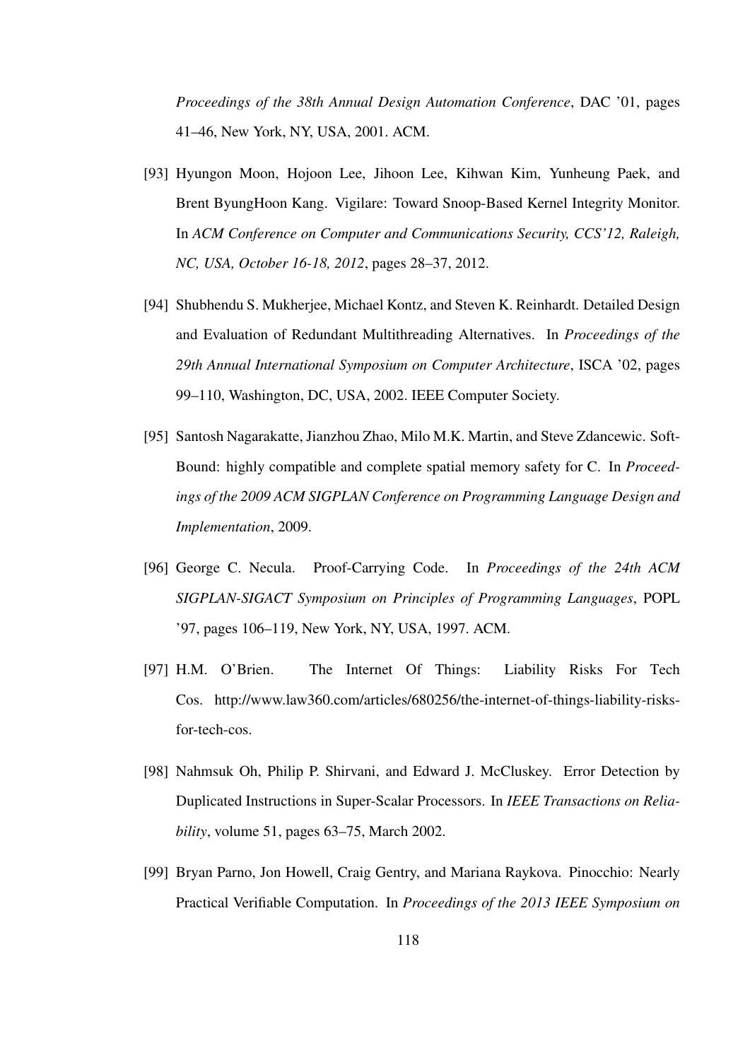*Proceedings of the 38th Annual Design Automation Conference*, DAC '01, pages 41–46, New York, NY, USA, 2001. ACM.

[93] Hyungon Moon, Hojoon Lee, Jihoon Lee, Kihwan Kim, Yunheung Paek, and Brent ByungHoon Kang. Vigilare: Toward Snoop-Based Kernel Integrity Monitor. In *ACM Conference on Computer and Communications Security, CCS'12, Raleigh, NC, USA, October 16-18, 2012*, pages 28–37, 2012.

[94] Shubhendu S. Mukherjee, Michael Kontz, and Steven K. Reinhardt. Detailed Design and Evaluation of Redundant Multithreading Alternatives. In *Proceedings of the 29th Annual International Symposium on Computer Architecture*, ISCA '02, pages 99–110, Washington, DC, USA, 2002. IEEE Computer Society.

[95] Santosh Nagarakatte, Jianzhou Zhao, Milo M.K. Martin, and Steve Zdancewic. SoftBound: highly compatible and complete spatial memory safety for C. In *Proceedings of the 2009 ACM SIGPLAN Conference on Programming Language Design and Implementation*, 2009.

[96] George C. Necula. Proof-Carrying Code. In *Proceedings of the 24th ACM SIGPLAN-SIGACT Symposium on Principles of Programming Languages*, POPL '97, pages 106–119, New York, NY, USA, 1997. ACM.

[97] H.M. O'Brien. The Internet Of Things: Liability Risks For Tech Cos. http://www.law360.com/articles/680256/the-internet-of-things-liability-risks-for-tech-cos.

[98] Nahmsuk Oh, Philip P. Shirvani, and Edward J. McCluskey. Error Detection by Duplicated Instructions in Super-Scalar Processors. In *IEEE Transactions on Reliability*, volume 51, pages 63–75, March 2002.

[99] Bryan Parno, Jon Howell, Craig Gentry, and Mariana Raykova. Pinocchio: Nearly Practical Verifiable Computation. In *Proceedings of the 2013 IEEE Symposium on*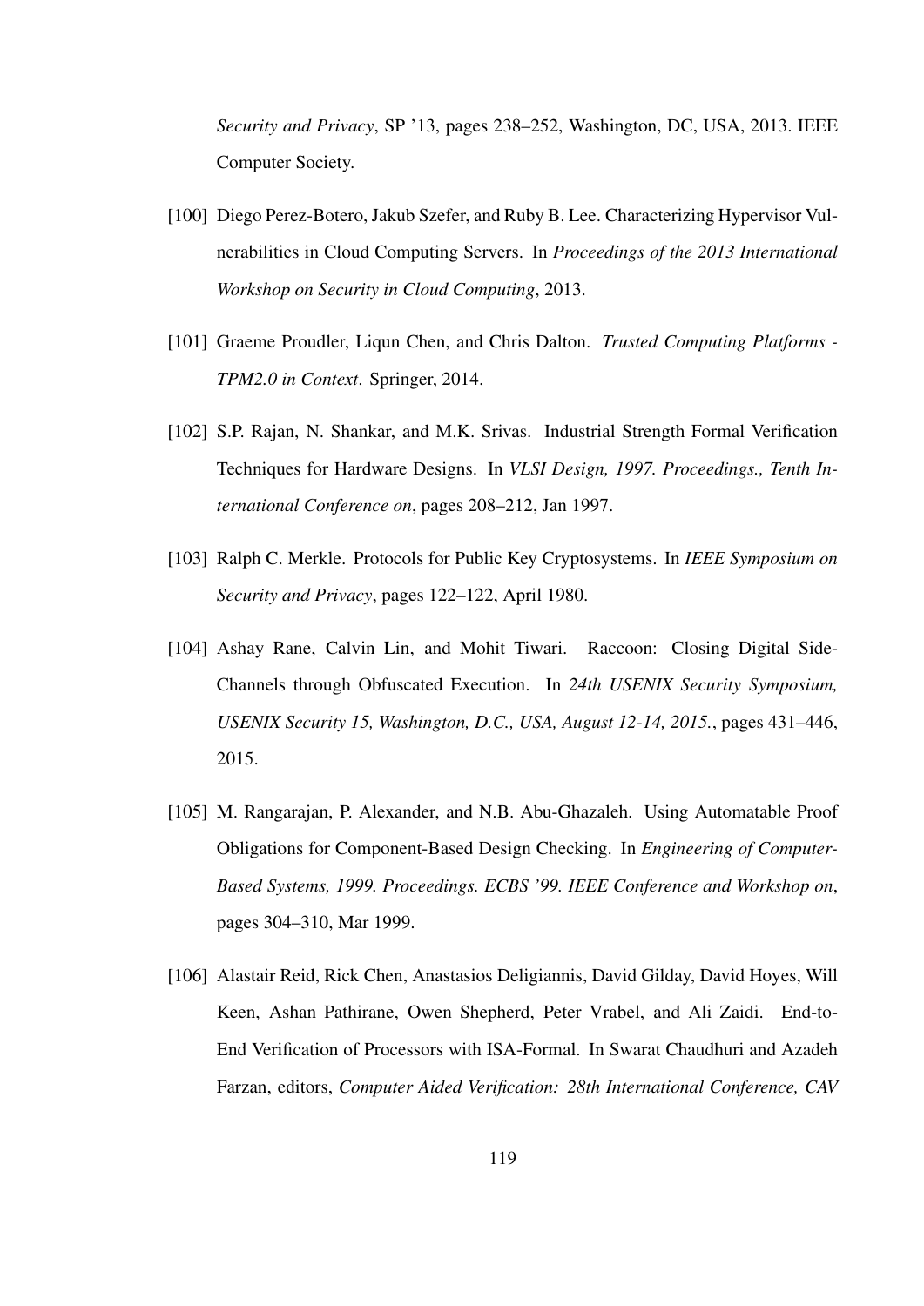*Security and Privacy*, SP '13, pages 238–252, Washington, DC, USA, 2013. IEEE Computer Society.

[100] Diego Perez-Botero, Jakub Szefer, and Ruby B. Lee. Characterizing Hypervisor Vulnerabilities in Cloud Computing Servers. In *Proceedings of the 2013 International Workshop on Security in Cloud Computing*, 2013.

[101] Graeme Proudler, Liqun Chen, and Chris Dalton. *Trusted Computing Platforms - TPM2.0 in Context*. Springer, 2014.

[102] S.P. Rajan, N. Shankar, and M.K. Srivas. Industrial Strength Formal Verification Techniques for Hardware Designs. In *VLSI Design, 1997. Proceedings., Tenth International Conference on*, pages 208–212, Jan 1997.

[103] Ralph C. Merkle. Protocols for Public Key Cryptosystems. In *IEEE Symposium on Security and Privacy*, pages 122–122, April 1980.

[104] Ashay Rane, Calvin Lin, and Mohit Tiwari. Raccoon: Closing Digital Side-Channels through Obfuscated Execution. In *24th USENIX Security Symposium, USENIX Security 15, Washington, D.C., USA, August 12-14, 2015.*, pages 431–446, 2015.

[105] M. Rangarajan, P. Alexander, and N.B. Abu-Ghazaleh. Using Automatable Proof Obligations for Component-Based Design Checking. In *Engineering of Computer-Based Systems, 1999. Proceedings. ECBS '99. IEEE Conference and Workshop on*, pages 304–310, Mar 1999.

[106] Alastair Reid, Rick Chen, Anastasios Deligiannis, David Gilday, David Hoyes, Will Keen, Ashan Pathirane, Owen Shepherd, Peter Vrabel, and Ali Zaidi. End-to-End Verification of Processors with ISA-Formal. In Swarat Chaudhuri and Azadeh Farzan, editors, *Computer Aided Verification: 28th International Conference, CAV*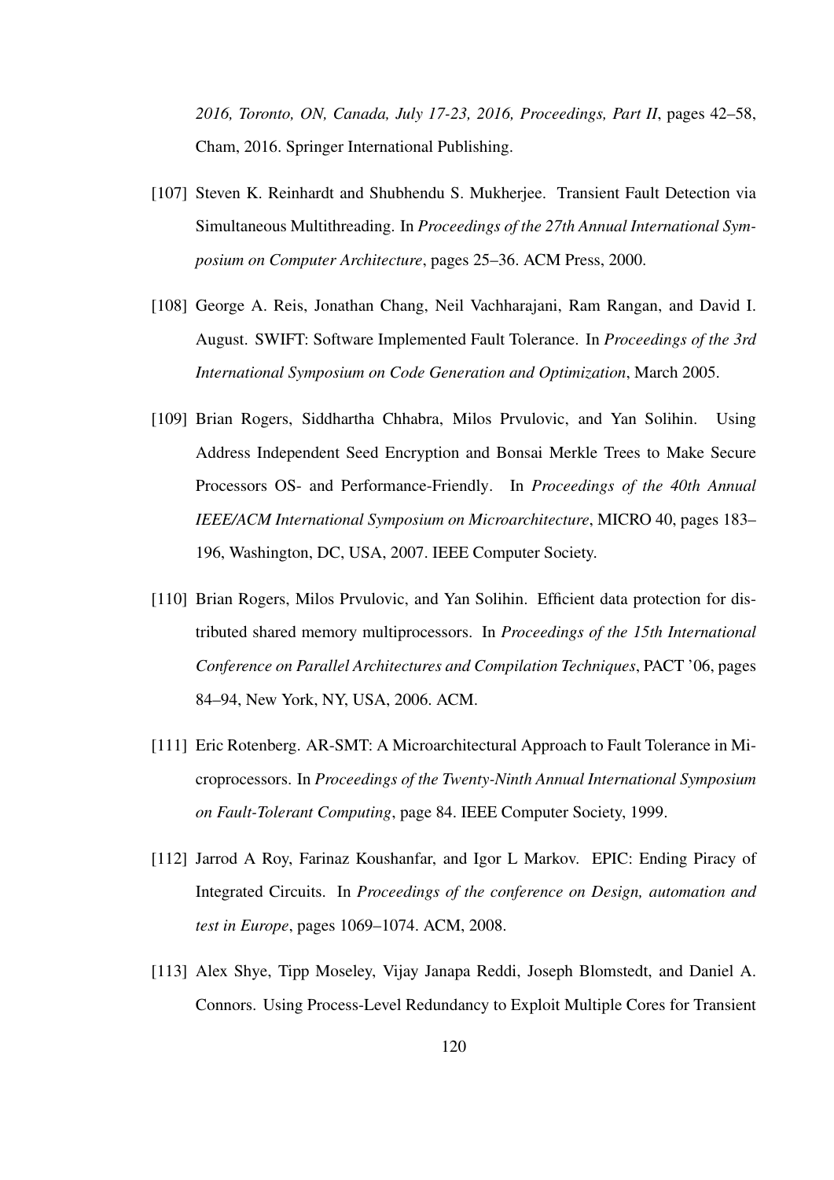*2016, Toronto, ON, Canada, July 17-23, 2016, Proceedings, Part II*, pages 42–58, Cham, 2016. Springer International Publishing.

[107] Steven K. Reinhardt and Shubhendu S. Mukherjee. Transient Fault Detection via Simultaneous Multithreading. In *Proceedings of the 27th Annual International Symposium on Computer Architecture*, pages 25–36. ACM Press, 2000.

[108] George A. Reis, Jonathan Chang, Neil Vachharajani, Ram Rangan, and David I. August. SWIFT: Software Implemented Fault Tolerance. In *Proceedings of the 3rd International Symposium on Code Generation and Optimization*, March 2005.

[109] Brian Rogers, Siddhartha Chhabra, Milos Prvulovic, and Yan Solihin. Using Address Independent Seed Encryption and Bonsai Merkle Trees to Make Secure Processors OS- and Performance-Friendly. In *Proceedings of the 40th Annual IEEE/ACM International Symposium on Microarchitecture*, MICRO 40, pages 183–196, Washington, DC, USA, 2007. IEEE Computer Society.

[110] Brian Rogers, Milos Prvulovic, and Yan Solihin. Efficient data protection for distributed shared memory multiprocessors. In *Proceedings of the 15th International Conference on Parallel Architectures and Compilation Techniques*, PACT '06, pages 84–94, New York, NY, USA, 2006. ACM.

[111] Eric Rotenberg. AR-SMT: A Microarchitectural Approach to Fault Tolerance in Microprocessors. In *Proceedings of the Twenty-Ninth Annual International Symposium on Fault-Tolerant Computing*, page 84. IEEE Computer Society, 1999.

[112] Jarrod A Roy, Farinaz Koushanfar, and Igor L Markov. EPIC: Ending Piracy of Integrated Circuits. In *Proceedings of the conference on Design, automation and test in Europe*, pages 1069–1074. ACM, 2008.

[113] Alex Shye, Tipp Moseley, Vijay Janapa Reddi, Joseph Blomstedt, and Daniel A. Connors. Using Process-Level Redundancy to Exploit Multiple Cores for Transient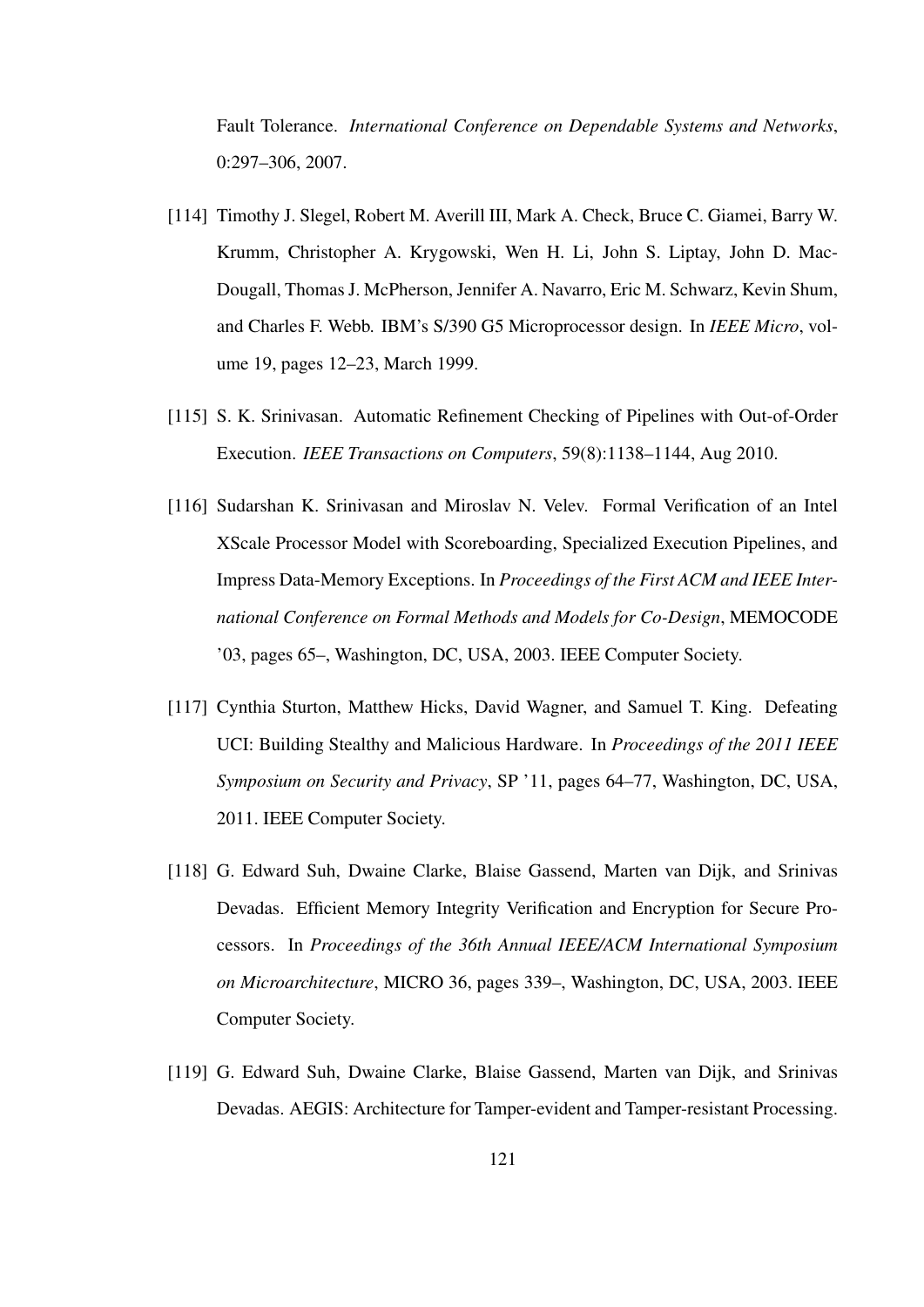Fault Tolerance. *International Conference on Dependable Systems and Networks*, 0:297–306, 2007.

[114] Timothy J. Slegel, Robert M. Averill III, Mark A. Check, Bruce C. Giamei, Barry W. Krumm, Christopher A. Krygowski, Wen H. Li, John S. Liptay, John D. MacDougall, Thomas J. McPherson, Jennifer A. Navarro, Eric M. Schwarz, Kevin Shum, and Charles F. Webb. IBM's S/390 G5 Microprocessor design. In *IEEE Micro*, volume 19, pages 12–23, March 1999.

[115] S. K. Srinivasan. Automatic Refinement Checking of Pipelines with Out-of-Order Execution. *IEEE Transactions on Computers*, 59(8):1138–1144, Aug 2010.

[116] Sudarshan K. Srinivasan and Miroslav N. Velev. Formal Verification of an Intel XScale Processor Model with Scoreboarding, Specialized Execution Pipelines, and Impress Data-Memory Exceptions. In *Proceedings of the First ACM and IEEE International Conference on Formal Methods and Models for Co-Design*, MEMOCODE '03, pages 65–, Washington, DC, USA, 2003. IEEE Computer Society.

[117] Cynthia Sturton, Matthew Hicks, David Wagner, and Samuel T. King. Defeating UCI: Building Stealthy and Malicious Hardware. In *Proceedings of the 2011 IEEE Symposium on Security and Privacy*, SP '11, pages 64–77, Washington, DC, USA, 2011. IEEE Computer Society.

[118] G. Edward Suh, Dwaine Clarke, Blaise Gassend, Marten van Dijk, and Srinivas Devadas. Efficient Memory Integrity Verification and Encryption for Secure Processors. In *Proceedings of the 36th Annual IEEE/ACM International Symposium on Microarchitecture*, MICRO 36, pages 339–, Washington, DC, USA, 2003. IEEE Computer Society.

[119] G. Edward Suh, Dwaine Clarke, Blaise Gassend, Marten van Dijk, and Srinivas Devadas. AEGIS: Architecture for Tamper-evident and Tamper-resistant Processing.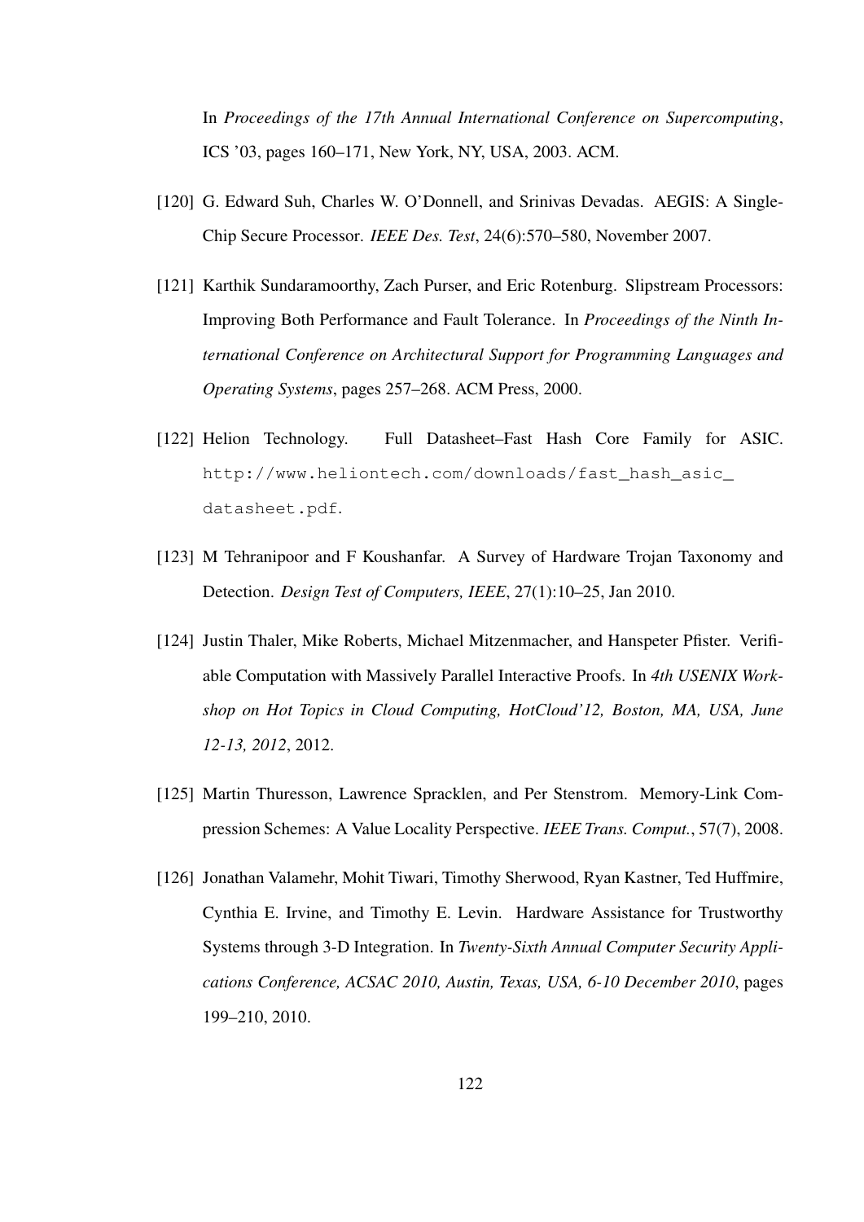In *Proceedings of the 17th Annual International Conference on Supercomputing*, ICS '03, pages 160–171, New York, NY, USA, 2003. ACM.

[120] G. Edward Suh, Charles W. O'Donnell, and Srinivas Devadas. AEGIS: A Single-Chip Secure Processor. *IEEE Des. Test*, 24(6):570–580, November 2007.

[121] Karthik Sundaramoorthy, Zach Purser, and Eric Rotenburg. Slipstream Processors: Improving Both Performance and Fault Tolerance. In *Proceedings of the Ninth International Conference on Architectural Support for Programming Languages and Operating Systems*, pages 257–268. ACM Press, 2000.

[122] Helion Technology. Full Datasheet–Fast Hash Core Family for ASIC. `http://www.heliontech.com/downloads/fast_hash_asic_datasheet.pdf`.

[123] M Tehranipoor and F Koushanfar. A Survey of Hardware Trojan Taxonomy and Detection. *Design Test of Computers, IEEE*, 27(1):10–25, Jan 2010.

[124] Justin Thaler, Mike Roberts, Michael Mitzenmacher, and Hanspeter Pfister. Verifiable Computation with Massively Parallel Interactive Proofs. In *4th USENIX Workshop on Hot Topics in Cloud Computing, HotCloud'12, Boston, MA, USA, June 12-13, 2012*, 2012.

[125] Martin Thuresson, Lawrence Spracklen, and Per Stenstrom. Memory-Link Compression Schemes: A Value Locality Perspective. *IEEE Trans. Comput.*, 57(7), 2008.

[126] Jonathan Valamehr, Mohit Tiwari, Timothy Sherwood, Ryan Kastner, Ted Huffmire, Cynthia E. Irvine, and Timothy E. Levin. Hardware Assistance for Trustworthy Systems through 3-D Integration. In *Twenty-Sixth Annual Computer Security Applications Conference, ACSAC 2010, Austin, Texas, USA, 6-10 December 2010*, pages 199–210, 2010.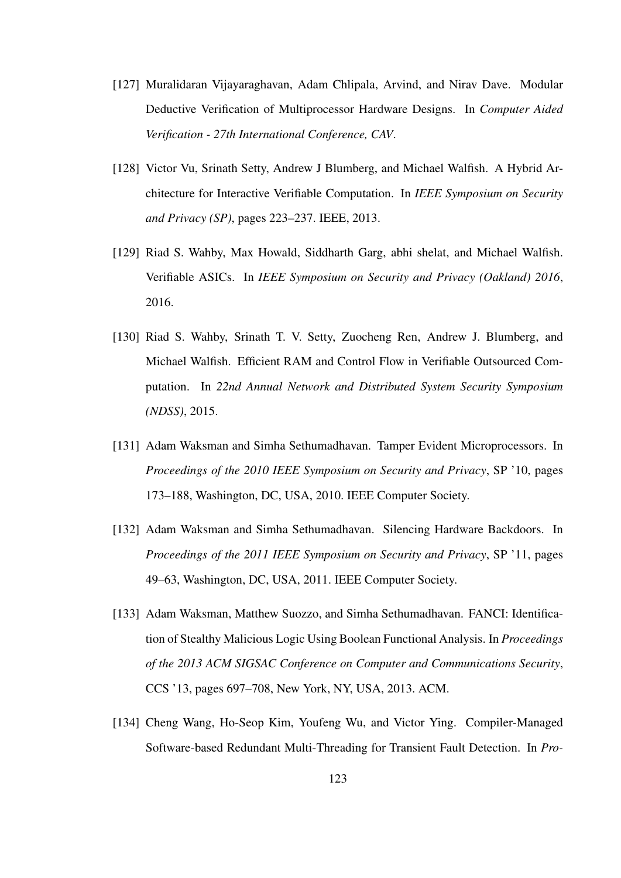[127] Muralidaran Vijayaraghavan, Adam Chlipala, Arvind, and Nirav Dave. Modular Deductive Verification of Multiprocessor Hardware Designs. In *Computer Aided Verification - 27th International Conference, CAV*.

[128] Victor Vu, Srinath Setty, Andrew J Blumberg, and Michael Walfish. A Hybrid Architecture for Interactive Verifiable Computation. In *IEEE Symposium on Security and Privacy (SP)*, pages 223–237. IEEE, 2013.

[129] Riad S. Wahby, Max Howald, Siddharth Garg, abhi shelat, and Michael Walfish. Verifiable ASICs. In *IEEE Symposium on Security and Privacy (Oakland) 2016*, 2016.

[130] Riad S. Wahby, Srinath T. V. Setty, Zuocheng Ren, Andrew J. Blumberg, and Michael Walfish. Efficient RAM and Control Flow in Verifiable Outsourced Computation. In *22nd Annual Network and Distributed System Security Symposium (NDSS)*, 2015.

[131] Adam Waksman and Simha Sethumadhavan. Tamper Evident Microprocessors. In *Proceedings of the 2010 IEEE Symposium on Security and Privacy*, SP '10, pages 173–188, Washington, DC, USA, 2010. IEEE Computer Society.

[132] Adam Waksman and Simha Sethumadhavan. Silencing Hardware Backdoors. In *Proceedings of the 2011 IEEE Symposium on Security and Privacy*, SP '11, pages 49–63, Washington, DC, USA, 2011. IEEE Computer Society.

[133] Adam Waksman, Matthew Suozzo, and Simha Sethumadhavan. FANCI: Identification of Stealthy Malicious Logic Using Boolean Functional Analysis. In *Proceedings of the 2013 ACM SIGSAC Conference on Computer and Communications Security*, CCS '13, pages 697–708, New York, NY, USA, 2013. ACM.

[134] Cheng Wang, Ho-Seop Kim, Youfeng Wu, and Victor Ying. Compiler-Managed Software-based Redundant Multi-Threading for Transient Fault Detection. In *Pro-*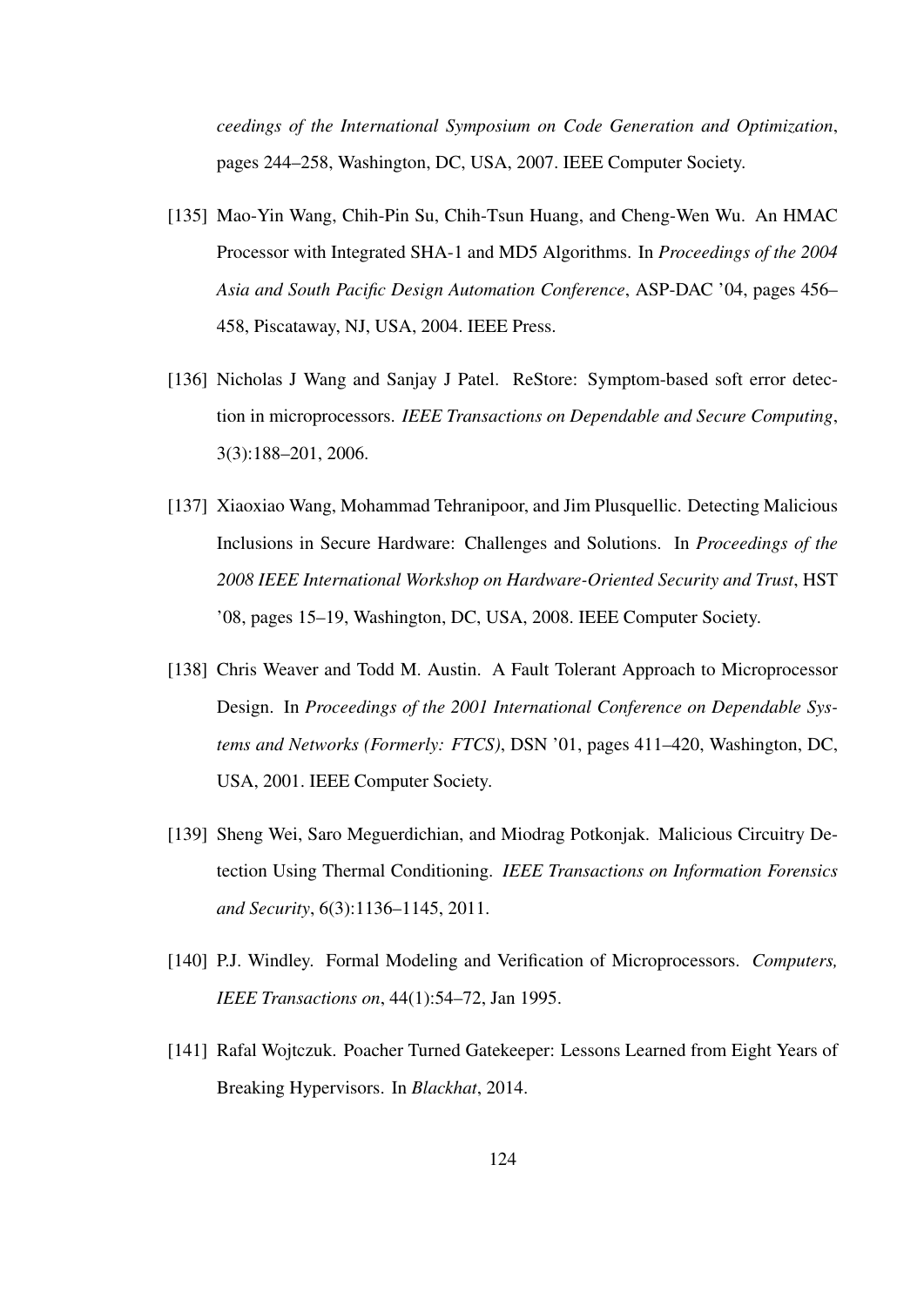*ceedings of the International Symposium on Code Generation and Optimization*, pages 244–258, Washington, DC, USA, 2007. IEEE Computer Society.

[135] Mao-Yin Wang, Chih-Pin Su, Chih-Tsun Huang, and Cheng-Wen Wu. An HMAC Processor with Integrated SHA-1 and MD5 Algorithms. In *Proceedings of the 2004 Asia and South Pacific Design Automation Conference*, ASP-DAC '04, pages 456–458, Piscataway, NJ, USA, 2004. IEEE Press.

[136] Nicholas J Wang and Sanjay J Patel. ReStore: Symptom-based soft error detection in microprocessors. *IEEE Transactions on Dependable and Secure Computing*, 3(3):188–201, 2006.

[137] Xiaoxiao Wang, Mohammad Tehranipoor, and Jim Plusquellic. Detecting Malicious Inclusions in Secure Hardware: Challenges and Solutions. In *Proceedings of the 2008 IEEE International Workshop on Hardware-Oriented Security and Trust*, HST '08, pages 15–19, Washington, DC, USA, 2008. IEEE Computer Society.

[138] Chris Weaver and Todd M. Austin. A Fault Tolerant Approach to Microprocessor Design. In *Proceedings of the 2001 International Conference on Dependable Systems and Networks (Formerly: FTCS)*, DSN '01, pages 411–420, Washington, DC, USA, 2001. IEEE Computer Society.

[139] Sheng Wei, Saro Meguerdichian, and Miodrag Potkonjak. Malicious Circuitry Detection Using Thermal Conditioning. *IEEE Transactions on Information Forensics and Security*, 6(3):1136–1145, 2011.

[140] P.J. Windley. Formal Modeling and Verification of Microprocessors. *Computers, IEEE Transactions on*, 44(1):54–72, Jan 1995.

[141] Rafal Wojtczuk. Poacher Turned Gatekeeper: Lessons Learned from Eight Years of Breaking Hypervisors. In *Blackhat*, 2014.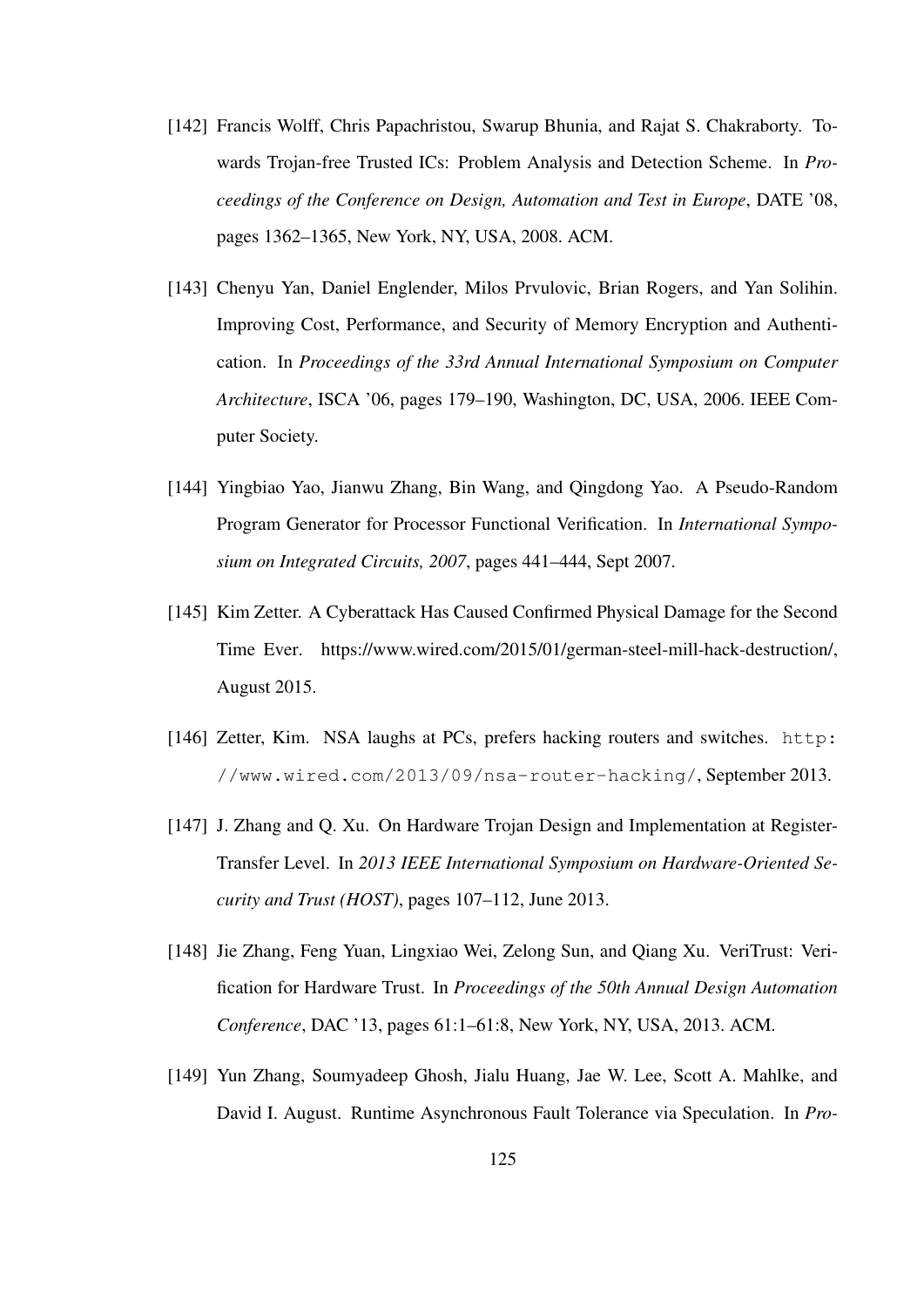[142] Francis Wolff, Chris Papachristou, Swarup Bhunia, and Rajat S. Chakraborty. Towards Trojan-free Trusted ICs: Problem Analysis and Detection Scheme. In *Proceedings of the Conference on Design, Automation and Test in Europe*, DATE '08, pages 1362–1365, New York, NY, USA, 2008. ACM.

[143] Chenyu Yan, Daniel Englender, Milos Prvulovic, Brian Rogers, and Yan Solihin. Improving Cost, Performance, and Security of Memory Encryption and Authentication. In *Proceedings of the 33rd Annual International Symposium on Computer Architecture*, ISCA '06, pages 179–190, Washington, DC, USA, 2006. IEEE Computer Society.

[144] Yingbiao Yao, Jianwu Zhang, Bin Wang, and Qingdong Yao. A Pseudo-Random Program Generator for Processor Functional Verification. In *International Symposium on Integrated Circuits, 2007*, pages 441–444, Sept 2007.

[145] Kim Zetter. A Cyberattack Has Caused Confirmed Physical Damage for the Second Time Ever. https://www.wired.com/2015/01/german-steel-mill-hack-destruction/, August 2015.

[146] Zetter, Kim. NSA laughs at PCs, prefers hacking routers and switches. `http://www.wired.com/2013/09/nsa-router-hacking/`, September 2013.

[147] J. Zhang and Q. Xu. On Hardware Trojan Design and Implementation at Register-Transfer Level. In *2013 IEEE International Symposium on Hardware-Oriented Security and Trust (HOST)*, pages 107–112, June 2013.

[148] Jie Zhang, Feng Yuan, Lingxiao Wei, Zelong Sun, and Qiang Xu. VeriTrust: Verification for Hardware Trust. In *Proceedings of the 50th Annual Design Automation Conference*, DAC '13, pages 61:1–61:8, New York, NY, USA, 2013. ACM.

[149] Yun Zhang, Soumyadeep Ghosh, Jialu Huang, Jae W. Lee, Scott A. Mahlke, and David I. August. Runtime Asynchronous Fault Tolerance via Speculation. In *Pro-*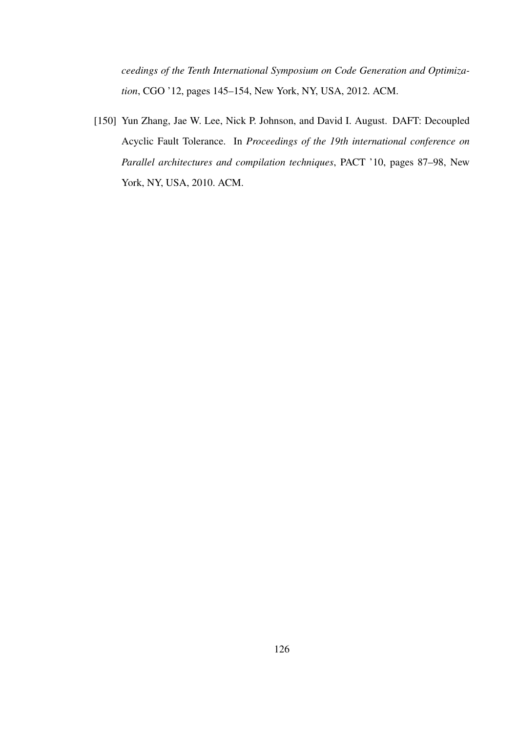*ceedings of the Tenth International Symposium on Code Generation and Optimization*, CGO '12, pages 145–154, New York, NY, USA, 2012. ACM.

[150] Yun Zhang, Jae W. Lee, Nick P. Johnson, and David I. August. DAFT: Decoupled Acyclic Fault Tolerance. In *Proceedings of the 19th international conference on Parallel architectures and compilation techniques*, PACT '10, pages 87–98, New York, NY, USA, 2010. ACM.